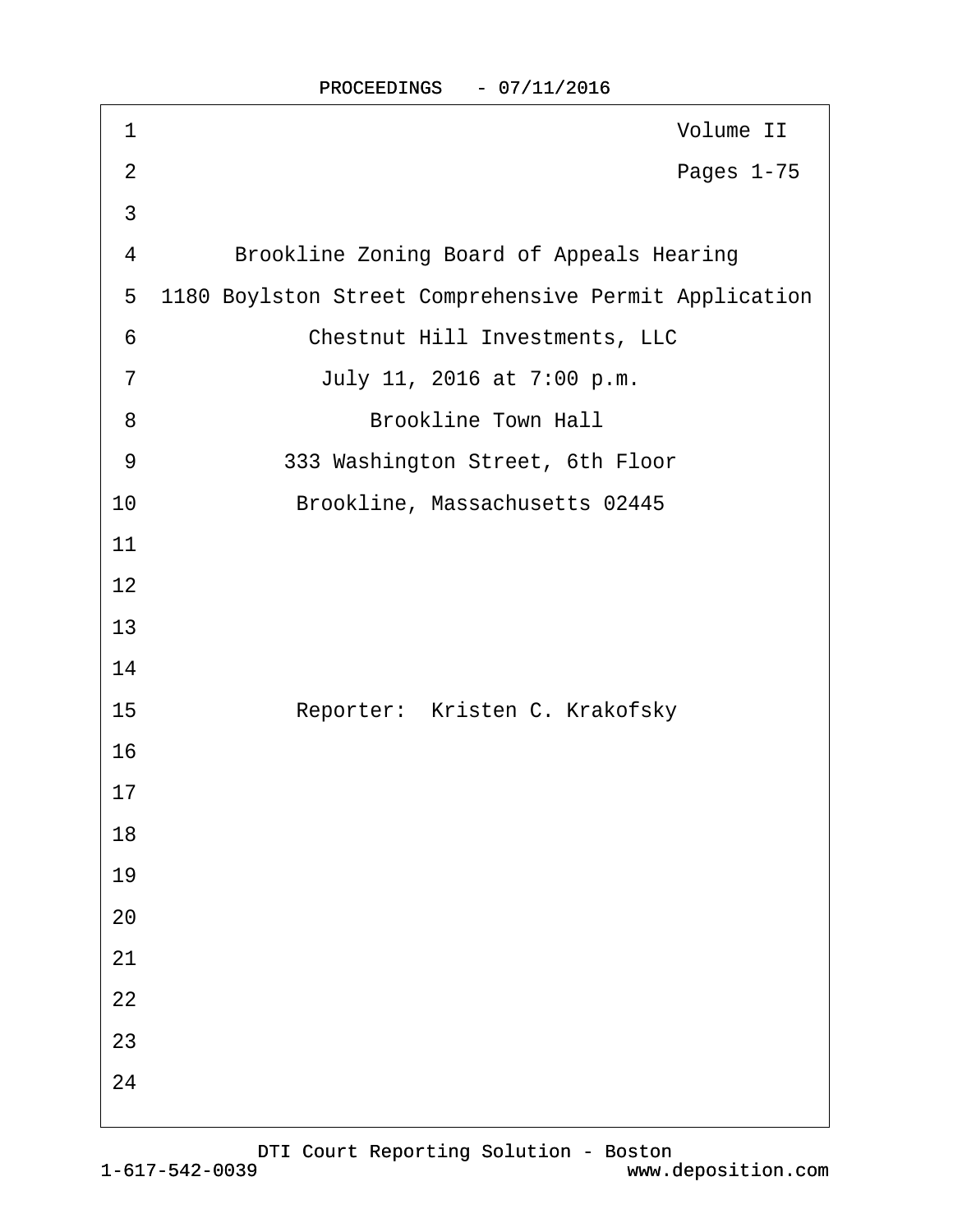Volume II

Pages 1-75

Brookline Zoning Board of Appeals Hearing

1180 Boylston Street Comprehensive Permit Application

Chestnut Hill Investments, LLC

July 11, 2016 at 7:00 p.m.

Brookline Town Hall

333 Washington Street, 6th Floor

Brookline, Massachusetts 02445

Reporter: Kristen C. Krakofsky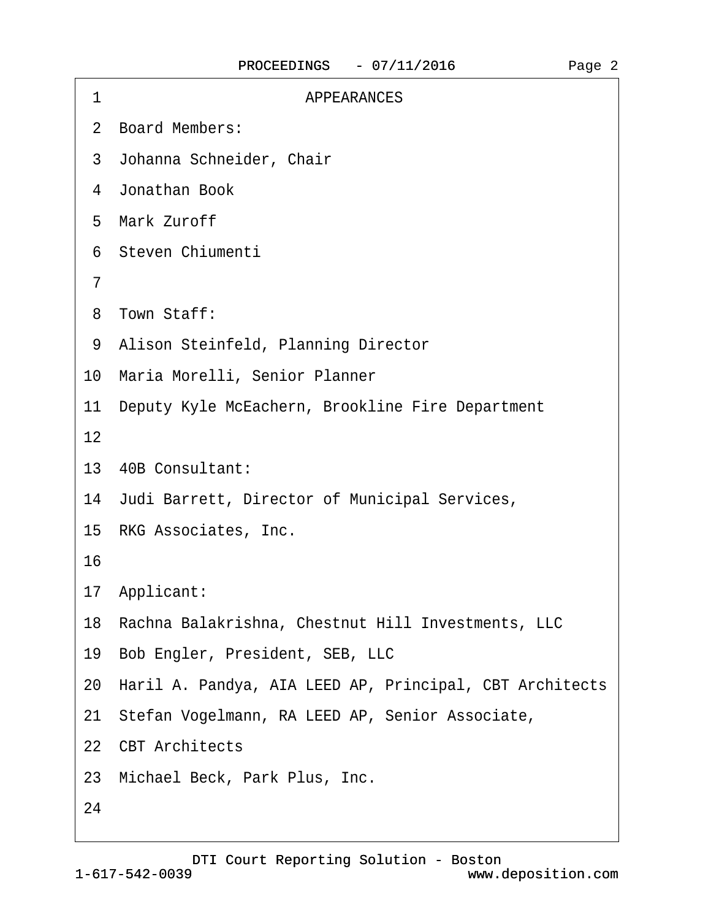APPEARANCES

Board Members:

Johanna Schneider, Chair

Jonathan Book

Mark Zuroff

Steven Chiumenti

Town Staff:

Alison Steinfeld, Planning Director

Maria Morelli, Senior Planner

Deputy Kyle McEachern, Brookline Fire Department

40B Consultant:

Judi Barrett, Director of Municipal Services,

RKG Associates, Inc.

Applicant:

Rachna Balakrishna, Chestnut Hill Investments, LLC

Bob Engler, President, SEB, LLC

Haril A. Pandya, AIA LEED AP, Principal, CBT Architects

Stefan Vogelmann, RA LEED AP, Senior Associate,

CBT Architects

Michael Beck, Park Plus, Inc.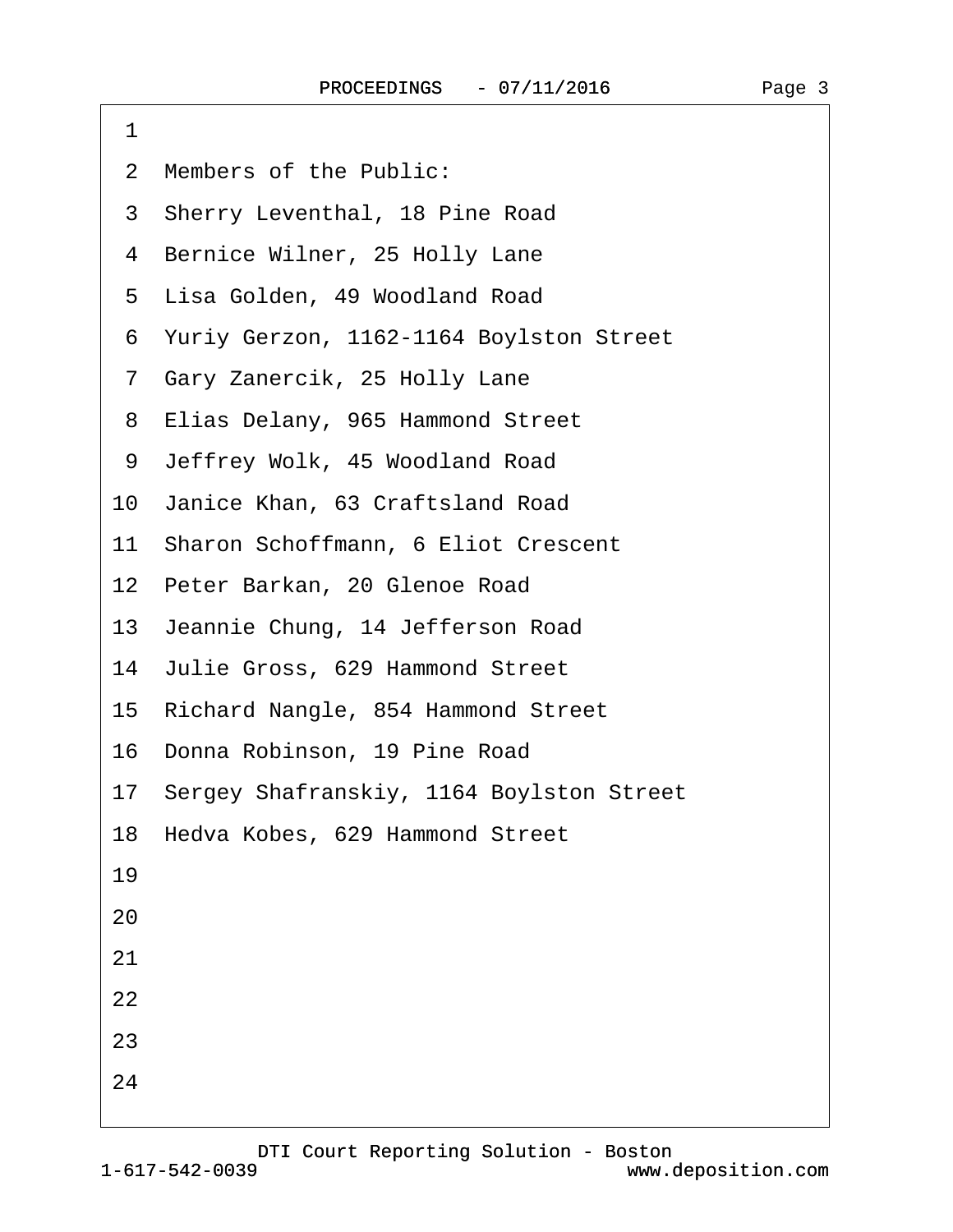Members of the Public:

Sherry Leventhal, 18 Pine Road

Bernice Wilner, 25 Holly Lane

Lisa Golden, 49 Woodland Road

Yuriy Gerzon, 1162-1164 Boylston Street

Gary Zanercik, 25 Holly Lane

Elias Delany, 965 Hammond Street

Jeffrey Wolk, 45 Woodland Road

Janice Khan, 63 Craftsland Road

Sharon Schoffmann, 6 Eliot Crescent

Peter Barkan, 20 Glenoe Road

Jeannie Chung, 14 Jefferson Road

Julie Gross, 629 Hammond Street

Richard Nangle, 854 Hammond Street

Donna Robinson, 19 Pine Road

Sergey Shafranskiy, 1164 Boylston Street

Hedva Kobes, 629 Hammond Street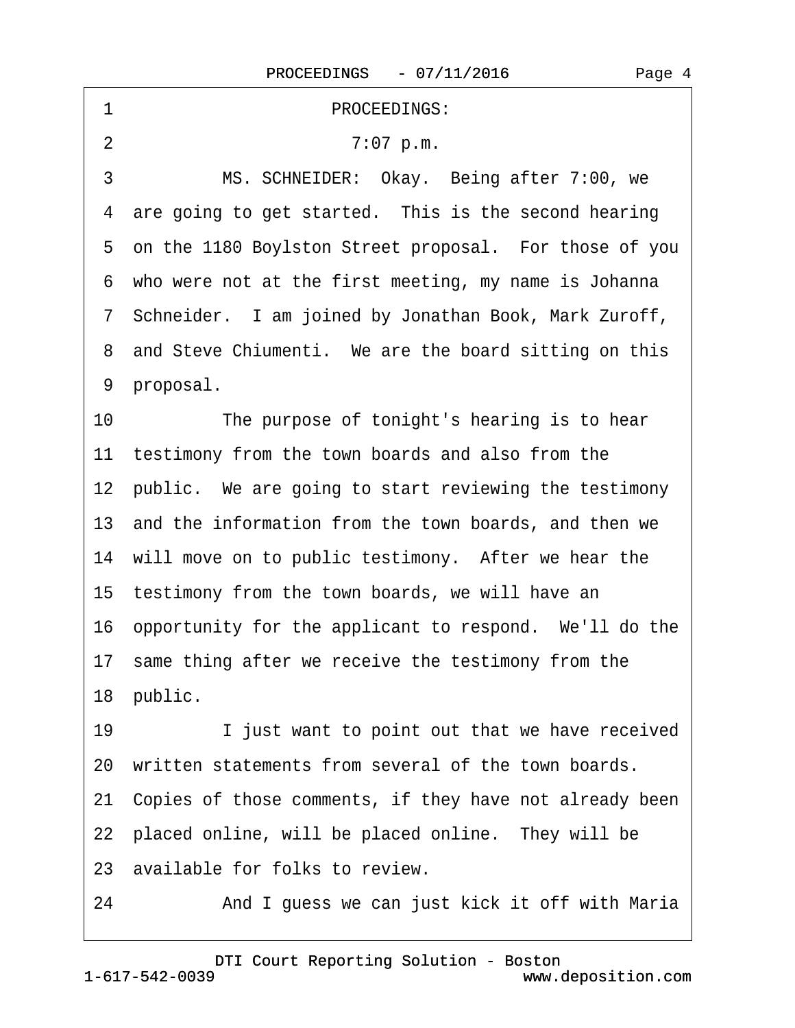PROCEEDINGS:

7:07 p.m.

MS. SCHNEIDER: Okay. Being after 7:00, we are going to get started. This is the second hearing on the 1180 Boylston Street proposal. For those of you who were not at the first meeting, my name is Johanna Schneider. I am joined by Jonathan Book, Mark Zuroff, and Steve Chiumenti. We are the board sitting on this proposal.

The purpose of tonight's hearing is to hear testimony from the town boards and also from the public. We are going to start reviewing the testimony and the information from the town boards, and then we will move on to public testimony. After we hear the testimony from the town boards, we will have an opportunity for the applicant to respond. We'll do the same thing after we receive the testimony from the public.

I just want to point out that we have received written statements from several of the town boards. Copies of those comments, if they have not already been placed online, will be placed online. They will be available for folks to review.

And I guess we can just kick it off with Maria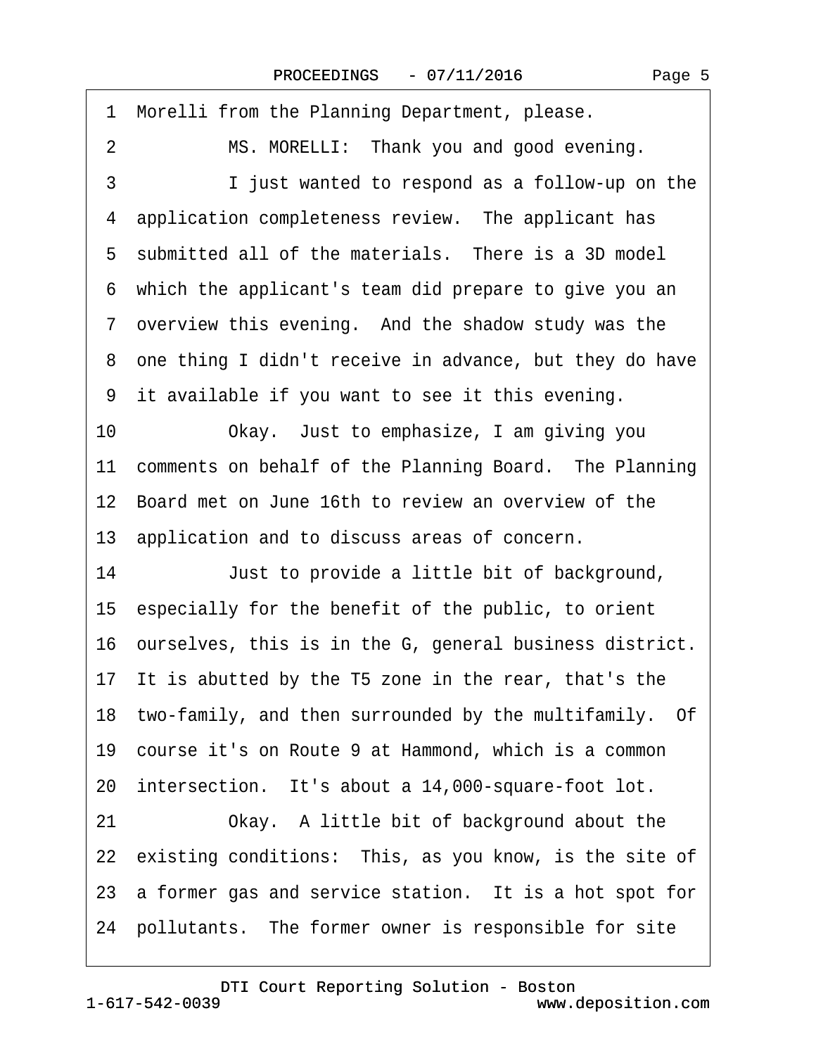1 Morelli from the Planning Department, please.

2 MS. MORELLI: Thank you and good evening.

3 I just wanted to respond as a follow-up on the

4 application completeness review. The applicant has

5 submitted all of the materials. There is a 3D model

6 which the applicant's team did prepare to give you an

7 overview this evening. And the shadow study was the

8 one thing I didn't receive in advance, but they do have

9 it available if you want to see it this evening.

10 Okay. Just to emphasize, I am giving you

11 comments on behalf of the Planning Board. The Planning

12 Board met on June 16th to review an overview of the

13 application and to discuss areas of concern.

14 Just to provide a little bit of background,

15 especially for the benefit of the public, to orient

16 ourselves, this is in the G, general business district.

17 It is abutted by the T5 zone in the rear, that's the

18 two-family, and then surrounded by the multifamily. Of

19 course it's on Route 9 at Hammond, which is a common

20 intersection. It's about a 14,000-square-foot lot.

21 Okay. A little bit of background about the

22 existing conditions: This, as you know, is the site of

23 a former gas and service station. It is a hot spot for

24 pollutants. The former owner is responsible for site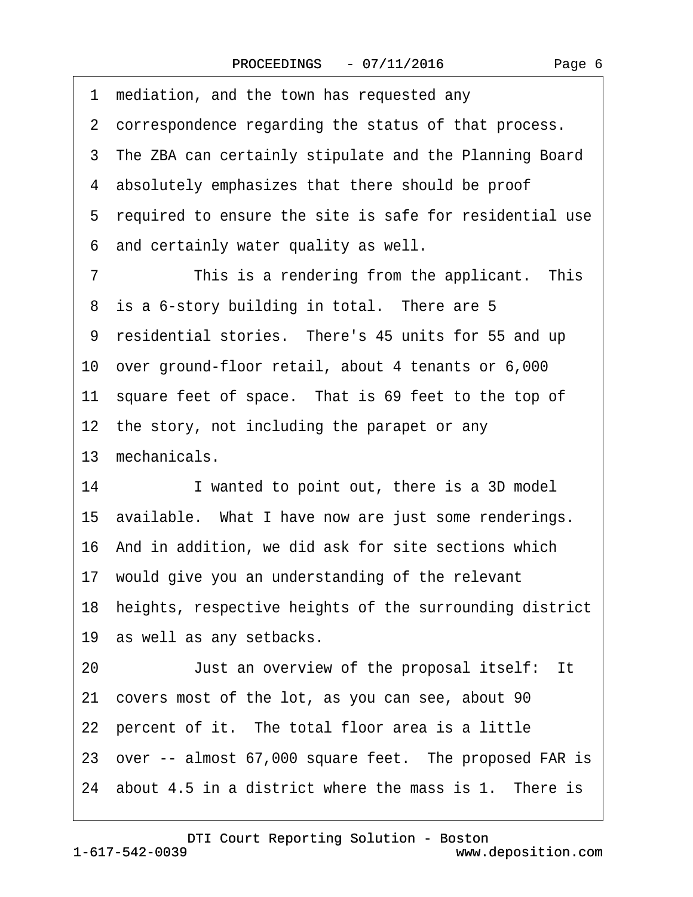1 mediation, and the town has requested any
2 correspondence regarding the status of that process.
3 The ZBA can certainly stipulate and the Planning Board
4 absolutely emphasizes that there should be proof
5 required to ensure the site is safe for residential use
6 and certainly water quality as well.
7 This is a rendering from the applicant. This
8 is a 6-story building in total. There are 5
9 residential stories. There's 45 units for 55 and up
10 over ground-floor retail, about 4 tenants or 6,000
11 square feet of space. That is 69 feet to the top of
12 the story, not including the parapet or any
13 mechanicals.
14 I wanted to point out, there is a 3D model
15 available. What I have now are just some renderings.
16 And in addition, we did ask for site sections which
17 would give you an understanding of the relevant
18 heights, respective heights of the surrounding district
19 as well as any setbacks.
20 Just an overview of the proposal itself: It
21 covers most of the lot, as you can see, about 90
22 percent of it. The total floor area is a little
23 over -- almost 67,000 square feet. The proposed FAR is
24 about 4.5 in a district where the mass is 1. There is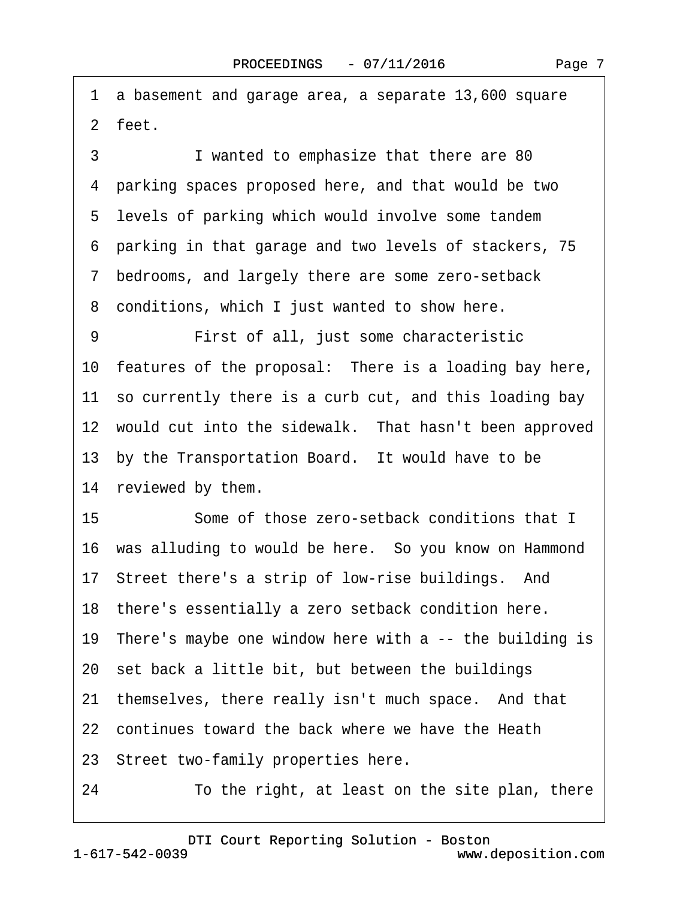1 a basement and garage area, a separate 13,600 square
2 feet.
3 I wanted to emphasize that there are 80
4 parking spaces proposed here, and that would be two
5 levels of parking which would involve some tandem
6 parking in that garage and two levels of stackers, 75
7 bedrooms, and largely there are some zero-setback
8 conditions, which I just wanted to show here.
9 First of all, just some characteristic
10 features of the proposal: There is a loading bay here,
11 so currently there is a curb cut, and this loading bay
12 would cut into the sidewalk. That hasn't been approved
13 by the Transportation Board. It would have to be
14 reviewed by them.
15 Some of those zero-setback conditions that I
16 was alluding to would be here. So you know on Hammond
17 Street there's a strip of low-rise buildings. And
18 there's essentially a zero setback condition here.
19 There's maybe one window here with a -- the building is
20 set back a little bit, but between the buildings
21 themselves, there really isn't much space. And that
22 continues toward the back where we have the Heath
23 Street two-family properties here.
24 To the right, at least on the site plan, there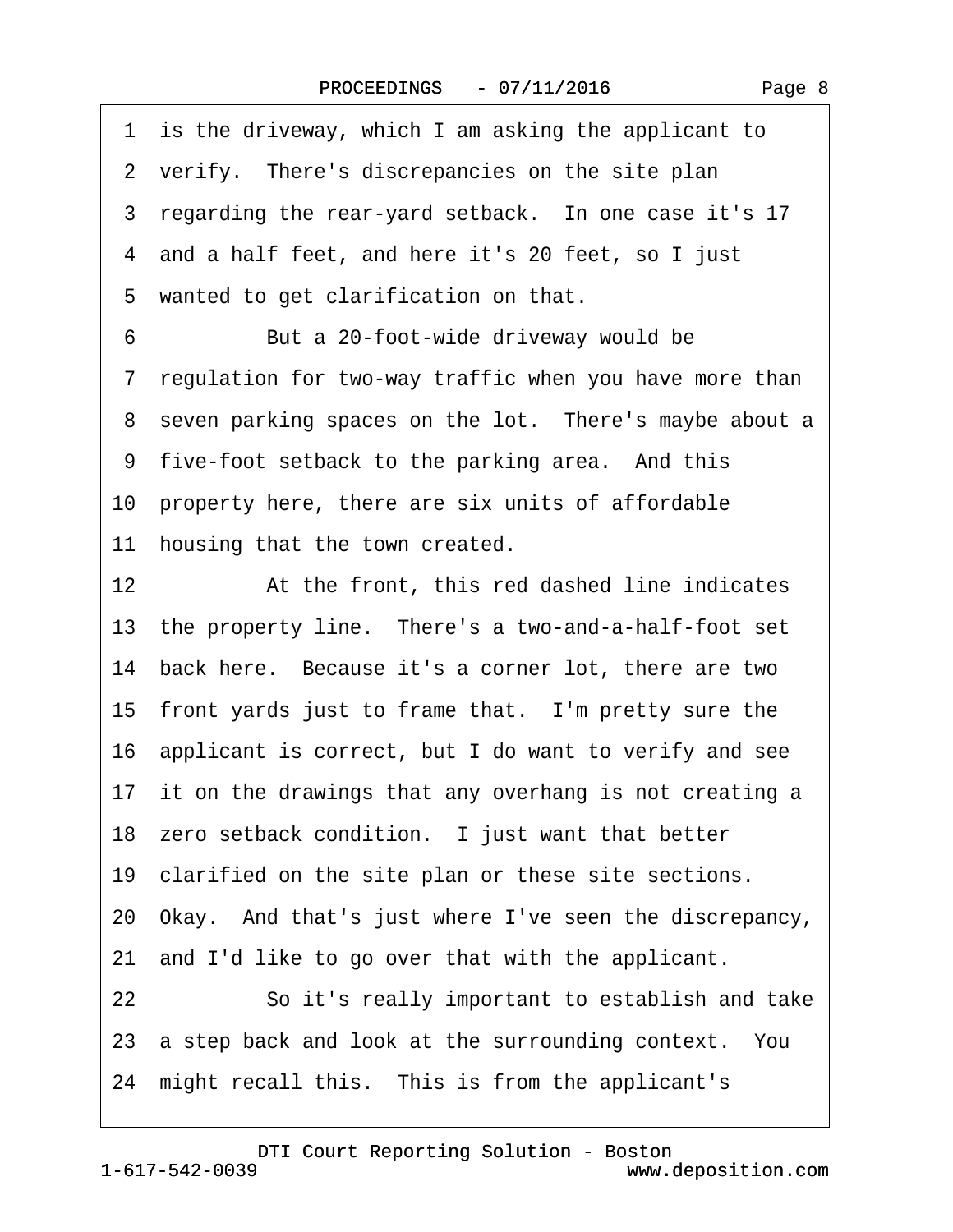1 is the driveway, which I am asking the applicant to
2 verify. There's discrepancies on the site plan
3 regarding the rear-yard setback. In one case it's 17
4 and a half feet, and here it's 20 feet, so I just
5 wanted to get clarification on that.
6 But a 20-foot-wide driveway would be
7 regulation for two-way traffic when you have more than
8 seven parking spaces on the lot. There's maybe about a
9 five-foot setback to the parking area. And this
10 property here, there are six units of affordable
11 housing that the town created.
12 At the front, this red dashed line indicates
13 the property line. There's a two-and-a-half-foot set
14 back here. Because it's a corner lot, there are two
15 front yards just to frame that. I'm pretty sure the
16 applicant is correct, but I do want to verify and see
17 it on the drawings that any overhang is not creating a
18 zero setback condition. I just want that better
19 clarified on the site plan or these site sections.
20 Okay. And that's just where I've seen the discrepancy,
21 and I'd like to go over that with the applicant.
22 So it's really important to establish and take
23 a step back and look at the surrounding context. You
24 might recall this. This is from the applicant's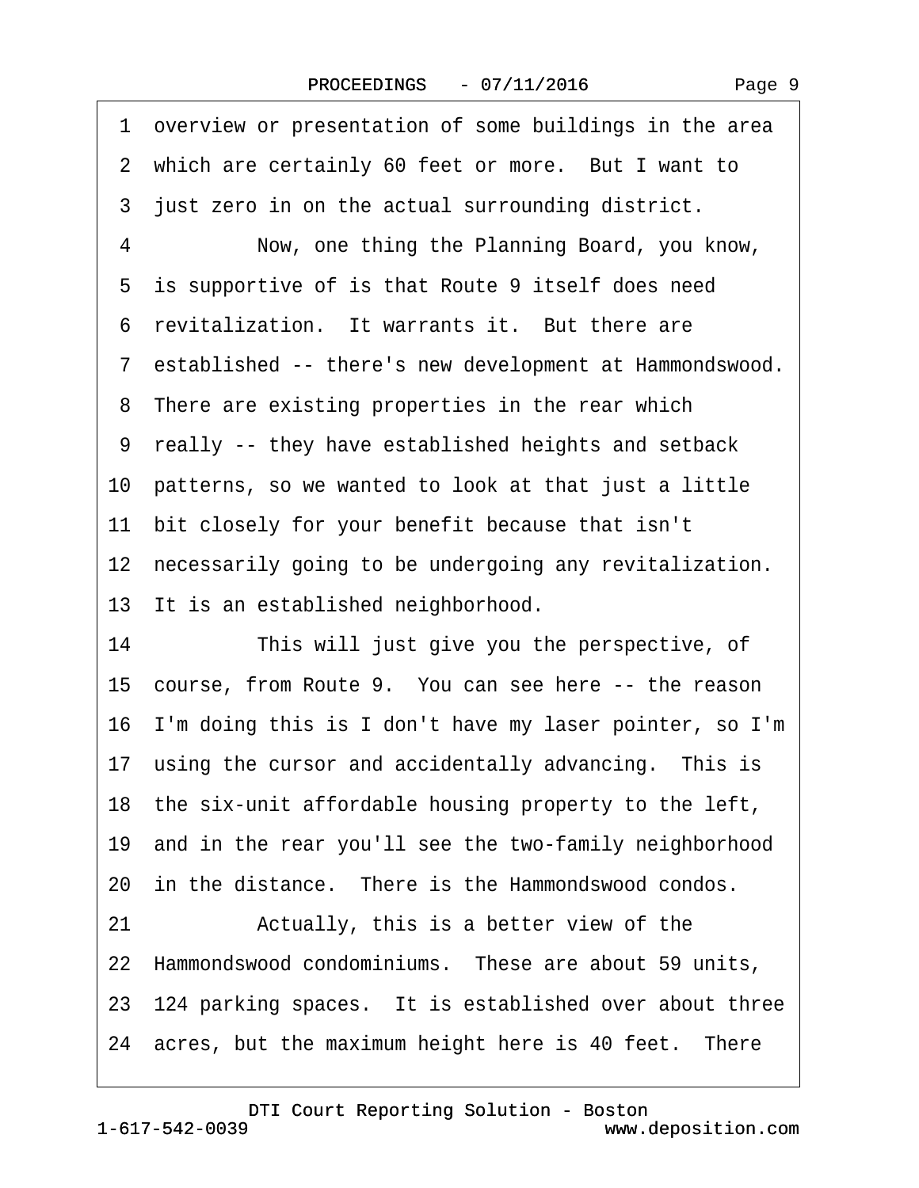1 overview or presentation of some buildings in the area
2 which are certainly 60 feet or more. But I want to
3 just zero in on the actual surrounding district.
4 Now, one thing the Planning Board, you know,
5 is supportive of is that Route 9 itself does need
6 revitalization. It warrants it. But there are
7 established -- there's new development at Hammondswood.
8 There are existing properties in the rear which
9 really -- they have established heights and setback
10 patterns, so we wanted to look at that just a little
11 bit closely for your benefit because that isn't
12 necessarily going to be undergoing any revitalization.
13 It is an established neighborhood.
14 This will just give you the perspective, of
15 course, from Route 9. You can see here -- the reason
16 I'm doing this is I don't have my laser pointer, so I'm
17 using the cursor and accidentally advancing. This is
18 the six-unit affordable housing property to the left,
19 and in the rear you'll see the two-family neighborhood
20 in the distance. There is the Hammondswood condos.
21 Actually, this is a better view of the
22 Hammondswood condominiums. These are about 59 units,
23 124 parking spaces. It is established over about three
24 acres, but the maximum height here is 40 feet. There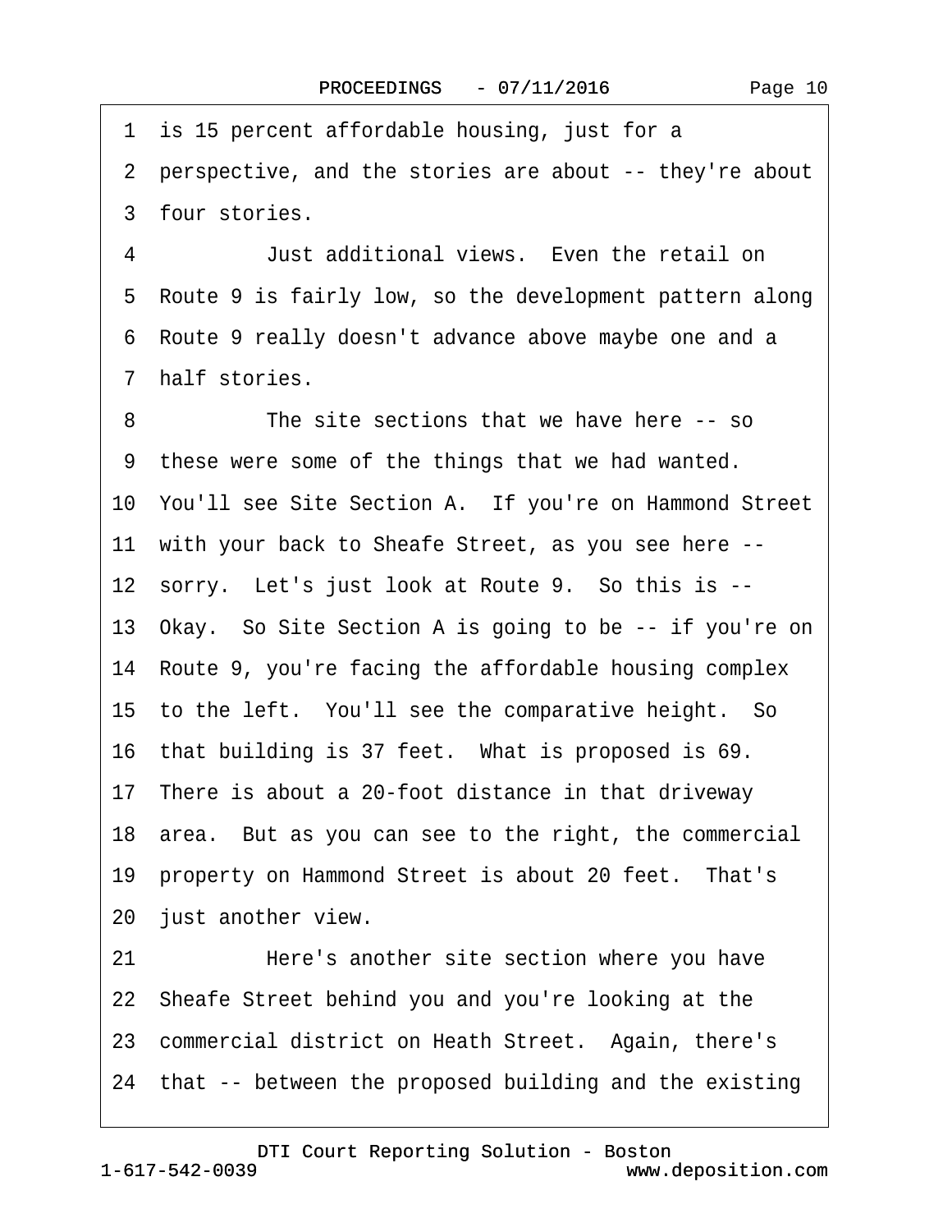1 is 15 percent affordable housing, just for a
2 perspective, and the stories are about -- they're about
3 four stories.
4 Just additional views. Even the retail on
5 Route 9 is fairly low, so the development pattern along
6 Route 9 really doesn't advance above maybe one and a
7 half stories.
8 The site sections that we have here -- so
9 these were some of the things that we had wanted.
10 You'll see Site Section A. If you're on Hammond Street
11 with your back to Sheafe Street, as you see here --
12 sorry. Let's just look at Route 9. So this is --
13 Okay. So Site Section A is going to be -- if you're on
14 Route 9, you're facing the affordable housing complex
15 to the left. You'll see the comparative height. So
16 that building is 37 feet. What is proposed is 69.
17 There is about a 20-foot distance in that driveway
18 area. But as you can see to the right, the commercial
19 property on Hammond Street is about 20 feet. That's
20 just another view.
21 Here's another site section where you have
22 Sheafe Street behind you and you're looking at the
23 commercial district on Heath Street. Again, there's
24 that -- between the proposed building and the existing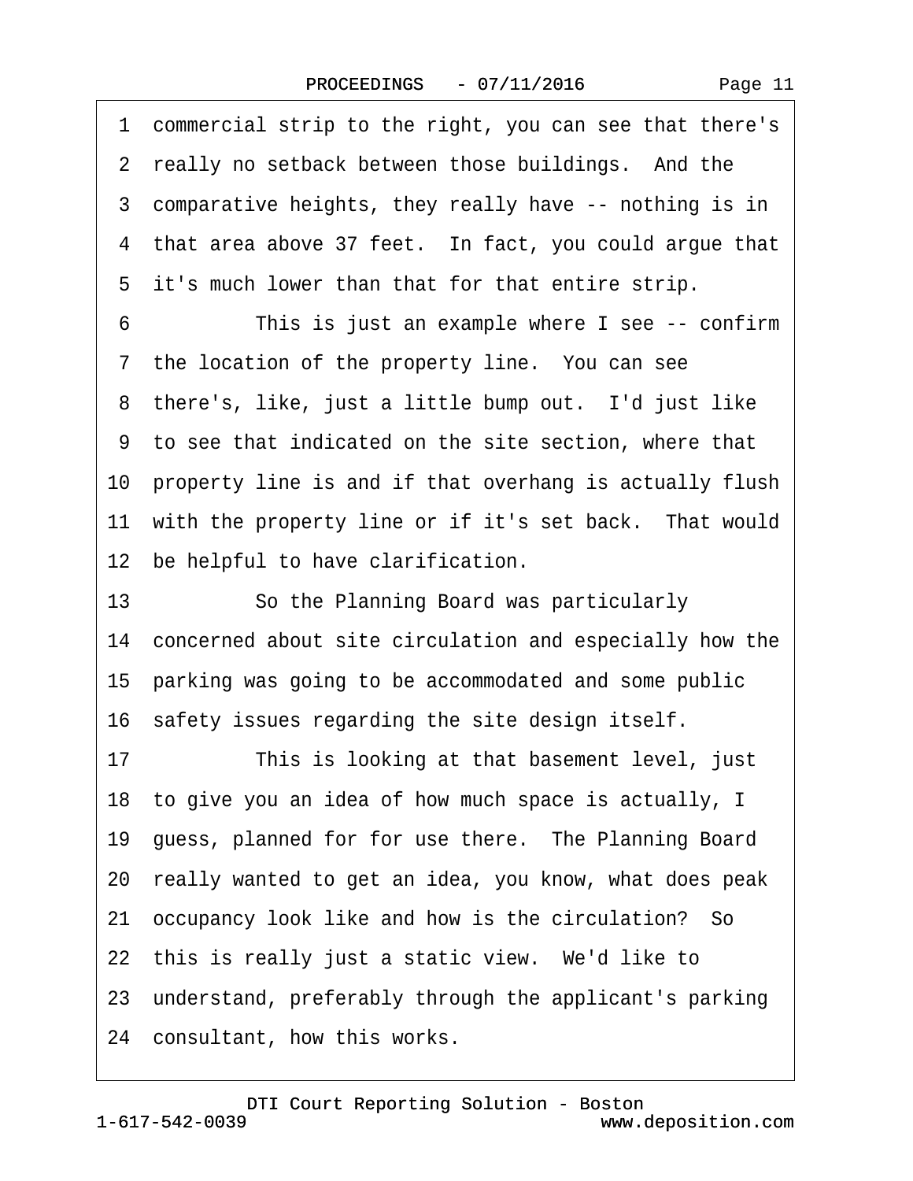1 commercial strip to the right, you can see that there's
2 really no setback between those buildings. And the
3 comparative heights, they really have -- nothing is in
4 that area above 37 feet. In fact, you could argue that
5 it's much lower than that for that entire strip.
6 This is just an example where I see -- confirm
7 the location of the property line. You can see
8 there's, like, just a little bump out. I'd just like
9 to see that indicated on the site section, where that
10 property line is and if that overhang is actually flush
11 with the property line or if it's set back. That would
12 be helpful to have clarification.
13 So the Planning Board was particularly
14 concerned about site circulation and especially how the
15 parking was going to be accommodated and some public
16 safety issues regarding the site design itself.
17 This is looking at that basement level, just
18 to give you an idea of how much space is actually, I
19 guess, planned for for use there. The Planning Board
20 really wanted to get an idea, you know, what does peak
21 occupancy look like and how is the circulation? So
22 this is really just a static view. We'd like to
23 understand, preferably through the applicant's parking
24 consultant, how this works.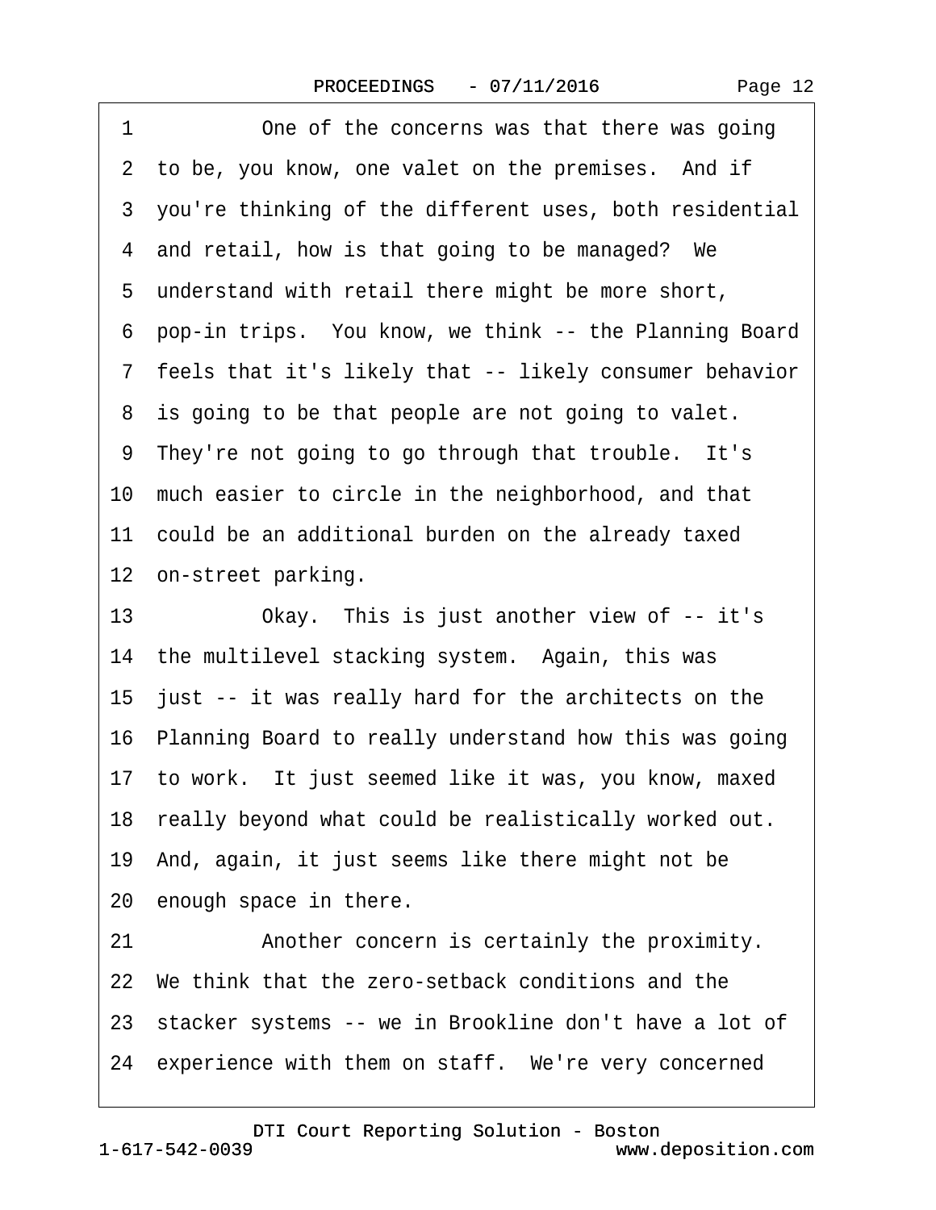1 One of the concerns was that there was going
2 to be, you know, one valet on the premises. And if
3 you're thinking of the different uses, both residential
4 and retail, how is that going to be managed? We
5 understand with retail there might be more short,
6 pop-in trips. You know, we think -- the Planning Board
7 feels that it's likely that -- likely consumer behavior
8 is going to be that people are not going to valet.
9 They're not going to go through that trouble. It's
10 much easier to circle in the neighborhood, and that
11 could be an additional burden on the already taxed
12 on-street parking.
13 Okay. This is just another view of -- it's
14 the multilevel stacking system. Again, this was
15 just -- it was really hard for the architects on the
16 Planning Board to really understand how this was going
17 to work. It just seemed like it was, you know, maxed
18 really beyond what could be realistically worked out.
19 And, again, it just seems like there might not be
20 enough space in there.
21 Another concern is certainly the proximity.
22 We think that the zero-setback conditions and the
23 stacker systems -- we in Brookline don't have a lot of
24 experience with them on staff. We're very concerned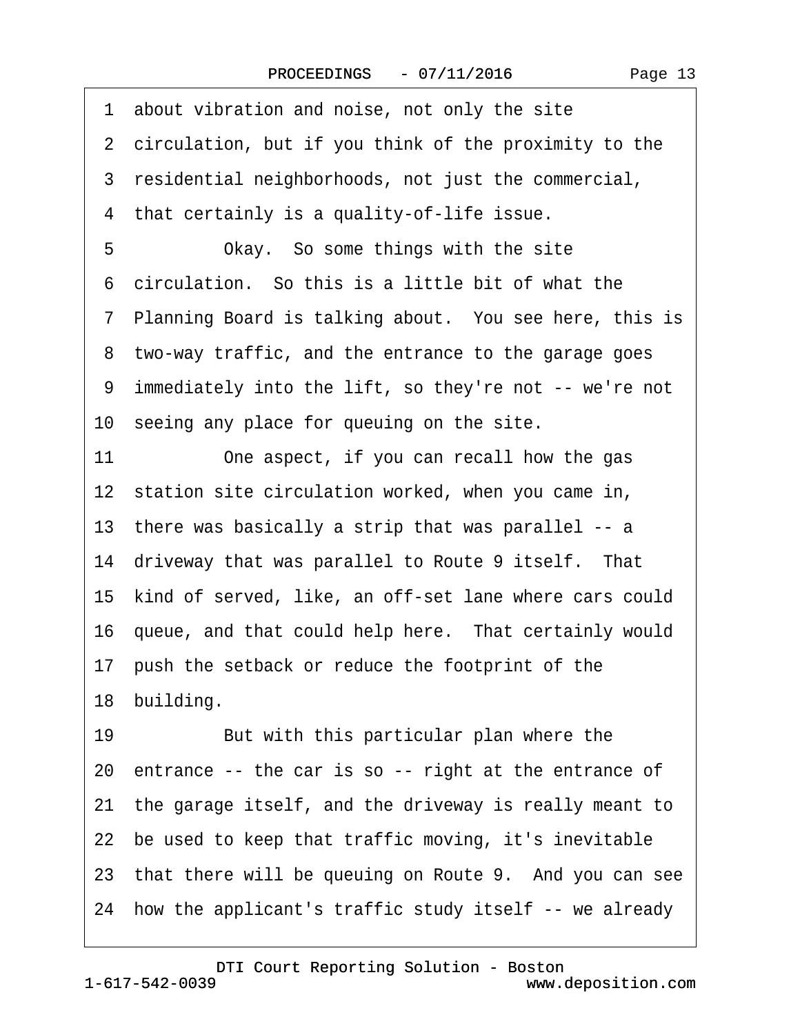1 about vibration and noise, not only the site
2 circulation, but if you think of the proximity to the
3 residential neighborhoods, not just the commercial,
4 that certainly is a quality-of-life issue.
5 Okay. So some things with the site
6 circulation. So this is a little bit of what the
7 Planning Board is talking about. You see here, this is
8 two-way traffic, and the entrance to the garage goes
9 immediately into the lift, so they're not -- we're not
10 seeing any place for queuing on the site.
11 One aspect, if you can recall how the gas
12 station site circulation worked, when you came in,
13 there was basically a strip that was parallel -- a
14 driveway that was parallel to Route 9 itself. That
15 kind of served, like, an off-set lane where cars could
16 queue, and that could help here. That certainly would
17 push the setback or reduce the footprint of the
18 building.
19 But with this particular plan where the
20 entrance -- the car is so -- right at the entrance of
21 the garage itself, and the driveway is really meant to
22 be used to keep that traffic moving, it's inevitable
23 that there will be queuing on Route 9. And you can see
24 how the applicant's traffic study itself -- we already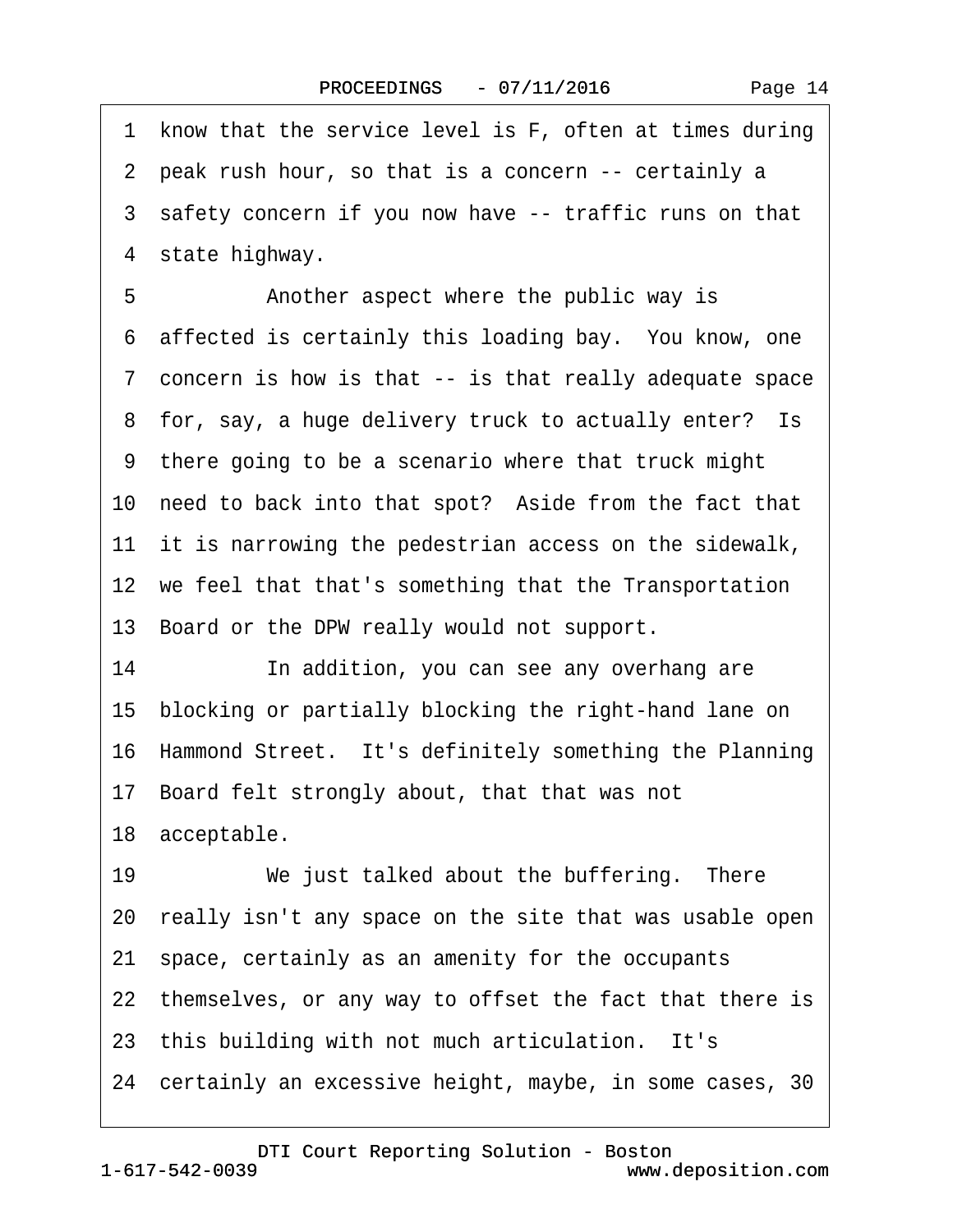1 know that the service level is F, often at times during
2 peak rush hour, so that is a concern -- certainly a
3 safety concern if you now have -- traffic runs on that
4 state highway.

5 Another aspect where the public way is
6 affected is certainly this loading bay. You know, one
7 concern is how is that -- is that really adequate space
8 for, say, a huge delivery truck to actually enter? Is
9 there going to be a scenario where that truck might
10 need to back into that spot? Aside from the fact that
11 it is narrowing the pedestrian access on the sidewalk,
12 we feel that that's something that the Transportation
13 Board or the DPW really would not support.

14 In addition, you can see any overhang are
15 blocking or partially blocking the right-hand lane on
16 Hammond Street. It's definitely something the Planning
17 Board felt strongly about, that that was not
18 acceptable.

19 We just talked about the buffering. There
20 really isn't any space on the site that was usable open
21 space, certainly as an amenity for the occupants
22 themselves, or any way to offset the fact that there is
23 this building with not much articulation. It's
24 certainly an excessive height, maybe, in some cases, 30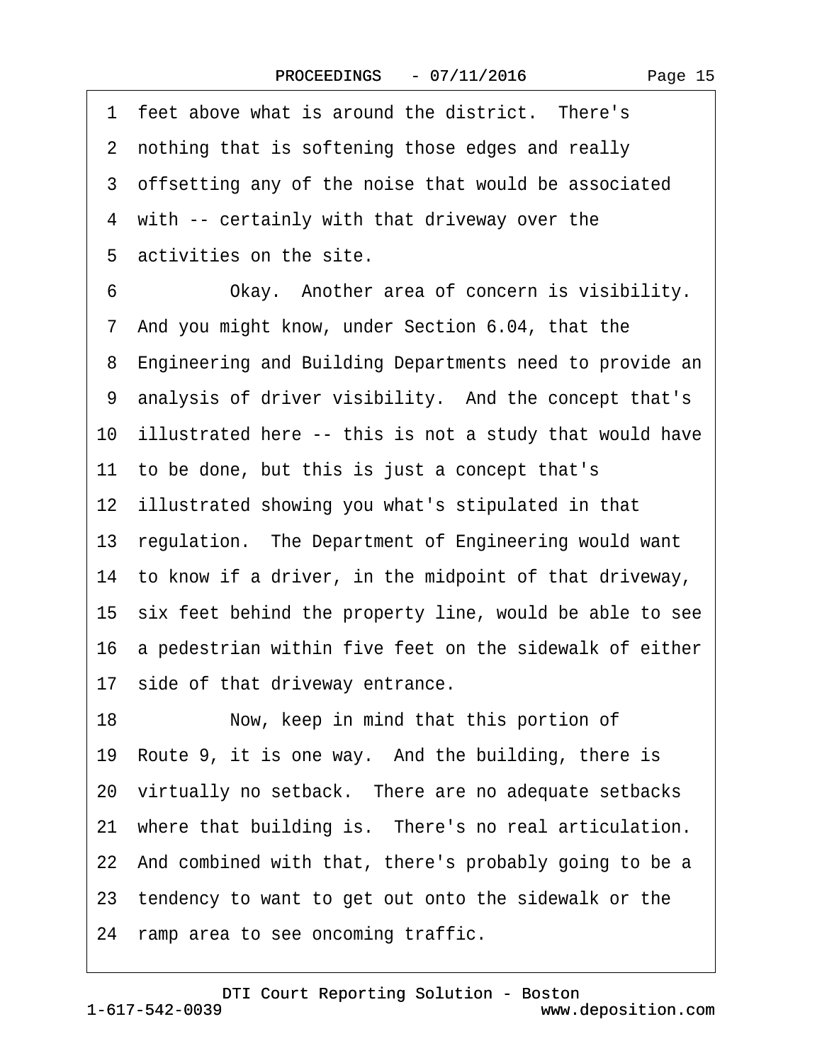1 feet above what is around the district. There's
2 nothing that is softening those edges and really
3 offsetting any of the noise that would be associated
4 with -- certainly with that driveway over the
5 activities on the site.
6 Okay. Another area of concern is visibility.
7 And you might know, under Section 6.04, that the
8 Engineering and Building Departments need to provide an
9 analysis of driver visibility. And the concept that's
10 illustrated here -- this is not a study that would have
11 to be done, but this is just a concept that's
12 illustrated showing you what's stipulated in that
13 regulation. The Department of Engineering would want
14 to know if a driver, in the midpoint of that driveway,
15 six feet behind the property line, would be able to see
16 a pedestrian within five feet on the sidewalk of either
17 side of that driveway entrance.
18 Now, keep in mind that this portion of
19 Route 9, it is one way. And the building, there is
20 virtually no setback. There are no adequate setbacks
21 where that building is. There's no real articulation.
22 And combined with that, there's probably going to be a
23 tendency to want to get out onto the sidewalk or the
24 ramp area to see oncoming traffic.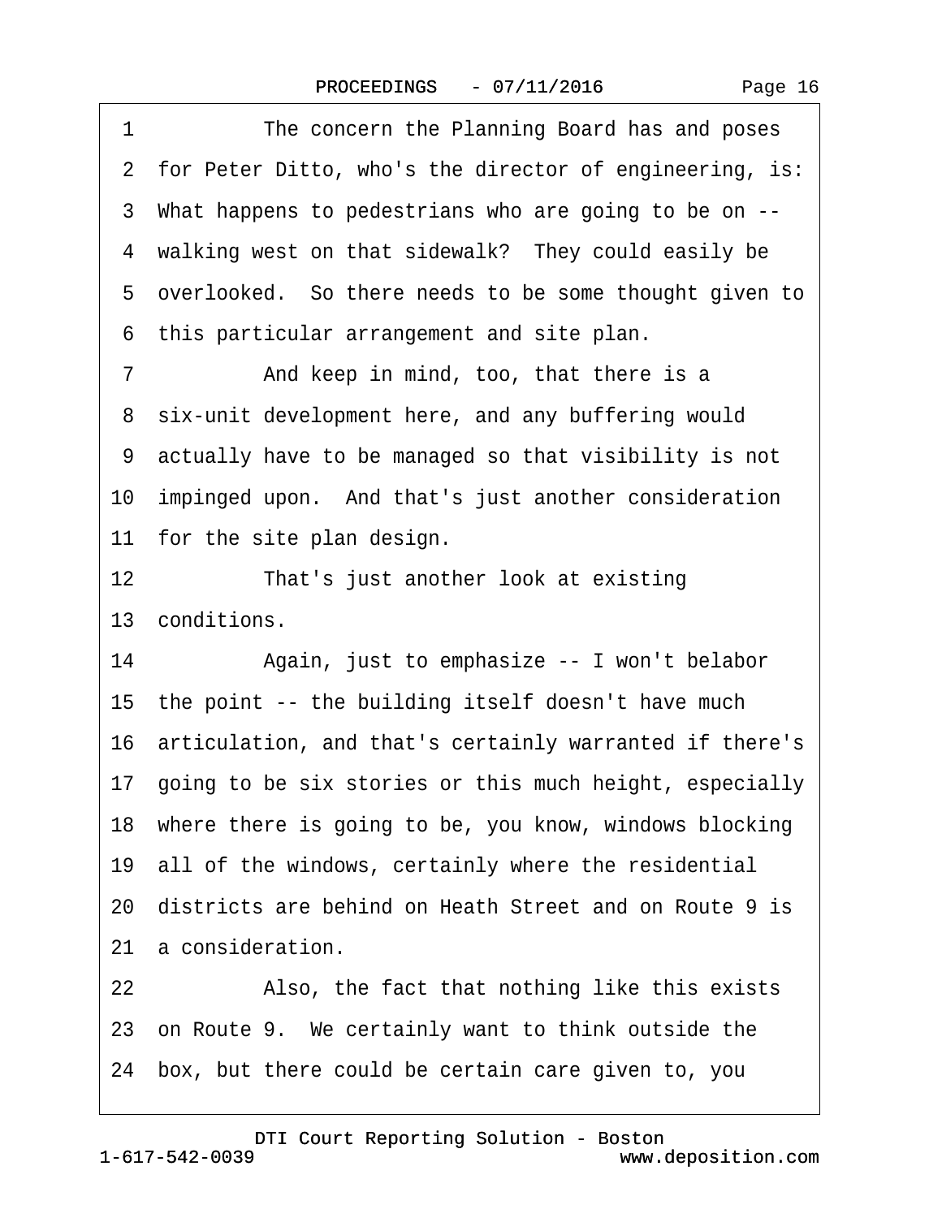1 The concern the Planning Board has and poses
2 for Peter Ditto, who's the director of engineering, is:
3 What happens to pedestrians who are going to be on --
4 walking west on that sidewalk? They could easily be
5 overlooked. So there needs to be some thought given to
6 this particular arrangement and site plan.
7 And keep in mind, too, that there is a
8 six-unit development here, and any buffering would
9 actually have to be managed so that visibility is not
10 impinged upon. And that's just another consideration
11 for the site plan design.
12 That's just another look at existing
13 conditions.
14 Again, just to emphasize -- I won't belabor
15 the point -- the building itself doesn't have much
16 articulation, and that's certainly warranted if there's
17 going to be six stories or this much height, especially
18 where there is going to be, you know, windows blocking
19 all of the windows, certainly where the residential
20 districts are behind on Heath Street and on Route 9 is
21 a consideration.
22 Also, the fact that nothing like this exists
23 on Route 9. We certainly want to think outside the
24 box, but there could be certain care given to, you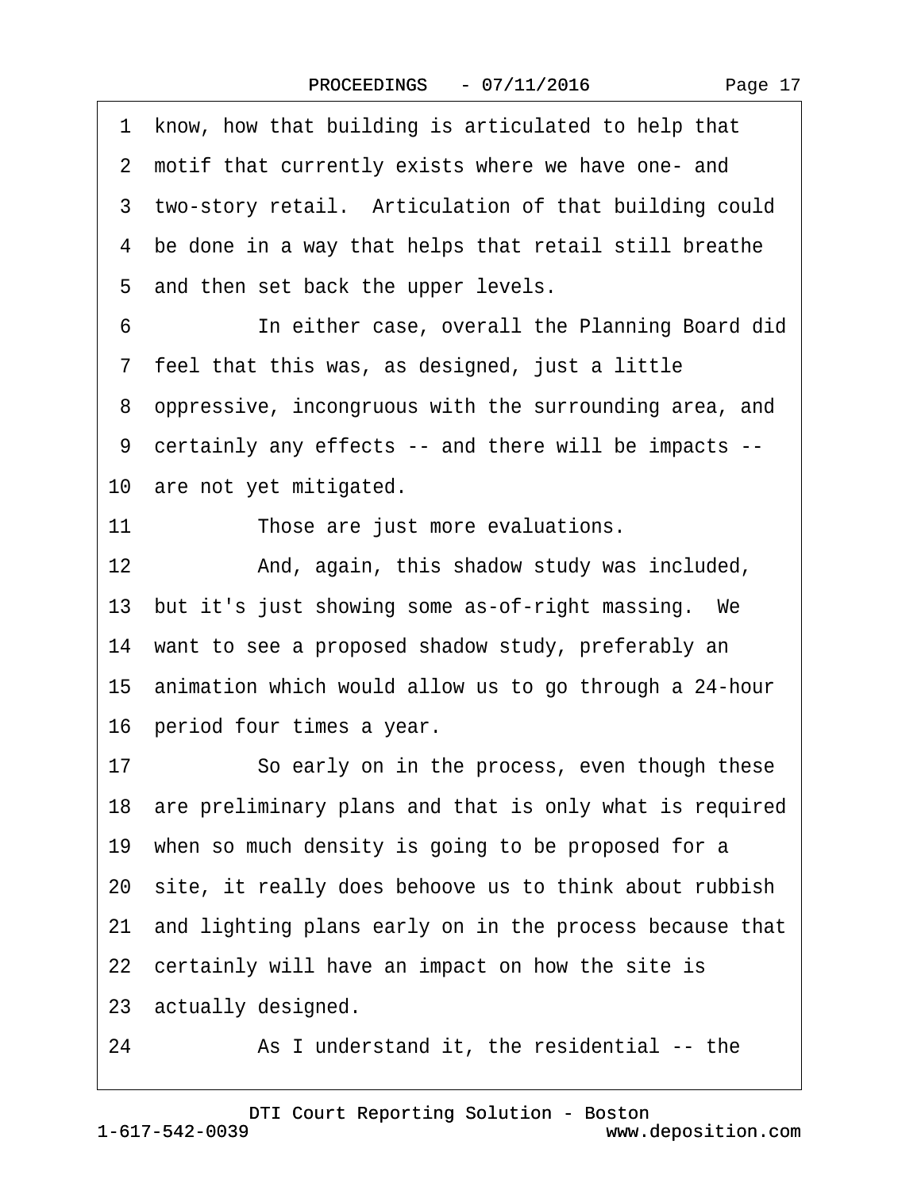1 know, how that building is articulated to help that
2 motif that currently exists where we have one- and
3 two-story retail. Articulation of that building could
4 be done in a way that helps that retail still breathe
5 and then set back the upper levels.
6 In either case, overall the Planning Board did
7 feel that this was, as designed, just a little
8 oppressive, incongruous with the surrounding area, and
9 certainly any effects -- and there will be impacts --
10 are not yet mitigated.
11 Those are just more evaluations.
12 And, again, this shadow study was included,
13 but it's just showing some as-of-right massing. We
14 want to see a proposed shadow study, preferably an
15 animation which would allow us to go through a 24-hour
16 period four times a year.
17 So early on in the process, even though these
18 are preliminary plans and that is only what is required
19 when so much density is going to be proposed for a
20 site, it really does behoove us to think about rubbish
21 and lighting plans early on in the process because that
22 certainly will have an impact on how the site is
23 actually designed.
24 As I understand it, the residential -- the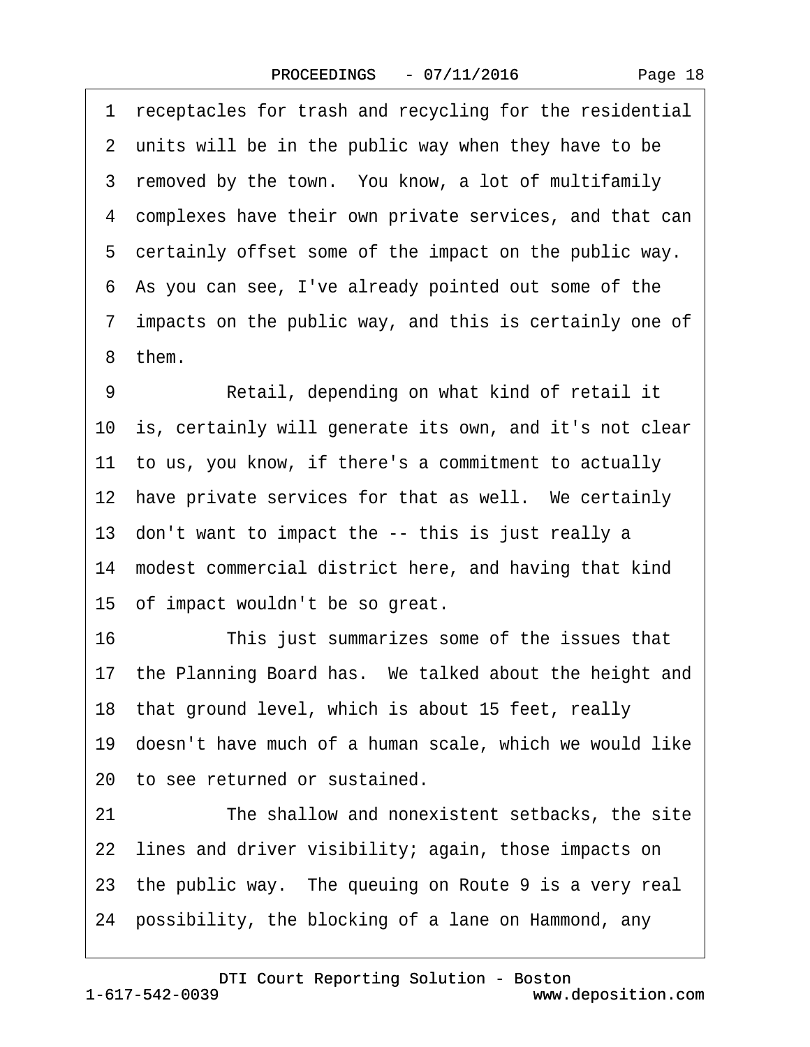1 receptacles for trash and recycling for the residential
2 units will be in the public way when they have to be
3 removed by the town. You know, a lot of multifamily
4 complexes have their own private services, and that can
5 certainly offset some of the impact on the public way.
6 As you can see, I've already pointed out some of the
7 impacts on the public way, and this is certainly one of
8 them.
9 Retail, depending on what kind of retail it
10 is, certainly will generate its own, and it's not clear
11 to us, you know, if there's a commitment to actually
12 have private services for that as well. We certainly
13 don't want to impact the -- this is just really a
14 modest commercial district here, and having that kind
15 of impact wouldn't be so great.
16 This just summarizes some of the issues that
17 the Planning Board has. We talked about the height and
18 that ground level, which is about 15 feet, really
19 doesn't have much of a human scale, which we would like
20 to see returned or sustained.
21 The shallow and nonexistent setbacks, the site
22 lines and driver visibility; again, those impacts on
23 the public way. The queuing on Route 9 is a very real
24 possibility, the blocking of a lane on Hammond, any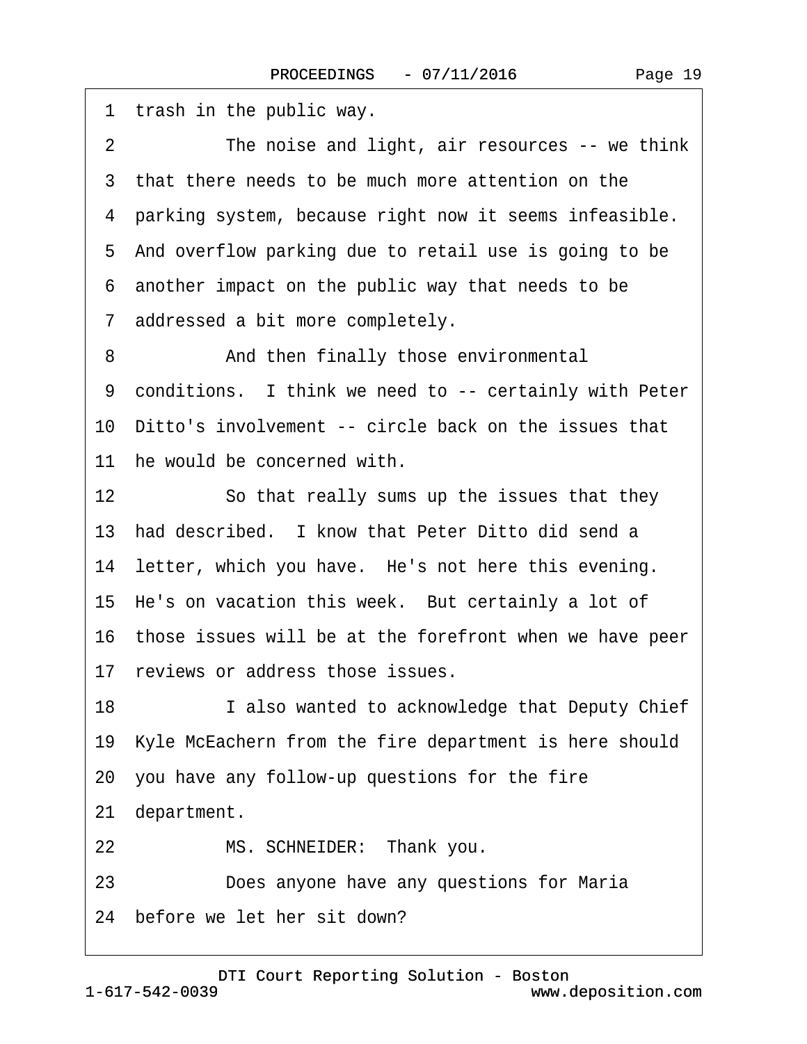1 trash in the public way.

2 The noise and light, air resources -- we think

3 that there needs to be much more attention on the

4 parking system, because right now it seems infeasible.

5 And overflow parking due to retail use is going to be

6 another impact on the public way that needs to be

7 addressed a bit more completely.

8 And then finally those environmental

9 conditions. I think we need to -- certainly with Peter

10 Ditto's involvement -- circle back on the issues that

11 he would be concerned with.

12 So that really sums up the issues that they

13 had described. I know that Peter Ditto did send a

14 letter, which you have. He's not here this evening.

15 He's on vacation this week. But certainly a lot of

16 those issues will be at the forefront when we have peer

17 reviews or address those issues.

18 I also wanted to acknowledge that Deputy Chief

19 Kyle McEachern from the fire department is here should

20 you have any follow-up questions for the fire

21 department.

22 MS. SCHNEIDER: Thank you.

23 Does anyone have any questions for Maria

24 before we let her sit down?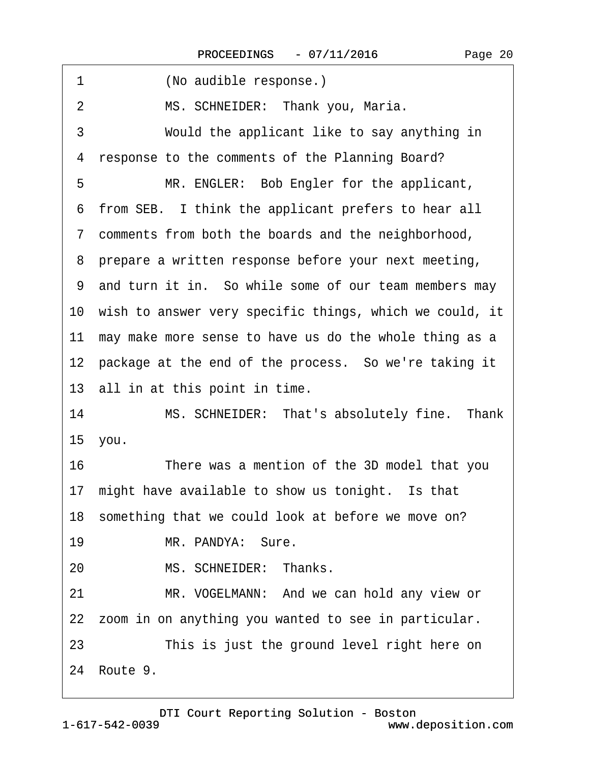1 (No audible response.)

2 MS. SCHNEIDER: Thank you, Maria.

3 Would the applicant like to say anything in

4 response to the comments of the Planning Board?

5 MR. ENGLER: Bob Engler for the applicant,

6 from SEB. I think the applicant prefers to hear all

7 comments from both the boards and the neighborhood,

8 prepare a written response before your next meeting,

9 and turn it in. So while some of our team members may

10 wish to answer very specific things, which we could, it

11 may make more sense to have us do the whole thing as a

12 package at the end of the process. So we're taking it

13 all in at this point in time.

14 MS. SCHNEIDER: That's absolutely fine. Thank

15 you.

16 There was a mention of the 3D model that you

17 might have available to show us tonight. Is that

18 something that we could look at before we move on?

19 MR. PANDYA: Sure.

20 MS. SCHNEIDER: Thanks.

21 MR. VOGELMANN: And we can hold any view or

22 zoom in on anything you wanted to see in particular.

23 This is just the ground level right here on

24 Route 9.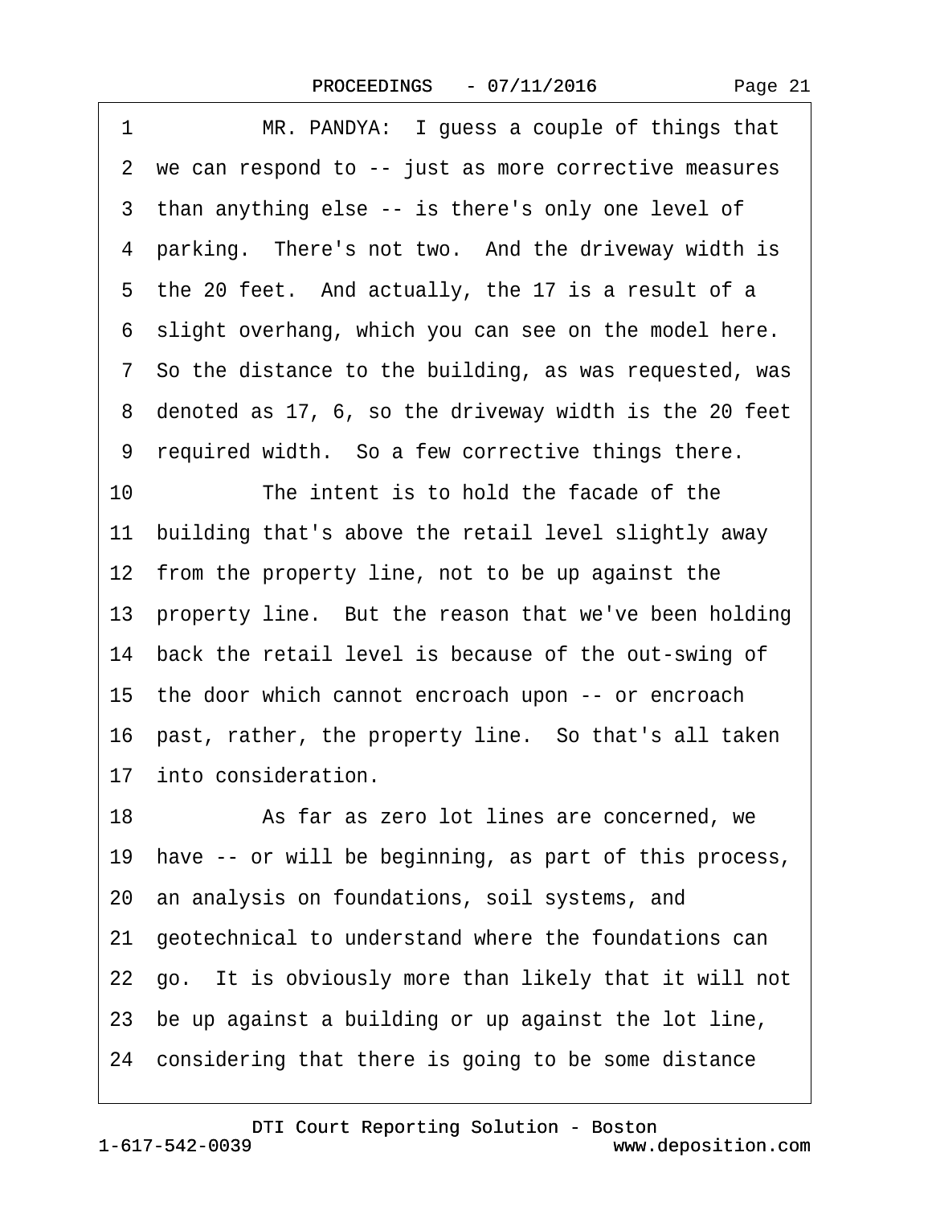1 MR. PANDYA: I guess a couple of things that
2 we can respond to -- just as more corrective measures
3 than anything else -- is there's only one level of
4 parking. There's not two. And the driveway width is
5 the 20 feet. And actually, the 17 is a result of a
6 slight overhang, which you can see on the model here.
7 So the distance to the building, as was requested, was
8 denoted as 17, 6, so the driveway width is the 20 feet
9 required width. So a few corrective things there.
10 The intent is to hold the facade of the
11 building that's above the retail level slightly away
12 from the property line, not to be up against the
13 property line. But the reason that we've been holding
14 back the retail level is because of the out-swing of
15 the door which cannot encroach upon -- or encroach
16 past, rather, the property line. So that's all taken
17 into consideration.
18 As far as zero lot lines are concerned, we
19 have -- or will be beginning, as part of this process,
20 an analysis on foundations, soil systems, and
21 geotechnical to understand where the foundations can
22 go. It is obviously more than likely that it will not
23 be up against a building or up against the lot line,
24 considering that there is going to be some distance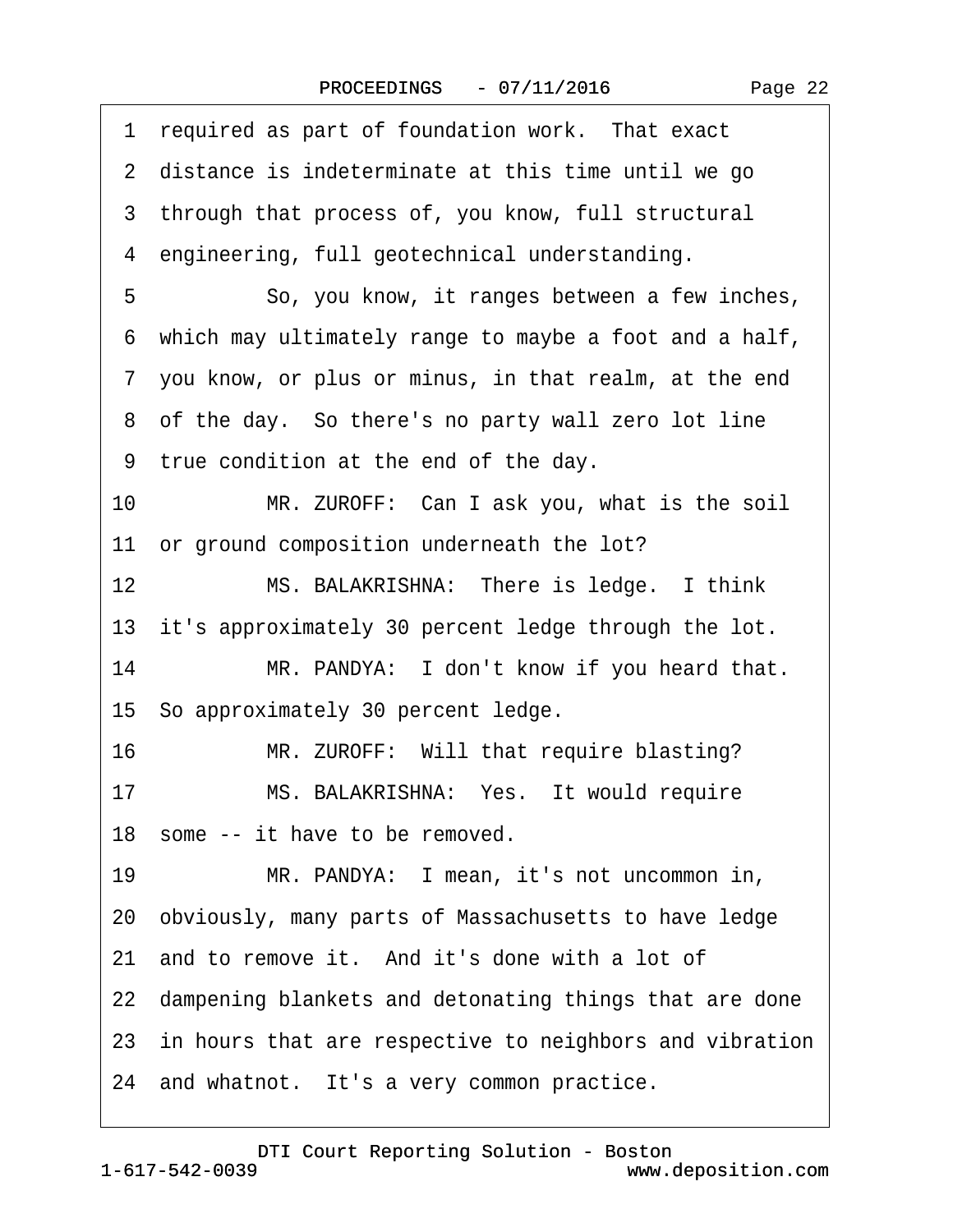1 required as part of foundation work. That exact
2 distance is indeterminate at this time until we go
3 through that process of, you know, full structural
4 engineering, full geotechnical understanding.
5 So, you know, it ranges between a few inches,
6 which may ultimately range to maybe a foot and a half,
7 you know, or plus or minus, in that realm, at the end
8 of the day. So there's no party wall zero lot line
9 true condition at the end of the day.
10 MR. ZUROFF: Can I ask you, what is the soil
11 or ground composition underneath the lot?
12 MS. BALAKRISHNA: There is ledge. I think
13 it's approximately 30 percent ledge through the lot.
14 MR. PANDYA: I don't know if you heard that.
15 So approximately 30 percent ledge.
16 MR. ZUROFF: Will that require blasting?
17 MS. BALAKRISHNA: Yes. It would require
18 some -- it have to be removed.
19 MR. PANDYA: I mean, it's not uncommon in,
20 obviously, many parts of Massachusetts to have ledge
21 and to remove it. And it's done with a lot of
22 dampening blankets and detonating things that are done
23 in hours that are respective to neighbors and vibration
24 and whatnot. It's a very common practice.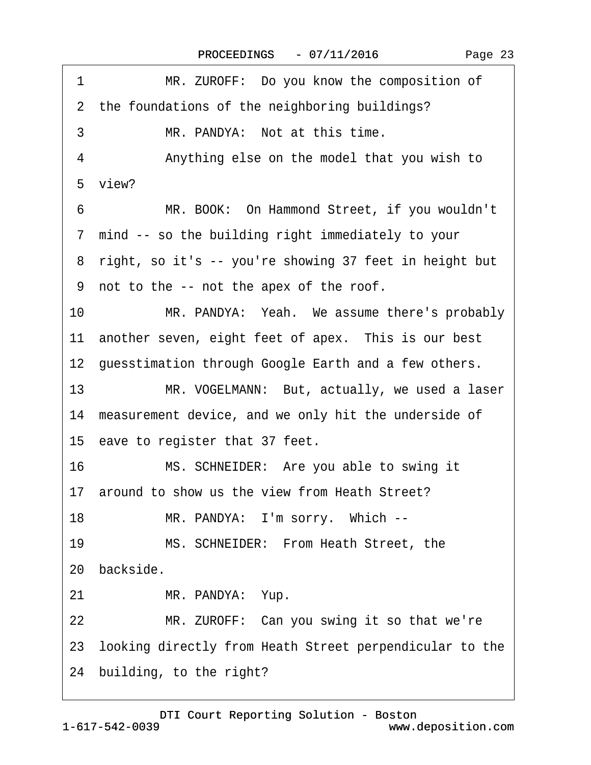1 MR. ZUROFF: Do you know the composition of
2 the foundations of the neighboring buildings?
3 MR. PANDYA: Not at this time.
4 Anything else on the model that you wish to
5 view?
6 MR. BOOK: On Hammond Street, if you wouldn't
7 mind -- so the building right immediately to your
8 right, so it's -- you're showing 37 feet in height but
9 not to the -- not the apex of the roof.
10 MR. PANDYA: Yeah. We assume there's probably
11 another seven, eight feet of apex. This is our best
12 guesstimation through Google Earth and a few others.
13 MR. VOGELMANN: But, actually, we used a laser
14 measurement device, and we only hit the underside of
15 eave to register that 37 feet.
16 MS. SCHNEIDER: Are you able to swing it
17 around to show us the view from Heath Street?
18 MR. PANDYA: I'm sorry. Which --
19 MS. SCHNEIDER: From Heath Street, the
20 backside.
21 MR. PANDYA: Yup.
22 MR. ZUROFF: Can you swing it so that we're
23 looking directly from Heath Street perpendicular to the
24 building, to the right?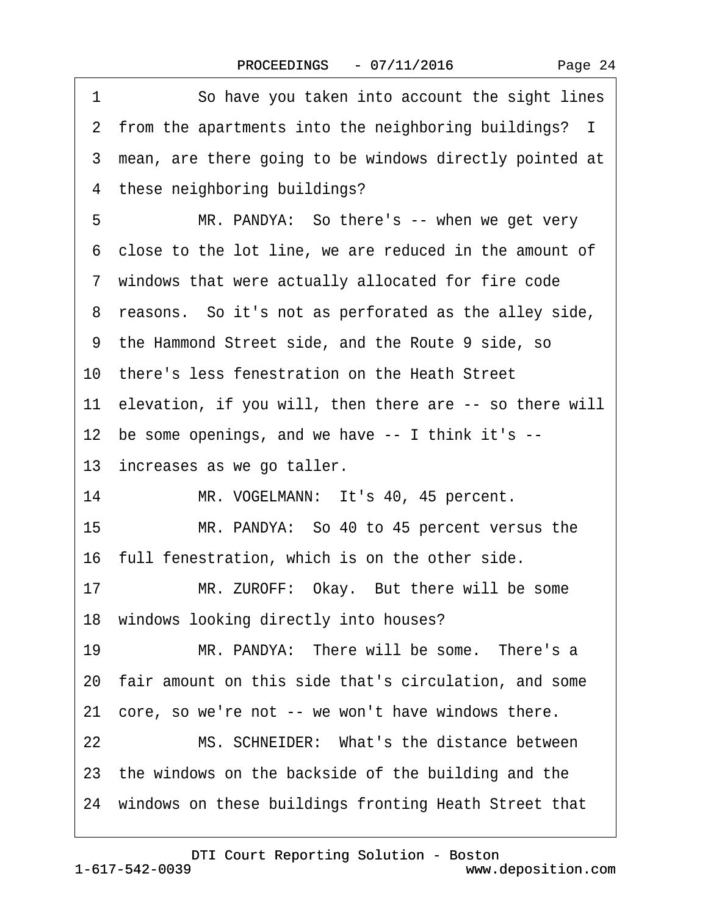1 So have you taken into account the sight lines
2 from the apartments into the neighboring buildings? I
3 mean, are there going to be windows directly pointed at
4 these neighboring buildings?
5 MR. PANDYA: So there's -- when we get very
6 close to the lot line, we are reduced in the amount of
7 windows that were actually allocated for fire code
8 reasons. So it's not as perforated as the alley side,
9 the Hammond Street side, and the Route 9 side, so
10 there's less fenestration on the Heath Street
11 elevation, if you will, then there are -- so there will
12 be some openings, and we have -- I think it's --
13 increases as we go taller.
14 MR. VOGELMANN: It's 40, 45 percent.
15 MR. PANDYA: So 40 to 45 percent versus the
16 full fenestration, which is on the other side.
17 MR. ZUROFF: Okay. But there will be some
18 windows looking directly into houses?
19 MR. PANDYA: There will be some. There's a
20 fair amount on this side that's circulation, and some
21 core, so we're not -- we won't have windows there.
22 MS. SCHNEIDER: What's the distance between
23 the windows on the backside of the building and the
24 windows on these buildings fronting Heath Street that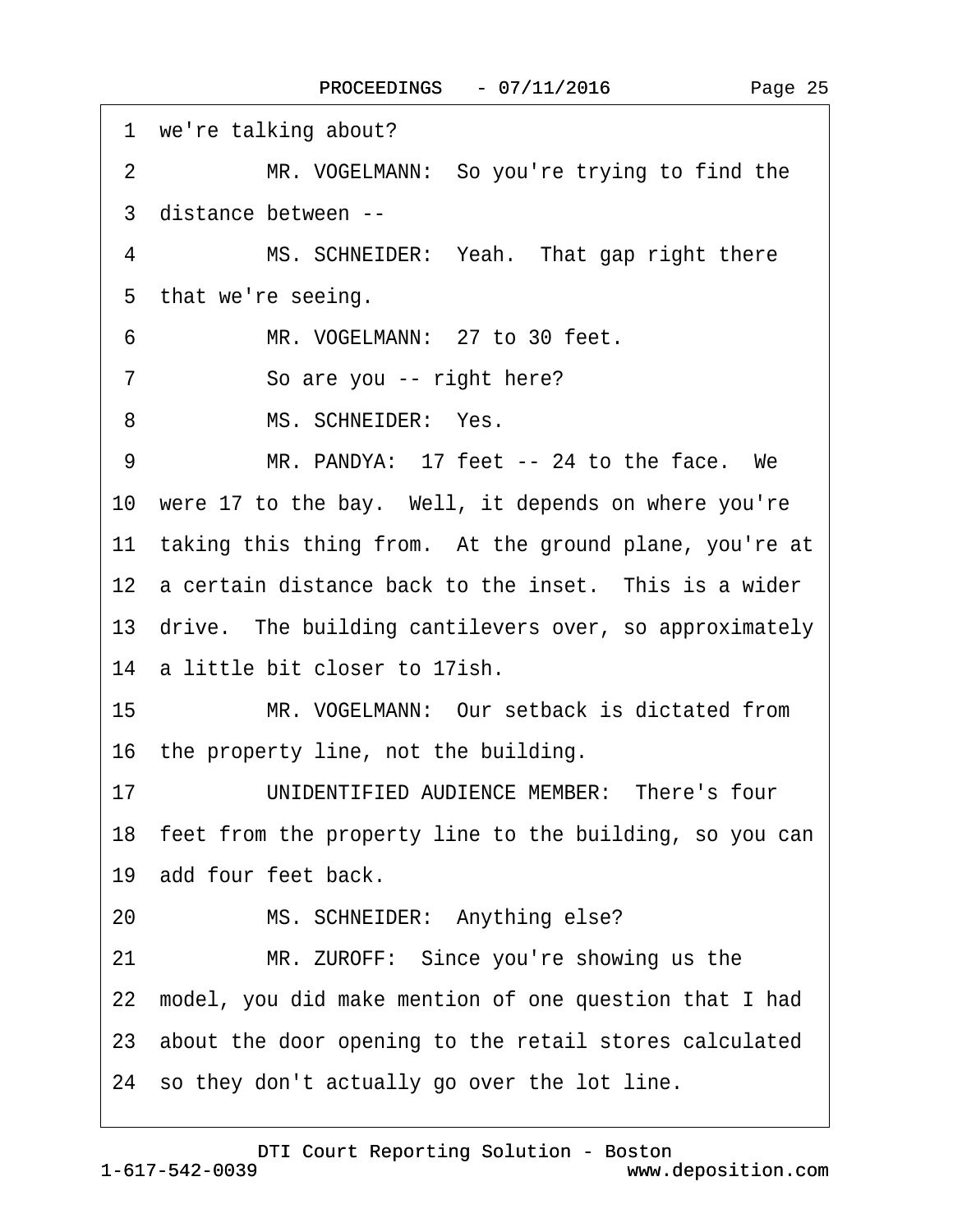1 we're talking about?

2 MR. VOGELMANN: So you're trying to find the

3 distance between --

4 MS. SCHNEIDER: Yeah. That gap right there

5 that we're seeing.

6 MR. VOGELMANN: 27 to 30 feet.

7 So are you -- right here?

8 MS. SCHNEIDER: Yes.

9 MR. PANDYA: 17 feet -- 24 to the face. We

10 were 17 to the bay. Well, it depends on where you're

11 taking this thing from. At the ground plane, you're at

12 a certain distance back to the inset. This is a wider

13 drive. The building cantilevers over, so approximately

14 a little bit closer to 17ish.

15 MR. VOGELMANN: Our setback is dictated from

16 the property line, not the building.

17 UNIDENTIFIED AUDIENCE MEMBER: There's four

18 feet from the property line to the building, so you can

19 add four feet back.

20 MS. SCHNEIDER: Anything else?

21 MR. ZUROFF: Since you're showing us the

22 model, you did make mention of one question that I had

23 about the door opening to the retail stores calculated

24 so they don't actually go over the lot line.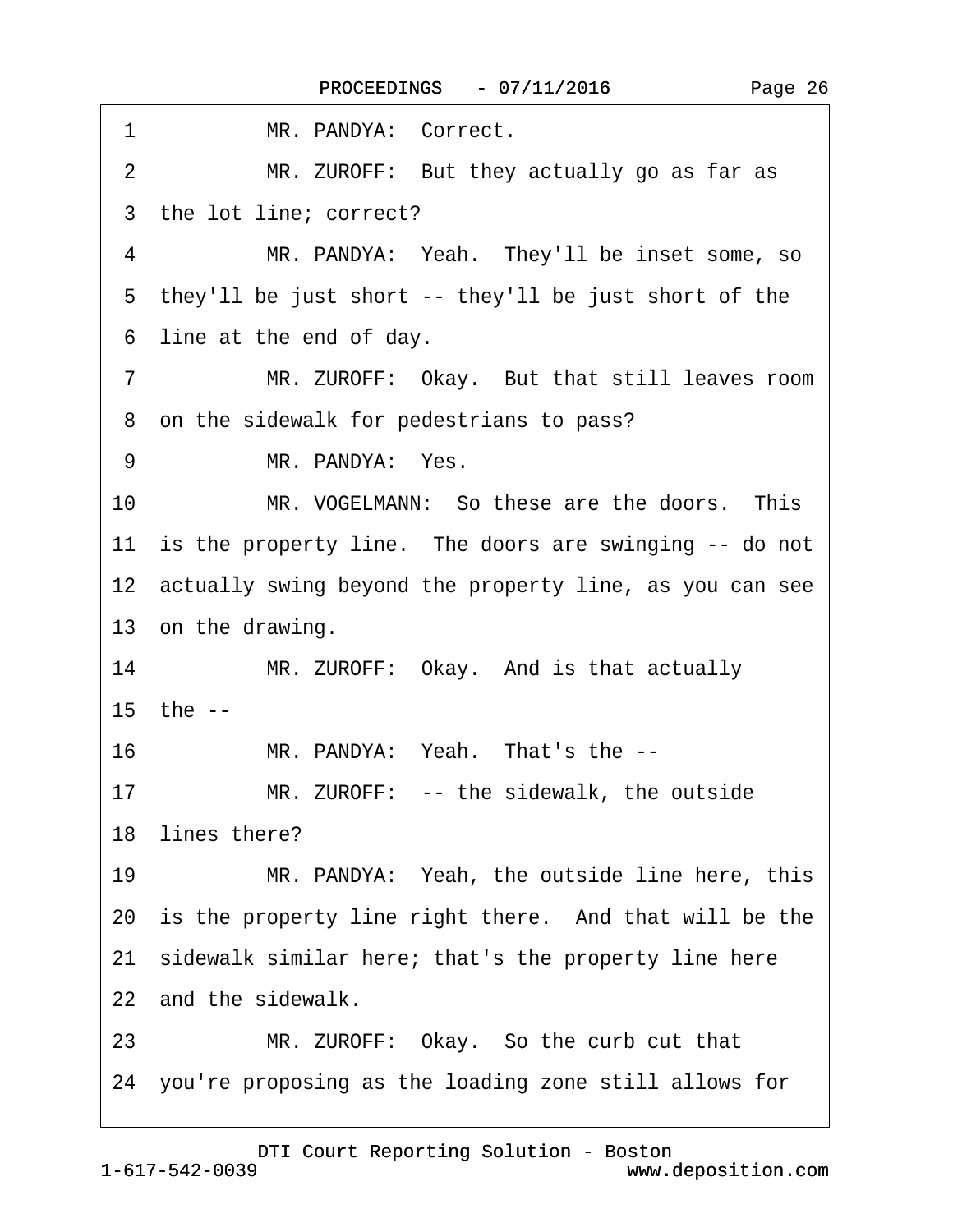1 MR. PANDYA: Correct.

2 MR. ZUROFF: But they actually go as far as

3 the lot line; correct?

4 MR. PANDYA: Yeah. They'll be inset some, so

5 they'll be just short -- they'll be just short of the

6 line at the end of day.

7 MR. ZUROFF: Okay. But that still leaves room

8 on the sidewalk for pedestrians to pass?

9 MR. PANDYA: Yes.

10 MR. VOGELMANN: So these are the doors. This

11 is the property line. The doors are swinging -- do not

12 actually swing beyond the property line, as you can see

13 on the drawing.

14 MR. ZUROFF: Okay. And is that actually

15 the --

16 MR. PANDYA: Yeah. That's the --

17 MR. ZUROFF: -- the sidewalk, the outside

18 lines there?

19 MR. PANDYA: Yeah, the outside line here, this

20 is the property line right there. And that will be the

21 sidewalk similar here; that's the property line here

22 and the sidewalk.

23 MR. ZUROFF: Okay. So the curb cut that

24 you're proposing as the loading zone still allows for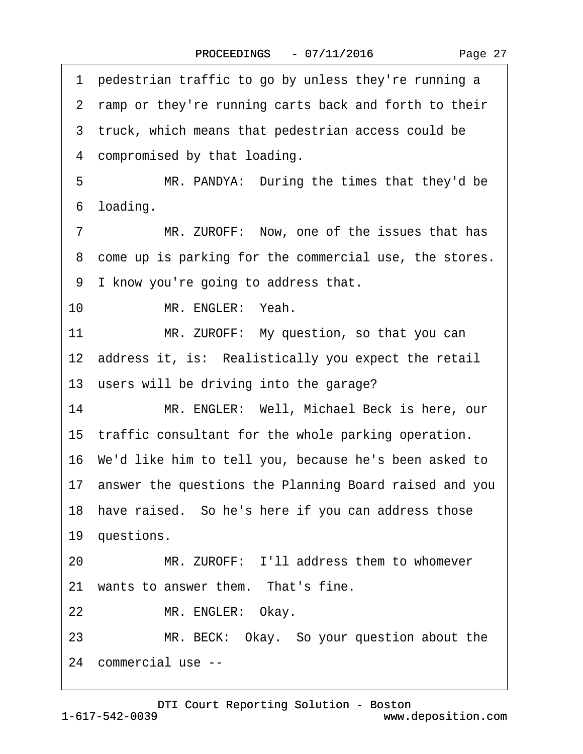1 pedestrian traffic to go by unless they're running a

2 ramp or they're running carts back and forth to their

3 truck, which means that pedestrian access could be

4 compromised by that loading.

5 MR. PANDYA: During the times that they'd be

6 loading.

7 MR. ZUROFF: Now, one of the issues that has

8 come up is parking for the commercial use, the stores.

9 I know you're going to address that.

10 MR. ENGLER: Yeah.

11 MR. ZUROFF: My question, so that you can

12 address it, is: Realistically you expect the retail

13 users will be driving into the garage?

14 MR. ENGLER: Well, Michael Beck is here, our

15 traffic consultant for the whole parking operation.

16 We'd like him to tell you, because he's been asked to

17 answer the questions the Planning Board raised and you

18 have raised. So he's here if you can address those

19 questions.

20 MR. ZUROFF: I'll address them to whomever

21 wants to answer them. That's fine.

22 MR. ENGLER: Okay.

23 MR. BECK: Okay. So your question about the

24 commercial use --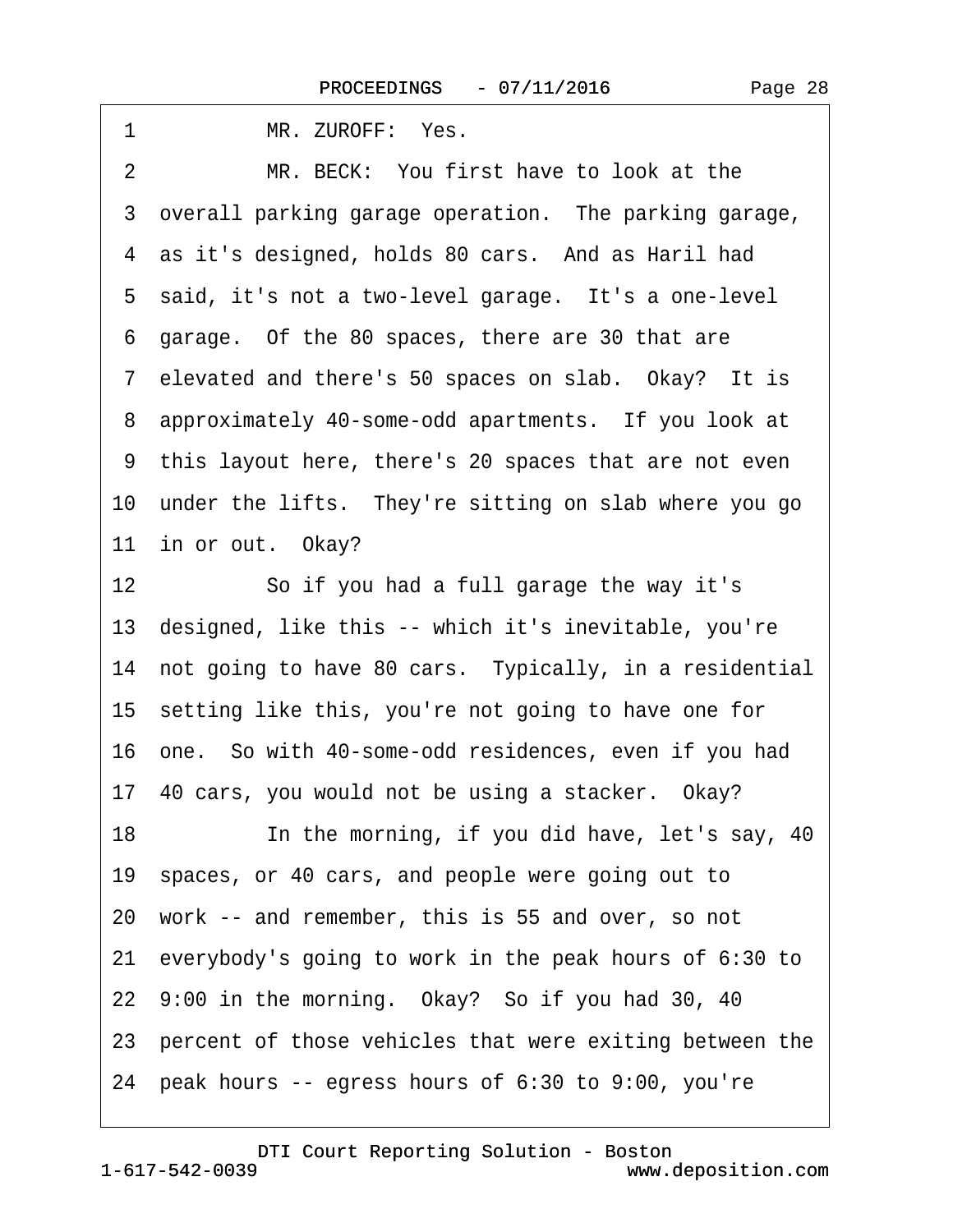1 MR. ZUROFF: Yes.

2 MR. BECK: You first have to look at the
3 overall parking garage operation. The parking garage,
4 as it's designed, holds 80 cars. And as Haril had
5 said, it's not a two-level garage. It's a one-level
6 garage. Of the 80 spaces, there are 30 that are
7 elevated and there's 50 spaces on slab. Okay? It is
8 approximately 40-some-odd apartments. If you look at
9 this layout here, there's 20 spaces that are not even
10 under the lifts. They're sitting on slab where you go
11 in or out. Okay?

12 So if you had a full garage the way it's
13 designed, like this -- which it's inevitable, you're
14 not going to have 80 cars. Typically, in a residential
15 setting like this, you're not going to have one for
16 one. So with 40-some-odd residences, even if you had
17 40 cars, you would not be using a stacker. Okay?

18 In the morning, if you did have, let's say, 40
19 spaces, or 40 cars, and people were going out to
20 work -- and remember, this is 55 and over, so not
21 everybody's going to work in the peak hours of 6:30 to
22 9:00 in the morning. Okay? So if you had 30, 40
23 percent of those vehicles that were exiting between the
24 peak hours -- egress hours of 6:30 to 9:00, you're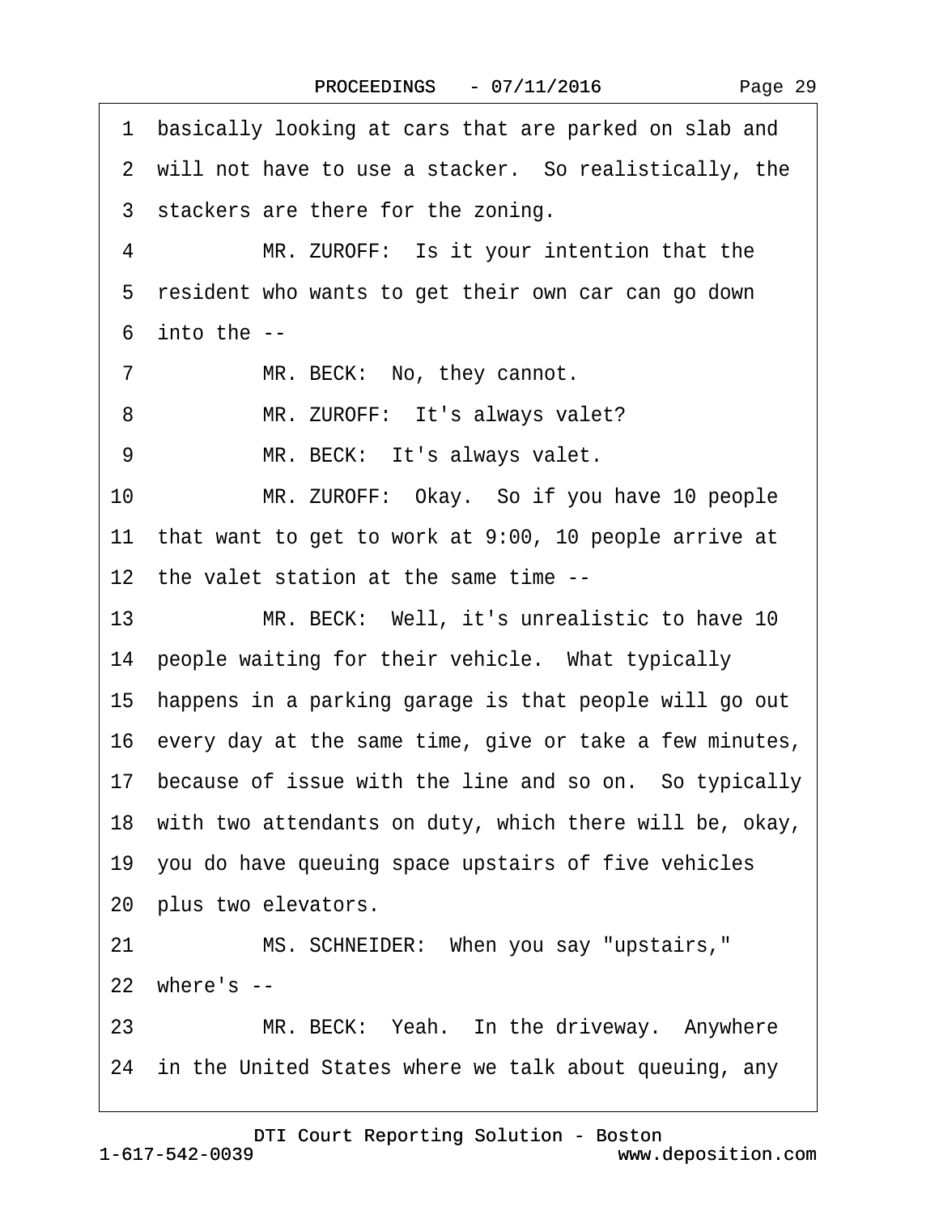1 basically looking at cars that are parked on slab and
2 will not have to use a stacker. So realistically, the
3 stackers are there for the zoning.
4 MR. ZUROFF: Is it your intention that the
5 resident who wants to get their own car can go down
6 into the --
7 MR. BECK: No, they cannot.
8 MR. ZUROFF: It's always valet?
9 MR. BECK: It's always valet.
10 MR. ZUROFF: Okay. So if you have 10 people
11 that want to get to work at 9:00, 10 people arrive at
12 the valet station at the same time --
13 MR. BECK: Well, it's unrealistic to have 10
14 people waiting for their vehicle. What typically
15 happens in a parking garage is that people will go out
16 every day at the same time, give or take a few minutes,
17 because of issue with the line and so on. So typically
18 with two attendants on duty, which there will be, okay,
19 you do have queuing space upstairs of five vehicles
20 plus two elevators.
21 MS. SCHNEIDER: When you say "upstairs,"
22 where's --
23 MR. BECK: Yeah. In the driveway. Anywhere
24 in the United States where we talk about queuing, any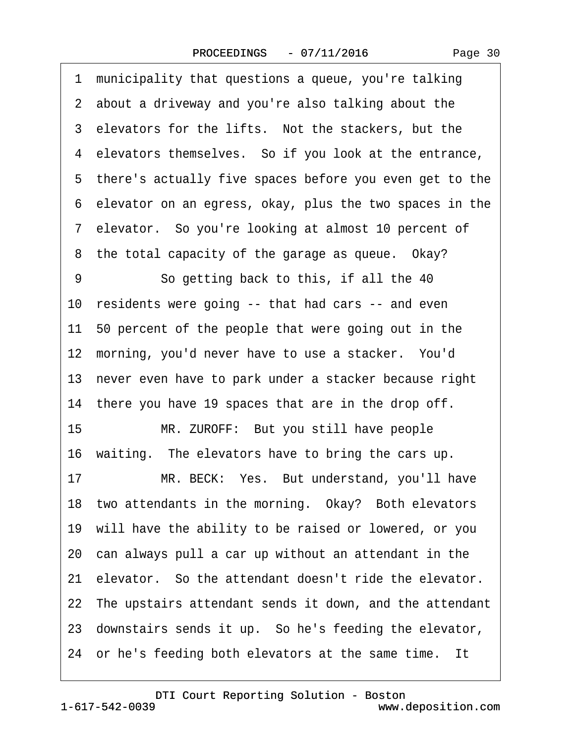1 municipality that questions a queue, you're talking
2 about a driveway and you're also talking about the
3 elevators for the lifts. Not the stackers, but the
4 elevators themselves. So if you look at the entrance,
5 there's actually five spaces before you even get to the
6 elevator on an egress, okay, plus the two spaces in the
7 elevator. So you're looking at almost 10 percent of
8 the total capacity of the garage as queue. Okay?
9 So getting back to this, if all the 40
10 residents were going -- that had cars -- and even
11 50 percent of the people that were going out in the
12 morning, you'd never have to use a stacker. You'd
13 never even have to park under a stacker because right
14 there you have 19 spaces that are in the drop off.
15 MR. ZUROFF: But you still have people
16 waiting. The elevators have to bring the cars up.
17 MR. BECK: Yes. But understand, you'll have
18 two attendants in the morning. Okay? Both elevators
19 will have the ability to be raised or lowered, or you
20 can always pull a car up without an attendant in the
21 elevator. So the attendant doesn't ride the elevator.
22 The upstairs attendant sends it down, and the attendant
23 downstairs sends it up. So he's feeding the elevator,
24 or he's feeding both elevators at the same time. It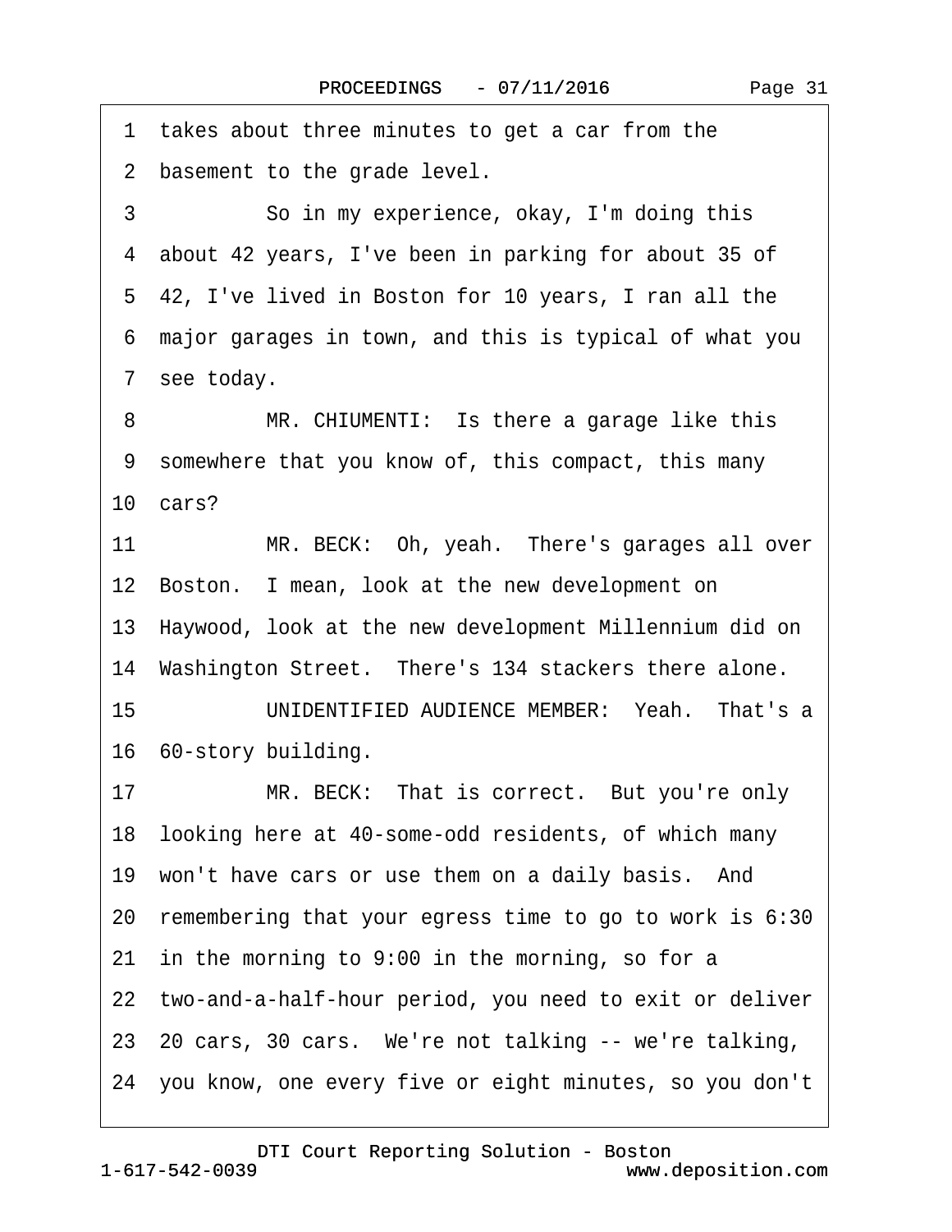1 takes about three minutes to get a car from the
2 basement to the grade level.
3 So in my experience, okay, I'm doing this
4 about 42 years, I've been in parking for about 35 of
5 42, I've lived in Boston for 10 years, I ran all the
6 major garages in town, and this is typical of what you
7 see today.
8 MR. CHIUMENTI: Is there a garage like this
9 somewhere that you know of, this compact, this many
10 cars?
11 MR. BECK: Oh, yeah. There's garages all over
12 Boston. I mean, look at the new development on
13 Haywood, look at the new development Millennium did on
14 Washington Street. There's 134 stackers there alone.
15 UNIDENTIFIED AUDIENCE MEMBER: Yeah. That's a
16 60-story building.
17 MR. BECK: That is correct. But you're only
18 looking here at 40-some-odd residents, of which many
19 won't have cars or use them on a daily basis. And
20 remembering that your egress time to go to work is 6:30
21 in the morning to 9:00 in the morning, so for a
22 two-and-a-half-hour period, you need to exit or deliver
23 20 cars, 30 cars. We're not talking -- we're talking,
24 you know, one every five or eight minutes, so you don't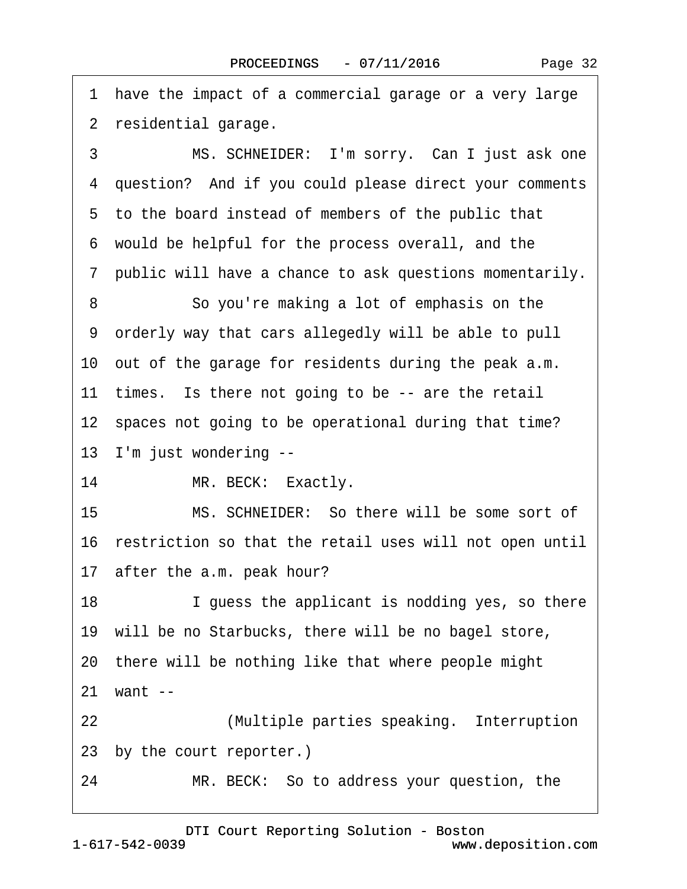1 have the impact of a commercial garage or a very large
2 residential garage.
3 MS. SCHNEIDER: I'm sorry. Can I just ask one
4 question? And if you could please direct your comments
5 to the board instead of members of the public that
6 would be helpful for the process overall, and the
7 public will have a chance to ask questions momentarily.
8 So you're making a lot of emphasis on the
9 orderly way that cars allegedly will be able to pull
10 out of the garage for residents during the peak a.m.
11 times. Is there not going to be -- are the retail
12 spaces not going to be operational during that time?
13 I'm just wondering --
14 MR. BECK: Exactly.
15 MS. SCHNEIDER: So there will be some sort of
16 restriction so that the retail uses will not open until
17 after the a.m. peak hour?
18 I guess the applicant is nodding yes, so there
19 will be no Starbucks, there will be no bagel store,
20 there will be nothing like that where people might
21 want --
22 (Multiple parties speaking. Interruption
23 by the court reporter.)
24 MR. BECK: So to address your question, the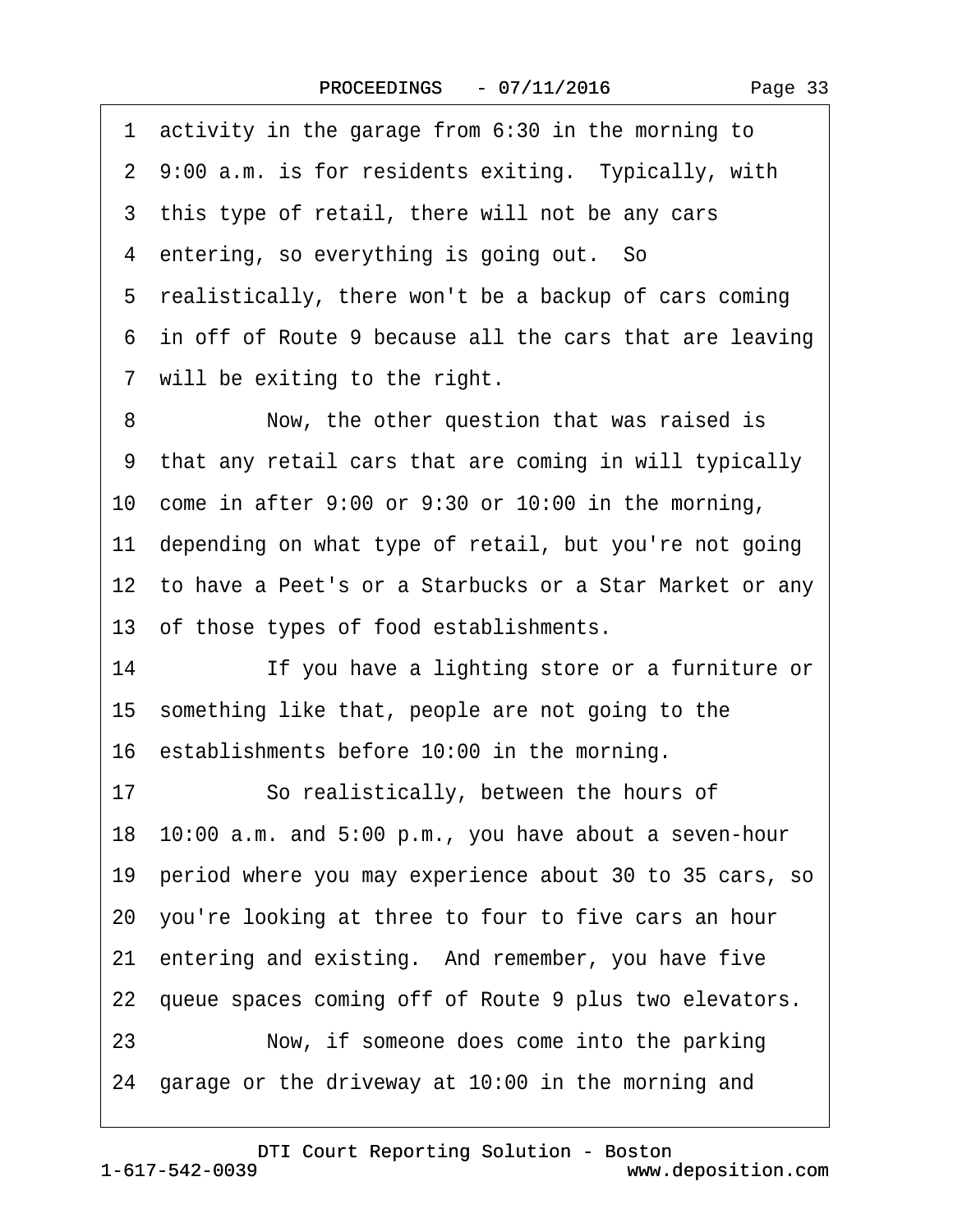1 activity in the garage from 6:30 in the morning to
2 9:00 a.m. is for residents exiting. Typically, with
3 this type of retail, there will not be any cars
4 entering, so everything is going out. So
5 realistically, there won't be a backup of cars coming
6 in off of Route 9 because all the cars that are leaving
7 will be exiting to the right.
8 Now, the other question that was raised is
9 that any retail cars that are coming in will typically
10 come in after 9:00 or 9:30 or 10:00 in the morning,
11 depending on what type of retail, but you're not going
12 to have a Peet's or a Starbucks or a Star Market or any
13 of those types of food establishments.
14 If you have a lighting store or a furniture or
15 something like that, people are not going to the
16 establishments before 10:00 in the morning.
17 So realistically, between the hours of
18 10:00 a.m. and 5:00 p.m., you have about a seven-hour
19 period where you may experience about 30 to 35 cars, so
20 you're looking at three to four to five cars an hour
21 entering and existing. And remember, you have five
22 queue spaces coming off of Route 9 plus two elevators.
23 Now, if someone does come into the parking
24 garage or the driveway at 10:00 in the morning and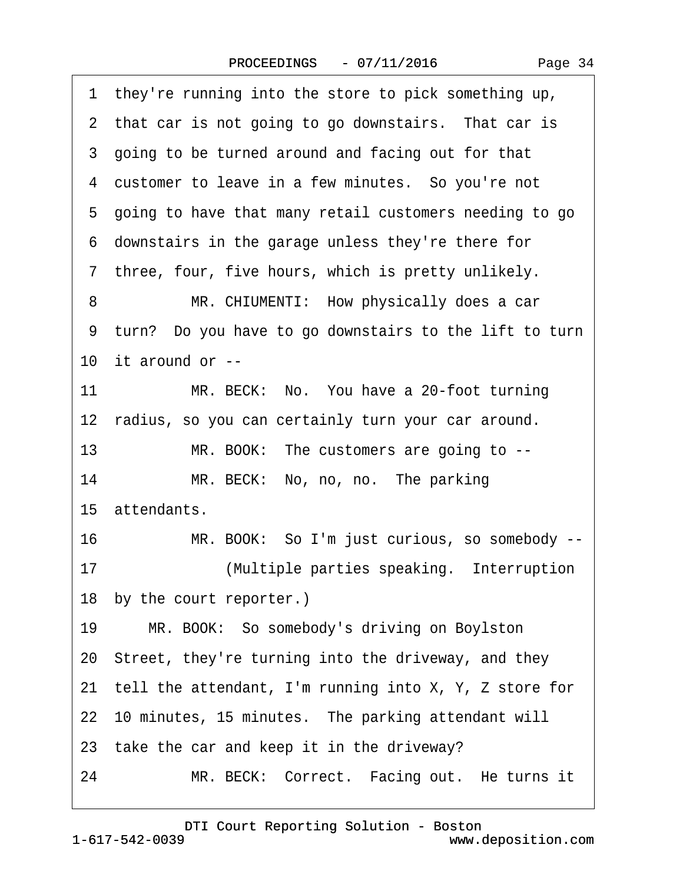1 they're running into the store to pick something up,
2 that car is not going to go downstairs. That car is
3 going to be turned around and facing out for that
4 customer to leave in a few minutes. So you're not
5 going to have that many retail customers needing to go
6 downstairs in the garage unless they're there for
7 three, four, five hours, which is pretty unlikely.
8 MR. CHIUMENTI: How physically does a car
9 turn? Do you have to go downstairs to the lift to turn
10 it around or --
11 MR. BECK: No. You have a 20-foot turning
12 radius, so you can certainly turn your car around.
13 MR. BOOK: The customers are going to --
14 MR. BECK: No, no, no. The parking
15 attendants.
16 MR. BOOK: So I'm just curious, so somebody --
17 (Multiple parties speaking. Interruption
18 by the court reporter.)
19 MR. BOOK: So somebody's driving on Boylston
20 Street, they're turning into the driveway, and they
21 tell the attendant, I'm running into X, Y, Z store for
22 10 minutes, 15 minutes. The parking attendant will
23 take the car and keep it in the driveway?
24 MR. BECK: Correct. Facing out. He turns it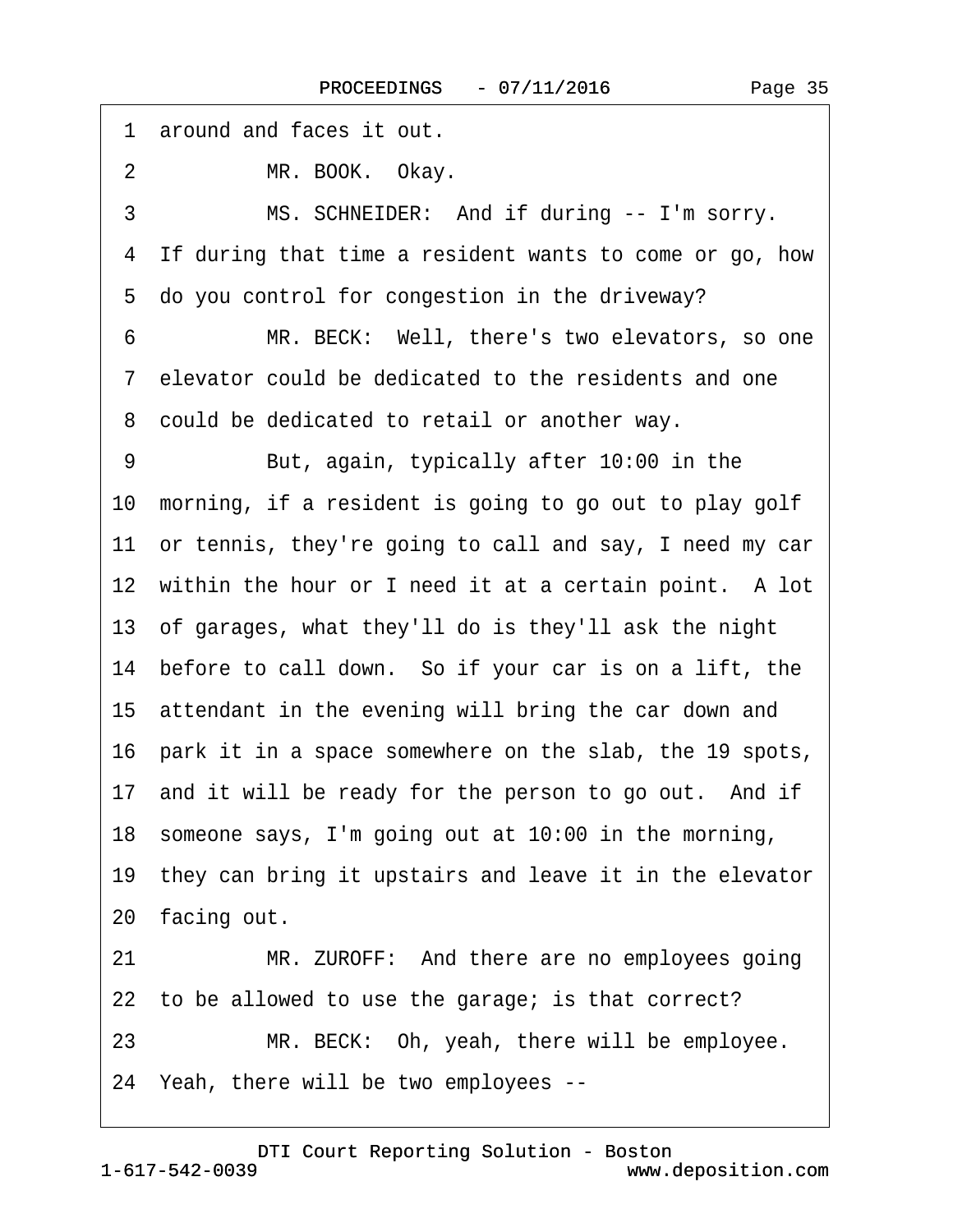1 around and faces it out.

2 MR. BOOK. Okay.

3 MS. SCHNEIDER: And if during -- I'm sorry.

4 If during that time a resident wants to come or go, how

5 do you control for congestion in the driveway?

6 MR. BECK: Well, there's two elevators, so one

7 elevator could be dedicated to the residents and one

8 could be dedicated to retail or another way.

9 But, again, typically after 10:00 in the

10 morning, if a resident is going to go out to play golf

11 or tennis, they're going to call and say, I need my car

12 within the hour or I need it at a certain point. A lot

13 of garages, what they'll do is they'll ask the night

14 before to call down. So if your car is on a lift, the

15 attendant in the evening will bring the car down and

16 park it in a space somewhere on the slab, the 19 spots,

17 and it will be ready for the person to go out. And if

18 someone says, I'm going out at 10:00 in the morning,

19 they can bring it upstairs and leave it in the elevator

20 facing out.

21 MR. ZUROFF: And there are no employees going

22 to be allowed to use the garage; is that correct?

23 MR. BECK: Oh, yeah, there will be employee.

24 Yeah, there will be two employees --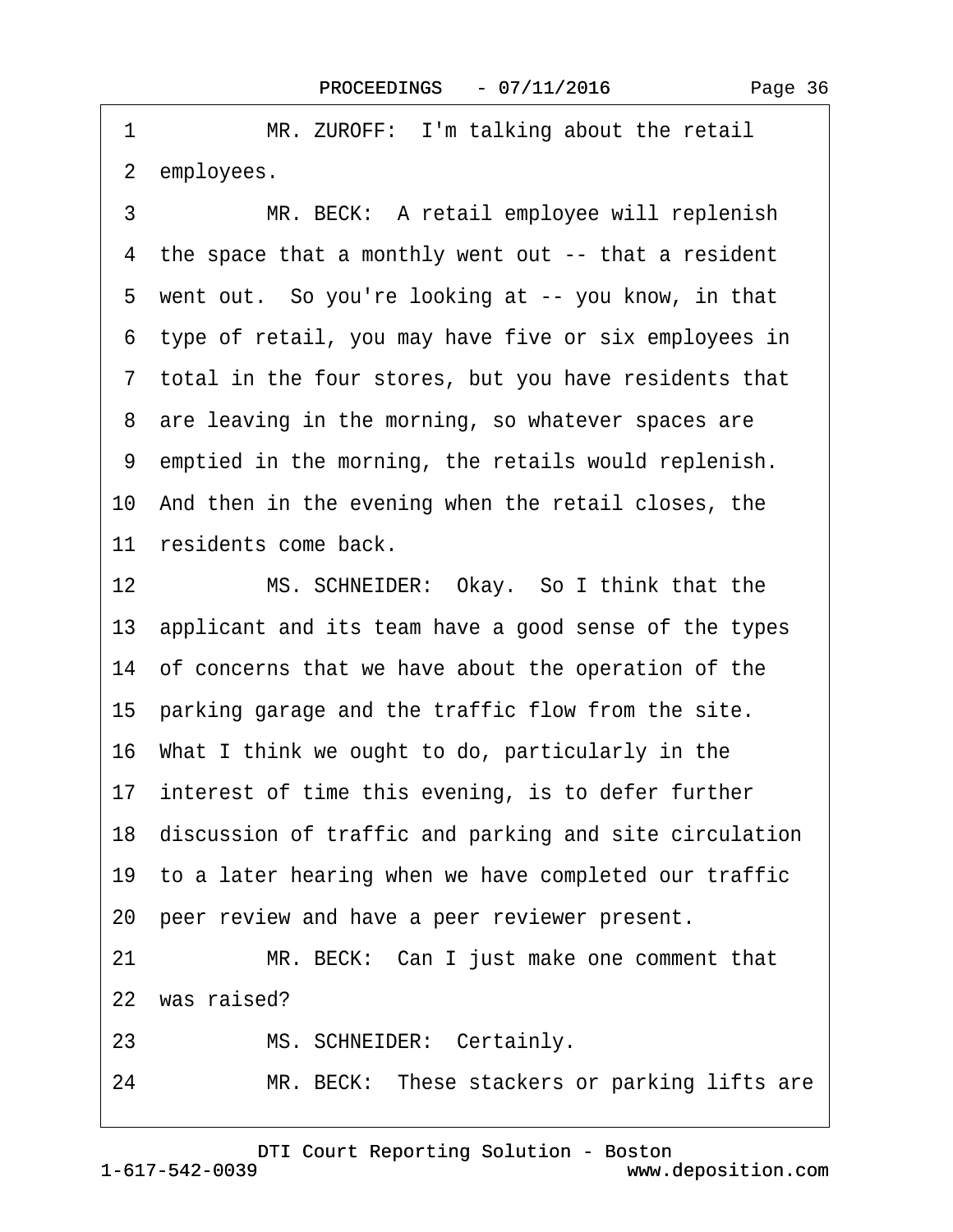1 MR. ZUROFF: I'm talking about the retail

2 employees.

3 MR. BECK: A retail employee will replenish

4 the space that a monthly went out -- that a resident

5 went out. So you're looking at -- you know, in that

6 type of retail, you may have five or six employees in

7 total in the four stores, but you have residents that

8 are leaving in the morning, so whatever spaces are

9 emptied in the morning, the retails would replenish.

10 And then in the evening when the retail closes, the

11 residents come back.

12 MS. SCHNEIDER: Okay. So I think that the

13 applicant and its team have a good sense of the types

14 of concerns that we have about the operation of the

15 parking garage and the traffic flow from the site.

16 What I think we ought to do, particularly in the

17 interest of time this evening, is to defer further

18 discussion of traffic and parking and site circulation

19 to a later hearing when we have completed our traffic

20 peer review and have a peer reviewer present.

21 MR. BECK: Can I just make one comment that

22 was raised?

23 MS. SCHNEIDER: Certainly.

24 MR. BECK: These stackers or parking lifts are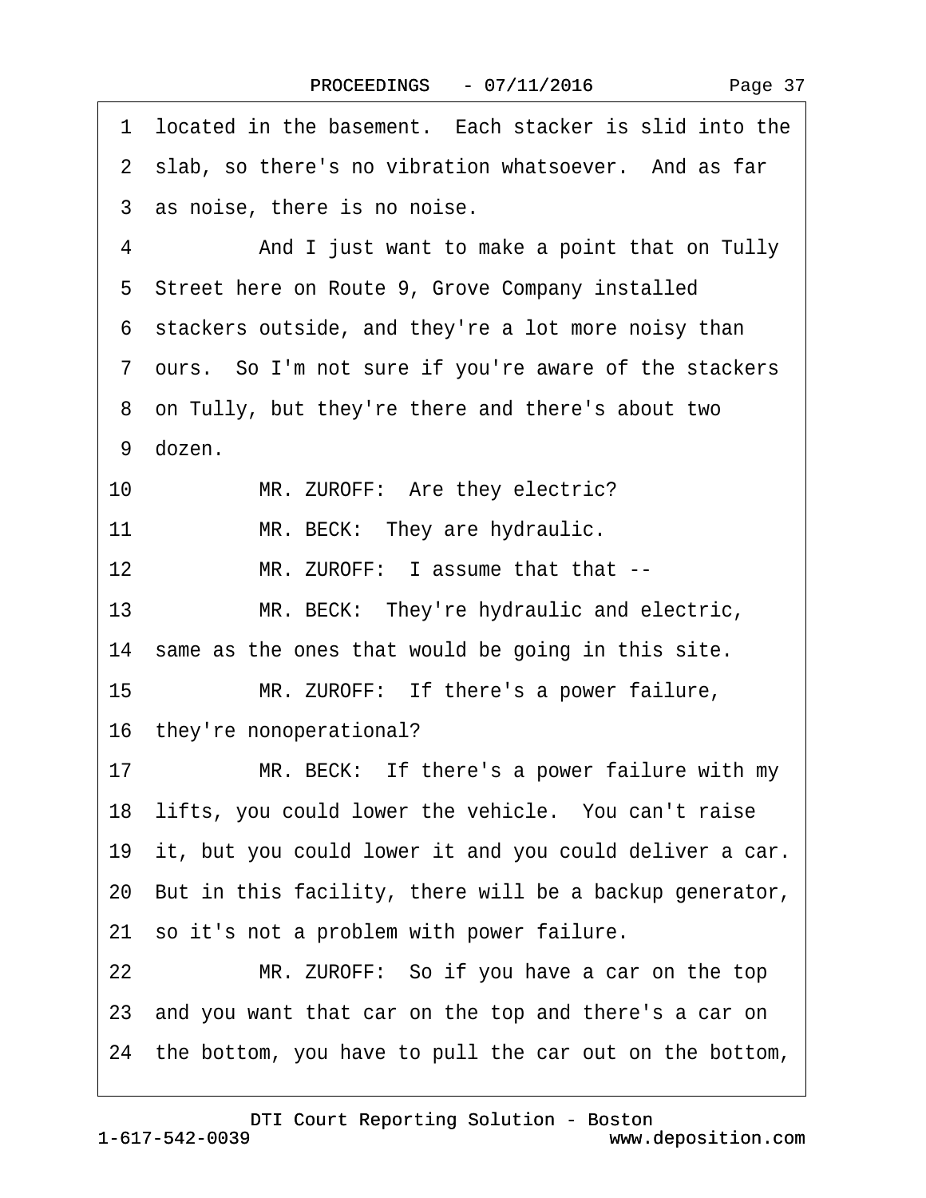1 located in the basement. Each stacker is slid into the
2 slab, so there's no vibration whatsoever. And as far
3 as noise, there is no noise.

4 And I just want to make a point that on Tully
5 Street here on Route 9, Grove Company installed
6 stackers outside, and they're a lot more noisy than
7 ours. So I'm not sure if you're aware of the stackers
8 on Tully, but they're there and there's about two
9 dozen.

10 MR. ZUROFF: Are they electric?

11 MR. BECK: They are hydraulic.

12 MR. ZUROFF: I assume that that --

13 MR. BECK: They're hydraulic and electric,
14 same as the ones that would be going in this site.

15 MR. ZUROFF: If there's a power failure,
16 they're nonoperational?

17 MR. BECK: If there's a power failure with my
18 lifts, you could lower the vehicle. You can't raise
19 it, but you could lower it and you could deliver a car.
20 But in this facility, there will be a backup generator,
21 so it's not a problem with power failure.

22 MR. ZUROFF: So if you have a car on the top
23 and you want that car on the top and there's a car on
24 the bottom, you have to pull the car out on the bottom,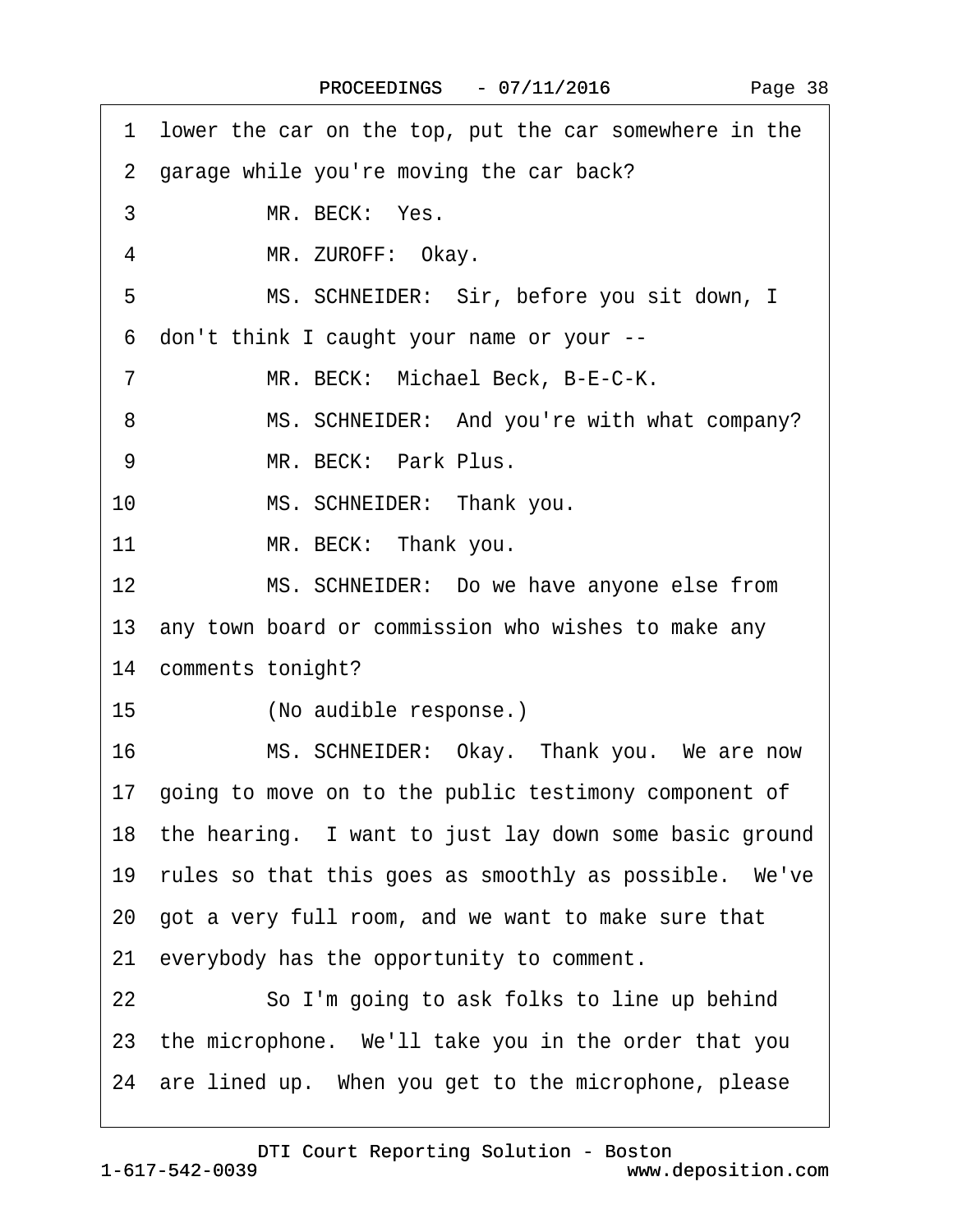1 lower the car on the top, put the car somewhere in the

2 garage while you're moving the car back?

3 MR. BECK: Yes.

4 MR. ZUROFF: Okay.

5 MS. SCHNEIDER: Sir, before you sit down, I

6 don't think I caught your name or your --

7 MR. BECK: Michael Beck, B-E-C-K.

8 MS. SCHNEIDER: And you're with what company?

9 MR. BECK: Park Plus.

10 MS. SCHNEIDER: Thank you.

11 MR. BECK: Thank you.

12 MS. SCHNEIDER: Do we have anyone else from

13 any town board or commission who wishes to make any

14 comments tonight?

15 (No audible response.)

16 MS. SCHNEIDER: Okay. Thank you. We are now

17 going to move on to the public testimony component of

18 the hearing. I want to just lay down some basic ground

19 rules so that this goes as smoothly as possible. We've

20 got a very full room, and we want to make sure that

21 everybody has the opportunity to comment.

22 So I'm going to ask folks to line up behind

23 the microphone. We'll take you in the order that you

24 are lined up. When you get to the microphone, please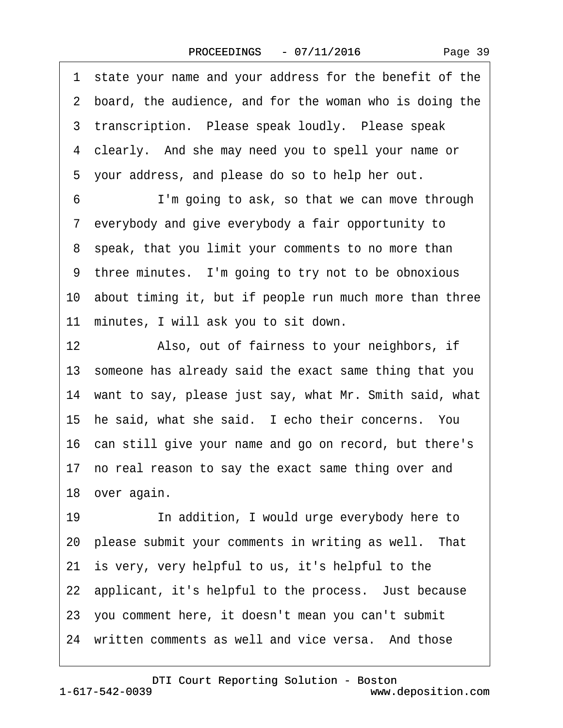1 state your name and your address for the benefit of the
2 board, the audience, and for the woman who is doing the
3 transcription. Please speak loudly. Please speak
4 clearly. And she may need you to spell your name or
5 your address, and please do so to help her out.
6 I'm going to ask, so that we can move through
7 everybody and give everybody a fair opportunity to
8 speak, that you limit your comments to no more than
9 three minutes. I'm going to try not to be obnoxious
10 about timing it, but if people run much more than three
11 minutes, I will ask you to sit down.
12 Also, out of fairness to your neighbors, if
13 someone has already said the exact same thing that you
14 want to say, please just say, what Mr. Smith said, what
15 he said, what she said. I echo their concerns. You
16 can still give your name and go on record, but there's
17 no real reason to say the exact same thing over and
18 over again.
19 In addition, I would urge everybody here to
20 please submit your comments in writing as well. That
21 is very, very helpful to us, it's helpful to the
22 applicant, it's helpful to the process. Just because
23 you comment here, it doesn't mean you can't submit
24 written comments as well and vice versa. And those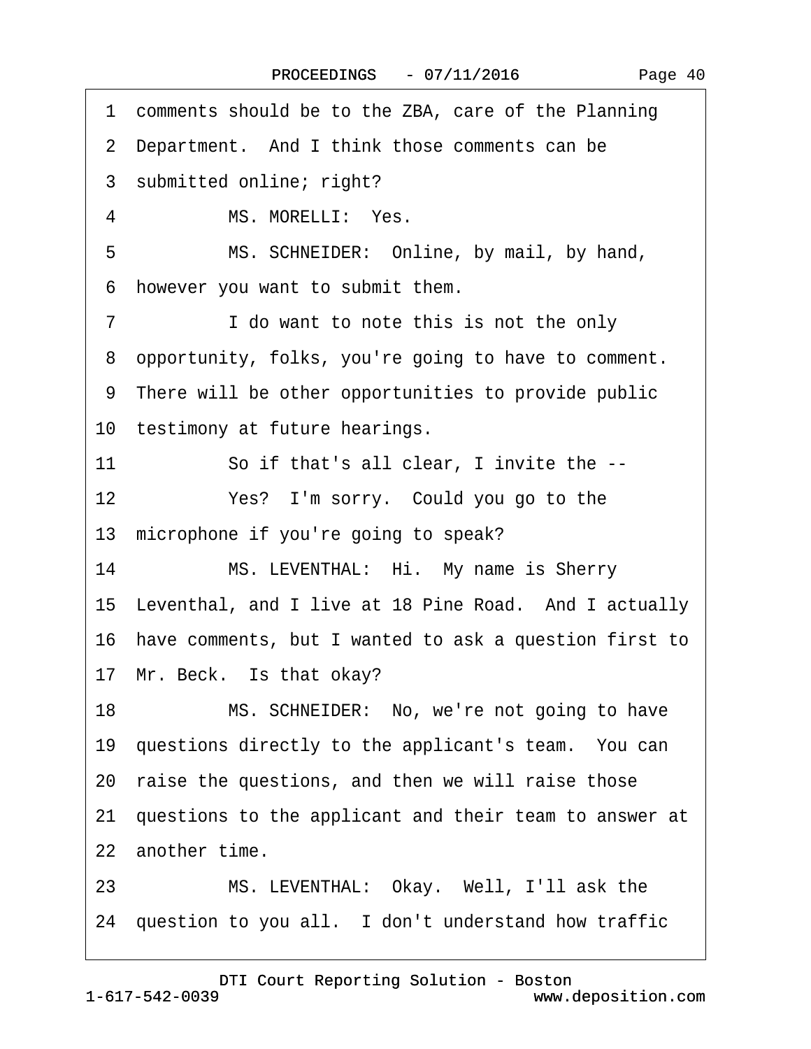1 comments should be to the ZBA, care of the Planning
2 Department. And I think those comments can be
3 submitted online; right?
4 MS. MORELLI: Yes.
5 MS. SCHNEIDER: Online, by mail, by hand,
6 however you want to submit them.
7 I do want to note this is not the only
8 opportunity, folks, you're going to have to comment.
9 There will be other opportunities to provide public
10 testimony at future hearings.
11 So if that's all clear, I invite the --
12 Yes? I'm sorry. Could you go to the
13 microphone if you're going to speak?
14 MS. LEVENTHAL: Hi. My name is Sherry
15 Leventhal, and I live at 18 Pine Road. And I actually
16 have comments, but I wanted to ask a question first to
17 Mr. Beck. Is that okay?
18 MS. SCHNEIDER: No, we're not going to have
19 questions directly to the applicant's team. You can
20 raise the questions, and then we will raise those
21 questions to the applicant and their team to answer at
22 another time.
23 MS. LEVENTHAL: Okay. Well, I'll ask the
24 question to you all. I don't understand how traffic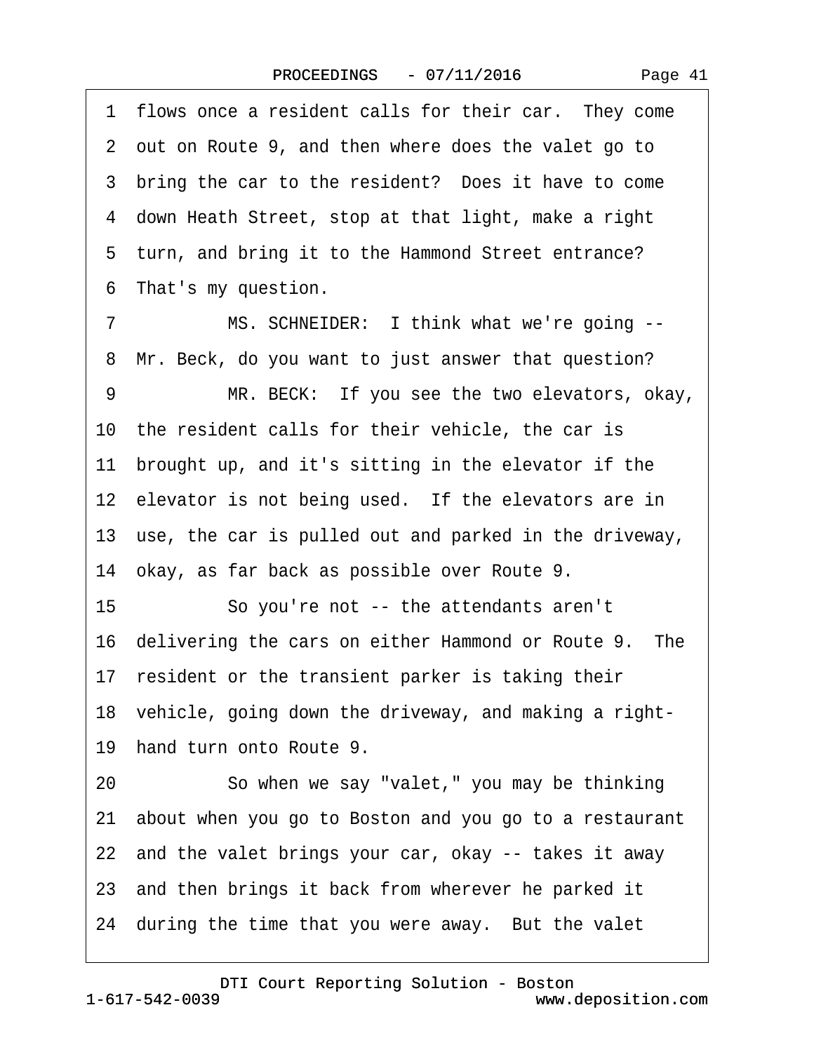1 flows once a resident calls for their car. They come
2 out on Route 9, and then where does the valet go to
3 bring the car to the resident? Does it have to come
4 down Heath Street, stop at that light, make a right
5 turn, and bring it to the Hammond Street entrance?
6 That's my question.
7 MS. SCHNEIDER: I think what we're going --
8 Mr. Beck, do you want to just answer that question?
9 MR. BECK: If you see the two elevators, okay,
10 the resident calls for their vehicle, the car is
11 brought up, and it's sitting in the elevator if the
12 elevator is not being used. If the elevators are in
13 use, the car is pulled out and parked in the driveway,
14 okay, as far back as possible over Route 9.
15 So you're not -- the attendants aren't
16 delivering the cars on either Hammond or Route 9. The
17 resident or the transient parker is taking their
18 vehicle, going down the driveway, and making a right-
19 hand turn onto Route 9.
20 So when we say "valet," you may be thinking
21 about when you go to Boston and you go to a restaurant
22 and the valet brings your car, okay -- takes it away
23 and then brings it back from wherever he parked it
24 during the time that you were away. But the valet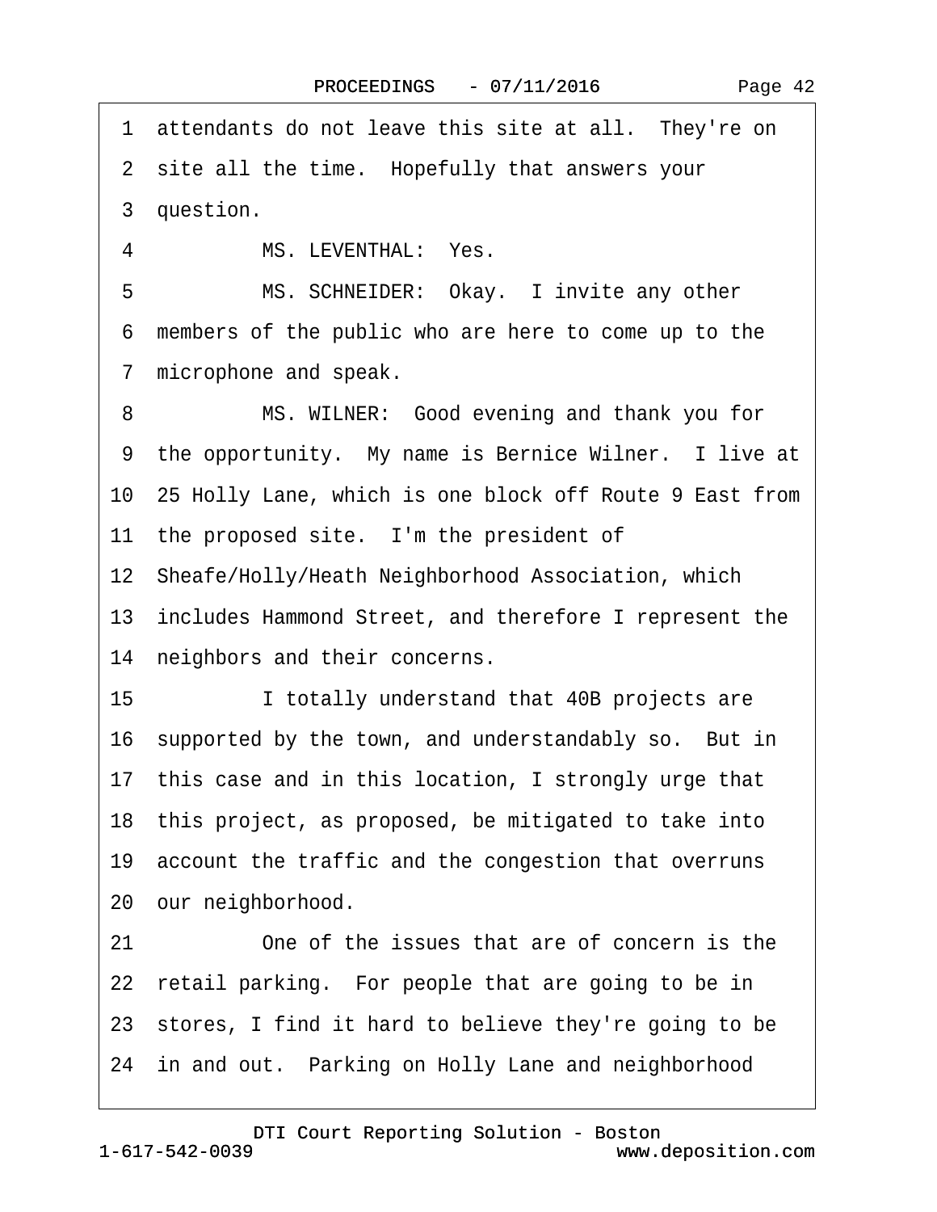1 attendants do not leave this site at all. They're on
2 site all the time. Hopefully that answers your
3 question.
4 MS. LEVENTHAL: Yes.
5 MS. SCHNEIDER: Okay. I invite any other
6 members of the public who are here to come up to the
7 microphone and speak.
8 MS. WILNER: Good evening and thank you for
9 the opportunity. My name is Bernice Wilner. I live at
10 25 Holly Lane, which is one block off Route 9 East from
11 the proposed site. I'm the president of
12 Sheafe/Holly/Heath Neighborhood Association, which
13 includes Hammond Street, and therefore I represent the
14 neighbors and their concerns.
15 I totally understand that 40B projects are
16 supported by the town, and understandably so. But in
17 this case and in this location, I strongly urge that
18 this project, as proposed, be mitigated to take into
19 account the traffic and the congestion that overruns
20 our neighborhood.
21 One of the issues that are of concern is the
22 retail parking. For people that are going to be in
23 stores, I find it hard to believe they're going to be
24 in and out. Parking on Holly Lane and neighborhood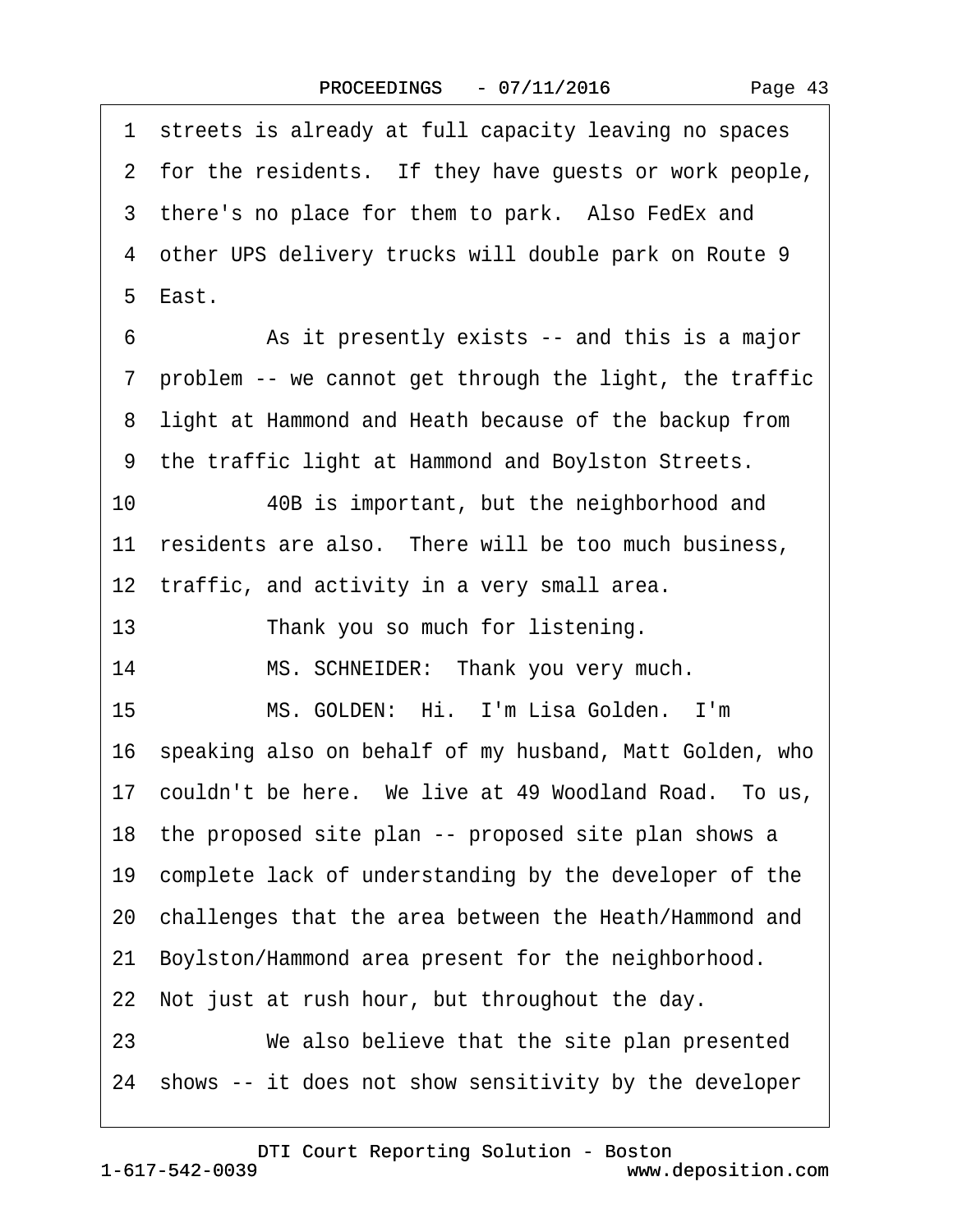1 streets is already at full capacity leaving no spaces
2 for the residents. If they have guests or work people,
3 there's no place for them to park. Also FedEx and
4 other UPS delivery trucks will double park on Route 9
5 East.
6 As it presently exists -- and this is a major
7 problem -- we cannot get through the light, the traffic
8 light at Hammond and Heath because of the backup from
9 the traffic light at Hammond and Boylston Streets.
10 40B is important, but the neighborhood and
11 residents are also. There will be too much business,
12 traffic, and activity in a very small area.
13 Thank you so much for listening.
14 MS. SCHNEIDER: Thank you very much.
15 MS. GOLDEN: Hi. I'm Lisa Golden. I'm
16 speaking also on behalf of my husband, Matt Golden, who
17 couldn't be here. We live at 49 Woodland Road. To us,
18 the proposed site plan -- proposed site plan shows a
19 complete lack of understanding by the developer of the
20 challenges that the area between the Heath/Hammond and
21 Boylston/Hammond area present for the neighborhood.
22 Not just at rush hour, but throughout the day.
23 We also believe that the site plan presented
24 shows -- it does not show sensitivity by the developer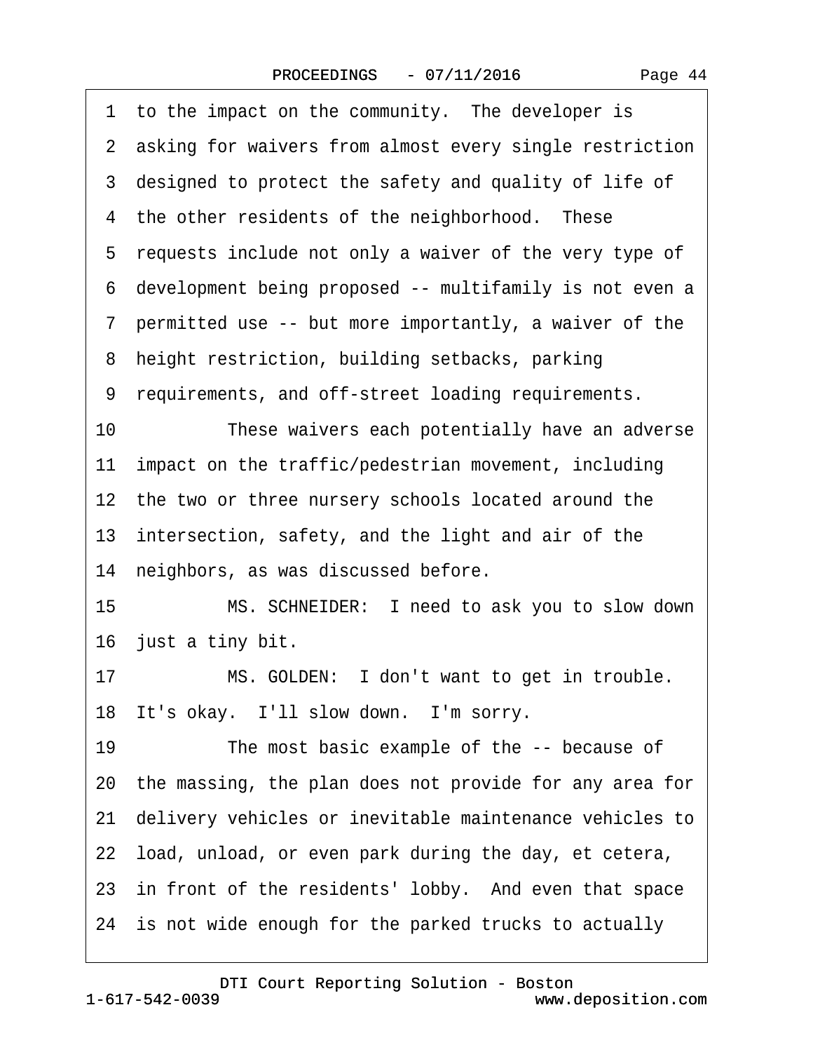1 to the impact on the community. The developer is
2 asking for waivers from almost every single restriction
3 designed to protect the safety and quality of life of
4 the other residents of the neighborhood. These
5 requests include not only a waiver of the very type of
6 development being proposed -- multifamily is not even a
7 permitted use -- but more importantly, a waiver of the
8 height restriction, building setbacks, parking
9 requirements, and off-street loading requirements.
10 These waivers each potentially have an adverse
11 impact on the traffic/pedestrian movement, including
12 the two or three nursery schools located around the
13 intersection, safety, and the light and air of the
14 neighbors, as was discussed before.
15 MS. SCHNEIDER: I need to ask you to slow down
16 just a tiny bit.
17 MS. GOLDEN: I don't want to get in trouble.
18 It's okay. I'll slow down. I'm sorry.
19 The most basic example of the -- because of
20 the massing, the plan does not provide for any area for
21 delivery vehicles or inevitable maintenance vehicles to
22 load, unload, or even park during the day, et cetera,
23 in front of the residents' lobby. And even that space
24 is not wide enough for the parked trucks to actually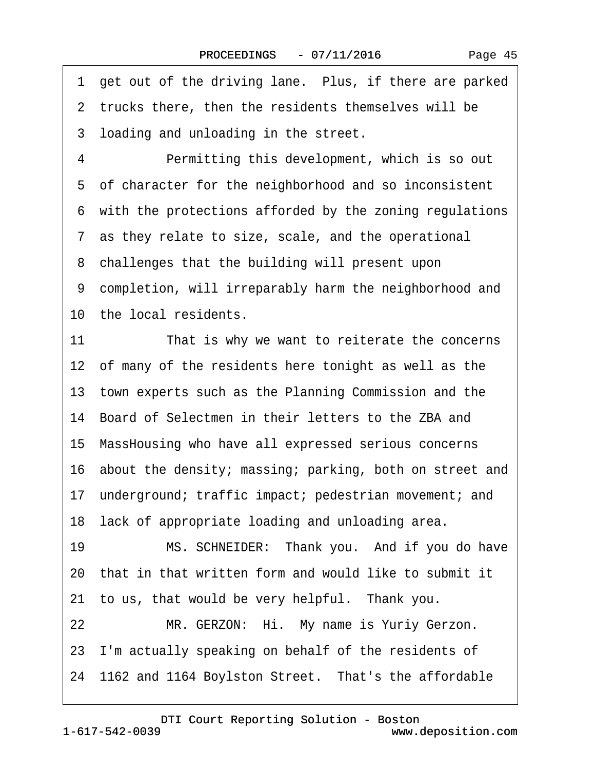1 get out of the driving lane. Plus, if there are parked
2 trucks there, then the residents themselves will be
3 loading and unloading in the street.
4 Permitting this development, which is so out
5 of character for the neighborhood and so inconsistent
6 with the protections afforded by the zoning regulations
7 as they relate to size, scale, and the operational
8 challenges that the building will present upon
9 completion, will irreparably harm the neighborhood and
10 the local residents.
11 That is why we want to reiterate the concerns
12 of many of the residents here tonight as well as the
13 town experts such as the Planning Commission and the
14 Board of Selectmen in their letters to the ZBA and
15 MassHousing who have all expressed serious concerns
16 about the density; massing; parking, both on street and
17 underground; traffic impact; pedestrian movement; and
18 lack of appropriate loading and unloading area.
19 MS. SCHNEIDER: Thank you. And if you do have
20 that in that written form and would like to submit it
21 to us, that would be very helpful. Thank you.
22 MR. GERZON: Hi. My name is Yuriy Gerzon.
23 I'm actually speaking on behalf of the residents of
24 1162 and 1164 Boylston Street. That's the affordable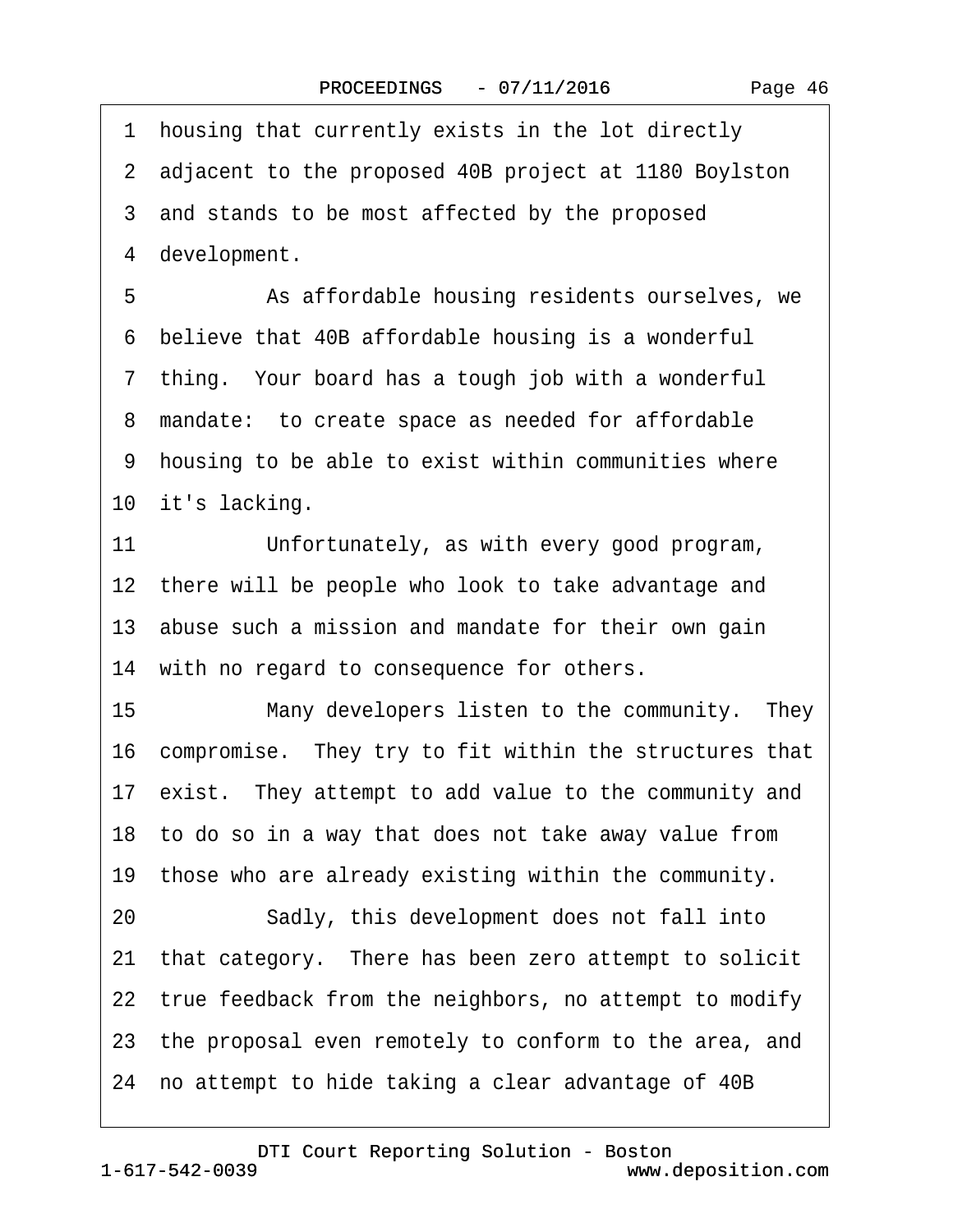1 housing that currently exists in the lot directly
2 adjacent to the proposed 40B project at 1180 Boylston
3 and stands to be most affected by the proposed
4 development.

5 As affordable housing residents ourselves, we
6 believe that 40B affordable housing is a wonderful
7 thing. Your board has a tough job with a wonderful
8 mandate: to create space as needed for affordable
9 housing to be able to exist within communities where
10 it's lacking.

11 Unfortunately, as with every good program,
12 there will be people who look to take advantage and
13 abuse such a mission and mandate for their own gain
14 with no regard to consequence for others.

15 Many developers listen to the community. They
16 compromise. They try to fit within the structures that
17 exist. They attempt to add value to the community and
18 to do so in a way that does not take away value from
19 those who are already existing within the community.

20 Sadly, this development does not fall into
21 that category. There has been zero attempt to solicit
22 true feedback from the neighbors, no attempt to modify
23 the proposal even remotely to conform to the area, and
24 no attempt to hide taking a clear advantage of 40B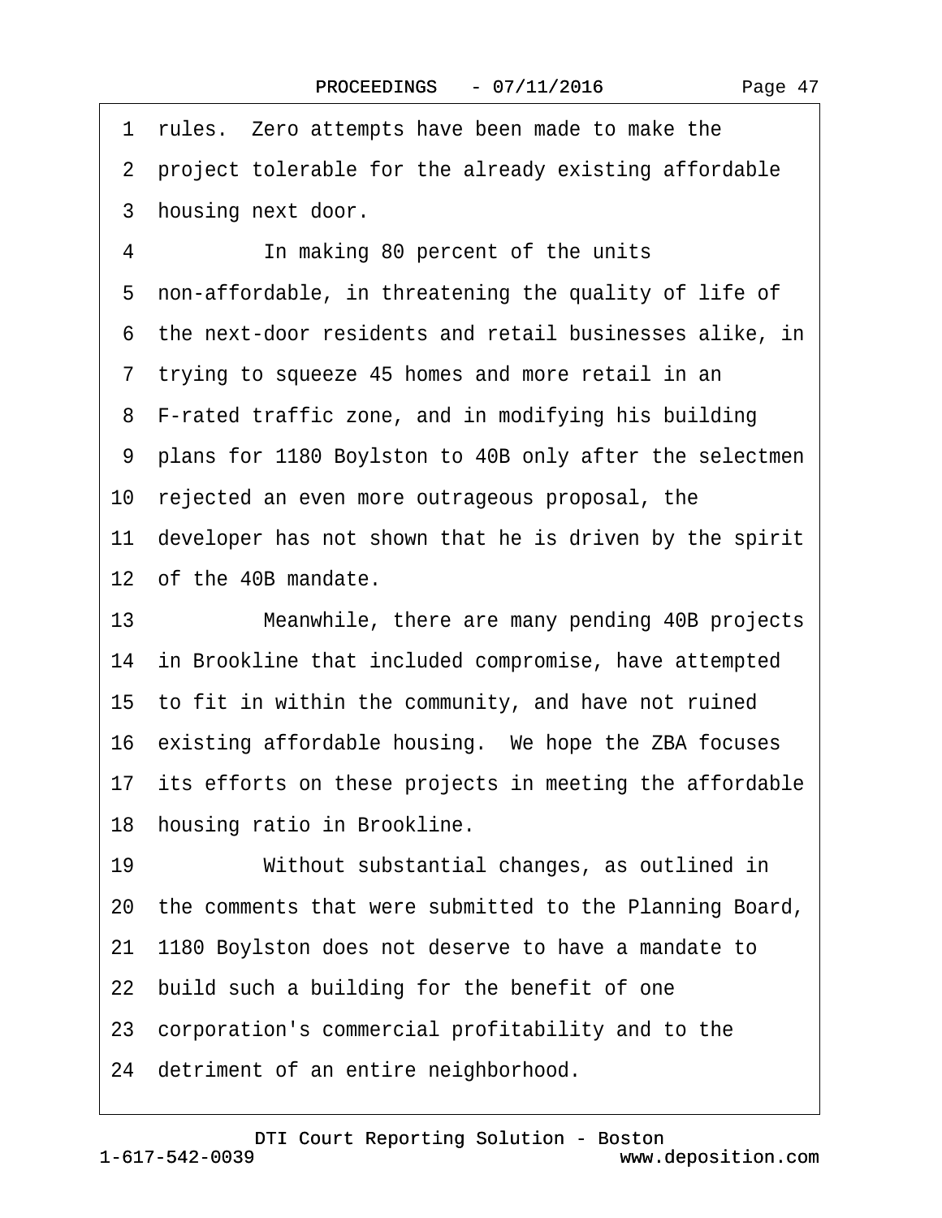rules. Zero attempts have been made to make the project tolerable for the already existing affordable housing next door.

In making 80 percent of the units non-affordable, in threatening the quality of life of the next-door residents and retail businesses alike, in trying to squeeze 45 homes and more retail in an F-rated traffic zone, and in modifying his building plans for 1180 Boylston to 40B only after the selectmen rejected an even more outrageous proposal, the developer has not shown that he is driven by the spirit of the 40B mandate.

Meanwhile, there are many pending 40B projects in Brookline that included compromise, have attempted to fit in within the community, and have not ruined existing affordable housing. We hope the ZBA focuses its efforts on these projects in meeting the affordable housing ratio in Brookline.

Without substantial changes, as outlined in the comments that were submitted to the Planning Board, 1180 Boylston does not deserve to have a mandate to build such a building for the benefit of one corporation's commercial profitability and to the detriment of an entire neighborhood.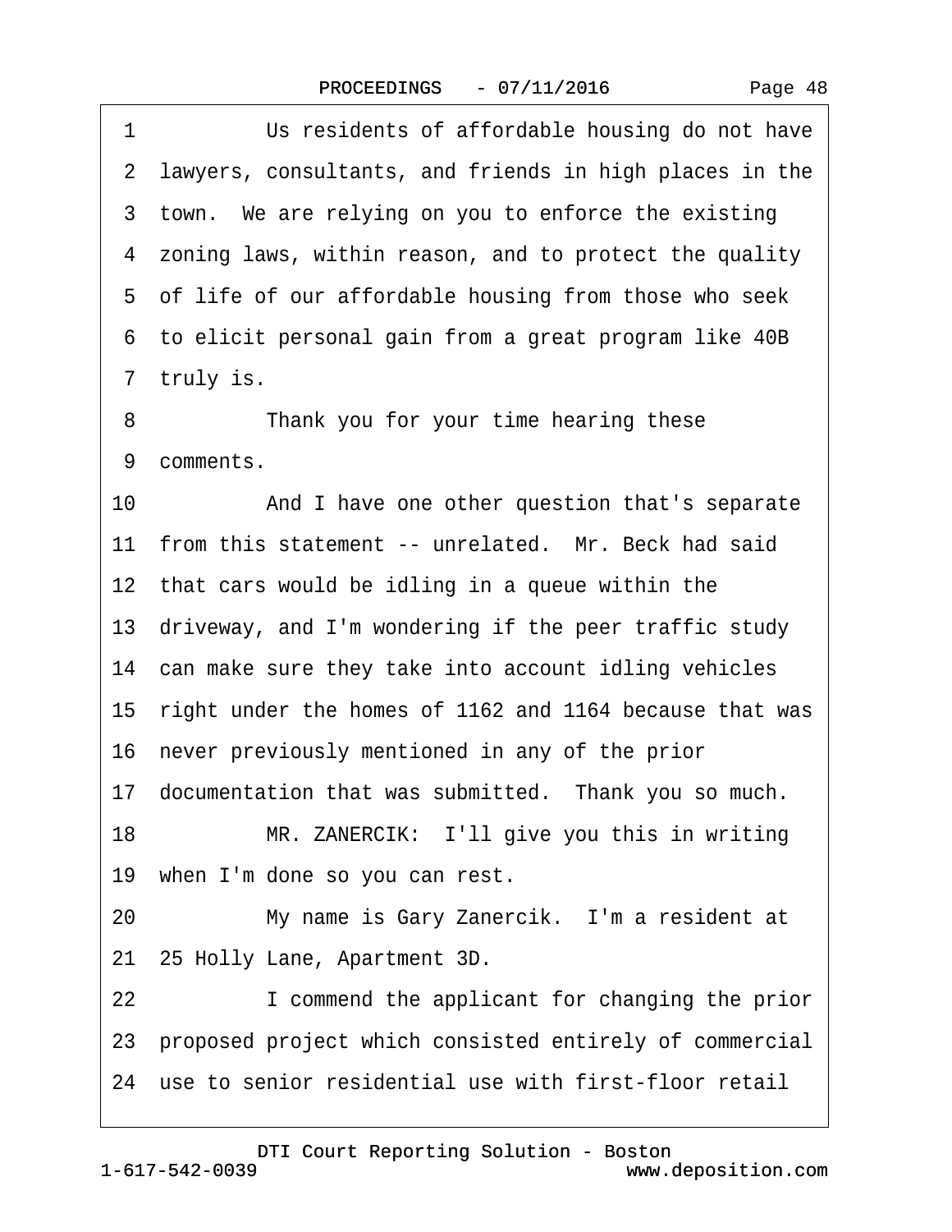1 Us residents of affordable housing do not have
2 lawyers, consultants, and friends in high places in the
3 town. We are relying on you to enforce the existing
4 zoning laws, within reason, and to protect the quality
5 of life of our affordable housing from those who seek
6 to elicit personal gain from a great program like 40B
7 truly is.
8 Thank you for your time hearing these
9 comments.
10 And I have one other question that's separate
11 from this statement -- unrelated. Mr. Beck had said
12 that cars would be idling in a queue within the
13 driveway, and I'm wondering if the peer traffic study
14 can make sure they take into account idling vehicles
15 right under the homes of 1162 and 1164 because that was
16 never previously mentioned in any of the prior
17 documentation that was submitted. Thank you so much.
18 MR. ZANERCIK: I'll give you this in writing
19 when I'm done so you can rest.
20 My name is Gary Zanercik. I'm a resident at
21 25 Holly Lane, Apartment 3D.
22 I commend the applicant for changing the prior
23 proposed project which consisted entirely of commercial
24 use to senior residential use with first-floor retail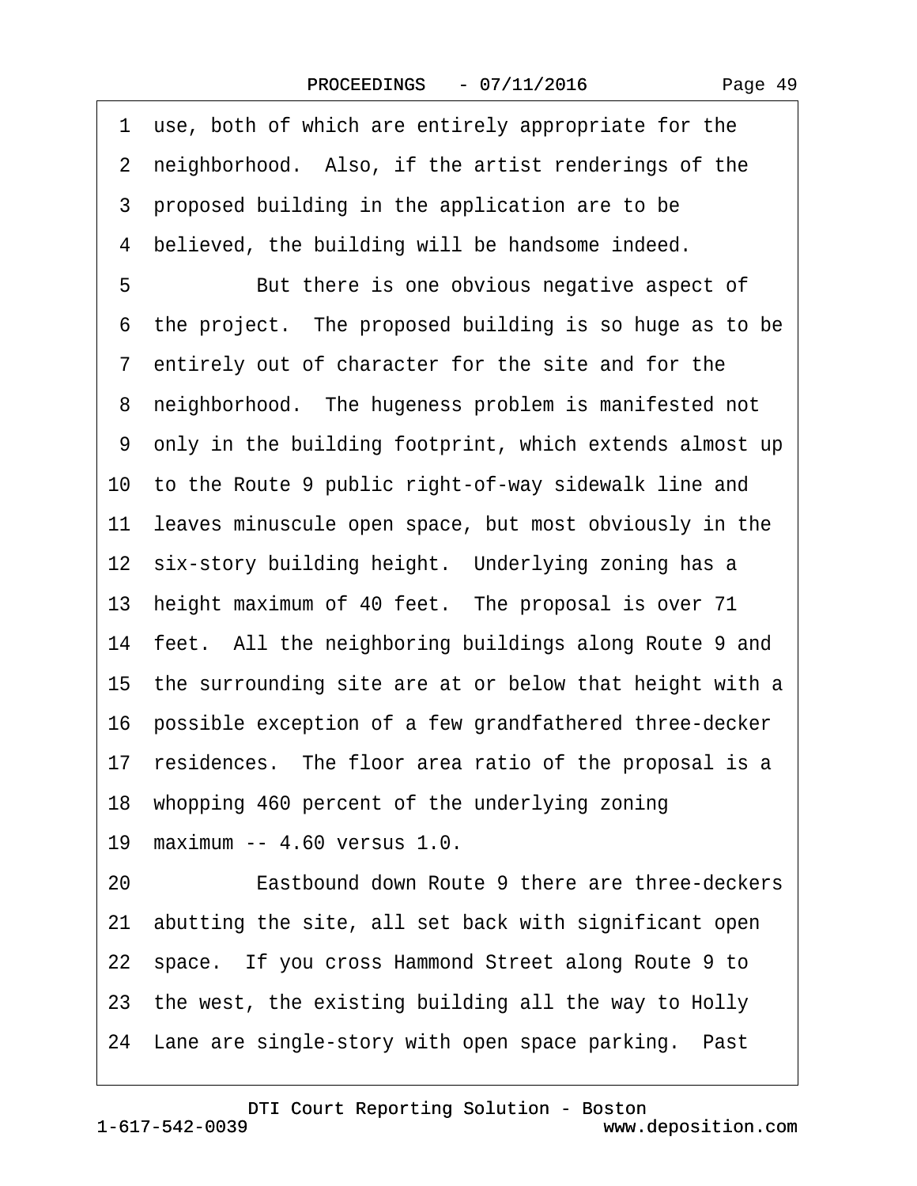1 use, both of which are entirely appropriate for the
2 neighborhood. Also, if the artist renderings of the
3 proposed building in the application are to be
4 believed, the building will be handsome indeed.
5 But there is one obvious negative aspect of
6 the project. The proposed building is so huge as to be
7 entirely out of character for the site and for the
8 neighborhood. The hugeness problem is manifested not
9 only in the building footprint, which extends almost up
10 to the Route 9 public right-of-way sidewalk line and
11 leaves minuscule open space, but most obviously in the
12 six-story building height. Underlying zoning has a
13 height maximum of 40 feet. The proposal is over 71
14 feet. All the neighboring buildings along Route 9 and
15 the surrounding site are at or below that height with a
16 possible exception of a few grandfathered three-decker
17 residences. The floor area ratio of the proposal is a
18 whopping 460 percent of the underlying zoning
19 maximum -- 4.60 versus 1.0.
20 Eastbound down Route 9 there are three-deckers
21 abutting the site, all set back with significant open
22 space. If you cross Hammond Street along Route 9 to
23 the west, the existing building all the way to Holly
24 Lane are single-story with open space parking. Past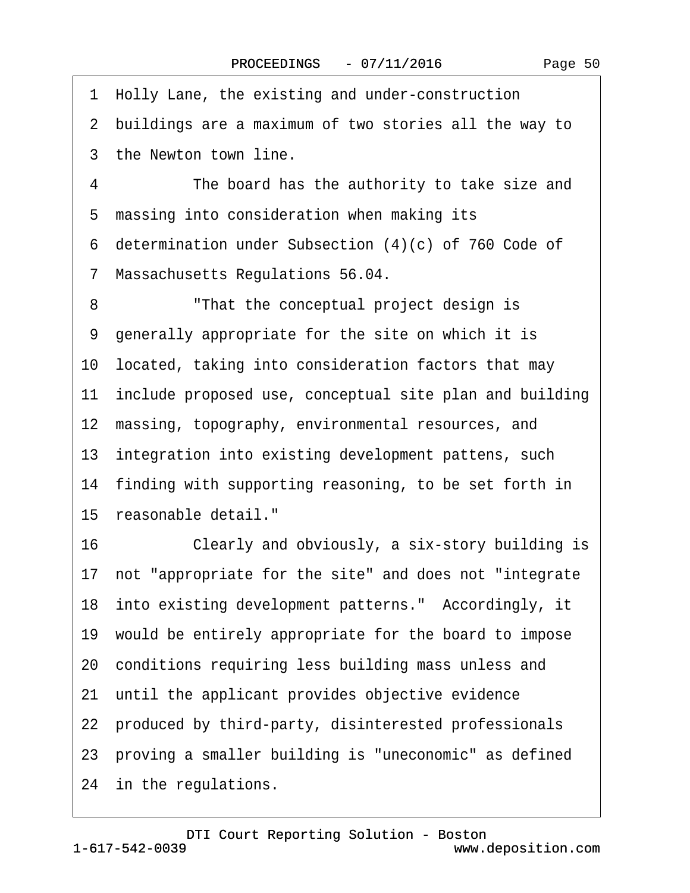1 Holly Lane, the existing and under-construction
2 buildings are a maximum of two stories all the way to
3 the Newton town line.
4 The board has the authority to take size and
5 massing into consideration when making its
6 determination under Subsection (4)(c) of 760 Code of
7 Massachusetts Regulations 56.04.
8 "That the conceptual project design is
9 generally appropriate for the site on which it is
10 located, taking into consideration factors that may
11 include proposed use, conceptual site plan and building
12 massing, topography, environmental resources, and
13 integration into existing development pattens, such
14 finding with supporting reasoning, to be set forth in
15 reasonable detail."
16 Clearly and obviously, a six-story building is
17 not "appropriate for the site" and does not "integrate
18 into existing development patterns." Accordingly, it
19 would be entirely appropriate for the board to impose
20 conditions requiring less building mass unless and
21 until the applicant provides objective evidence
22 produced by third-party, disinterested professionals
23 proving a smaller building is "uneconomic" as defined
24 in the regulations.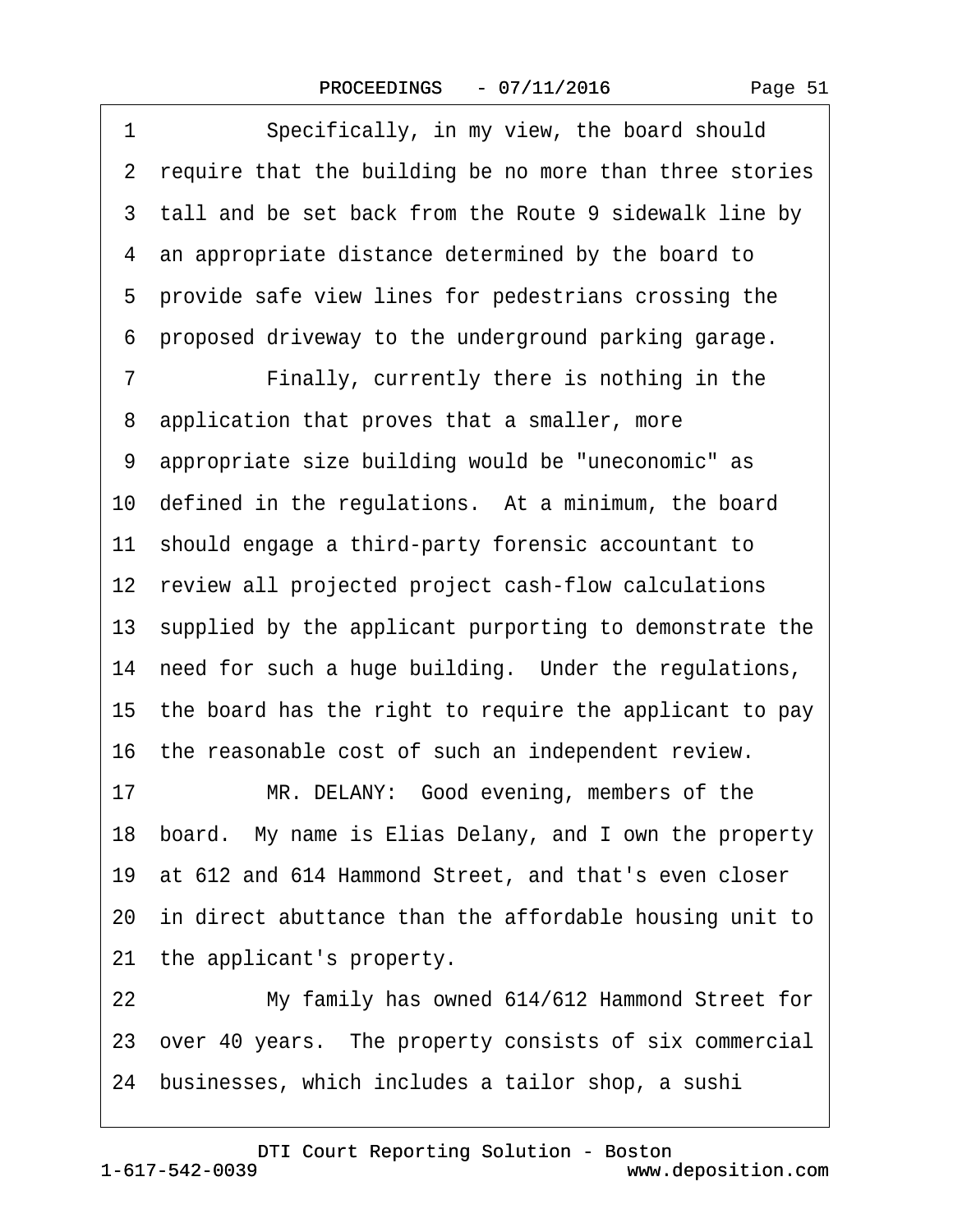1 Specifically, in my view, the board should
2 require that the building be no more than three stories
3 tall and be set back from the Route 9 sidewalk line by
4 an appropriate distance determined by the board to
5 provide safe view lines for pedestrians crossing the
6 proposed driveway to the underground parking garage.
7 Finally, currently there is nothing in the
8 application that proves that a smaller, more
9 appropriate size building would be "uneconomic" as
10 defined in the regulations. At a minimum, the board
11 should engage a third-party forensic accountant to
12 review all projected project cash-flow calculations
13 supplied by the applicant purporting to demonstrate the
14 need for such a huge building. Under the regulations,
15 the board has the right to require the applicant to pay
16 the reasonable cost of such an independent review.
17 MR. DELANY: Good evening, members of the
18 board. My name is Elias Delany, and I own the property
19 at 612 and 614 Hammond Street, and that's even closer
20 in direct abuttance than the affordable housing unit to
21 the applicant's property.
22 My family has owned 614/612 Hammond Street for
23 over 40 years. The property consists of six commercial
24 businesses, which includes a tailor shop, a sushi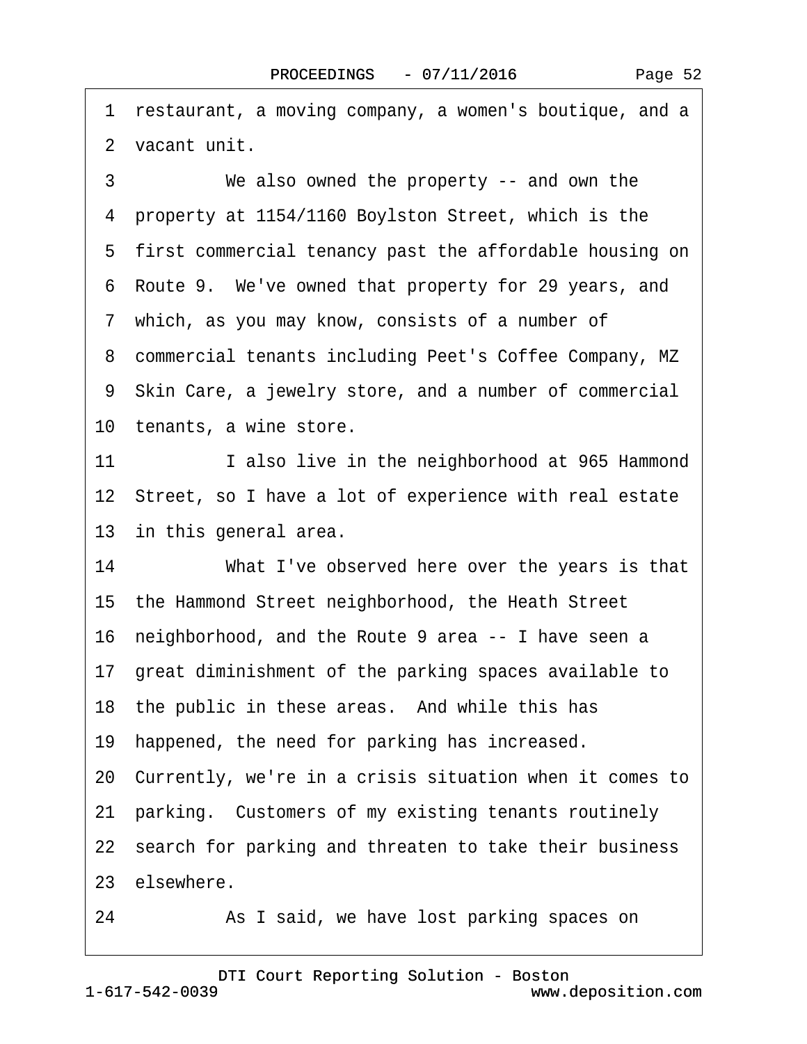1 restaurant, a moving company, a women's boutique, and a
2 vacant unit.
3 We also owned the property -- and own the
4 property at 1154/1160 Boylston Street, which is the
5 first commercial tenancy past the affordable housing on
6 Route 9. We've owned that property for 29 years, and
7 which, as you may know, consists of a number of
8 commercial tenants including Peet's Coffee Company, MZ
9 Skin Care, a jewelry store, and a number of commercial
10 tenants, a wine store.
11 I also live in the neighborhood at 965 Hammond
12 Street, so I have a lot of experience with real estate
13 in this general area.
14 What I've observed here over the years is that
15 the Hammond Street neighborhood, the Heath Street
16 neighborhood, and the Route 9 area -- I have seen a
17 great diminishment of the parking spaces available to
18 the public in these areas. And while this has
19 happened, the need for parking has increased.
20 Currently, we're in a crisis situation when it comes to
21 parking. Customers of my existing tenants routinely
22 search for parking and threaten to take their business
23 elsewhere.
24 As I said, we have lost parking spaces on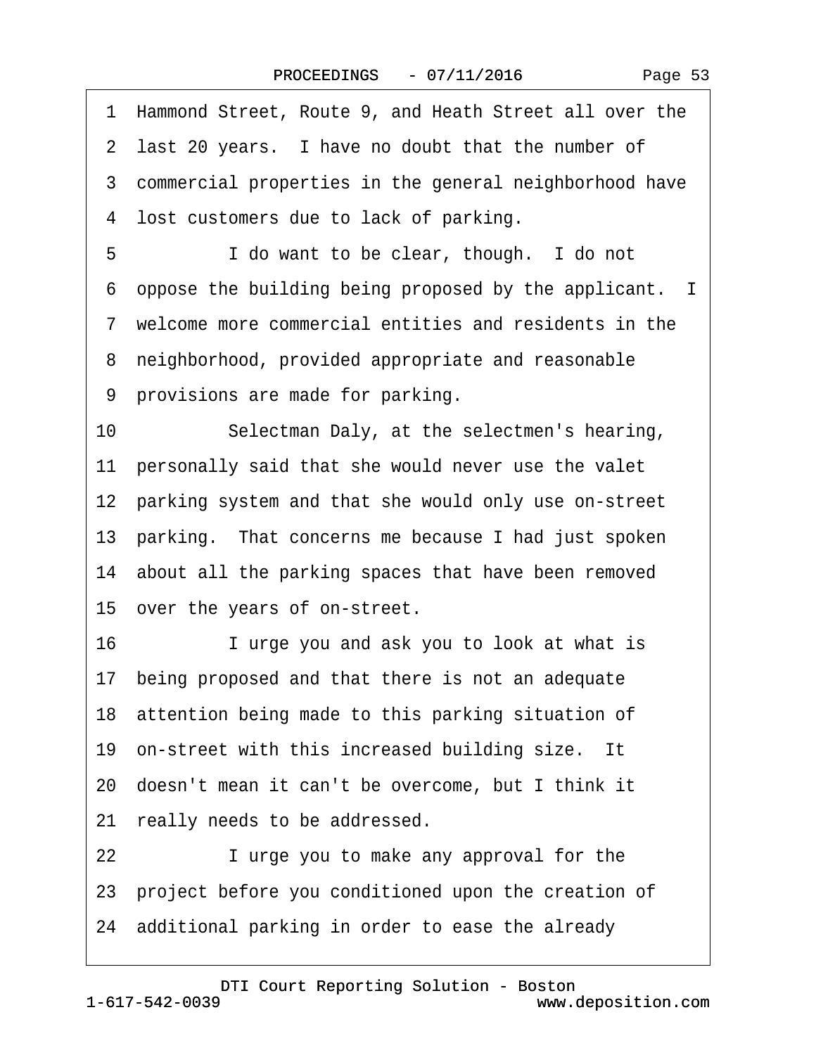1 Hammond Street, Route 9, and Heath Street all over the
2 last 20 years. I have no doubt that the number of
3 commercial properties in the general neighborhood have
4 lost customers due to lack of parking.
5 I do want to be clear, though. I do not
6 oppose the building being proposed by the applicant. I
7 welcome more commercial entities and residents in the
8 neighborhood, provided appropriate and reasonable
9 provisions are made for parking.
10 Selectman Daly, at the selectmen's hearing,
11 personally said that she would never use the valet
12 parking system and that she would only use on-street
13 parking. That concerns me because I had just spoken
14 about all the parking spaces that have been removed
15 over the years of on-street.
16 I urge you and ask you to look at what is
17 being proposed and that there is not an adequate
18 attention being made to this parking situation of
19 on-street with this increased building size. It
20 doesn't mean it can't be overcome, but I think it
21 really needs to be addressed.
22 I urge you to make any approval for the
23 project before you conditioned upon the creation of
24 additional parking in order to ease the already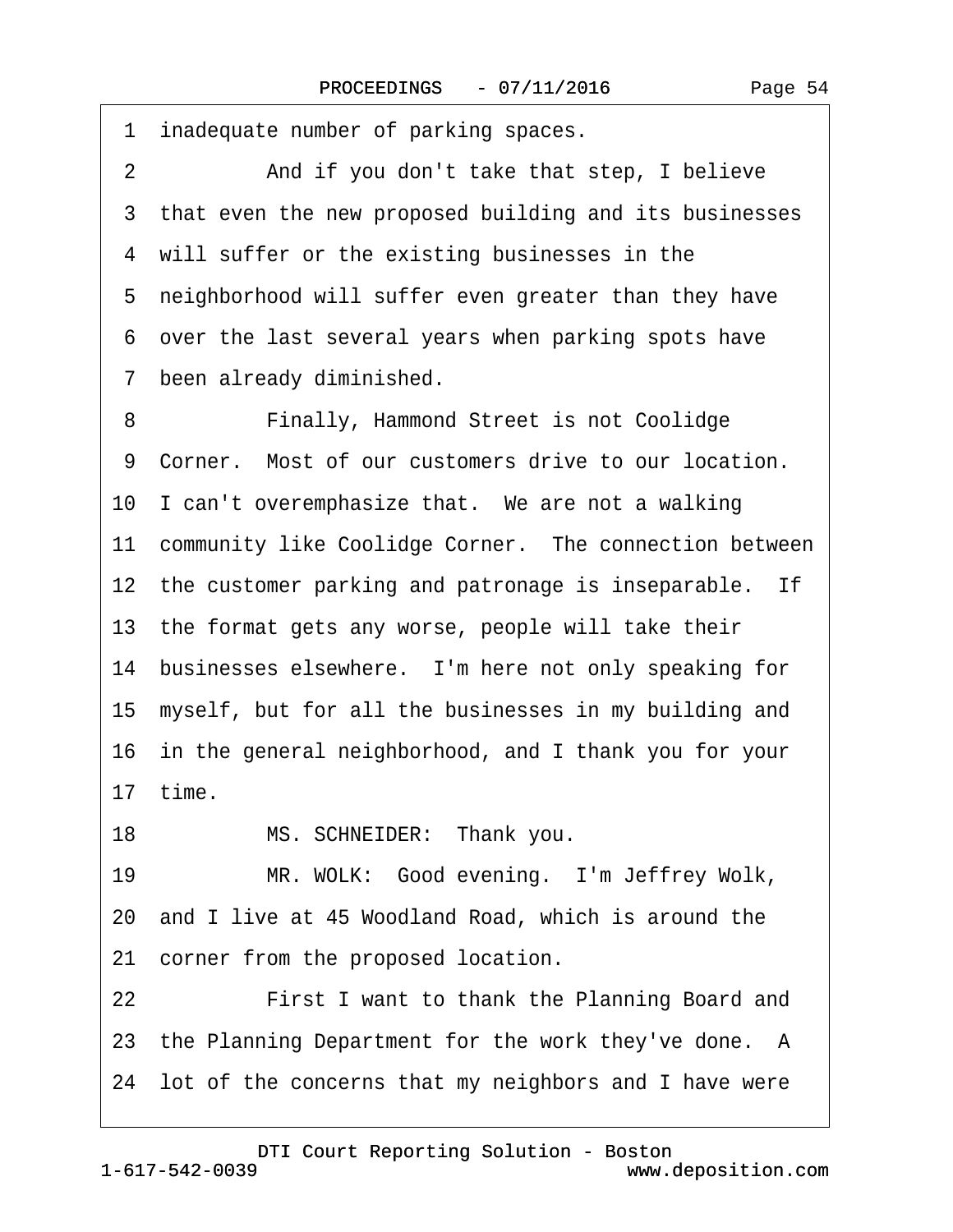1 inadequate number of parking spaces.

2 And if you don't take that step, I believe

3 that even the new proposed building and its businesses

4 will suffer or the existing businesses in the

5 neighborhood will suffer even greater than they have

6 over the last several years when parking spots have

7 been already diminished.

8 Finally, Hammond Street is not Coolidge

9 Corner. Most of our customers drive to our location.

10 I can't overemphasize that. We are not a walking

11 community like Coolidge Corner. The connection between

12 the customer parking and patronage is inseparable. If

13 the format gets any worse, people will take their

14 businesses elsewhere. I'm here not only speaking for

15 myself, but for all the businesses in my building and

16 in the general neighborhood, and I thank you for your

17 time.

18 MS. SCHNEIDER: Thank you.

19 MR. WOLK: Good evening. I'm Jeffrey Wolk,

20 and I live at 45 Woodland Road, which is around the

21 corner from the proposed location.

22 First I want to thank the Planning Board and

23 the Planning Department for the work they've done. A

24 lot of the concerns that my neighbors and I have were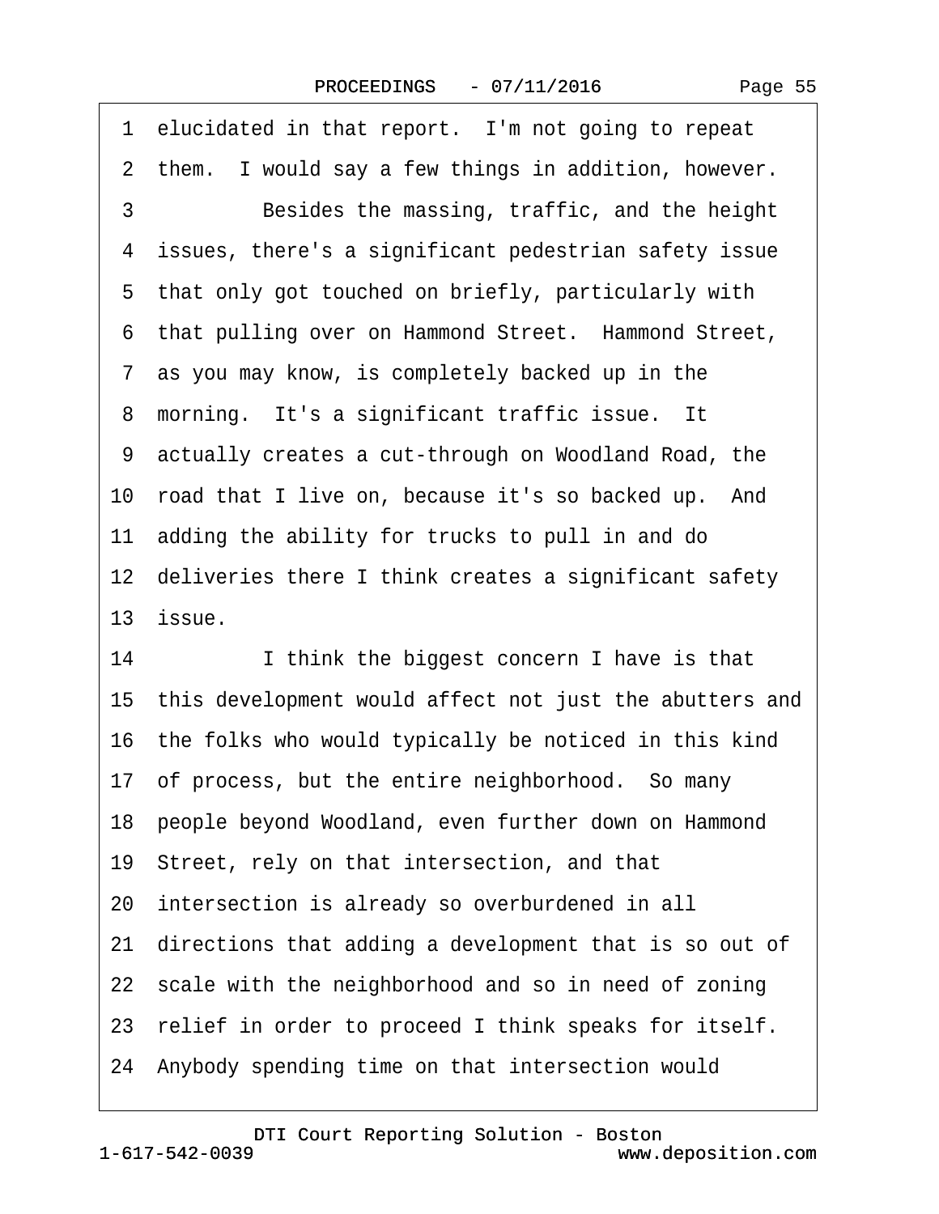1 elucidated in that report. I'm not going to repeat
2 them. I would say a few things in addition, however.
3 Besides the massing, traffic, and the height
4 issues, there's a significant pedestrian safety issue
5 that only got touched on briefly, particularly with
6 that pulling over on Hammond Street. Hammond Street,
7 as you may know, is completely backed up in the
8 morning. It's a significant traffic issue. It
9 actually creates a cut-through on Woodland Road, the
10 road that I live on, because it's so backed up. And
11 adding the ability for trucks to pull in and do
12 deliveries there I think creates a significant safety
13 issue.
14 I think the biggest concern I have is that
15 this development would affect not just the abutters and
16 the folks who would typically be noticed in this kind
17 of process, but the entire neighborhood. So many
18 people beyond Woodland, even further down on Hammond
19 Street, rely on that intersection, and that
20 intersection is already so overburdened in all
21 directions that adding a development that is so out of
22 scale with the neighborhood and so in need of zoning
23 relief in order to proceed I think speaks for itself.
24 Anybody spending time on that intersection would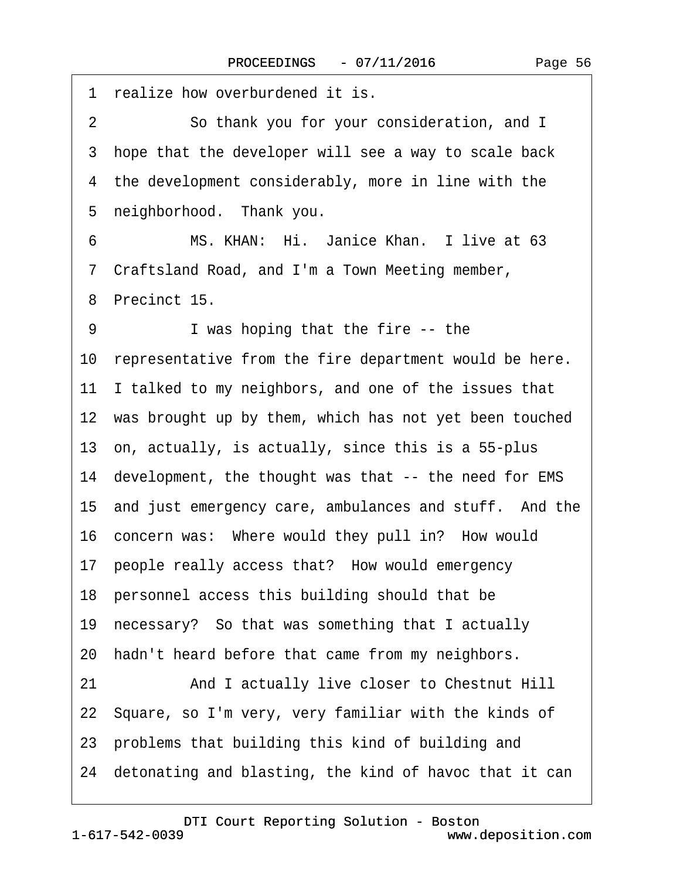1 realize how overburdened it is.

2 So thank you for your consideration, and I

3 hope that the developer will see a way to scale back

4 the development considerably, more in line with the

5 neighborhood. Thank you.

6 MS. KHAN: Hi. Janice Khan. I live at 63

7 Craftsland Road, and I'm a Town Meeting member,

8 Precinct 15.

9 I was hoping that the fire -- the

10 representative from the fire department would be here.

11 I talked to my neighbors, and one of the issues that

12 was brought up by them, which has not yet been touched

13 on, actually, is actually, since this is a 55-plus

14 development, the thought was that -- the need for EMS

15 and just emergency care, ambulances and stuff. And the

16 concern was: Where would they pull in? How would

17 people really access that? How would emergency

18 personnel access this building should that be

19 necessary? So that was something that I actually

20 hadn't heard before that came from my neighbors.

21 And I actually live closer to Chestnut Hill

22 Square, so I'm very, very familiar with the kinds of

23 problems that building this kind of building and

24 detonating and blasting, the kind of havoc that it can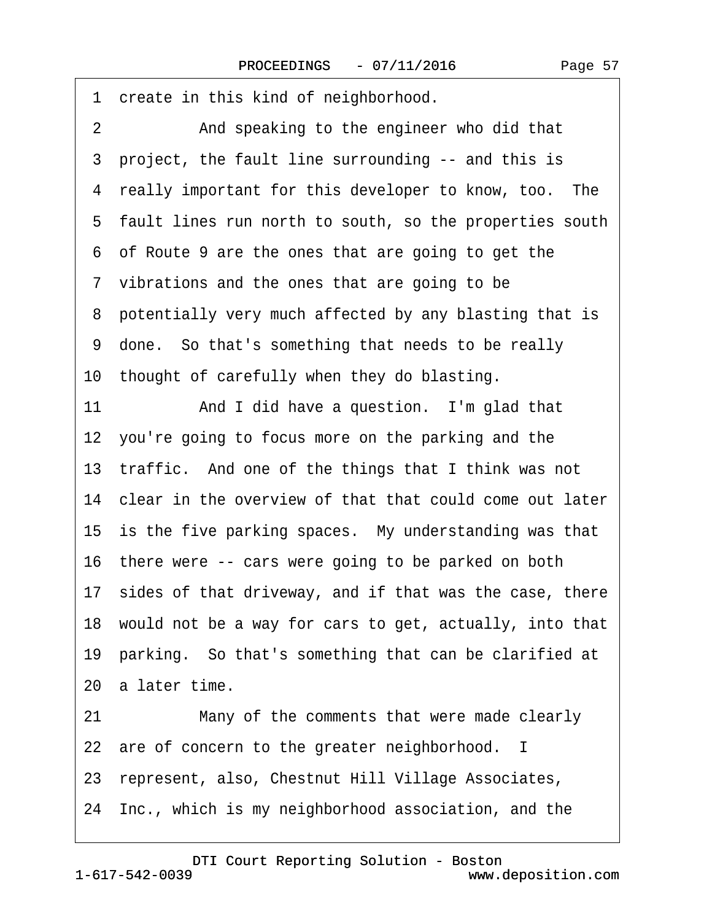1 create in this kind of neighborhood.

2 And speaking to the engineer who did that

3 project, the fault line surrounding -- and this is

4 really important for this developer to know, too. The

5 fault lines run north to south, so the properties south

6 of Route 9 are the ones that are going to get the

7 vibrations and the ones that are going to be

8 potentially very much affected by any blasting that is

9 done. So that's something that needs to be really

10 thought of carefully when they do blasting.

11 And I did have a question. I'm glad that

12 you're going to focus more on the parking and the

13 traffic. And one of the things that I think was not

14 clear in the overview of that that could come out later

15 is the five parking spaces. My understanding was that

16 there were -- cars were going to be parked on both

17 sides of that driveway, and if that was the case, there

18 would not be a way for cars to get, actually, into that

19 parking. So that's something that can be clarified at

20 a later time.

21 Many of the comments that were made clearly

22 are of concern to the greater neighborhood. I

23 represent, also, Chestnut Hill Village Associates,

24 Inc., which is my neighborhood association, and the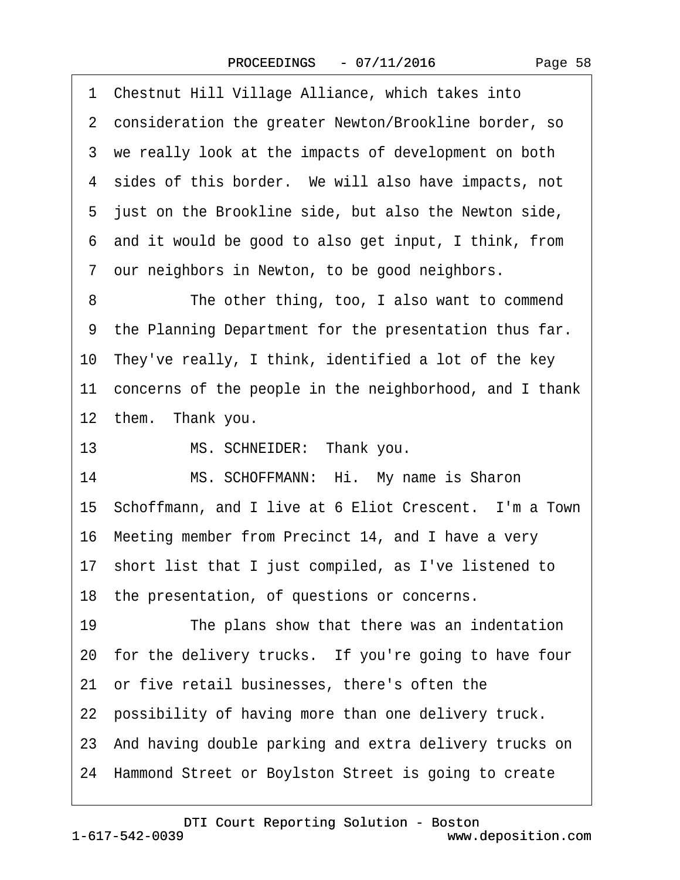1 Chestnut Hill Village Alliance, which takes into
2 consideration the greater Newton/Brookline border, so
3 we really look at the impacts of development on both
4 sides of this border. We will also have impacts, not
5 just on the Brookline side, but also the Newton side,
6 and it would be good to also get input, I think, from
7 our neighbors in Newton, to be good neighbors.
8 The other thing, too, I also want to commend
9 the Planning Department for the presentation thus far.
10 They've really, I think, identified a lot of the key
11 concerns of the people in the neighborhood, and I thank
12 them. Thank you.
13 MS. SCHNEIDER: Thank you.
14 MS. SCHOFFMANN: Hi. My name is Sharon
15 Schoffmann, and I live at 6 Eliot Crescent. I'm a Town
16 Meeting member from Precinct 14, and I have a very
17 short list that I just compiled, as I've listened to
18 the presentation, of questions or concerns.
19 The plans show that there was an indentation
20 for the delivery trucks. If you're going to have four
21 or five retail businesses, there's often the
22 possibility of having more than one delivery truck.
23 And having double parking and extra delivery trucks on
24 Hammond Street or Boylston Street is going to create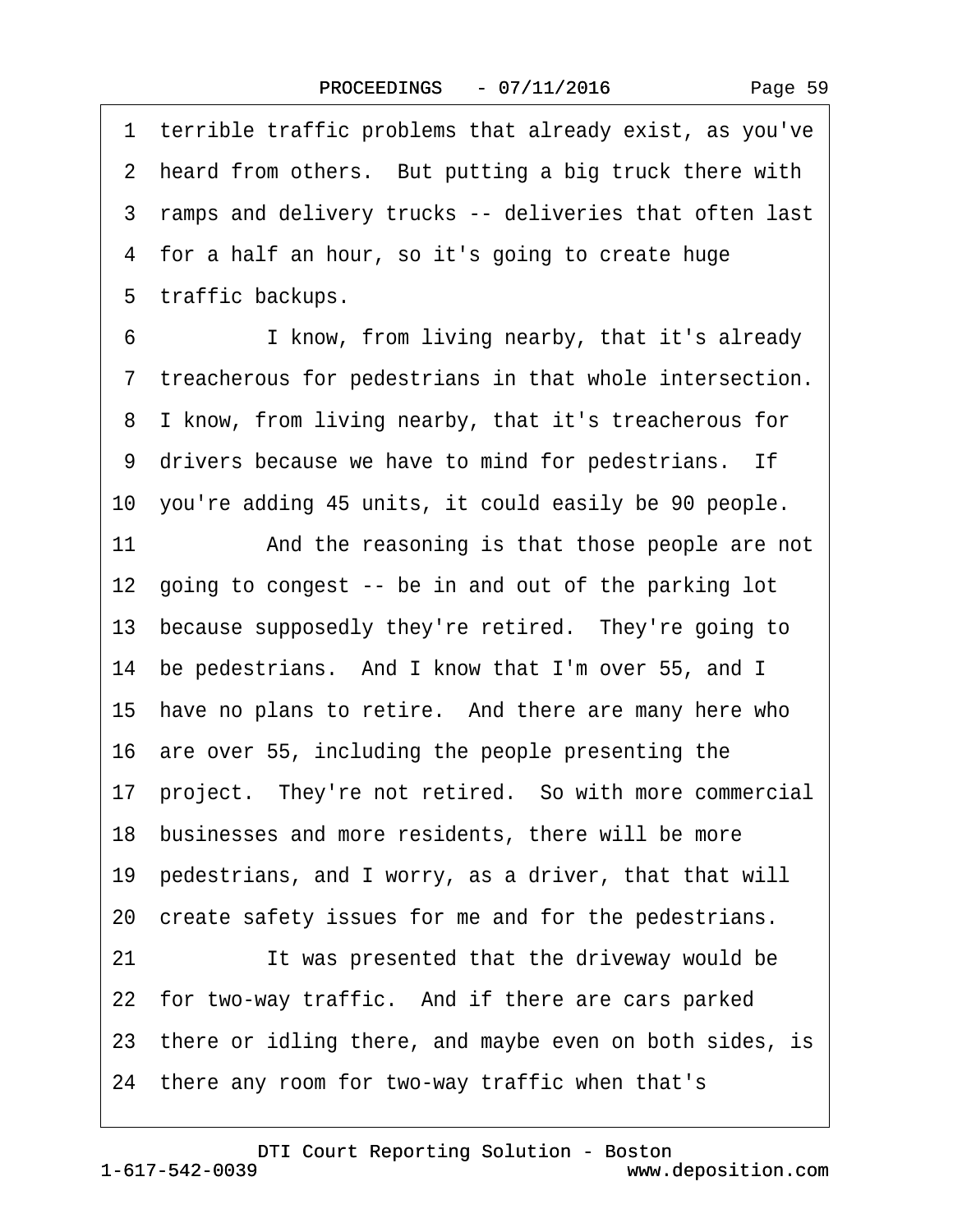1 terrible traffic problems that already exist, as you've
2 heard from others. But putting a big truck there with
3 ramps and delivery trucks -- deliveries that often last
4 for a half an hour, so it's going to create huge
5 traffic backups.

6 I know, from living nearby, that it's already
7 treacherous for pedestrians in that whole intersection.
8 I know, from living nearby, that it's treacherous for
9 drivers because we have to mind for pedestrians. If
10 you're adding 45 units, it could easily be 90 people.

11 And the reasoning is that those people are not
12 going to congest -- be in and out of the parking lot
13 because supposedly they're retired. They're going to
14 be pedestrians. And I know that I'm over 55, and I
15 have no plans to retire. And there are many here who
16 are over 55, including the people presenting the
17 project. They're not retired. So with more commercial
18 businesses and more residents, there will be more
19 pedestrians, and I worry, as a driver, that that will
20 create safety issues for me and for the pedestrians.

21 It was presented that the driveway would be
22 for two-way traffic. And if there are cars parked
23 there or idling there, and maybe even on both sides, is
24 there any room for two-way traffic when that's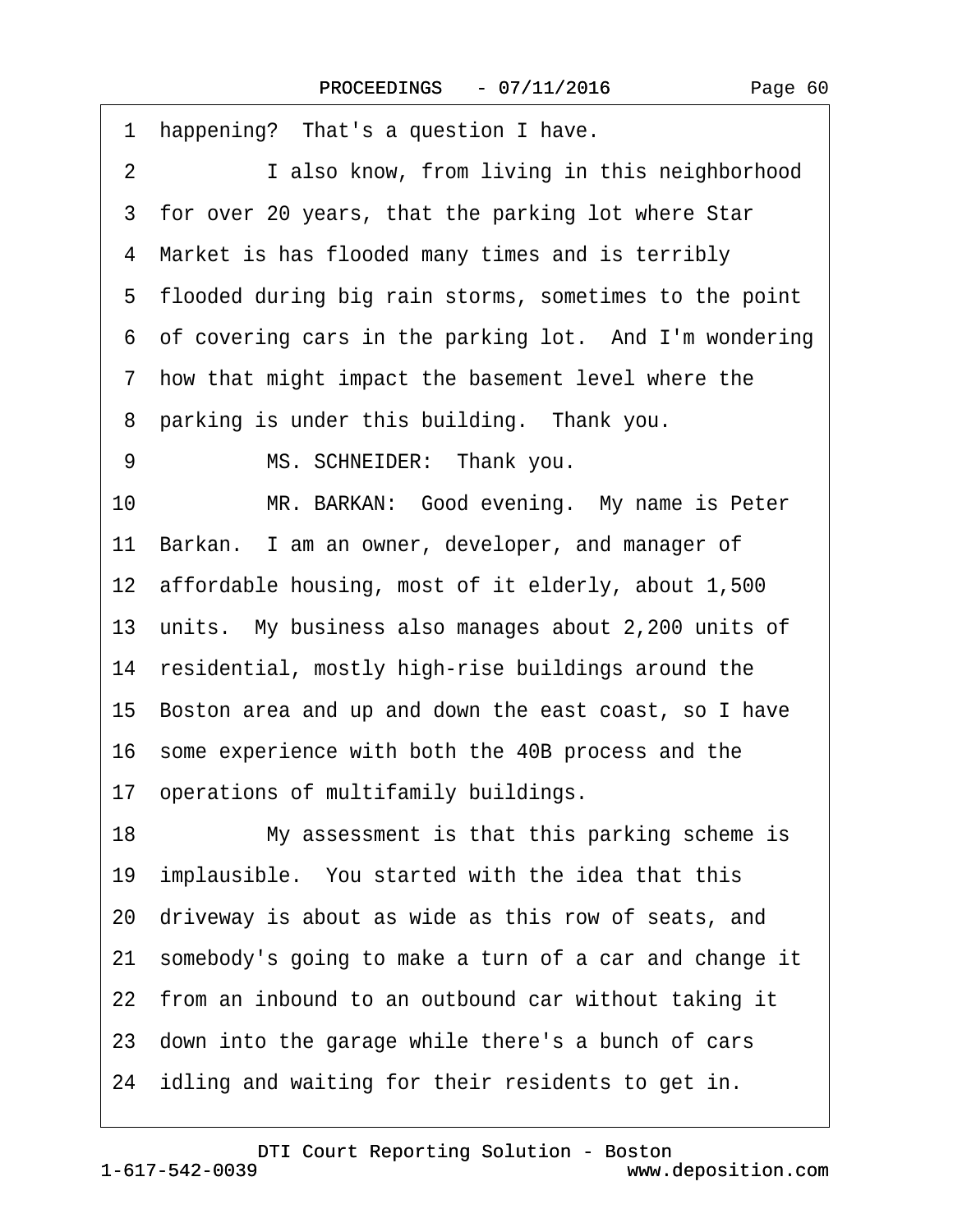1 happening? That's a question I have.

2 I also know, from living in this neighborhood

3 for over 20 years, that the parking lot where Star

4 Market is has flooded many times and is terribly

5 flooded during big rain storms, sometimes to the point

6 of covering cars in the parking lot. And I'm wondering

7 how that might impact the basement level where the

8 parking is under this building. Thank you.

9 MS. SCHNEIDER: Thank you.

10 MR. BARKAN: Good evening. My name is Peter

11 Barkan. I am an owner, developer, and manager of

12 affordable housing, most of it elderly, about 1,500

13 units. My business also manages about 2,200 units of

14 residential, mostly high-rise buildings around the

15 Boston area and up and down the east coast, so I have

16 some experience with both the 40B process and the

17 operations of multifamily buildings.

18 My assessment is that this parking scheme is

19 implausible. You started with the idea that this

20 driveway is about as wide as this row of seats, and

21 somebody's going to make a turn of a car and change it

22 from an inbound to an outbound car without taking it

23 down into the garage while there's a bunch of cars

24 idling and waiting for their residents to get in.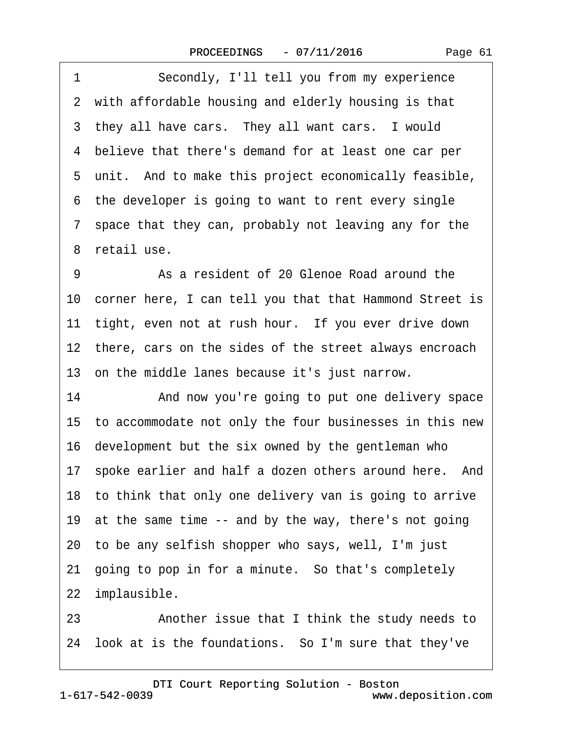Secondly, I'll tell you from my experience with affordable housing and elderly housing is that they all have cars. They all want cars. I would believe that there's demand for at least one car per unit. And to make this project economically feasible, the developer is going to want to rent every single space that they can, probably not leaving any for the retail use.

As a resident of 20 Glenoe Road around the corner here, I can tell you that that Hammond Street is tight, even not at rush hour. If you ever drive down there, cars on the sides of the street always encroach on the middle lanes because it's just narrow.

And now you're going to put one delivery space to accommodate not only the four businesses in this new development but the six owned by the gentleman who spoke earlier and half a dozen others around here. And to think that only one delivery van is going to arrive at the same time -- and by the way, there's not going to be any selfish shopper who says, well, I'm just going to pop in for a minute. So that's completely implausible.

Another issue that I think the study needs to look at is the foundations. So I'm sure that they've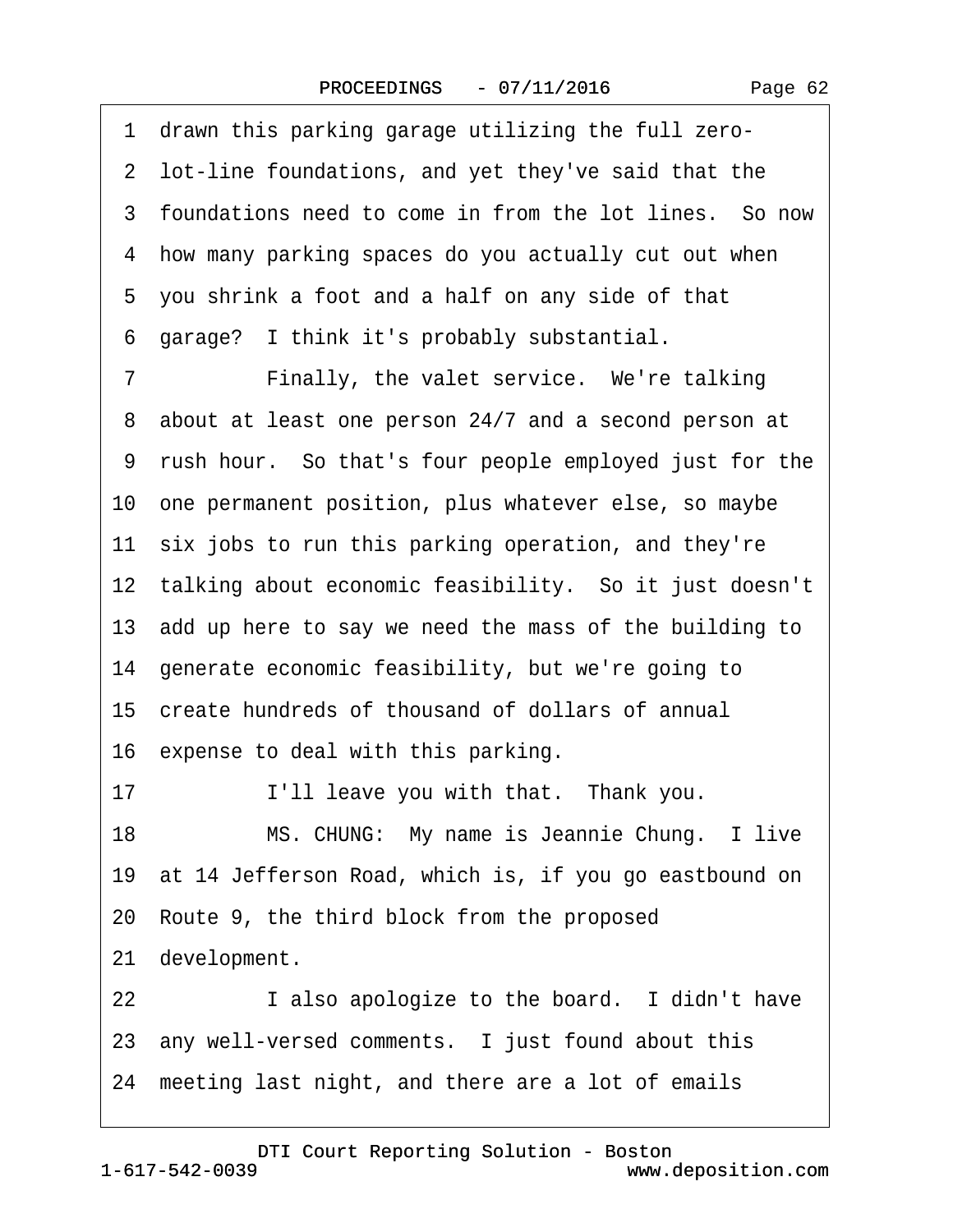1 drawn this parking garage utilizing the full zero-
2 lot-line foundations, and yet they've said that the
3 foundations need to come in from the lot lines. So now
4 how many parking spaces do you actually cut out when
5 you shrink a foot and a half on any side of that
6 garage? I think it's probably substantial.
7 Finally, the valet service. We're talking
8 about at least one person 24/7 and a second person at
9 rush hour. So that's four people employed just for the
10 one permanent position, plus whatever else, so maybe
11 six jobs to run this parking operation, and they're
12 talking about economic feasibility. So it just doesn't
13 add up here to say we need the mass of the building to
14 generate economic feasibility, but we're going to
15 create hundreds of thousand of dollars of annual
16 expense to deal with this parking.
17 I'll leave you with that. Thank you.
18 MS. CHUNG: My name is Jeannie Chung. I live
19 at 14 Jefferson Road, which is, if you go eastbound on
20 Route 9, the third block from the proposed
21 development.
22 I also apologize to the board. I didn't have
23 any well-versed comments. I just found about this
24 meeting last night, and there are a lot of emails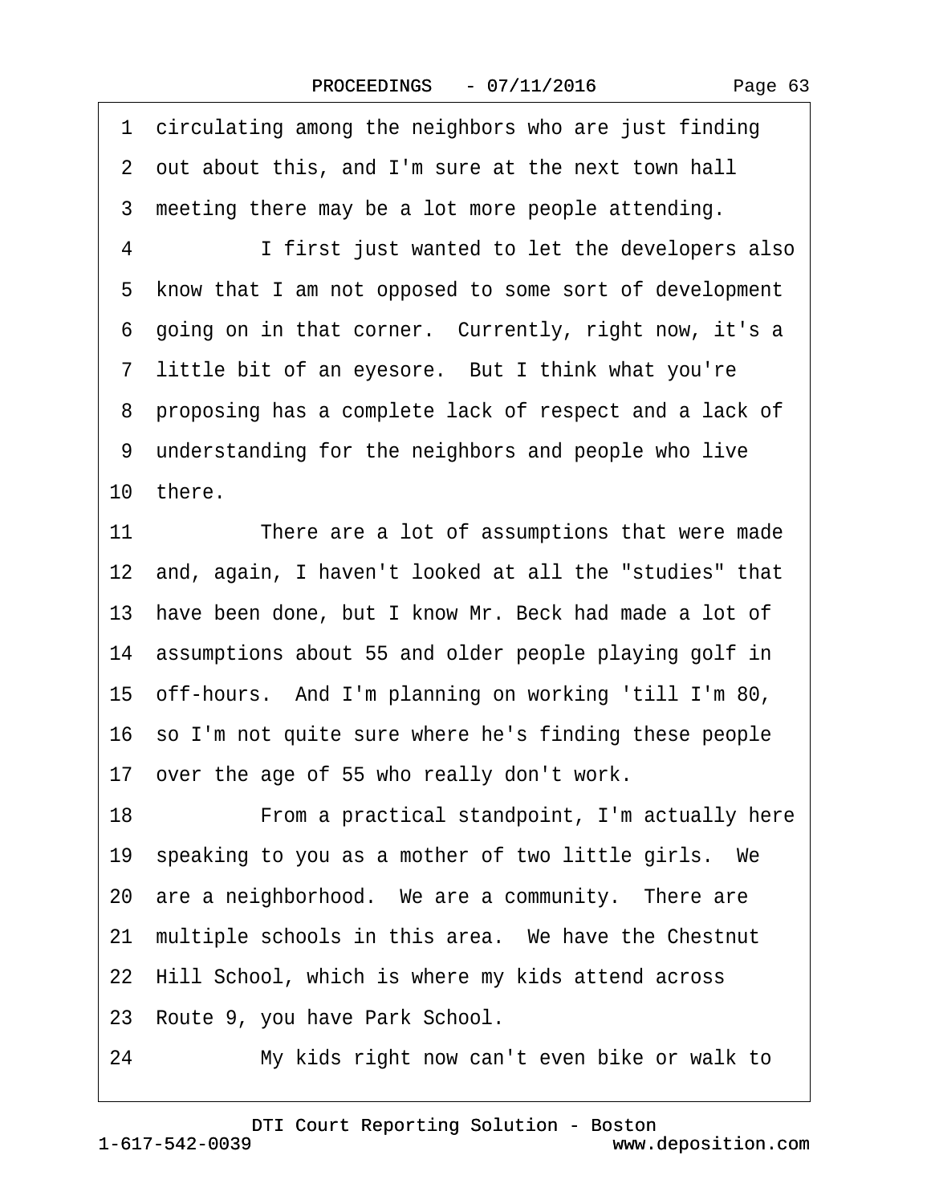1 circulating among the neighbors who are just finding
2 out about this, and I'm sure at the next town hall
3 meeting there may be a lot more people attending.
4 I first just wanted to let the developers also
5 know that I am not opposed to some sort of development
6 going on in that corner. Currently, right now, it's a
7 little bit of an eyesore. But I think what you're
8 proposing has a complete lack of respect and a lack of
9 understanding for the neighbors and people who live
10 there.
11 There are a lot of assumptions that were made
12 and, again, I haven't looked at all the "studies" that
13 have been done, but I know Mr. Beck had made a lot of
14 assumptions about 55 and older people playing golf in
15 off-hours. And I'm planning on working 'till I'm 80,
16 so I'm not quite sure where he's finding these people
17 over the age of 55 who really don't work.
18 From a practical standpoint, I'm actually here
19 speaking to you as a mother of two little girls. We
20 are a neighborhood. We are a community. There are
21 multiple schools in this area. We have the Chestnut
22 Hill School, which is where my kids attend across
23 Route 9, you have Park School.
24 My kids right now can't even bike or walk to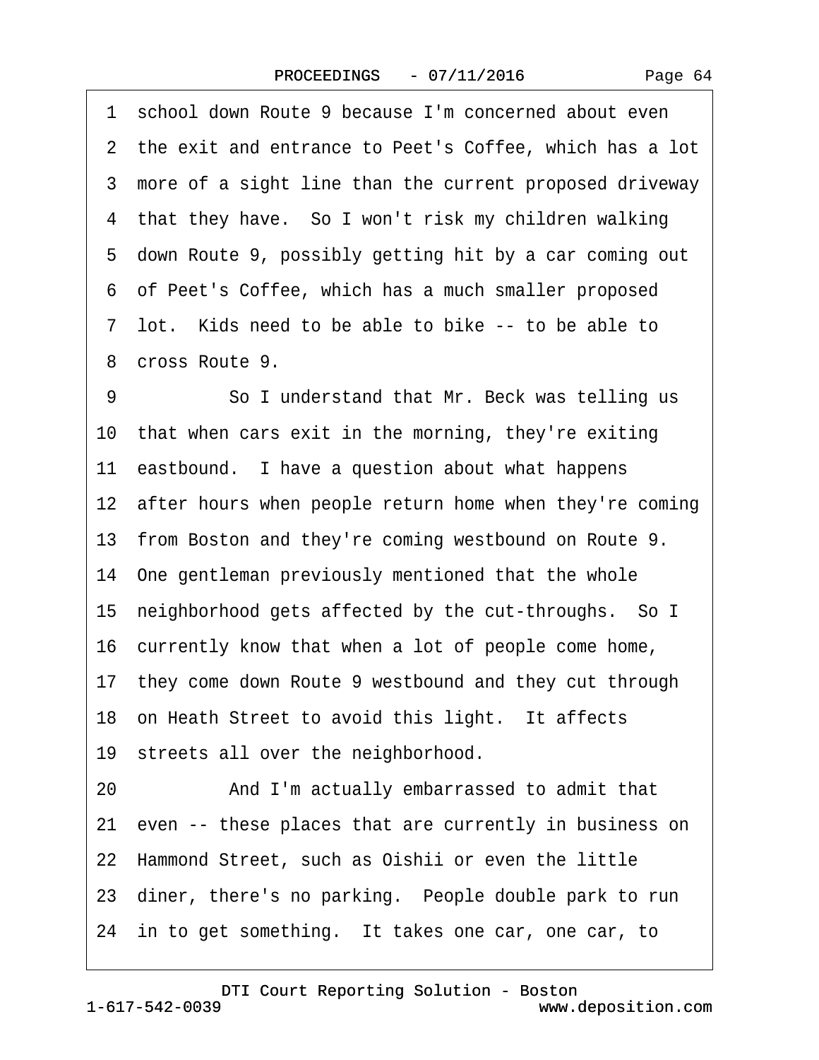1 school down Route 9 because I'm concerned about even
2 the exit and entrance to Peet's Coffee, which has a lot
3 more of a sight line than the current proposed driveway
4 that they have. So I won't risk my children walking
5 down Route 9, possibly getting hit by a car coming out
6 of Peet's Coffee, which has a much smaller proposed
7 lot. Kids need to be able to bike -- to be able to
8 cross Route 9.

9 So I understand that Mr. Beck was telling us
10 that when cars exit in the morning, they're exiting
11 eastbound. I have a question about what happens
12 after hours when people return home when they're coming
13 from Boston and they're coming westbound on Route 9.
14 One gentleman previously mentioned that the whole
15 neighborhood gets affected by the cut-throughs. So I
16 currently know that when a lot of people come home,
17 they come down Route 9 westbound and they cut through
18 on Heath Street to avoid this light. It affects
19 streets all over the neighborhood.

20 And I'm actually embarrassed to admit that
21 even -- these places that are currently in business on
22 Hammond Street, such as Oishii or even the little
23 diner, there's no parking. People double park to run
24 in to get something. It takes one car, one car, to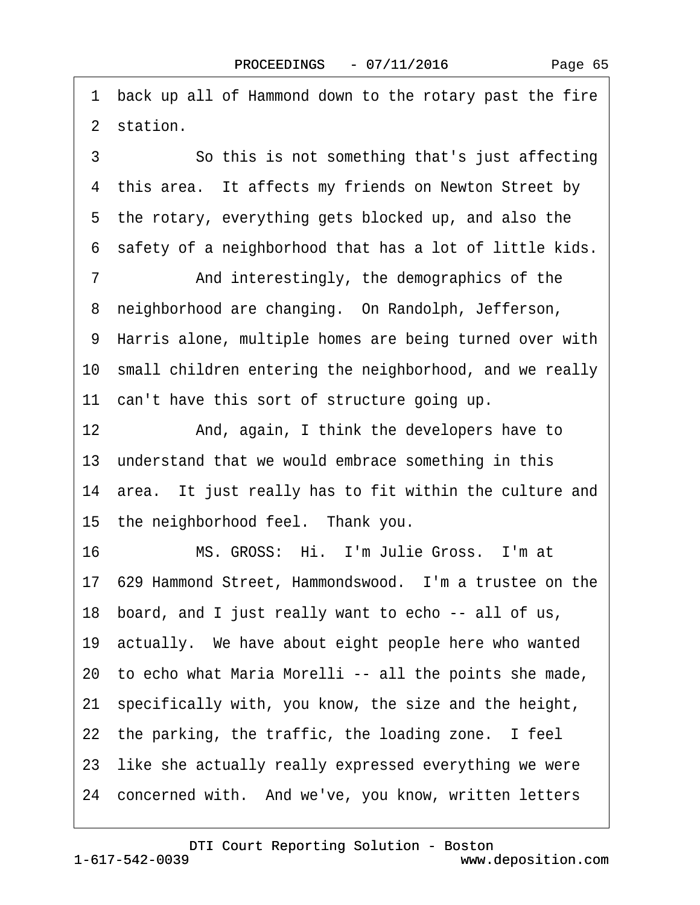1 back up all of Hammond down to the rotary past the fire
2 station.
3 So this is not something that's just affecting
4 this area. It affects my friends on Newton Street by
5 the rotary, everything gets blocked up, and also the
6 safety of a neighborhood that has a lot of little kids.
7 And interestingly, the demographics of the
8 neighborhood are changing. On Randolph, Jefferson,
9 Harris alone, multiple homes are being turned over with
10 small children entering the neighborhood, and we really
11 can't have this sort of structure going up.
12 And, again, I think the developers have to
13 understand that we would embrace something in this
14 area. It just really has to fit within the culture and
15 the neighborhood feel. Thank you.
16 MS. GROSS: Hi. I'm Julie Gross. I'm at
17 629 Hammond Street, Hammondswood. I'm a trustee on the
18 board, and I just really want to echo -- all of us,
19 actually. We have about eight people here who wanted
20 to echo what Maria Morelli -- all the points she made,
21 specifically with, you know, the size and the height,
22 the parking, the traffic, the loading zone. I feel
23 like she actually really expressed everything we were
24 concerned with. And we've, you know, written letters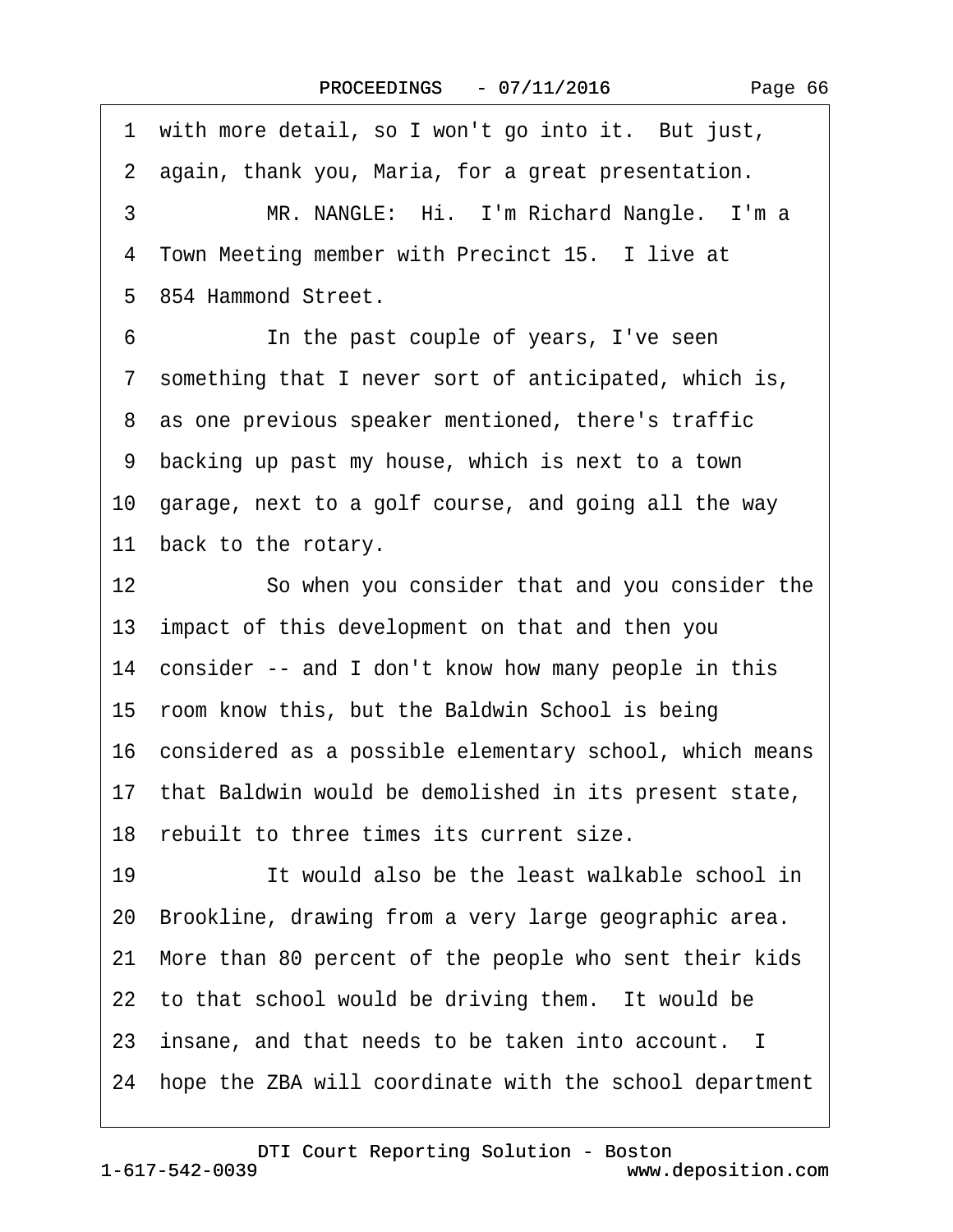1 with more detail, so I won't go into it. But just,

2 again, thank you, Maria, for a great presentation.

3 MR. NANGLE: Hi. I'm Richard Nangle. I'm a

4 Town Meeting member with Precinct 15. I live at

5 854 Hammond Street.

6 In the past couple of years, I've seen

7 something that I never sort of anticipated, which is,

8 as one previous speaker mentioned, there's traffic

9 backing up past my house, which is next to a town

10 garage, next to a golf course, and going all the way

11 back to the rotary.

12 So when you consider that and you consider the

13 impact of this development on that and then you

14 consider -- and I don't know how many people in this

15 room know this, but the Baldwin School is being

16 considered as a possible elementary school, which means

17 that Baldwin would be demolished in its present state,

18 rebuilt to three times its current size.

19 It would also be the least walkable school in

20 Brookline, drawing from a very large geographic area.

21 More than 80 percent of the people who sent their kids

22 to that school would be driving them. It would be

23 insane, and that needs to be taken into account. I

24 hope the ZBA will coordinate with the school department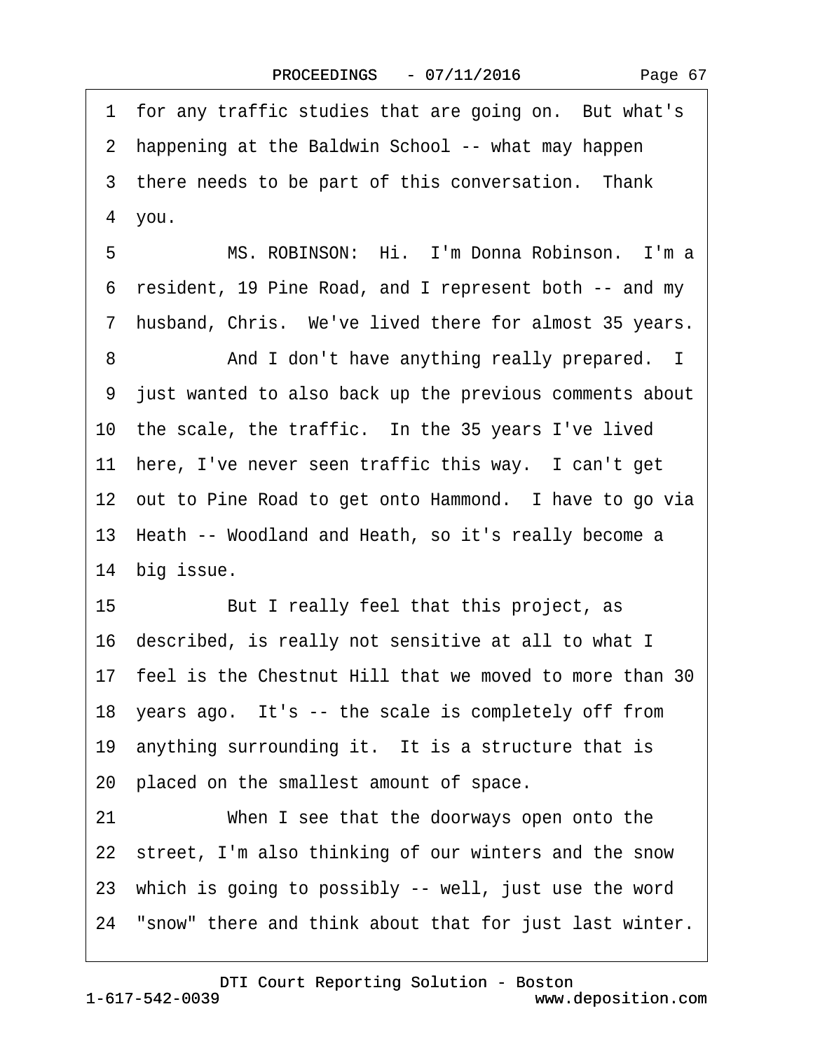1 for any traffic studies that are going on. But what's
2 happening at the Baldwin School -- what may happen
3 there needs to be part of this conversation. Thank
4 you.
5 MS. ROBINSON: Hi. I'm Donna Robinson. I'm a
6 resident, 19 Pine Road, and I represent both -- and my
7 husband, Chris. We've lived there for almost 35 years.
8 And I don't have anything really prepared. I
9 just wanted to also back up the previous comments about
10 the scale, the traffic. In the 35 years I've lived
11 here, I've never seen traffic this way. I can't get
12 out to Pine Road to get onto Hammond. I have to go via
13 Heath -- Woodland and Heath, so it's really become a
14 big issue.
15 But I really feel that this project, as
16 described, is really not sensitive at all to what I
17 feel is the Chestnut Hill that we moved to more than 30
18 years ago. It's -- the scale is completely off from
19 anything surrounding it. It is a structure that is
20 placed on the smallest amount of space.
21 When I see that the doorways open onto the
22 street, I'm also thinking of our winters and the snow
23 which is going to possibly -- well, just use the word
24 "snow" there and think about that for just last winter.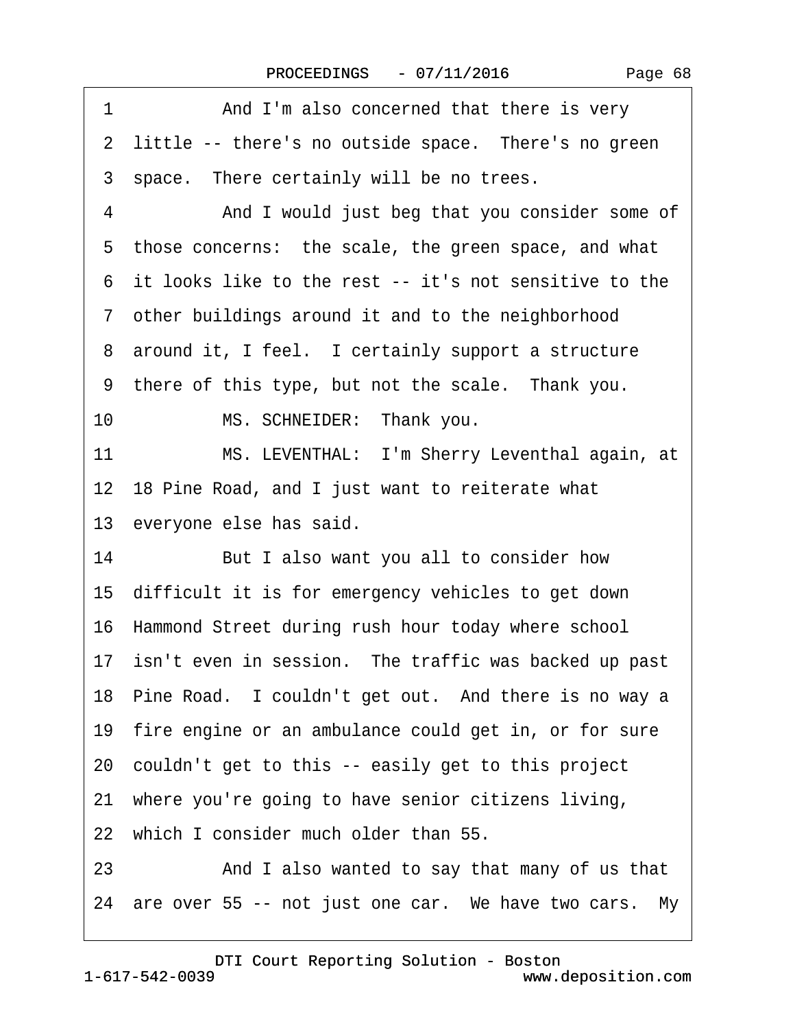1 And I'm also concerned that there is very
2 little -- there's no outside space. There's no green
3 space. There certainly will be no trees.
4 And I would just beg that you consider some of
5 those concerns: the scale, the green space, and what
6 it looks like to the rest -- it's not sensitive to the
7 other buildings around it and to the neighborhood
8 around it, I feel. I certainly support a structure
9 there of this type, but not the scale. Thank you.
10 MS. SCHNEIDER: Thank you.
11 MS. LEVENTHAL: I'm Sherry Leventhal again, at
12 18 Pine Road, and I just want to reiterate what
13 everyone else has said.
14 But I also want you all to consider how
15 difficult it is for emergency vehicles to get down
16 Hammond Street during rush hour today where school
17 isn't even in session. The traffic was backed up past
18 Pine Road. I couldn't get out. And there is no way a
19 fire engine or an ambulance could get in, or for sure
20 couldn't get to this -- easily get to this project
21 where you're going to have senior citizens living,
22 which I consider much older than 55.
23 And I also wanted to say that many of us that
24 are over 55 -- not just one car. We have two cars. My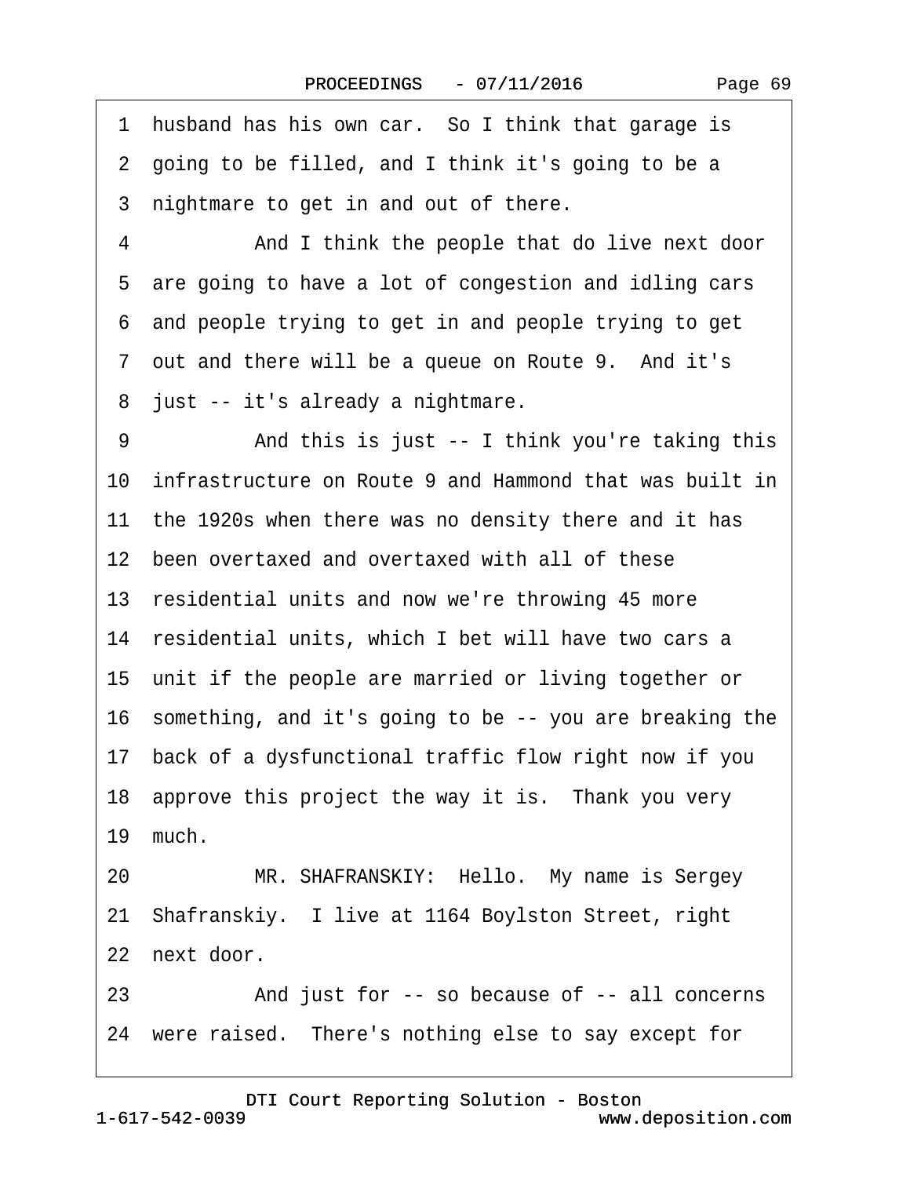1 husband has his own car. So I think that garage is
2 going to be filled, and I think it's going to be a
3 nightmare to get in and out of there.
4 And I think the people that do live next door
5 are going to have a lot of congestion and idling cars
6 and people trying to get in and people trying to get
7 out and there will be a queue on Route 9. And it's
8 just -- it's already a nightmare.
9 And this is just -- I think you're taking this
10 infrastructure on Route 9 and Hammond that was built in
11 the 1920s when there was no density there and it has
12 been overtaxed and overtaxed with all of these
13 residential units and now we're throwing 45 more
14 residential units, which I bet will have two cars a
15 unit if the people are married or living together or
16 something, and it's going to be -- you are breaking the
17 back of a dysfunctional traffic flow right now if you
18 approve this project the way it is. Thank you very
19 much.
20 MR. SHAFRANSKIY: Hello. My name is Sergey
21 Shafranskiy. I live at 1164 Boylston Street, right
22 next door.
23 And just for -- so because of -- all concerns
24 were raised. There's nothing else to say except for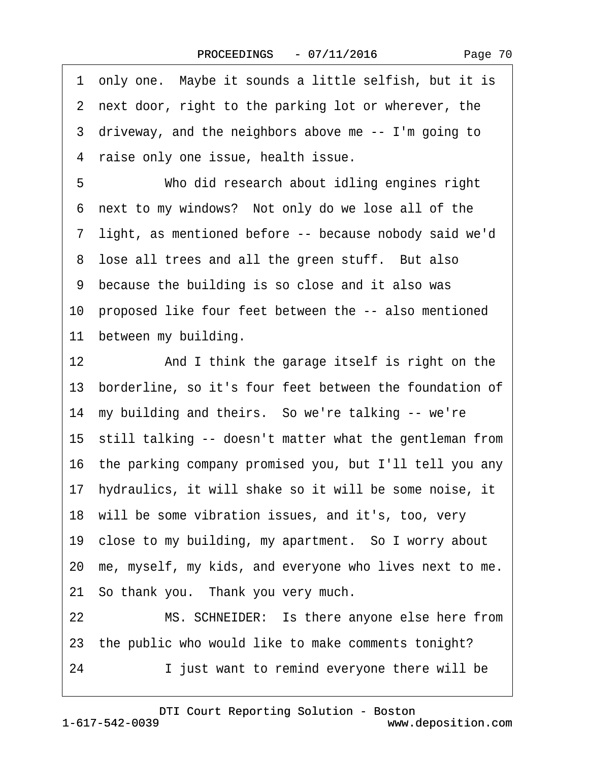1 only one. Maybe it sounds a little selfish, but it is
2 next door, right to the parking lot or wherever, the
3 driveway, and the neighbors above me -- I'm going to
4 raise only one issue, health issue.
5 Who did research about idling engines right
6 next to my windows? Not only do we lose all of the
7 light, as mentioned before -- because nobody said we'd
8 lose all trees and all the green stuff. But also
9 because the building is so close and it also was
10 proposed like four feet between the -- also mentioned
11 between my building.
12 And I think the garage itself is right on the
13 borderline, so it's four feet between the foundation of
14 my building and theirs. So we're talking -- we're
15 still talking -- doesn't matter what the gentleman from
16 the parking company promised you, but I'll tell you any
17 hydraulics, it will shake so it will be some noise, it
18 will be some vibration issues, and it's, too, very
19 close to my building, my apartment. So I worry about
20 me, myself, my kids, and everyone who lives next to me.
21 So thank you. Thank you very much.
22 MS. SCHNEIDER: Is there anyone else here from
23 the public who would like to make comments tonight?
24 I just want to remind everyone there will be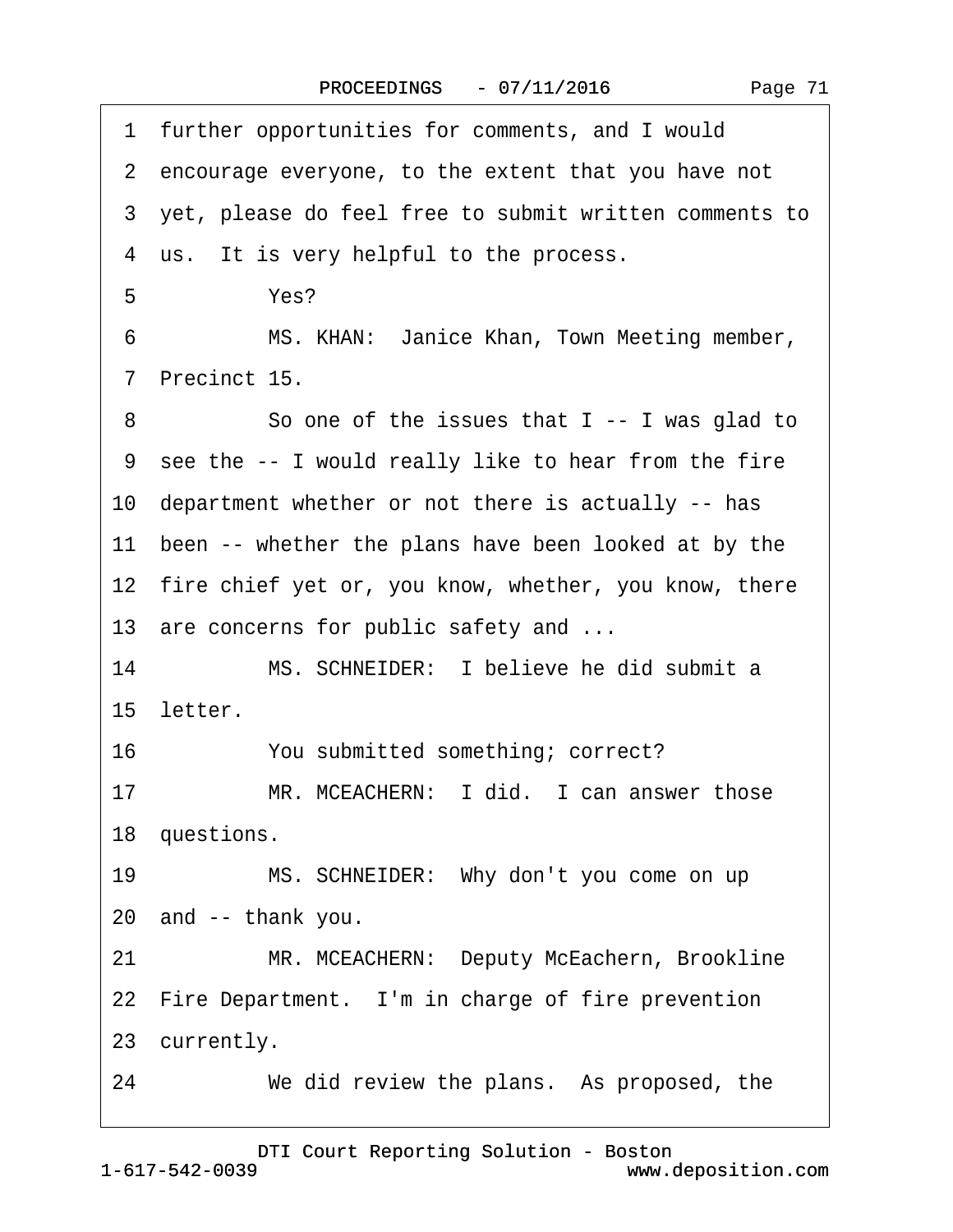1 further opportunities for comments, and I would
2 encourage everyone, to the extent that you have not
3 yet, please do feel free to submit written comments to
4 us. It is very helpful to the process.
5 Yes?
6 MS. KHAN: Janice Khan, Town Meeting member,
7 Precinct 15.
8 So one of the issues that I -- I was glad to
9 see the -- I would really like to hear from the fire
10 department whether or not there is actually -- has
11 been -- whether the plans have been looked at by the
12 fire chief yet or, you know, whether, you know, there
13 are concerns for public safety and ...
14 MS. SCHNEIDER: I believe he did submit a
15 letter.
16 You submitted something; correct?
17 MR. MCEACHERN: I did. I can answer those
18 questions.
19 MS. SCHNEIDER: Why don't you come on up
20 and -- thank you.
21 MR. MCEACHERN: Deputy McEachern, Brookline
22 Fire Department. I'm in charge of fire prevention
23 currently.
24 We did review the plans. As proposed, the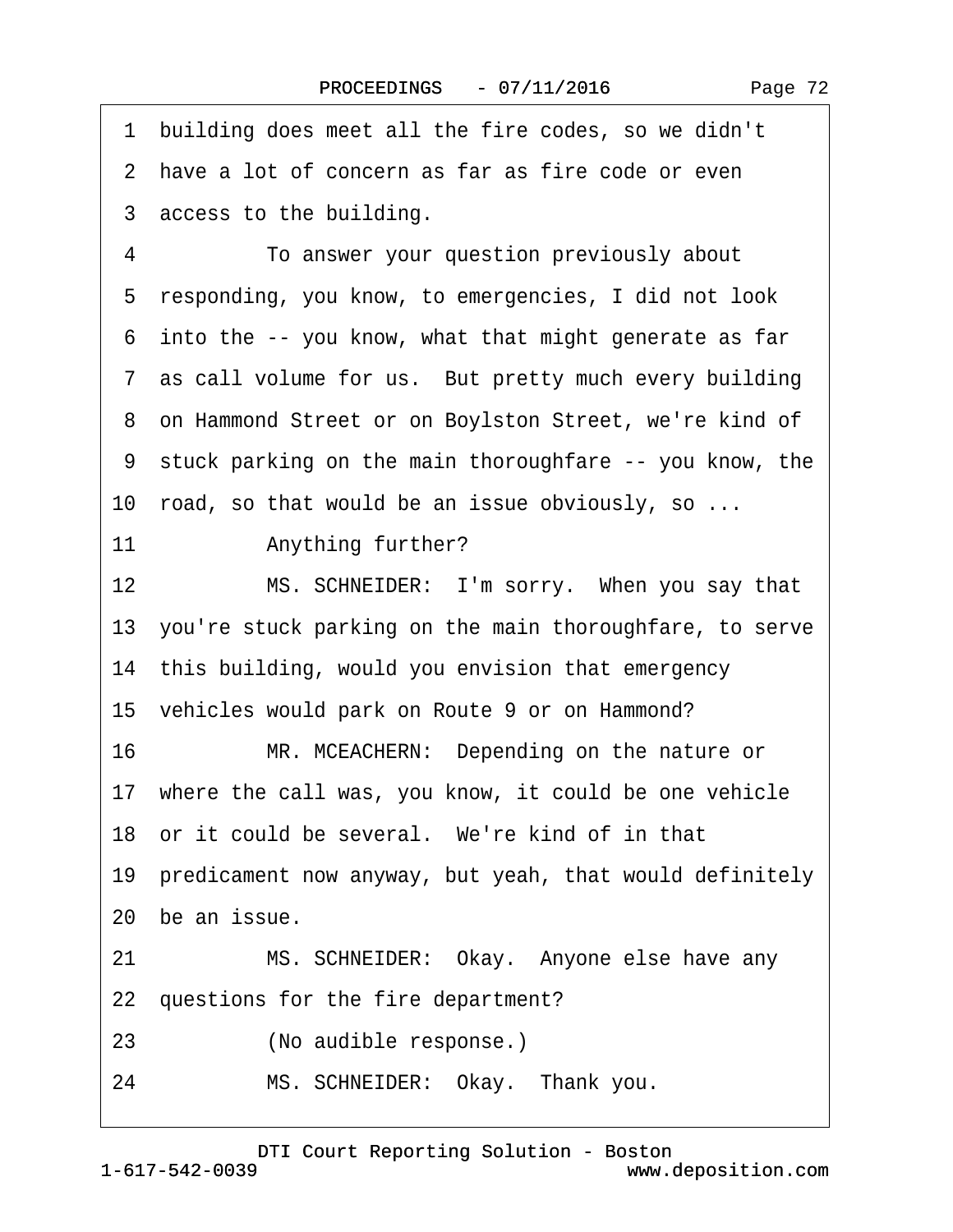1 building does meet all the fire codes, so we didn't
2 have a lot of concern as far as fire code or even
3 access to the building.
4 To answer your question previously about
5 responding, you know, to emergencies, I did not look
6 into the -- you know, what that might generate as far
7 as call volume for us. But pretty much every building
8 on Hammond Street or on Boylston Street, we're kind of
9 stuck parking on the main thoroughfare -- you know, the
10 road, so that would be an issue obviously, so ...
11 Anything further?
12 MS. SCHNEIDER: I'm sorry. When you say that
13 you're stuck parking on the main thoroughfare, to serve
14 this building, would you envision that emergency
15 vehicles would park on Route 9 or on Hammond?
16 MR. MCEACHERN: Depending on the nature or
17 where the call was, you know, it could be one vehicle
18 or it could be several. We're kind of in that
19 predicament now anyway, but yeah, that would definitely
20 be an issue.
21 MS. SCHNEIDER: Okay. Anyone else have any
22 questions for the fire department?
23 (No audible response.)
24 MS. SCHNEIDER: Okay. Thank you.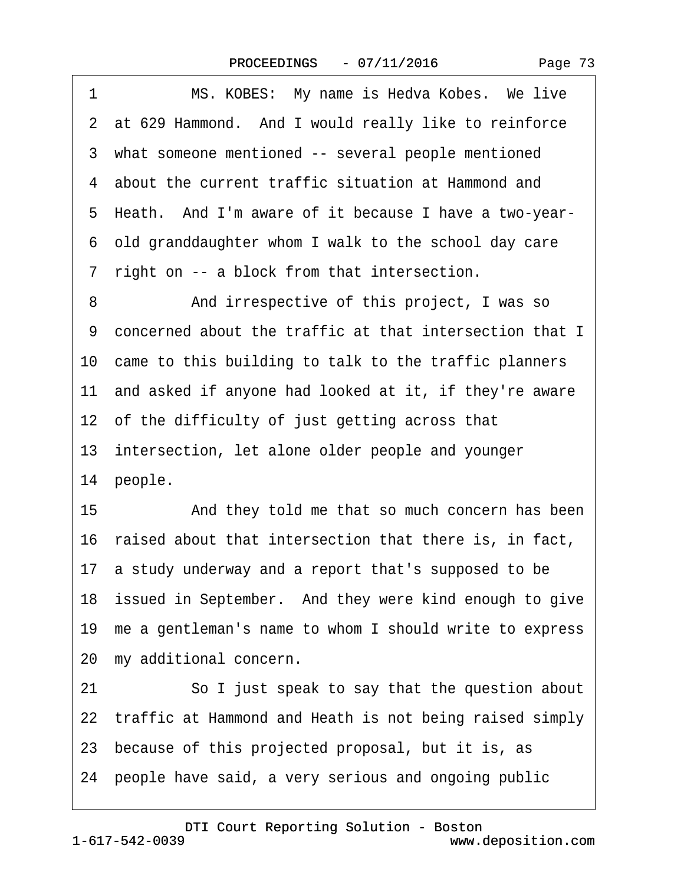1 MS. KOBES: My name is Hedva Kobes. We live
2 at 629 Hammond. And I would really like to reinforce
3 what someone mentioned -- several people mentioned
4 about the current traffic situation at Hammond and
5 Heath. And I'm aware of it because I have a two-year-
6 old granddaughter whom I walk to the school day care
7 right on -- a block from that intersection.
8 And irrespective of this project, I was so
9 concerned about the traffic at that intersection that I
10 came to this building to talk to the traffic planners
11 and asked if anyone had looked at it, if they're aware
12 of the difficulty of just getting across that
13 intersection, let alone older people and younger
14 people.
15 And they told me that so much concern has been
16 raised about that intersection that there is, in fact,
17 a study underway and a report that's supposed to be
18 issued in September. And they were kind enough to give
19 me a gentleman's name to whom I should write to express
20 my additional concern.
21 So I just speak to say that the question about
22 traffic at Hammond and Heath is not being raised simply
23 because of this projected proposal, but it is, as
24 people have said, a very serious and ongoing public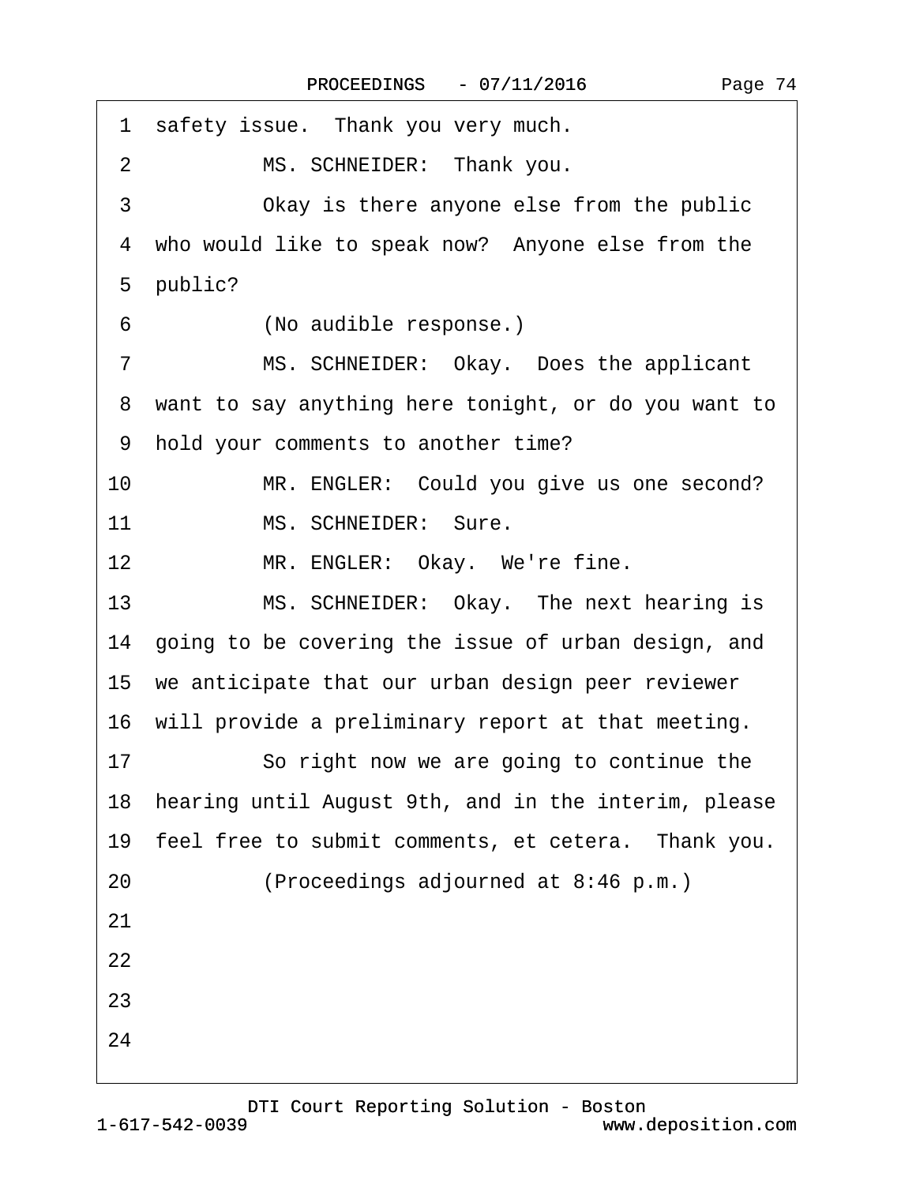1 safety issue. Thank you very much.

2 MS. SCHNEIDER: Thank you.

3 Okay is there anyone else from the public

4 who would like to speak now? Anyone else from the

5 public?

6 (No audible response.)

7 MS. SCHNEIDER: Okay. Does the applicant

8 want to say anything here tonight, or do you want to

9 hold your comments to another time?

10 MR. ENGLER: Could you give us one second?

11 MS. SCHNEIDER: Sure.

12 MR. ENGLER: Okay. We're fine.

13 MS. SCHNEIDER: Okay. The next hearing is

14 going to be covering the issue of urban design, and

15 we anticipate that our urban design peer reviewer

16 will provide a preliminary report at that meeting.

17 So right now we are going to continue the

18 hearing until August 9th, and in the interim, please

19 feel free to submit comments, et cetera. Thank you.

20 (Proceedings adjourned at 8:46 p.m.)

21

22

23

24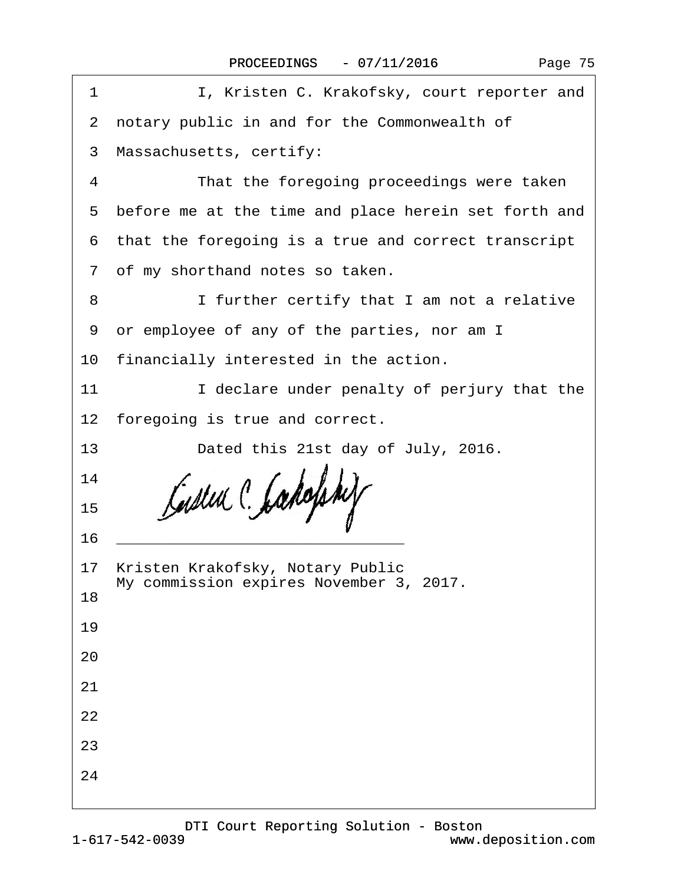1 I, Kristen C. Krakofsky, court reporter and

2 notary public in and for the Commonwealth of

3 Massachusetts, certify:

4 That the foregoing proceedings were taken

5 before me at the time and place herein set forth and

6 that the foregoing is a true and correct transcript

7 of my shorthand notes so taken.

8 I further certify that I am not a relative

9 or employee of any of the parties, nor am I

10 financially interested in the action.

11 I declare under penalty of perjury that the

12 foregoing is true and correct.

13 Dated this 21st day of July, 2016.

14

15

16 ______________________________

17 Kristen Krakofsky, Notary Public
My commission expires November 3, 2017.

18

19

20

21

22

23

24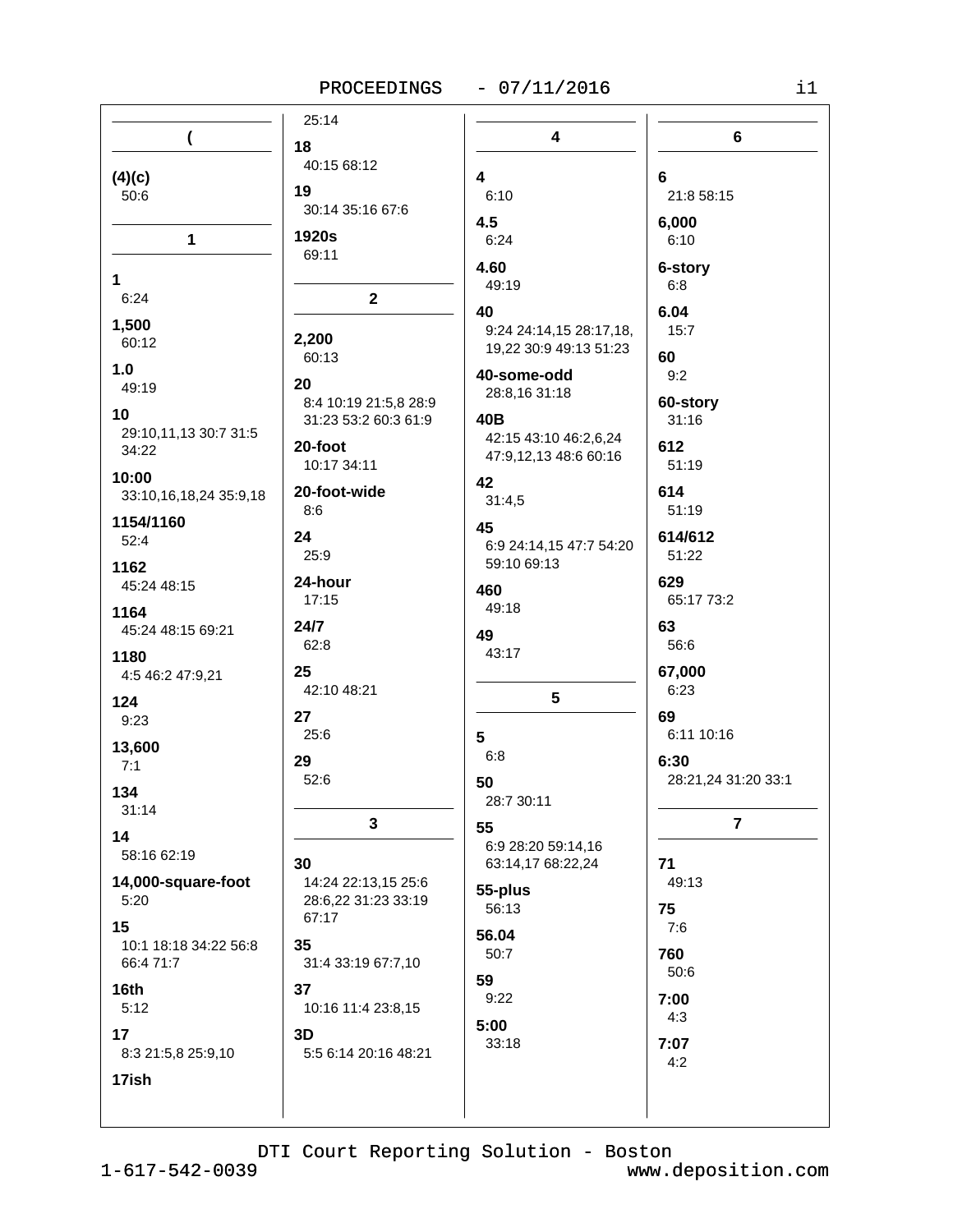## (

**(4)(c)**
50:6

## 1

**1**
6:24

**1,500**
60:12

**1.0**
49:19

**10**
29:10,11,13 30:7 31:5 34:22

**10:00**
33:10,16,18,24 35:9,18

**1154/1160**
52:4

**1162**
45:24 48:15

**1164**
45:24 48:15 69:21

**1180**
4:5 46:2 47:9,21

**124**
9:23

**13,600**
7:1

**134**
31:14

**14**
58:16 62:19

**14,000-square-foot**
5:20

**15**
10:1 18:18 34:22 56:8 66:4 71:7

**16th**
5:12

**17**
8:3 21:5,8 25:9,10

**17ish**
25:14

**18**
40:15 68:12

**19**
30:14 35:16 67:6

**1920s**
69:11

## 2

**2,200**
60:13

**20**
8:4 10:19 21:5,8 28:9 31:23 53:2 60:3 61:9

**20-foot**
10:17 34:11

**20-foot-wide**
8:6

**24**
25:9

**24-hour**
17:15

**24/7**
62:8

**25**
42:10 48:21

**27**
25:6

**29**
52:6

## 3

**30**
14:24 22:13,15 25:6 28:6,22 31:23 33:19 67:17

**35**
31:4 33:19 67:7,10

**37**
10:16 11:4 23:8,15

**3D**
5:5 6:14 20:16 48:21

## 4

**4**
6:10

**4.5**
6:24

**4.60**
49:19

**40**
9:24 24:14,15 28:17,18, 19,22 30:9 49:13 51:23

**40-some-odd**
28:8,16 31:18

**40B**
42:15 43:10 46:2,6,24 47:9,12,13 48:6 60:16

**42**
31:4,5

**45**
6:9 24:14,15 47:7 54:20 59:10 69:13

**460**
49:18

**49**
43:17

## 5

**5**
6:8

**50**
28:7 30:11

**55**
6:9 28:20 59:14,16 63:14,17 68:22,24

**55-plus**
56:13

**56.04**
50:7

**59**
9:22

**5:00**
33:18

## 6

**6**
21:8 58:15

**6,000**
6:10

**6-story**
6:8

**6.04**
15:7

**60**
9:2

**60-story**
31:16

**612**
51:19

**614**
51:19

**614/612**
51:22

**629**
65:17 73:2

**63**
56:6

**67,000**
6:23

**69**
6:11 10:16

**6:30**
28:21,24 31:20 33:1

## 7

**71**
49:13

**75**
7:6

**760**
50:6

**7:00**
4:3

**7:07**
4:2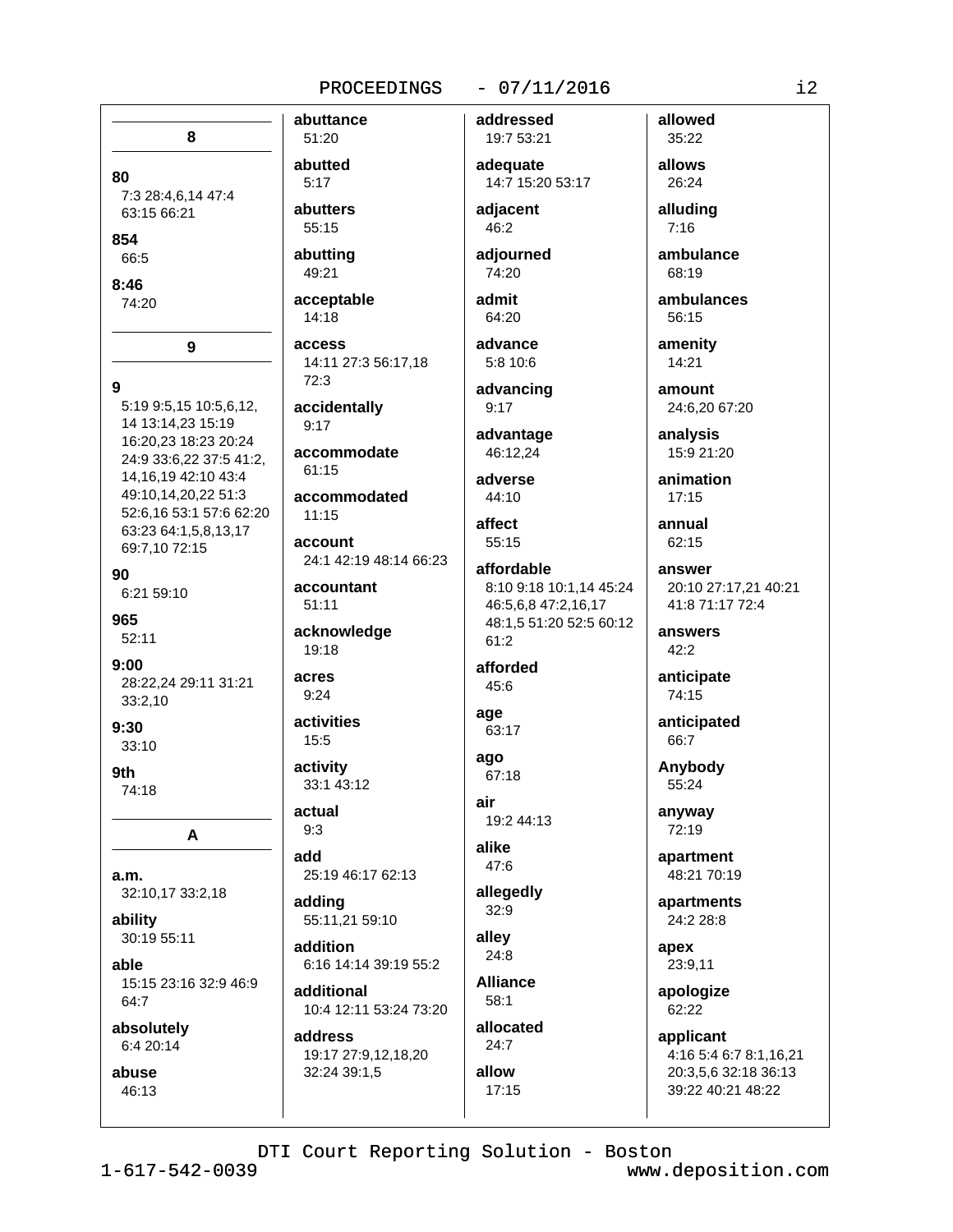## 8

**80**
7:3 28:4,6,14 47:4 63:15 66:21

**854**
66:5

**8:46**
74:20

## 9

**9**
5:19 9:5,15 10:5,6,12, 14 13:14,23 15:19 16:20,23 18:23 20:24 24:9 33:6,22 37:5 41:2, 14,16,19 42:10 43:4 49:10,14,20,22 51:3 52:6,16 53:1 57:6 62:20 63:23 64:1,5,8,13,17 69:7,10 72:15

**90**
6:21 59:10

**965**
52:11

**9:00**
28:22,24 29:11 31:21 33:2,10

**9:30**
33:10

**9th**
74:18

## A

**a.m.**
32:10,17 33:2,18

**ability**
30:19 55:11

**able**
15:15 23:16 32:9 46:9 64:7

**absolutely**
6:4 20:14

**abuse**
46:13

**abuttance**
51:20

**abutted**
5:17

**abutters**
55:15

**abutting**
49:21

**acceptable**
14:18

**access**
14:11 27:3 56:17,18 72:3

**accidentally**
9:17

**accommodate**
61:15

**accommodated**
11:15

**account**
24:1 42:19 48:14 66:23

**accountant**
51:11

**acknowledge**
19:18

**acres**
9:24

**activities**
15:5

**activity**
33:1 43:12

**actual**
9:3

**add**
25:19 46:17 62:13

**adding**
55:11,21 59:10

**addition**
6:16 14:14 39:19 55:2

**additional**
10:4 12:11 53:24 73:20

**address**
19:17 27:9,12,18,20 32:24 39:1,5

**addressed**
19:7 53:21

**adequate**
14:7 15:20 53:17

**adjacent**
46:2

**adjourned**
74:20

**admit**
64:20

**advance**
5:8 10:6

**advancing**
9:17

**advantage**
46:12,24

**adverse**
44:10

**affect**
55:15

**affordable**
8:10 9:18 10:1,14 45:24 46:5,6,8 47:2,16,17 48:1,5 51:20 52:5 60:12 61:2

**afforded**
45:6

**age**
63:17

**ago**
67:18

**air**
19:2 44:13

**alike**
47:6

**allegedly**
32:9

**alley**
24:8

**Alliance**
58:1

**allocated**
24:7

**allow**
17:15

**allowed**
35:22

**allows**
26:24

**alluding**
7:16

**ambulance**
68:19

**ambulances**
56:15

**amenity**
14:21

**amount**
24:6,20 67:20

**analysis**
15:9 21:20

**animation**
17:15

**annual**
62:15

**answer**
20:10 27:17,21 40:21 41:8 71:17 72:4

**answers**
42:2

**anticipate**
74:15

**anticipated**
66:7

**Anybody**
55:24

**anyway**
72:19

**apartment**
48:21 70:19

**apartments**
24:2 28:8

**apex**
23:9,11

**apologize**
62:22

**applicant**
4:16 5:4 6:7 8:1,16,21 20:3,5,6 32:18 36:13 39:22 40:21 48:22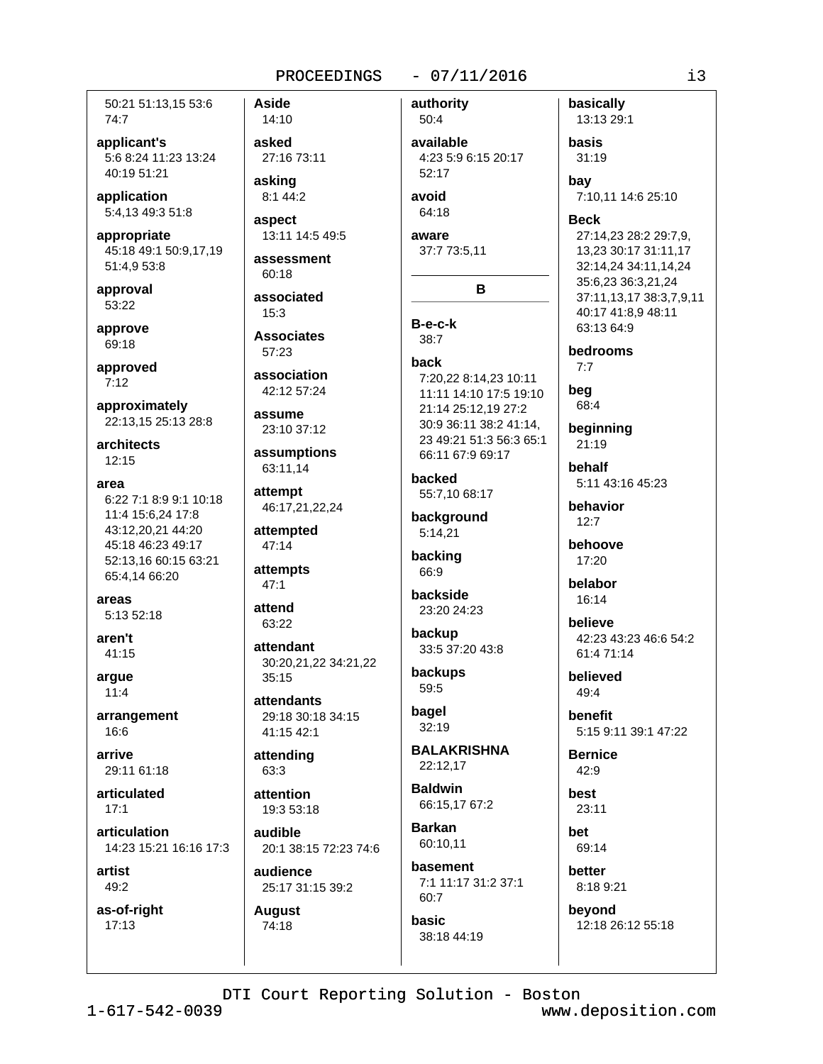50:21 51:13,15 53:6 74:7

**applicant's**
5:6 8:24 11:23 13:24 40:19 51:21

**application**
5:4,13 49:3 51:8

**appropriate**
45:18 49:1 50:9,17,19 51:4,9 53:8

**approval**
53:22

**approve**
69:18

**approved**
7:12

**approximately**
22:13,15 25:13 28:8

**architects**
12:15

**area**
6:22 7:1 8:9 9:1 10:18 11:4 15:6,24 17:8 43:12,20,21 44:20 45:18 46:23 49:17 52:13,16 60:15 63:21 65:4,14 66:20

**areas**
5:13 52:18

**aren't**
41:15

**argue**
11:4

**arrangement**
16:6

**arrive**
29:11 61:18

**articulated**
17:1

**articulation**
14:23 15:21 16:16 17:3

**artist**
49:2

**as-of-right**
17:13

**Aside**
14:10

**asked**
27:16 73:11

**asking**
8:1 44:2

**aspect**
13:11 14:5 49:5

**assessment**
60:18

**associated**
15:3

**Associates**
57:23

**association**
42:12 57:24

**assume**
23:10 37:12

**assumptions**
63:11,14

**attempt**
46:17,21,22,24

**attempted**
47:14

**attempts**
47:1

**attend**
63:22

**attendant**
30:20,21,22 34:21,22 35:15

**attendants**
29:18 30:18 34:15 41:15 42:1

**attending**
63:3

**attention**
19:3 53:18

**audible**
20:1 38:15 72:23 74:6

**audience**
25:17 31:15 39:2

**August**
74:18

**authority**
50:4

**available**
4:23 5:9 6:15 20:17 52:17

**avoid**
64:18

**aware**
37:7 73:5,11

## B

**B-e-c-k**
38:7

**back**
7:20,22 8:14,23 10:11 11:11 14:10 17:5 19:10 21:14 25:12,19 27:2 30:9 36:11 38:2 41:14, 23 49:21 51:3 56:3 65:1 66:11 67:9 69:17

**backed**
55:7,10 68:17

**background**
5:14,21

**backing**
66:9

**backside**
23:20 24:23

**backup**
33:5 37:20 43:8

**backups**
59:5

**bagel**
32:19

**BALAKRISHNA**
22:12,17

**Baldwin**
66:15,17 67:2

**Barkan**
60:10,11

**basement**
7:1 11:17 31:2 37:1 60:7

**basic**
38:18 44:19

**basically**
13:13 29:1

**basis**
31:19

**bay**
7:10,11 14:6 25:10

**Beck**
27:14,23 28:2 29:7,9, 13,23 30:17 31:11,17 32:14,24 34:11,14,24 35:6,23 36:3,21,24 37:11,13,17 38:3,7,9,11 40:17 41:8,9 48:11 63:13 64:9

**bedrooms**
7:7

**beg**
68:4

**beginning**
21:19

**behalf**
5:11 43:16 45:23

**behavior**
12:7

**behoove**
17:20

**belabor**
16:14

**believe**
42:23 43:23 46:6 54:2 61:4 71:14

**believed**
49:4

**benefit**
5:15 9:11 39:1 47:22

**Bernice**
42:9

**best**
23:11

**bet**
69:14

**better**
8:18 9:21

**beyond**
12:18 26:12 55:18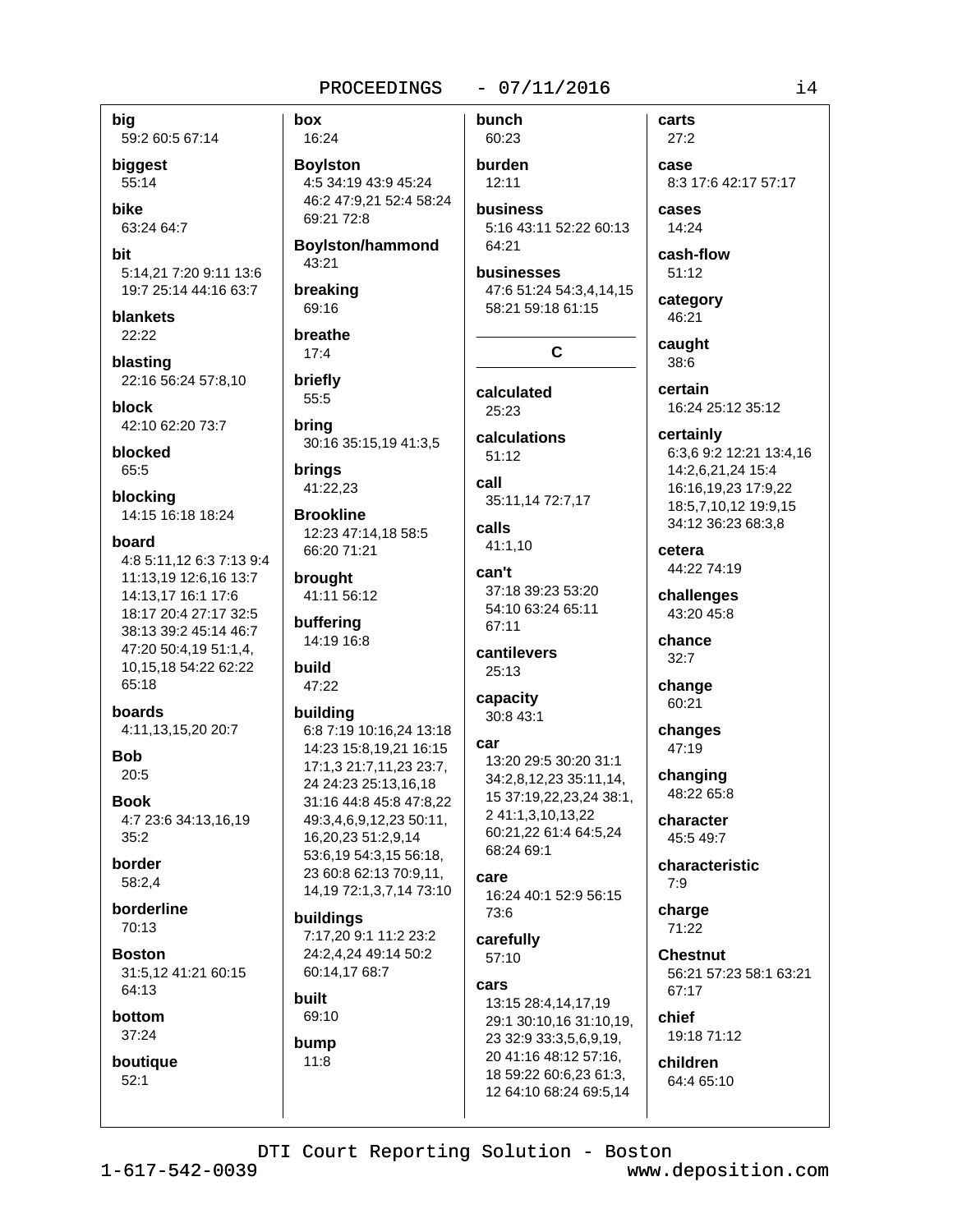**big**
59:2 60:5 67:14

**biggest**
55:14

**bike**
63:24 64:7

**bit**
5:14,21 7:20 9:11 13:6 19:7 25:14 44:16 63:7

**blankets**
22:22

**blasting**
22:16 56:24 57:8,10

**block**
42:10 62:20 73:7

**blocked**
65:5

**blocking**
14:15 16:18 18:24

**board**
4:8 5:11,12 6:3 7:13 9:4 11:13,19 12:6,16 13:7 14:13,17 16:1 17:6 18:17 20:4 27:17 32:5 38:13 39:2 45:14 46:7 47:20 50:4,19 51:1,4, 10,15,18 54:22 62:22 65:18

**boards**
4:11,13,15,20 20:7

**Bob**
20:5

**Book**
4:7 23:6 34:13,16,19 35:2

**border**
58:2,4

**borderline**
70:13

**Boston**
31:5,12 41:21 60:15 64:13

**bottom**
37:24

**boutique**
52:1

**box**
16:24

**Boylston**
4:5 34:19 43:9 45:24 46:2 47:9,21 52:4 58:24 69:21 72:8

**Boylston/hammond**
43:21

**breaking**
69:16

**breathe**
17:4

**briefly**
55:5

**bring**
30:16 35:15,19 41:3,5

**brings**
41:22,23

**Brookline**
12:23 47:14,18 58:5 66:20 71:21

**brought**
41:11 56:12

**buffering**
14:19 16:8

**build**
47:22

**building**
6:8 7:19 10:16,24 13:18 14:23 15:8,19,21 16:15 17:1,3 21:7,11,23 23:7, 24 24:23 25:13,16,18 31:16 44:8 45:8 47:8,22 49:3,4,6,9,12,23 50:11, 16,20,23 51:2,9,14 53:6,19 54:3,15 56:18, 23 60:8 62:13 70:9,11, 14,19 72:1,3,7,14 73:10

**buildings**
7:17,20 9:1 11:2 23:2 24:2,4,24 49:14 50:2 60:14,17 68:7

**built**
69:10

**bump**
11:8

**bunch**
60:23

**burden**
12:11

**business**
5:16 43:11 52:22 60:13 64:21

**businesses**
47:6 51:24 54:3,4,14,15 58:21 59:18 61:15

## C

**calculated**
25:23

**calculations**
51:12

**call**
35:11,14 72:7,17

**calls**
41:1,10

**can't**
37:18 39:23 53:20 54:10 63:24 65:11 67:11

**cantilevers**
25:13

**capacity**
30:8 43:1

**car**
13:20 29:5 30:20 31:1 34:2,8,12,23 35:11,14, 15 37:19,22,23,24 38:1, 2 41:1,3,10,13,22 60:21,22 61:4 64:5,24 68:24 69:1

**care**
16:24 40:1 52:9 56:15 73:6

**carefully**
57:10

**cars**
13:15 28:4,14,17,19 29:1 30:10,16 31:10,19, 23 32:9 33:3,5,6,9,19, 20 41:16 48:12 57:16, 18 59:22 60:6,23 61:3, 12 64:10 68:24 69:5,14

**carts**
27:2

**case**
8:3 17:6 42:17 57:17

**cases**
14:24

**cash-flow**
51:12

**category**
46:21

**caught**
38:6

**certain**
16:24 25:12 35:12

**certainly**
6:3,6 9:2 12:21 13:4,16 14:2,6,21,24 15:4 16:16,19,23 17:9,22 18:5,7,10,12 19:9,15 34:12 36:23 68:3,8

**cetera**
44:22 74:19

**challenges**
43:20 45:8

**chance**
32:7

**change**
60:21

**changes**
47:19

**changing**
48:22 65:8

**character**
45:5 49:7

**characteristic**
7:9

**charge**
71:22

**Chestnut**
56:21 57:23 58:1 63:21 67:17

**chief**
19:18 71:12

**children**
64:4 65:10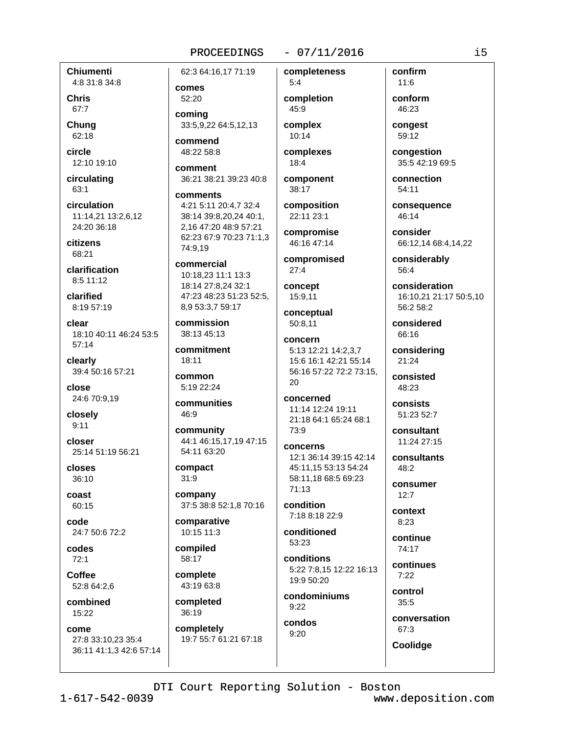**Chiumenti**
4:8 31:8 34:8

**Chris**
67:7

**Chung**
62:18

**circle**
12:10 19:10

**circulating**
63:1

**circulation**
11:14,21 13:2,6,12 24:20 36:18

**citizens**
68:21

**clarification**
8:5 11:12

**clarified**
8:19 57:19

**clear**
18:10 40:11 46:24 53:5 57:14

**clearly**
39:4 50:16 57:21

**close**
24:6 70:9,19

**closely**
9:11

**closer**
25:14 51:19 56:21

**closes**
36:10

**coast**
60:15

**code**
24:7 50:6 72:2

**codes**
72:1

**Coffee**
52:8 64:2,6

**combined**
15:22

**come**
27:8 33:10,23 35:4 36:11 41:1,3 42:6 57:14 62:3 64:16,17 71:19

**comes**
52:20

**coming**
33:5,9,22 64:5,12,13

**commend**
48:22 58:8

**comment**
36:21 38:21 39:23 40:8

**comments**
4:21 5:11 20:4,7 32:4 38:14 39:8,20,24 40:1, 2,16 47:20 48:9 57:21 62:23 67:9 70:23 71:1,3 74:9,19

**commercial**
10:18,23 11:1 13:3 18:14 27:8,24 32:1 47:23 48:23 51:23 52:5, 8,9 53:3,7 59:17

**commission**
38:13 45:13

**commitment**
18:11

**common**
5:19 22:24

**communities**
46:9

**community**
44:1 46:15,17,19 47:15 54:11 63:20

**compact**
31:9

**company**
37:5 38:8 52:1,8 70:16

**comparative**
10:15 11:3

**compiled**
58:17

**complete**
43:19 63:8

**completed**
36:19

**completely**
19:7 55:7 61:21 67:18

**completeness**
5:4

**completion**
45:9

**complex**
10:14

**complexes**
18:4

**component**
38:17

**composition**
22:11 23:1

**compromise**
46:16 47:14

**compromised**
27:4

**concept**
15:9,11

**conceptual**
50:8,11

**concern**
5:13 12:21 14:2,3,7 15:6 16:1 42:21 55:14 56:16 57:22 72:2 73:15, 20

**concerned**
11:14 12:24 19:11 21:18 64:1 65:24 68:1 73:9

**concerns**
12:1 36:14 39:15 42:14 45:11,15 53:13 54:24 58:11,18 68:5 69:23 71:13

**condition**
7:18 8:18 22:9

**conditioned**
53:23

**conditions**
5:22 7:8,15 12:22 16:13 19:9 50:20

**condominiums**
9:22

**condos**
9:20

**confirm**
11:6

**conform**
46:23

**congest**
59:12

**congestion**
35:5 42:19 69:5

**connection**
54:11

**consequence**
46:14

**consider**
66:12,14 68:4,14,22

**considerably**
56:4

**consideration**
16:10,21 21:17 50:5,10 56:2 58:2

**considered**
66:16

**considering**
21:24

**consisted**
48:23

**consists**
51:23 52:7

**consultant**
11:24 27:15

**consultants**
48:2

**consumer**
12:7

**context**
8:23

**continue**
74:17

**continues**
7:22

**control**
35:5

**conversation**
67:3

**Coolidge**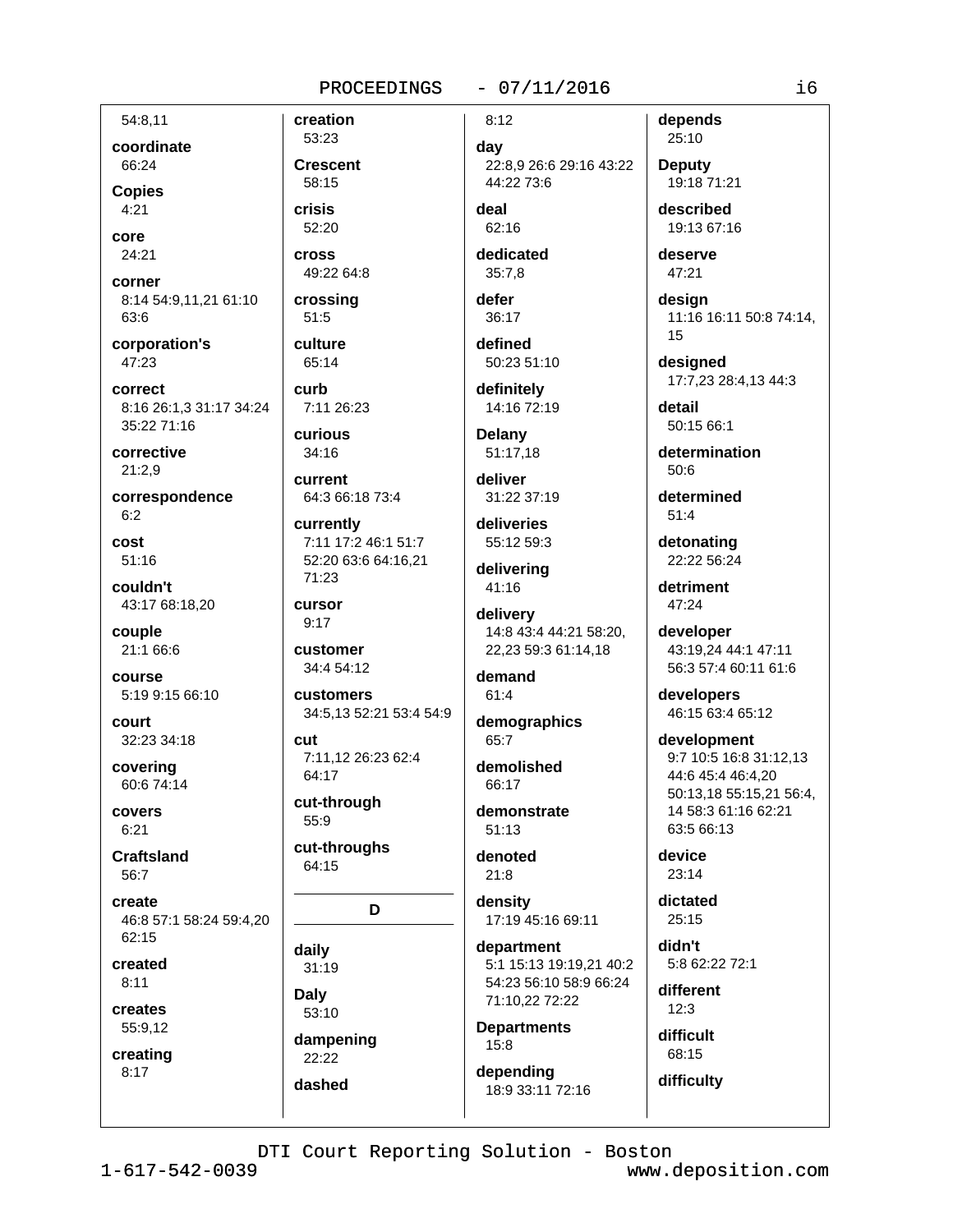54:8,11

**coordinate**
66:24

**Copies**
4:21

**core**
24:21

**corner**
8:14 54:9,11,21 61:10 63:6

**corporation's**
47:23

**correct**
8:16 26:1,3 31:17 34:24 35:22 71:16

**corrective**
21:2,9

**correspondence**
6:2

**cost**
51:16

**couldn't**
43:17 68:18,20

**couple**
21:1 66:6

**course**
5:19 9:15 66:10

**court**
32:23 34:18

**covering**
60:6 74:14

**covers**
6:21

**Craftsland**
56:7

**create**
46:8 57:1 58:24 59:4,20 62:15

**created**
8:11

**creates**
55:9,12

**creating**
8:17

**creation**
53:23

**Crescent**
58:15

**crisis**
52:20

**cross**
49:22 64:8

**crossing**
51:5

**culture**
65:14

**curb**
7:11 26:23

**curious**
34:16

**current**
64:3 66:18 73:4

**currently**
7:11 17:2 46:1 51:7 52:20 63:6 64:16,21 71:23

**cursor**
9:17

**customer**
34:4 54:12

**customers**
34:5,13 52:21 53:4 54:9

**cut**
7:11,12 26:23 62:4 64:17

**cut-through**
55:9

**cut-throughs**
64:15

## D

**daily**
31:19

**Daly**
53:10

**dampening**
22:22

**dashed**
8:12

**day**
22:8,9 26:6 29:16 43:22 44:22 73:6

**deal**
62:16

**dedicated**
35:7,8

**defer**
36:17

**defined**
50:23 51:10

**definitely**
14:16 72:19

**Delany**
51:17,18

**deliver**
31:22 37:19

**deliveries**
55:12 59:3

**delivering**
41:16

**delivery**
14:8 43:4 44:21 58:20, 22,23 59:3 61:14,18

**demand**
61:4

**demographics**
65:7

**demolished**
66:17

**demonstrate**
51:13

**denoted**
21:8

**density**
17:19 45:16 69:11

**department**
5:1 15:13 19:19,21 40:2 54:23 56:10 58:9 66:24 71:10,22 72:22

**Departments**
15:8

**depending**
18:9 33:11 72:16

**depends**
25:10

**Deputy**
19:18 71:21

**described**
19:13 67:16

**deserve**
47:21

**design**
11:16 16:11 50:8 74:14, 15

**designed**
17:7,23 28:4,13 44:3

**detail**
50:15 66:1

**determination**
50:6

**determined**
51:4

**detonating**
22:22 56:24

**detriment**
47:24

**developer**
43:19,24 44:1 47:11 56:3 57:4 60:11 61:6

**developers**
46:15 63:4 65:12

**development**
9:7 10:5 16:8 31:12,13 44:6 45:4 46:4,20 50:13,18 55:15,21 56:4, 14 58:3 61:16 62:21 63:5 66:13

**device**
23:14

**dictated**
25:15

**didn't**
5:8 62:22 72:1

**different**
12:3

**difficult**
68:15

**difficulty**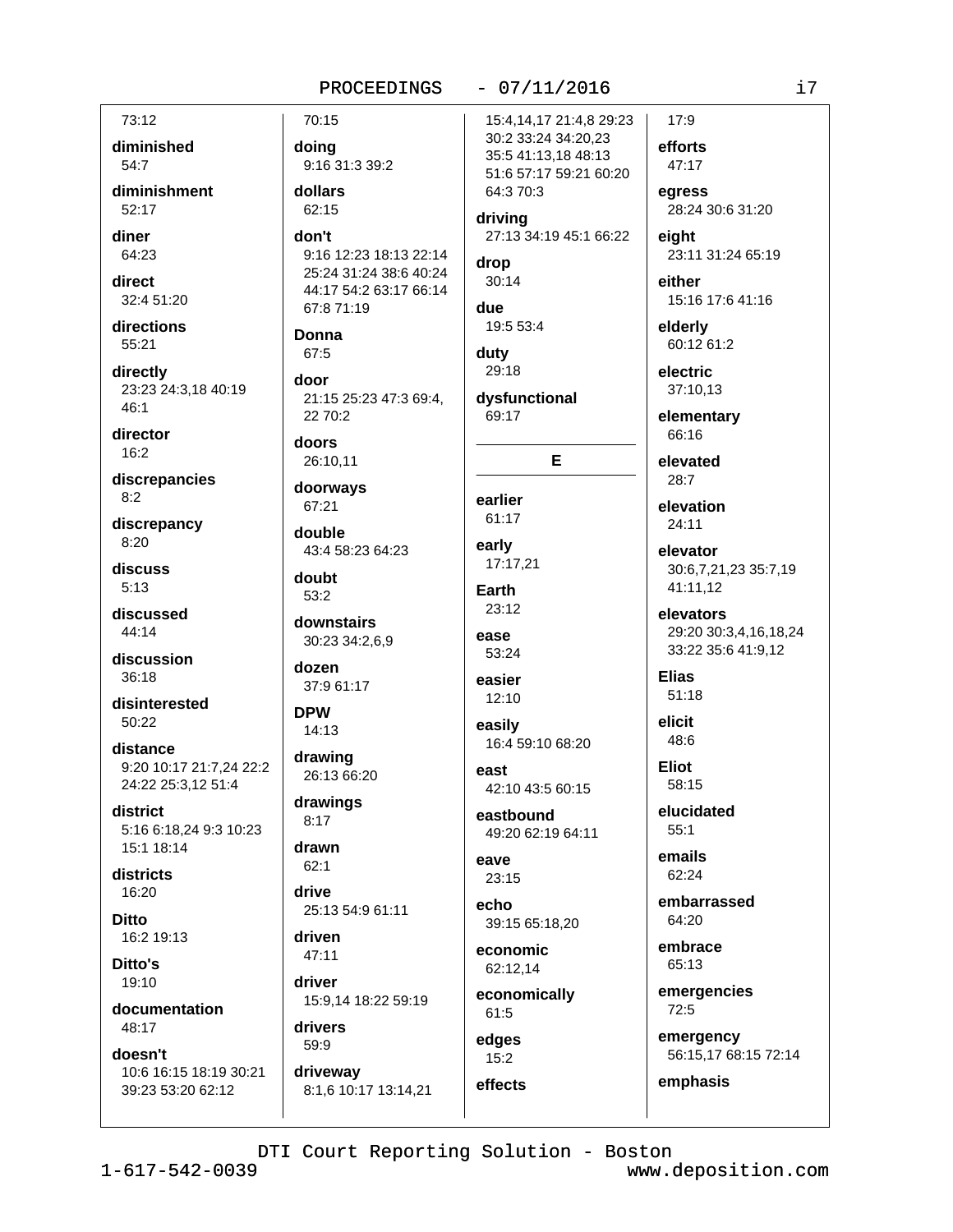73:12

**diminished**
54:7

**diminishment**
52:17

**diner**
64:23

**direct**
32:4 51:20

**directions**
55:21

**directly**
23:23 24:3,18 40:19 46:1

**director**
16:2

**discrepancies**
8:2

**discrepancy**
8:20

**discuss**
5:13

**discussed**
44:14

**discussion**
36:18

**disinterested**
50:22

**distance**
9:20 10:17 21:7,24 22:2 24:22 25:3,12 51:4

**district**
5:16 6:18,24 9:3 10:23 15:1 18:14

**districts**
16:20

**Ditto**
16:2 19:13

**Ditto's**
19:10

**documentation**
48:17

**doesn't**
10:6 16:15 18:19 30:21 39:23 53:20 62:12

70:15

**doing**
9:16 31:3 39:2

**dollars**
62:15

**don't**
9:16 12:23 18:13 22:14 25:24 31:24 38:6 40:24 44:17 54:2 63:17 66:14 67:8 71:19

**Donna**
67:5

**door**
21:15 25:23 47:3 69:4, 22 70:2

**doors**
26:10,11

**doorways**
67:21

**double**
43:4 58:23 64:23

**doubt**
53:2

**downstairs**
30:23 34:2,6,9

**dozen**
37:9 61:17

**DPW**
14:13

**drawing**
26:13 66:20

**drawings**
8:17

**drawn**
62:1

**drive**
25:13 54:9 61:11

**driven**
47:11

**driver**
15:9,14 18:22 59:19

**drivers**
59:9

**driveway**
8:1,6 10:17 13:14,21 15:4,14,17 21:4,8 29:23 30:2 33:24 34:20,23 35:5 41:13,18 48:13 51:6 57:17 59:21 60:20 64:3 70:3

**driving**
27:13 34:19 45:1 66:22

**drop**
30:14

**due**
19:5 53:4

**duty**
29:18

**dysfunctional**
69:17

## E

**earlier**
61:17

**early**
17:17,21

**Earth**
23:12

**ease**
53:24

**easier**
12:10

**easily**
16:4 59:10 68:20

**east**
42:10 43:5 60:15

**eastbound**
49:20 62:19 64:11

**eave**
23:15

**echo**
39:15 65:18,20

**economic**
62:12,14

**economically**
61:5

**edges**
15:2

**effects**
17:9

**efforts**
47:17

**egress**
28:24 30:6 31:20

**eight**
23:11 31:24 65:19

**either**
15:16 17:6 41:16

**elderly**
60:12 61:2

**electric**
37:10,13

**elementary**
66:16

**elevated**
28:7

**elevation**
24:11

**elevator**
30:6,7,21,23 35:7,19 41:11,12

**elevators**
29:20 30:3,4,16,18,24 33:22 35:6 41:9,12

**Elias**
51:18

**elicit**
48:6

**Eliot**
58:15

**elucidated**
55:1

**emails**
62:24

**embarrassed**
64:20

**embrace**
65:13

**emergencies**
72:5

**emergency**
56:15,17 68:15 72:14

**emphasis**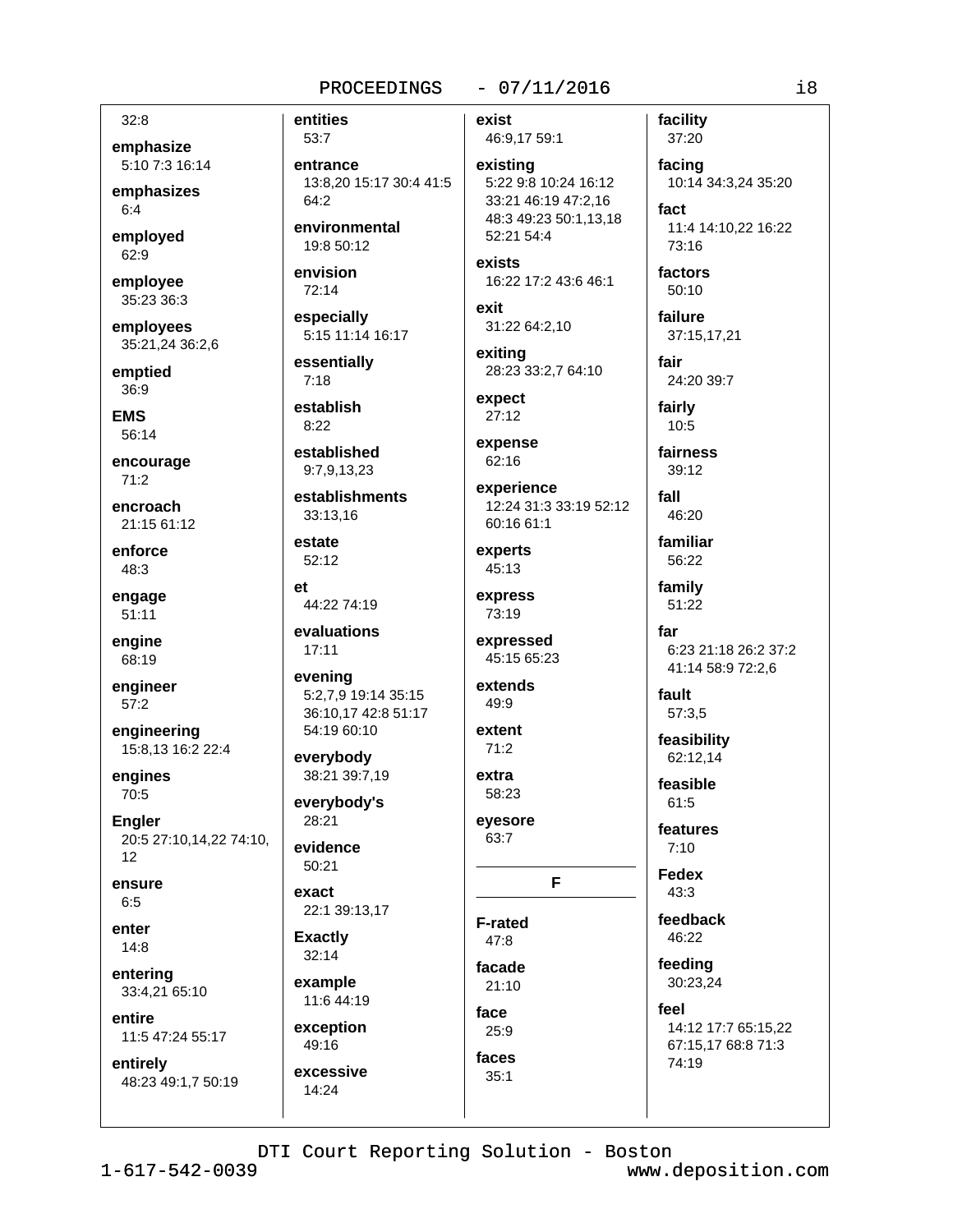32:8

**emphasize**
5:10 7:3 16:14

**emphasizes**
6:4

**employed**
62:9

**employee**
35:23 36:3

**employees**
35:21,24 36:2,6

**emptied**
36:9

**EMS**
56:14

**encourage**
71:2

**encroach**
21:15 61:12

**enforce**
48:3

**engage**
51:11

**engine**
68:19

**engineer**
57:2

**engineering**
15:8,13 16:2 22:4

**engines**
70:5

**Engler**
20:5 27:10,14,22 74:10, 12

**ensure**
6:5

**enter**
14:8

**entering**
33:4,21 65:10

**entire**
11:5 47:24 55:17

**entirely**
48:23 49:1,7 50:19

**entities**
53:7

**entrance**
13:8,20 15:17 30:4 41:5 64:2

**environmental**
19:8 50:12

**envision**
72:14

**especially**
5:15 11:14 16:17

**essentially**
7:18

**establish**
8:22

**established**
9:7,9,13,23

**establishments**
33:13,16

**estate**
52:12

**et**
44:22 74:19

**evaluations**
17:11

**evening**
5:2,7,9 19:14 35:15 36:10,17 42:8 51:17 54:19 60:10

**everybody**
38:21 39:7,19

**everybody's**
28:21

**evidence**
50:21

**exact**
22:1 39:13,17

**Exactly**
32:14

**example**
11:6 44:19

**exception**
49:16

**excessive**
14:24

**exist**
46:9,17 59:1

**existing**
5:22 9:8 10:24 16:12 33:21 46:19 47:2,16 48:3 49:23 50:1,13,18 52:21 54:4

**exists**
16:22 17:2 43:6 46:1

**exit**
31:22 64:2,10

**exiting**
28:23 33:2,7 64:10

**expect**
27:12

**expense**
62:16

**experience**
12:24 31:3 33:19 52:12 60:16 61:1

**experts**
45:13

**express**
73:19

**expressed**
45:15 65:23

**extends**
49:9

**extent**
71:2

**extra**
58:23

**eyesore**
63:7

## F

**F-rated**
47:8

**facade**
21:10

**face**
25:9

**faces**
35:1

**facility**
37:20

**facing**
10:14 34:3,24 35:20

**fact**
11:4 14:10,22 16:22 73:16

**factors**
50:10

**failure**
37:15,17,21

**fair**
24:20 39:7

**fairly**
10:5

**fairness**
39:12

**fall**
46:20

**familiar**
56:22

**family**
51:22

**far**
6:23 21:18 26:2 37:2 41:14 58:9 72:2,6

**fault**
57:3,5

**feasibility**
62:12,14

**feasible**
61:5

**features**
7:10

**Fedex**
43:3

**feedback**
46:22

**feeding**
30:23,24

**feel**
14:12 17:7 65:15,22 67:15,17 68:8 71:3 74:19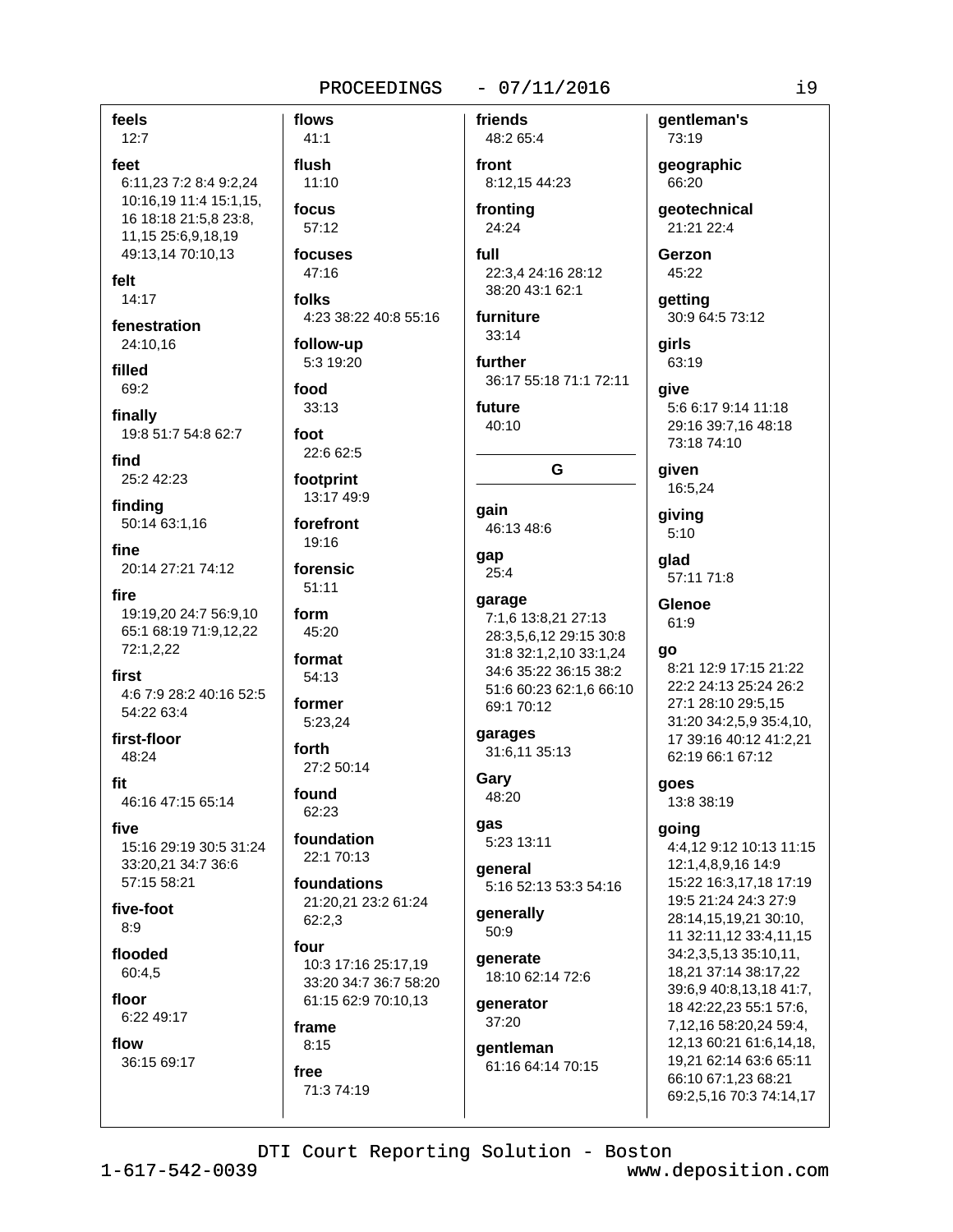**feels**
12:7

**feet**
6:11,23 7:2 8:4 9:2,24 10:16,19 11:4 15:1,15, 16 18:18 21:5,8 23:8, 11,15 25:6,9,18,19 49:13,14 70:10,13

**felt**
14:17

**fenestration**
24:10,16

**filled**
69:2

**finally**
19:8 51:7 54:8 62:7

**find**
25:2 42:23

**finding**
50:14 63:1,16

**fine**
20:14 27:21 74:12

**fire**
19:19,20 24:7 56:9,10 65:1 68:19 71:9,12,22 72:1,2,22

**first**
4:6 7:9 28:2 40:16 52:5 54:22 63:4

**first-floor**
48:24

**fit**
46:16 47:15 65:14

**five**
15:16 29:19 30:5 31:24 33:20,21 34:7 36:6 57:15 58:21

**five-foot**
8:9

**flooded**
60:4,5

**floor**
6:22 49:17

**flow**
36:15 69:17

**flows**
41:1

**flush**
11:10

**focus**
57:12

**focuses**
47:16

**folks**
4:23 38:22 40:8 55:16

**follow-up**
5:3 19:20

**food**
33:13

**foot**
22:6 62:5

**footprint**
13:17 49:9

**forefront**
19:16

**forensic**
51:11

**form**
45:20

**format**
54:13

**former**
5:23,24

**forth**
27:2 50:14

**found**
62:23

**foundation**
22:1 70:13

**foundations**
21:20,21 23:2 61:24 62:2,3

**four**
10:3 17:16 25:17,19 33:20 34:7 36:7 58:20 61:15 62:9 70:10,13

**frame**
8:15

**free**
71:3 74:19

**friends**
48:2 65:4

**front**
8:12,15 44:23

**fronting**
24:24

**full**
22:3,4 24:16 28:12 38:20 43:1 62:1

**furniture**
33:14

**further**
36:17 55:18 71:1 72:11

**future**
40:10

## G

**gain**
46:13 48:6

**gap**
25:4

**garage**
7:1,6 13:8,21 27:13 28:3,5,6,12 29:15 30:8 31:8 32:1,2,10 33:1,24 34:6 35:22 36:15 38:2 51:6 60:23 62:1,6 66:10 69:1 70:12

**garages**
31:6,11 35:13

**Gary**
48:20

**gas**
5:23 13:11

**general**
5:16 52:13 53:3 54:16

**generally**
50:9

**generate**
18:10 62:14 72:6

**generator**
37:20

**gentleman**
61:16 64:14 70:15

**gentleman's**
73:19

**geographic**
66:20

**geotechnical**
21:21 22:4

**Gerzon**
45:22

**getting**
30:9 64:5 73:12

**girls**
63:19

**give**
5:6 6:17 9:14 11:18 29:16 39:7,16 48:18 73:18 74:10

**given**
16:5,24

**giving**
5:10

**glad**
57:11 71:8

**Glenoe**
61:9

**go**
8:21 12:9 17:15 21:22 22:2 24:13 25:24 26:2 27:1 28:10 29:5,15 31:20 34:2,5,9 35:4,10, 17 39:16 40:12 41:2,21 62:19 66:1 67:12

**goes**
13:8 38:19

**going**
4:4,12 9:12 10:13 11:15 12:1,4,8,9,16 14:9 15:22 16:3,17,18 17:19 19:5 21:24 24:3 27:9 28:14,15,19,21 30:10, 11 32:11,12 33:4,11,15 34:2,3,5,13 35:10,11, 18,21 37:14 38:17,22 39:6,9 40:8,13,18 41:7, 18 42:22,23 55:1 57:6, 7,12,16 58:20,24 59:4, 12,13 60:21 61:6,14,18, 19,21 62:14 63:6 65:11 66:10 67:1,23 68:21 69:2,5,16 70:3 74:14,17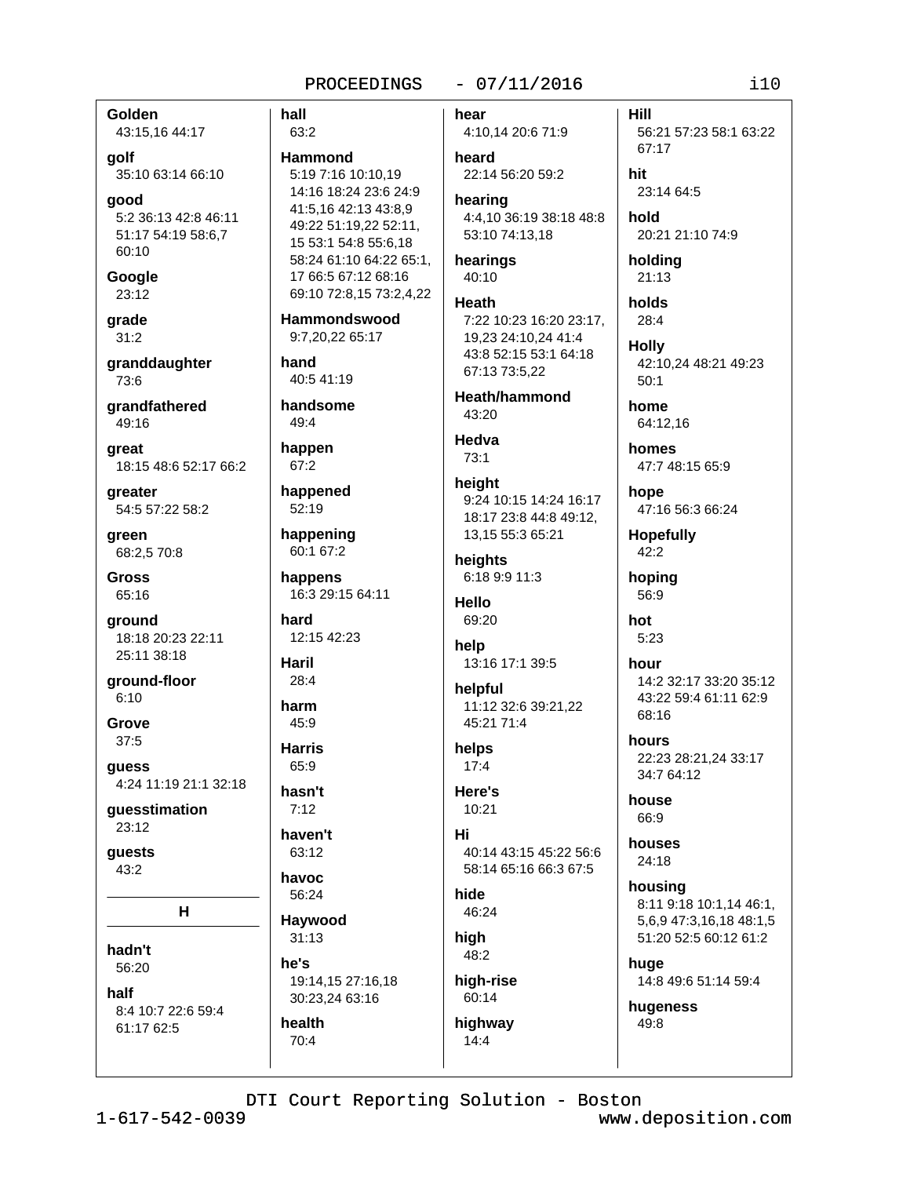**Golden**
43:15,16 44:17

**golf**
35:10 63:14 66:10

**good**
5:2 36:13 42:8 46:11 51:17 54:19 58:6,7 60:10

**Google**
23:12

**grade**
31:2

**granddaughter**
73:6

**grandfathered**
49:16

**great**
18:15 48:6 52:17 66:2

**greater**
54:5 57:22 58:2

**green**
68:2,5 70:8

**Gross**
65:16

**ground**
18:18 20:23 22:11 25:11 38:18

**ground-floor**
6:10

**Grove**
37:5

**guess**
4:24 11:19 21:1 32:18

**guesstimation**
23:12

**guests**
43:2

## H

**hadn't**
56:20

**half**
8:4 10:7 22:6 59:4 61:17 62:5

**hall**
63:2

**Hammond**
5:19 7:16 10:10,19 14:16 18:24 23:6 24:9 41:5,16 42:13 43:8,9 49:22 51:19,22 52:11, 15 53:1 54:8 55:6,18 58:24 61:10 64:22 65:1, 17 66:5 67:12 68:16 69:10 72:8,15 73:2,4,22

**Hammondswood**
9:7,20,22 65:17

**hand**
40:5 41:19

**handsome**
49:4

**happen**
67:2

**happened**
52:19

**happening**
60:1 67:2

**happens**
16:3 29:15 64:11

**hard**
12:15 42:23

**Haril**
28:4

**harm**
45:9

**Harris**
65:9

**hasn't**
7:12

**haven't**
63:12

**havoc**
56:24

**Haywood**
31:13

**he's**
19:14,15 27:16,18 30:23,24 63:16

**health**
70:4

**hear**
4:10,14 20:6 71:9

**heard**
22:14 56:20 59:2

**hearing**
4:4,10 36:19 38:18 48:8 53:10 74:13,18

**hearings**
40:10

**Heath**
7:22 10:23 16:20 23:17, 19,23 24:10,24 41:4 43:8 52:15 53:1 64:18 67:13 73:5,22

**Heath/hammond**
43:20

**Hedva**
73:1

**height**
9:24 10:15 14:24 16:17 18:17 23:8 44:8 49:12, 13,15 55:3 65:21

**heights**
6:18 9:9 11:3

**Hello**
69:20

**help**
13:16 17:1 39:5

**helpful**
11:12 32:6 39:21,22 45:21 71:4

**helps**
17:4

**Here's**
10:21

**Hi**
40:14 43:15 45:22 56:6 58:14 65:16 66:3 67:5

**hide**
46:24

**high**
48:2

**high-rise**
60:14

**highway**
14:4

**Hill**
56:21 57:23 58:1 63:22 67:17

**hit**
23:14 64:5

**hold**
20:21 21:10 74:9

**holding**
21:13

**holds**
28:4

**Holly**
42:10,24 48:21 49:23 50:1

**home**
64:12,16

**homes**
47:7 48:15 65:9

**hope**
47:16 56:3 66:24

**Hopefully**
42:2

**hoping**
56:9

**hot**
5:23

**hour**
14:2 32:17 33:20 35:12 43:22 59:4 61:11 62:9 68:16

**hours**
22:23 28:21,24 33:17 34:7 64:12

**house**
66:9

**houses**
24:18

**housing**
8:11 9:18 10:1,14 46:1, 5,6,9 47:3,16,18 48:1,5 51:20 52:5 60:12 61:2

**huge**
14:8 49:6 51:14 59:4

**hugeness**
49:8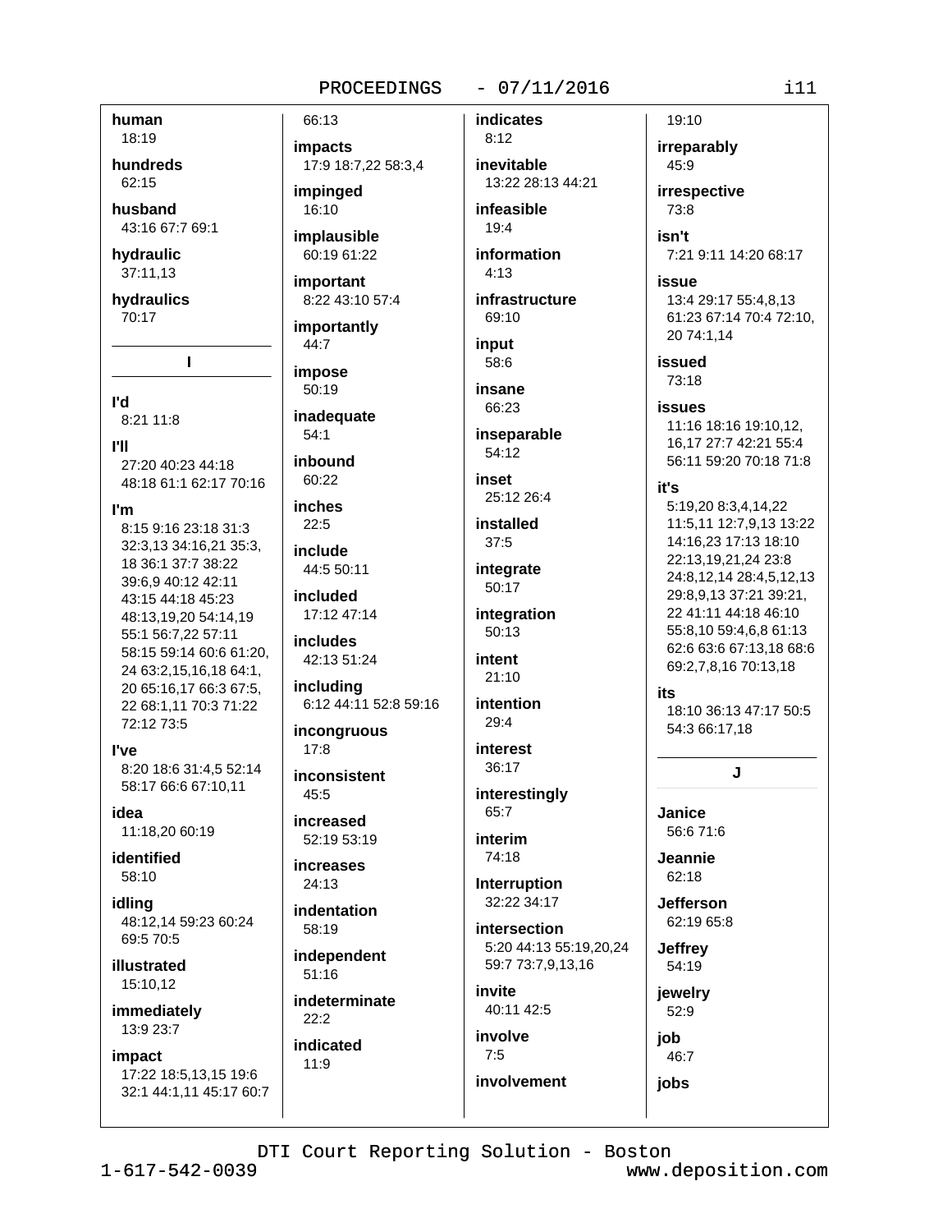**human**
18:19

**hundreds**
62:15

**husband**
43:16 67:7 69:1

**hydraulic**
37:11,13

**hydraulics**
70:17

## I

**I'd**
8:21 11:8

**I'll**
27:20 40:23 44:18 48:18 61:1 62:17 70:16

**I'm**
8:15 9:16 23:18 31:3 32:3,13 34:16,21 35:3, 18 36:1 37:7 38:22 39:6,9 40:12 42:11 43:15 44:18 45:23 48:13,19,20 54:14,19 55:1 56:7,22 57:11 58:15 59:14 60:6 61:20, 24 63:2,15,16,18 64:1, 20 65:16,17 66:3 67:5, 22 68:1,11 70:3 71:22 72:12 73:5

**I've**
8:20 18:6 31:4,5 52:14 58:17 66:6 67:10,11

**idea**
11:18,20 60:19

**identified**
58:10

**idling**
48:12,14 59:23 60:24 69:5 70:5

**illustrated**
15:10,12

**immediately**
13:9 23:7

**impact**
17:22 18:5,13,15 19:6 32:1 44:1,11 45:17 60:7 66:13

**impacts**
17:9 18:7,22 58:3,4

**impinged**
16:10

**implausible**
60:19 61:22

**important**
8:22 43:10 57:4

**importantly**
44:7

**impose**
50:19

**inadequate**
54:1

**inbound**
60:22

**inches**
22:5

**include**
44:5 50:11

**included**
17:12 47:14

**includes**
42:13 51:24

**including**
6:12 44:11 52:8 59:16

**incongruous**
17:8

**inconsistent**
45:5

**increased**
52:19 53:19

**increases**
24:13

**indentation**
58:19

**independent**
51:16

**indeterminate**
22:2

**indicated**
11:9

**indicates**
8:12

**inevitable**
13:22 28:13 44:21

**infeasible**
19:4

**information**
4:13

**infrastructure**
69:10

**input**
58:6

**insane**
66:23

**inseparable**
54:12

**inset**
25:12 26:4

**installed**
37:5

**integrate**
50:17

**integration**
50:13

**intent**
21:10

**intention**
29:4

**interest**
36:17

**interestingly**
65:7

**interim**
74:18

**Interruption**
32:22 34:17

**intersection**
5:20 44:13 55:19,20,24 59:7 73:7,9,13,16

**invite**
40:11 42:5

**involve**
7:5

**involvement**
19:10

**irreparably**
45:9

**irrespective**
73:8

**isn't**
7:21 9:11 14:20 68:17

**issue**
13:4 29:17 55:4,8,13 61:23 67:14 70:4 72:10, 20 74:1,14

**issued**
73:18

**issues**
11:16 18:16 19:10,12, 16,17 27:7 42:21 55:4 56:11 59:20 70:18 71:8

**it's**
5:19,20 8:3,4,14,22 11:5,11 12:7,9,13 13:22 14:16,23 17:13 18:10 22:13,19,21,24 23:8 24:8,12,14 28:4,5,12,13 29:8,9,13 37:21 39:21, 22 41:11 44:18 46:10 55:8,10 59:4,6,8 61:13 62:6 63:6 67:13,18 68:6 69:2,7,8,16 70:13,18

**its**
18:10 36:13 47:17 50:5 54:3 66:17,18

## J

**Janice**
56:6 71:6

**Jeannie**
62:18

**Jefferson**
62:19 65:8

**Jeffrey**
54:19

**jewelry**
52:9

**job**
46:7

**jobs**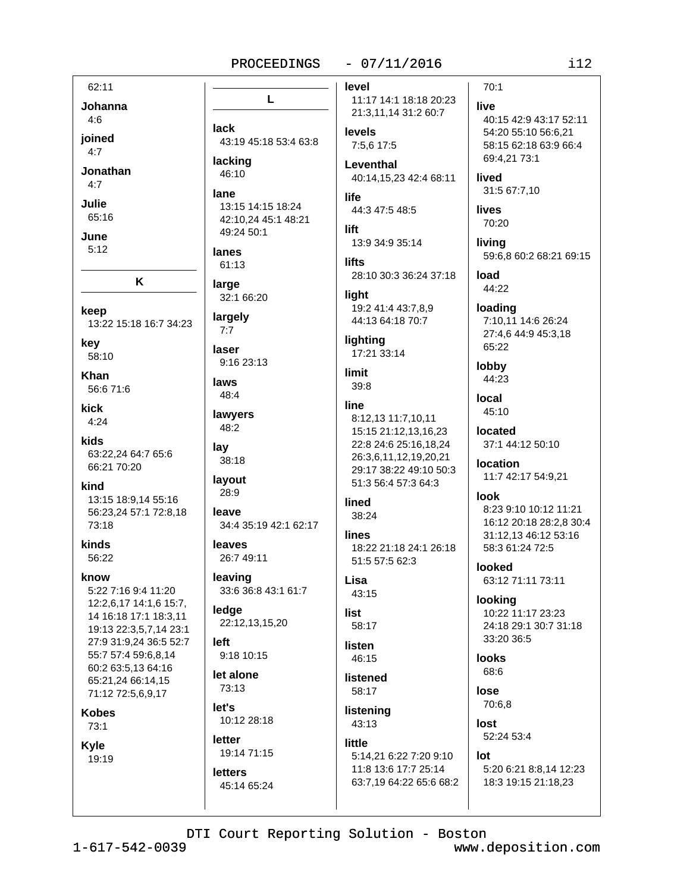62:11

**Johanna**
4:6

**joined**
4:7

**Jonathan**
4:7

**Julie**
65:16

**June**
5:12

## K

**keep**
13:22 15:18 16:7 34:23

**key**
58:10

**Khan**
56:6 71:6

**kick**
4:24

**kids**
63:22,24 64:7 65:6 66:21 70:20

**kind**
13:15 18:9,14 55:16 56:23,24 57:1 72:8,18 73:18

**kinds**
56:22

**know**
5:22 7:16 9:4 11:20 12:2,6,17 14:1,6 15:7, 14 16:18 17:1 18:3,11 19:13 22:3,5,7,14 23:1 27:9 31:9,24 36:5 52:7 55:7 57:4 59:6,8,14 60:2 63:5,13 64:16 65:21,24 66:14,15 71:12 72:5,6,9,17

**Kobes**
73:1

**Kyle**
19:19

## L

**lack**
43:19 45:18 53:4 63:8

**lacking**
46:10

**lane**
13:15 14:15 18:24 42:10,24 45:1 48:21 49:24 50:1

**lanes**
61:13

**large**
32:1 66:20

**largely**
7:7

**laser**
9:16 23:13

**laws**
48:4

**lawyers**
48:2

**lay**
38:18

**layout**
28:9

**leave**
34:4 35:19 42:1 62:17

**leaves**
26:7 49:11

**leaving**
33:6 36:8 43:1 61:7

**ledge**
22:12,13,15,20

**left**
9:18 10:15

**let alone**
73:13

**let's**
10:12 28:18

**letter**
19:14 71:15

**letters**
45:14 65:24

**level**
11:17 14:1 18:18 20:23 21:3,11,14 31:2 60:7

**levels**
7:5,6 17:5

**Leventhal**
40:14,15,23 42:4 68:11

**life**
44:3 47:5 48:5

**lift**
13:9 34:9 35:14

**lifts**
28:10 30:3 36:24 37:18

**light**
19:2 41:4 43:7,8,9 44:13 64:18 70:7

**lighting**
17:21 33:14

**limit**
39:8

**line**
8:12,13 11:7,10,11 15:15 21:12,13,16,23 22:8 24:6 25:16,18,24 26:3,6,11,12,19,20,21 29:17 38:22 49:10 50:3 51:3 56:4 57:3 64:3

**lined**
38:24

**lines**
18:22 21:18 24:1 26:18 51:5 57:5 62:3

**Lisa**
43:15

**list**
58:17

**listen**
46:15

**listened**
58:17

**listening**
43:13

**little**
5:14,21 6:22 7:20 9:10 11:8 13:6 17:7 25:14 63:7,19 64:22 65:6 68:2

70:1

**live**
40:15 42:9 43:17 52:11 54:20 55:10 56:6,21 58:15 62:18 63:9 66:4 69:4,21 73:1

**lived**
31:5 67:7,10

**lives**
70:20

**living**
59:6,8 60:2 68:21 69:15

**load**
44:22

**loading**
7:10,11 14:6 26:24 27:4,6 44:9 45:3,18 65:22

**lobby**
44:23

**local**
45:10

**located**
37:1 44:12 50:10

**location**
11:7 42:17 54:9,21

**look**
8:23 9:10 10:12 11:21 16:12 20:18 28:2,8 30:4 31:12,13 46:12 53:16 58:3 61:24 72:5

**looked**
63:12 71:11 73:11

**looking**
10:22 11:17 23:23 24:18 29:1 30:7 31:18 33:20 36:5

**looks**
68:6

**lose**
70:6,8

**lost**
52:24 53:4

**lot**
5:20 6:21 8:8,14 12:23 18:3 19:15 21:18,23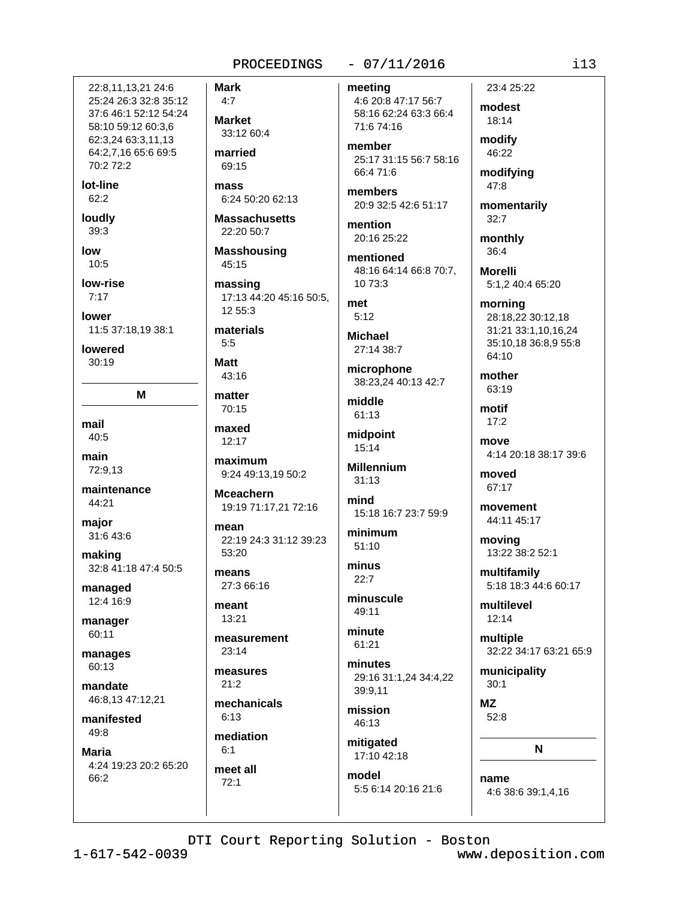22:8,11,13,21 24:6 25:24 26:3 32:8 35:12 37:6 46:1 52:12 54:24 58:10 59:12 60:3,6 62:3,24 63:3,11,13 64:2,7,16 65:6 69:5 70:2 72:2

**lot-line**
62:2

**loudly**
39:3

**low**
10:5

**low-rise**
7:17

**lower**
11:5 37:18,19 38:1

**lowered**
30:19

## M

**mail**
40:5

**main**
72:9,13

**maintenance**
44:21

**major**
31:6 43:6

**making**
32:8 41:18 47:4 50:5

**managed**
12:4 16:9

**manager**
60:11

**manages**
60:13

**mandate**
46:8,13 47:12,21

**manifested**
49:8

**Maria**
4:24 19:23 20:2 65:20 66:2

**Mark**
4:7

**Market**
33:12 60:4

**married**
69:15

**mass**
6:24 50:20 62:13

**Massachusetts**
22:20 50:7

**Masshousing**
45:15

**massing**
17:13 44:20 45:16 50:5,12 55:3

**materials**
5:5

**Matt**
43:16

**matter**
70:15

**maxed**
12:17

**maximum**
9:24 49:13,19 50:2

**Mceachern**
19:19 71:17,21 72:16

**mean**
22:19 24:3 31:12 39:23 53:20

**means**
27:3 66:16

**meant**
13:21

**measurement**
23:14

**measures**
21:2

**mechanicals**
6:13

**mediation**
6:1

**meet all**
72:1

**meeting**
4:6 20:8 47:17 56:7 58:16 62:24 63:3 66:4 71:6 74:16

**member**
25:17 31:15 56:7 58:16 66:4 71:6

**members**
20:9 32:5 42:6 51:17

**mention**
20:16 25:22

**mentioned**
48:16 64:14 66:8 70:7,10 73:3

**met**
5:12

**Michael**
27:14 38:7

**microphone**
38:23,24 40:13 42:7

**middle**
61:13

**midpoint**
15:14

**Millennium**
31:13

**mind**
15:18 16:7 23:7 59:9

**minimum**
51:10

**minus**
22:7

**minuscule**
49:11

**minute**
61:21

**minutes**
29:16 31:1,24 34:4,22 39:9,11

**mission**
46:13

**mitigated**
17:10 42:18

**model**
5:5 6:14 20:16 21:6 23:4 25:22

**modest**
18:14

**modify**
46:22

**modifying**
47:8

**momentarily**
32:7

**monthly**
36:4

**Morelli**
5:1,2 40:4 65:20

**morning**
28:18,22 30:12,18 31:21 33:1,10,16,24 35:10,18 36:8,9 55:8 64:10

**mother**
63:19

**motif**
17:2

**move**
4:14 20:18 38:17 39:6

**moved**
67:17

**movement**
44:11 45:17

**moving**
13:22 38:2 52:1

**multifamily**
5:18 18:3 44:6 60:17

**multilevel**
12:14

**multiple**
32:22 34:17 63:21 65:9

**municipality**
30:1

**MZ**
52:8

## N

**name**
4:6 38:6 39:1,4,16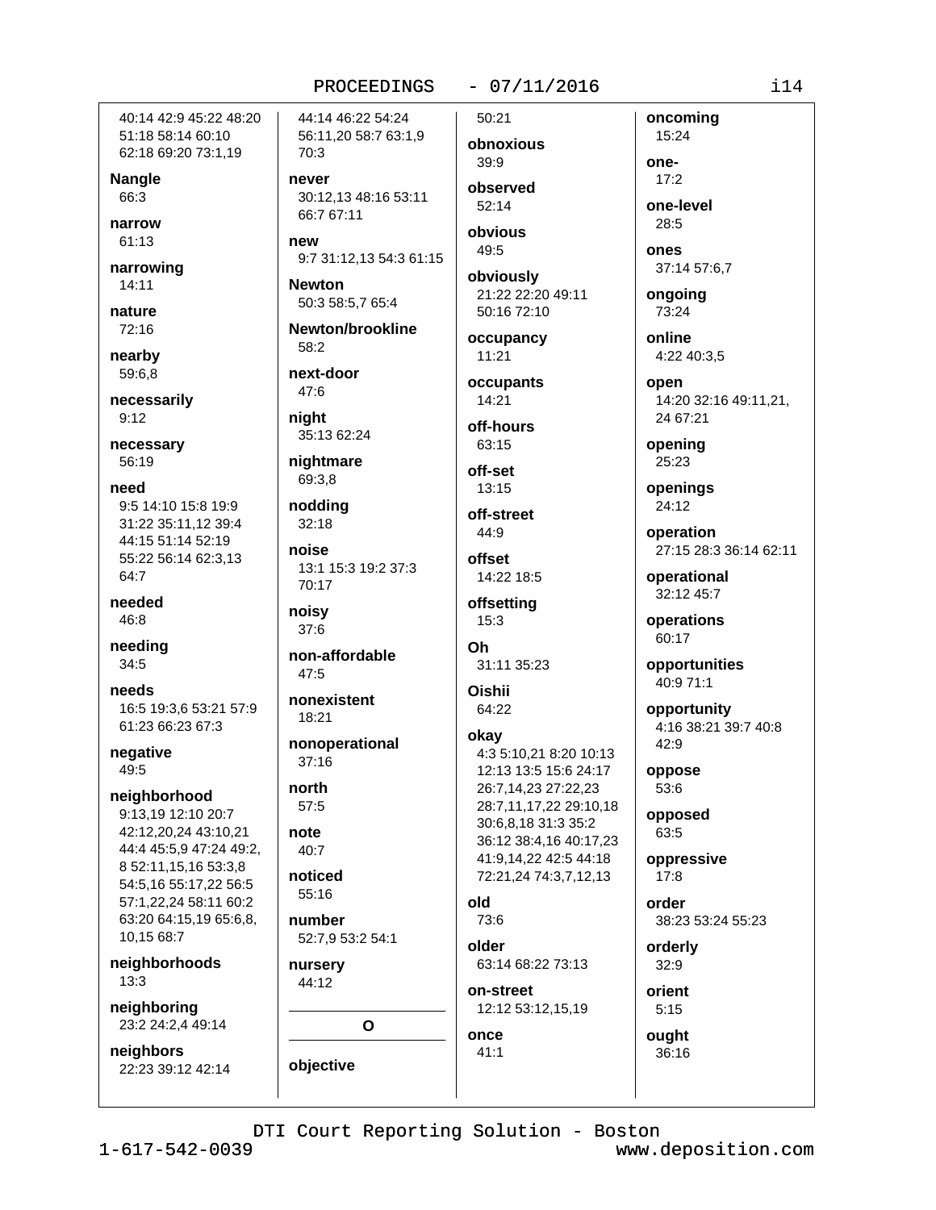40:14 42:9 45:22 48:20 51:18 58:14 60:10 62:18 69:20 73:1,19

**Nangle**
66:3

**narrow**
61:13

**narrowing**
14:11

**nature**
72:16

**nearby**
59:6,8

**necessarily**
9:12

**necessary**
56:19

**need**
9:5 14:10 15:8 19:9 31:22 35:11,12 39:4 44:15 51:14 52:19 55:22 56:14 62:3,13 64:7

**needed**
46:8

**needing**
34:5

**needs**
16:5 19:3,6 53:21 57:9 61:23 66:23 67:3

**negative**
49:5

**neighborhood**
9:13,19 12:10 20:7 42:12,20,24 43:10,21 44:4 45:5,9 47:24 49:2, 8 52:11,15,16 53:3,8 54:5,16 55:17,22 56:5 57:1,22,24 58:11 60:2 63:20 64:15,19 65:6,8, 10,15 68:7

**neighborhoods**
13:3

**neighboring**
23:2 24:2,4 49:14

**neighbors**
22:23 39:12 42:14

44:14 46:22 54:24 56:11,20 58:7 63:1,9 70:3

**never**
30:12,13 48:16 53:11 66:7 67:11

**new**
9:7 31:12,13 54:3 61:15

**Newton**
50:3 58:5,7 65:4

**Newton/brookline**
58:2

**next-door**
47:6

**night**
35:13 62:24

**nightmare**
69:3,8

**nodding**
32:18

**noise**
13:1 15:3 19:2 37:3 70:17

**noisy**
37:6

**non-affordable**
47:5

**nonexistent**
18:21

**nonoperational**
37:16

**north**
57:5

**note**
40:7

**noticed**
55:16

**number**
52:7,9 53:2 54:1

**nursery**
44:12

**O**

**objective**
50:21

**obnoxious**
39:9

**observed**
52:14

**obvious**
49:5

**obviously**
21:22 22:20 49:11 50:16 72:10

**occupancy**
11:21

**occupants**
14:21

**off-hours**
63:15

**off-set**
13:15

**off-street**
44:9

**offset**
14:22 18:5

**offsetting**
15:3

**Oh**
31:11 35:23

**Oishii**
64:22

**okay**
4:3 5:10,21 8:20 10:13 12:13 13:5 15:6 24:17 26:7,14,23 27:22,23 28:7,11,17,22 29:10,18 30:6,8,18 31:3 35:2 36:12 38:4,16 40:17,23 41:9,14,22 42:5 44:18 72:21,24 74:3,7,12,13

**old**
73:6

**older**
63:14 68:22 73:13

**on-street**
12:12 53:12,15,19

**once**
41:1

**oncoming**
15:24

**one-**
17:2

**one-level**
28:5

**ones**
37:14 57:6,7

**ongoing**
73:24

**online**
4:22 40:3,5

**open**
14:20 32:16 49:11,21, 24 67:21

**opening**
25:23

**openings**
24:12

**operation**
27:15 28:3 36:14 62:11

**operational**
32:12 45:7

**operations**
60:17

**opportunities**
40:9 71:1

**opportunity**
4:16 38:21 39:7 40:8 42:9

**oppose**
53:6

**opposed**
63:5

**oppressive**
17:8

**order**
38:23 53:24 55:23

**orderly**
32:9

**orient**
5:15

**ought**
36:16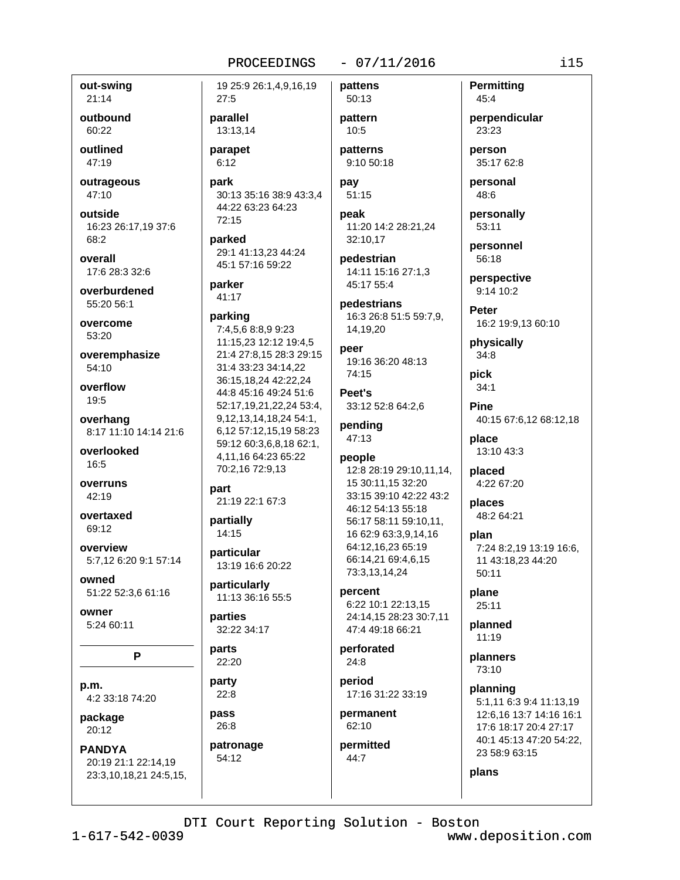**out-swing**
21:14

**outbound**
60:22

**outlined**
47:19

**outrageous**
47:10

**outside**
16:23 26:17,19 37:6 68:2

**overall**
17:6 28:3 32:6

**overburdened**
55:20 56:1

**overcome**
53:20

**overemphasize**
54:10

**overflow**
19:5

**overhang**
8:17 11:10 14:14 21:6

**overlooked**
16:5

**overruns**
42:19

**overtaxed**
69:12

**overview**
5:7,12 6:20 9:1 57:14

**owned**
51:22 52:3,6 61:16

**owner**
5:24 60:11

## P

**p.m.**
4:2 33:18 74:20

**package**
20:12

**PANDYA**
20:19 21:1 22:14,19 23:3,10,18,21 24:5,15, 19 25:9 26:1,4,9,16,19 27:5

**parallel**
13:13,14

**parapet**
6:12

**park**
30:13 35:16 38:9 43:3,4 44:22 63:23 64:23 72:15

**parked**
29:1 41:13,23 44:24 45:1 57:16 59:22

**parker**
41:17

**parking**
7:4,5,6 8:8,9 9:23 11:15,23 12:12 19:4,5 21:4 27:8,15 28:3 29:15 31:4 33:23 34:14,22 36:15,18,24 42:22,24 44:8 45:16 49:24 51:6 52:17,19,21,22,24 53:4, 9,12,13,14,18,24 54:1, 6,12 57:12,15,19 58:23 59:12 60:3,6,8,18 62:1, 4,11,16 64:23 65:22 70:2,16 72:9,13

**part**
21:19 22:1 67:3

**partially**
14:15

**particular**
13:19 16:6 20:22

**particularly**
11:13 36:16 55:5

**parties**
32:22 34:17

**parts**
22:20

**party**
22:8

**pass**
26:8

**patronage**
54:12

**pattens**
50:13

**pattern**
10:5

**patterns**
9:10 50:18

**pay**
51:15

**peak**
11:20 14:2 28:21,24 32:10,17

**pedestrian**
14:11 15:16 27:1,3 45:17 55:4

**pedestrians**
16:3 26:8 51:5 59:7,9, 14,19,20

**peer**
19:16 36:20 48:13 74:15

**Peet's**
33:12 52:8 64:2,6

**pending**
47:13

**people**
12:8 28:19 29:10,11,14, 15 30:11,15 32:20 33:15 39:10 42:22 43:2 46:12 54:13 55:18 56:17 58:11 59:10,11, 16 62:9 63:3,9,14,16 64:12,16,23 65:19 66:14,21 69:4,6,15 73:3,13,14,24

**percent**
6:22 10:1 22:13,15 24:14,15 28:23 30:7,11 47:4 49:18 66:21

**perforated**
24:8

**period**
17:16 31:22 33:19

**permanent**
62:10

**permitted**
44:7

**Permitting**
45:4

**perpendicular**
23:23

**person**
35:17 62:8

**personal**
48:6

**personally**
53:11

**personnel**
56:18

**perspective**
9:14 10:2

**Peter**
16:2 19:9,13 60:10

**physically**
34:8

**pick**
34:1

**Pine**
40:15 67:6,12 68:12,18

**place**
13:10 43:3

**placed**
4:22 67:20

**places**
48:2 64:21

**plan**
7:24 8:2,19 13:19 16:6, 11 43:18,23 44:20 50:11

**plane**
25:11

**planned**
11:19

**planners**
73:10

**planning**
5:1,11 6:3 9:4 11:13,19 12:6,16 13:7 14:16 16:1 17:6 18:17 20:4 27:17 40:1 45:13 47:20 54:22, 23 58:9 63:15

**plans**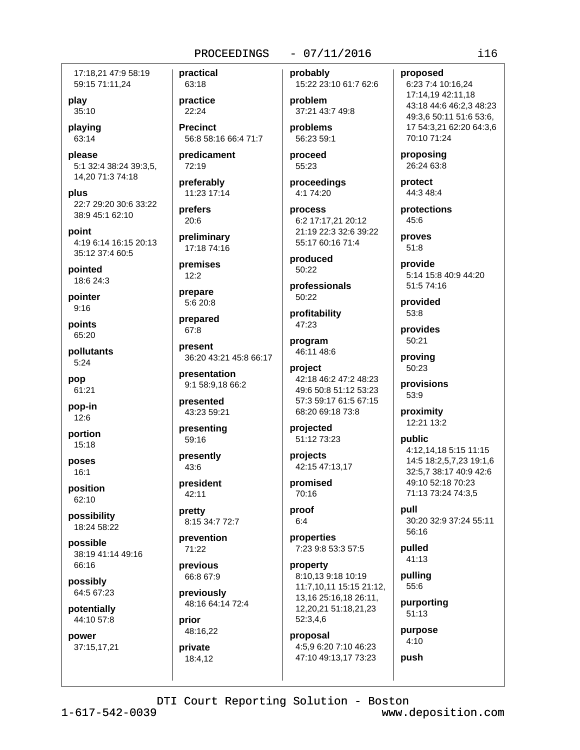17:18,21 47:9 58:19 59:15 71:11,24

**play**
35:10

**playing**
63:14

**please**
5:1 32:4 38:24 39:3,5, 14,20 71:3 74:18

**plus**
22:7 29:20 30:6 33:22 38:9 45:1 62:10

**point**
4:19 6:14 16:15 20:13 35:12 37:4 60:5

**pointed**
18:6 24:3

**pointer**
9:16

**points**
65:20

**pollutants**
5:24

**pop**
61:21

**pop-in**
12:6

**portion**
15:18

**poses**
16:1

**position**
62:10

**possibility**
18:24 58:22

**possible**
38:19 41:14 49:16 66:16

**possibly**
64:5 67:23

**potentially**
44:10 57:8

**power**
37:15,17,21

**practical**
63:18

**practice**
22:24

**Precinct**
56:8 58:16 66:4 71:7

**predicament**
72:19

**preferably**
11:23 17:14

**prefers**
20:6

**preliminary**
17:18 74:16

**premises**
12:2

**prepare**
5:6 20:8

**prepared**
67:8

**present**
36:20 43:21 45:8 66:17

**presentation**
9:1 58:9,18 66:2

**presented**
43:23 59:21

**presenting**
59:16

**presently**
43:6

**president**
42:11

**pretty**
8:15 34:7 72:7

**prevention**
71:22

**previous**
66:8 67:9

**previously**
48:16 64:14 72:4

**prior**
48:16,22

**private**
18:4,12

**probably**
15:22 23:10 61:7 62:6

**problem**
37:21 43:7 49:8

**problems**
56:23 59:1

**proceed**
55:23

**proceedings**
4:1 74:20

**process**
6:2 17:17,21 20:12 21:19 22:3 32:6 39:22 55:17 60:16 71:4

**produced**
50:22

**professionals**
50:22

**profitability**
47:23

**program**
46:11 48:6

**project**
42:18 46:2 47:2 48:23 49:6 50:8 51:12 53:23 57:3 59:17 61:5 67:15 68:20 69:18 73:8

**projected**
51:12 73:23

**projects**
42:15 47:13,17

**promised**
70:16

**proof**
6:4

**properties**
7:23 9:8 53:3 57:5

**property**
8:10,13 9:18 10:19 11:7,10,11 15:15 21:12, 13,16 25:16,18 26:11, 12,20,21 51:18,21,23 52:3,4,6

**proposal**
4:5,9 6:20 7:10 46:23 47:10 49:13,17 73:23

**proposed**
6:23 7:4 10:16,24 17:14,19 42:11,18 43:18 44:6 46:2,3 48:23 49:3,6 50:11 51:6 53:6, 17 54:3,21 62:20 64:3,6 70:10 71:24

**proposing**
26:24 63:8

**protect**
44:3 48:4

**protections**
45:6

**proves**
51:8

**provide**
5:14 15:8 40:9 44:20 51:5 74:16

**provided**
53:8

**provides**
50:21

**proving**
50:23

**provisions**
53:9

**proximity**
12:21 13:2

**public**
4:12,14,18 5:15 11:15 14:5 18:2,5,7,23 19:1,6 32:5,7 38:17 40:9 42:6 49:10 52:18 70:23 71:13 73:24 74:3,5

**pull**
30:20 32:9 37:24 55:11 56:16

**pulled**
41:13

**pulling**
55:6

**purporting**
51:13

**purpose**
4:10

**push**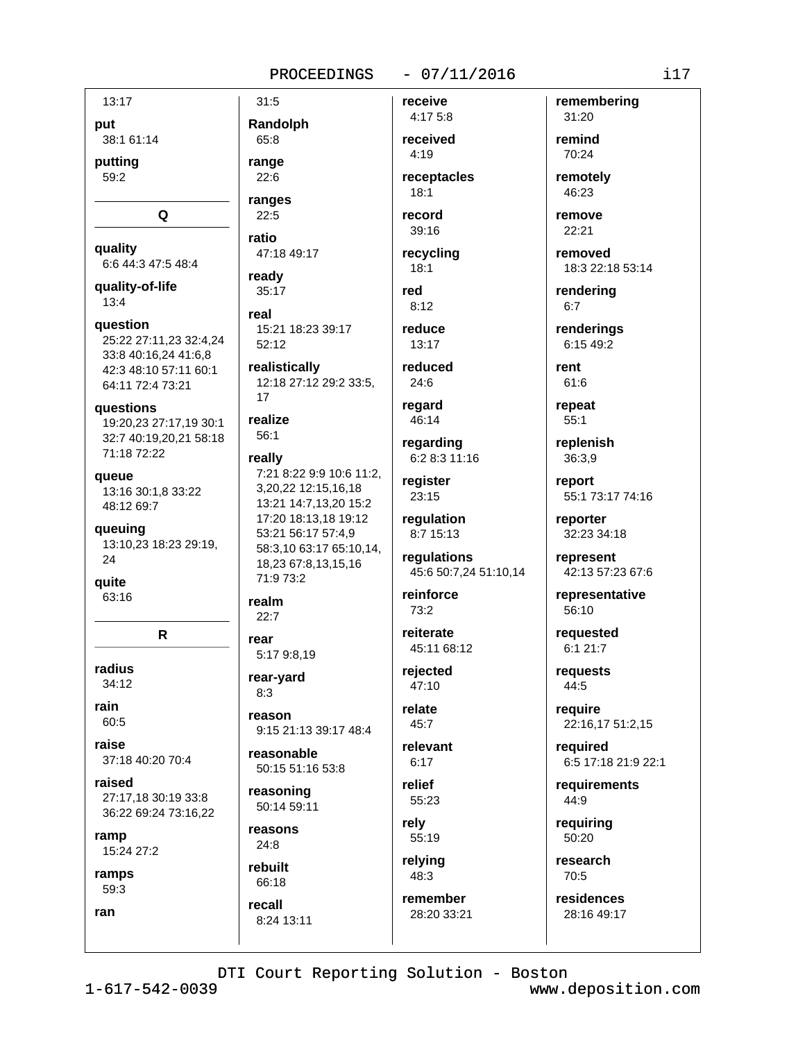13:17

**put**
38:1 61:14

**putting**
59:2

## Q

**quality**
6:6 44:3 47:5 48:4

**quality-of-life**
13:4

**question**
25:22 27:11,23 32:4,24 33:8 40:16,24 41:6,8 42:3 48:10 57:11 60:1 64:11 72:4 73:21

**questions**
19:20,23 27:17,19 30:1 32:7 40:19,20,21 58:18 71:18 72:22

**queue**
13:16 30:1,8 33:22 48:12 69:7

**queuing**
13:10,23 18:23 29:19, 24

**quite**
63:16

## R

**radius**
34:12

**rain**
60:5

**raise**
37:18 40:20 70:4

**raised**
27:17,18 30:19 33:8 36:22 69:24 73:16,22

**ramp**
15:24 27:2

**ramps**
59:3

**ran**
31:5

**Randolph**
65:8

**range**
22:6

**ranges**
22:5

**ratio**
47:18 49:17

**ready**
35:17

**real**
15:21 18:23 39:17 52:12

**realistically**
12:18 27:12 29:2 33:5, 17

**realize**
56:1

**really**
7:21 8:22 9:9 10:6 11:2, 3,20,22 12:15,16,18 13:21 14:7,13,20 15:2 17:20 18:13,18 19:12 53:21 56:17 57:4,9 58:3,10 63:17 65:10,14, 18,23 67:8,13,15,16 71:9 73:2

**realm**
22:7

**rear**
5:17 9:8,19

**rear-yard**
8:3

**reason**
9:15 21:13 39:17 48:4

**reasonable**
50:15 51:16 53:8

**reasoning**
50:14 59:11

**reasons**
24:8

**rebuilt**
66:18

**recall**
8:24 13:11

**receive**
4:17 5:8

**received**
4:19

**receptacles**
18:1

**record**
39:16

**recycling**
18:1

**red**
8:12

**reduce**
13:17

**reduced**
24:6

**regard**
46:14

**regarding**
6:2 8:3 11:16

**register**
23:15

**regulation**
8:7 15:13

**regulations**
45:6 50:7,24 51:10,14

**reinforce**
73:2

**reiterate**
45:11 68:12

**rejected**
47:10

**relate**
45:7

**relevant**
6:17

**relief**
55:23

**rely**
55:19

**relying**
48:3

**remember**
28:20 33:21

**remembering**
31:20

**remind**
70:24

**remotely**
46:23

**remove**
22:21

**removed**
18:3 22:18 53:14

**rendering**
6:7

**renderings**
6:15 49:2

**rent**
61:6

**repeat**
55:1

**replenish**
36:3,9

**report**
55:1 73:17 74:16

**reporter**
32:23 34:18

**represent**
42:13 57:23 67:6

**representative**
56:10

**requested**
6:1 21:7

**requests**
44:5

**require**
22:16,17 51:2,15

**required**
6:5 17:18 21:9 22:1

**requirements**
44:9

**requiring**
50:20

**research**
70:5

**residences**
28:16 49:17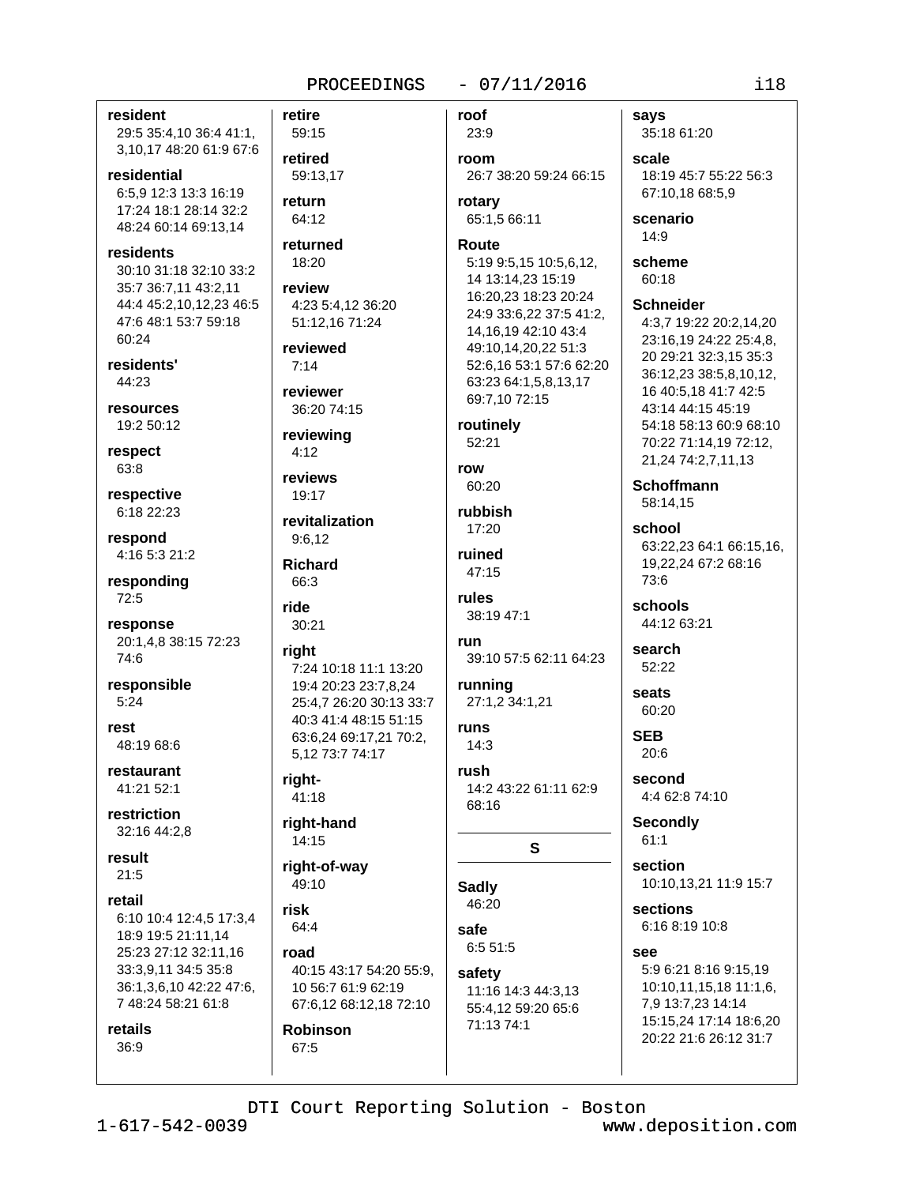**resident**
29:5 35:4,10 36:4 41:1, 3,10,17 48:20 61:9 67:6

**residential**
6:5,9 12:3 13:3 16:19 17:24 18:1 28:14 32:2 48:24 60:14 69:13,14

**residents**
30:10 31:18 32:10 33:2 35:7 36:7,11 43:2,11 44:4 45:2,10,12,23 46:5 47:6 48:1 53:7 59:18 60:24

**residents'**
44:23

**resources**
19:2 50:12

**respect**
63:8

**respective**
6:18 22:23

**respond**
4:16 5:3 21:2

**responding**
72:5

**response**
20:1,4,8 38:15 72:23 74:6

**responsible**
5:24

**rest**
48:19 68:6

**restaurant**
41:21 52:1

**restriction**
32:16 44:2,8

**result**
21:5

**retail**
6:10 10:4 12:4,5 17:3,4 18:9 19:5 21:11,14 25:23 27:12 32:11,16 33:3,9,11 34:5 35:8 36:1,3,6,10 42:22 47:6, 7 48:24 58:21 61:8

**retails**
36:9

**retire**
59:15

**retired**
59:13,17

**return**
64:12

**returned**
18:20

**review**
4:23 5:4,12 36:20 51:12,16 71:24

**reviewed**
7:14

**reviewer**
36:20 74:15

**reviewing**
4:12

**reviews**
19:17

**revitalization**
9:6,12

**Richard**
66:3

**ride**
30:21

**right**
7:24 10:18 11:1 13:20 19:4 20:23 23:7,8,24 25:4,7 26:20 30:13 33:7 40:3 41:4 48:15 51:15 63:6,24 69:17,21 70:2, 5,12 73:7 74:17

**right-**
41:18

**right-hand**
14:15

**right-of-way**
49:10

**risk**
64:4

**road**
40:15 43:17 54:20 55:9, 10 56:7 61:9 62:19 67:6,12 68:12,18 72:10

**Robinson**
67:5

**roof**
23:9

**room**
26:7 38:20 59:24 66:15

**rotary**
65:1,5 66:11

**Route**
5:19 9:5,15 10:5,6,12, 14 13:14,23 15:19 16:20,23 18:23 20:24 24:9 33:6,22 37:5 41:2, 14,16,19 42:10 43:4 49:10,14,20,22 51:3 52:6,16 53:1 57:6 62:20 63:23 64:1,5,8,13,17 69:7,10 72:15

**routinely**
52:21

**row**
60:20

**rubbish**
17:20

**ruined**
47:15

**rules**
38:19 47:1

**run**
39:10 57:5 62:11 64:23

**running**
27:1,2 34:1,21

**runs**
14:3

**rush**
14:2 43:22 61:11 62:9 68:16

## S

**Sadly**
46:20

**safe**
6:5 51:5

**safety**
11:16 14:3 44:3,13 55:4,12 59:20 65:6 71:13 74:1

**says**
35:18 61:20

**scale**
18:19 45:7 55:22 56:3 67:10,18 68:5,9

**scenario**
14:9

**scheme**
60:18

**Schneider**
4:3,7 19:22 20:2,14,20 23:16,19 24:22 25:4,8, 20 29:21 32:3,15 35:3 36:12,23 38:5,8,10,12, 16 40:5,18 41:7 42:5 43:14 44:15 45:19 54:18 58:13 60:9 68:10 70:22 71:14,19 72:12, 21,24 74:2,7,11,13

**Schoffmann**
58:14,15

**school**
63:22,23 64:1 66:15,16, 19,22,24 67:2 68:16 73:6

**schools**
44:12 63:21

**search**
52:22

**seats**
60:20

**SEB**
20:6

**second**
4:4 62:8 74:10

**Secondly**
61:1

**section**
10:10,13,21 11:9 15:7

**sections**
6:16 8:19 10:8

**see**
5:9 6:21 8:16 9:15,19 10:10,11,15,18 11:1,6, 7,9 13:7,23 14:14 15:15,24 17:14 18:6,20 20:22 21:6 26:12 31:7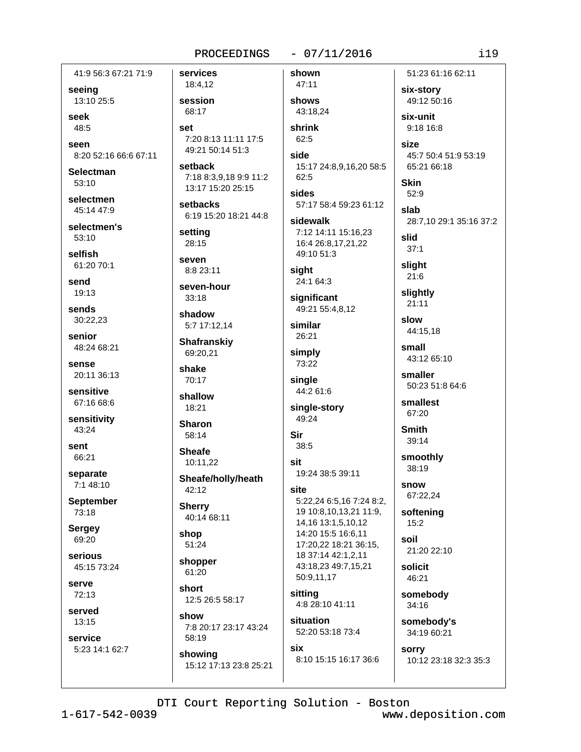41:9 56:3 67:21 71:9

**seeing**
13:10 25:5

**seek**
48:5

**seen**
8:20 52:16 66:6 67:11

**Selectman**
53:10

**selectmen**
45:14 47:9

**selectmen's**
53:10

**selfish**
61:20 70:1

**send**
19:13

**sends**
30:22,23

**senior**
48:24 68:21

**sense**
20:11 36:13

**sensitive**
67:16 68:6

**sensitivity**
43:24

**sent**
66:21

**separate**
7:1 48:10

**September**
73:18

**Sergey**
69:20

**serious**
45:15 73:24

**serve**
72:13

**served**
13:15

**service**
5:23 14:1 62:7

**services**
18:4,12

**session**
68:17

**set**
7:20 8:13 11:11 17:5 49:21 50:14 51:3

**setback**
7:18 8:3,9,18 9:9 11:2 13:17 15:20 25:15

**setbacks**
6:19 15:20 18:21 44:8

**setting**
28:15

**seven**
8:8 23:11

**seven-hour**
33:18

**shadow**
5:7 17:12,14

**Shafranskiy**
69:20,21

**shake**
70:17

**shallow**
18:21

**Sharon**
58:14

**Sheafe**
10:11,22

**Sheafe/holly/heath**
42:12

**Sherry**
40:14 68:11

**shop**
51:24

**shopper**
61:20

**short**
12:5 26:5 58:17

**show**
7:8 20:17 23:17 43:24 58:19

**showing**
15:12 17:13 23:8 25:21

**shown**
47:11

**shows**
43:18,24

**shrink**
62:5

**side**
15:17 24:8,9,16,20 58:5 62:5

**sides**
57:17 58:4 59:23 61:12

**sidewalk**
7:12 14:11 15:16,23 16:4 26:8,17,21,22 49:10 51:3

**sight**
24:1 64:3

**significant**
49:21 55:4,8,12

**similar**
26:21

**simply**
73:22

**single**
44:2 61:6

**single-story**
49:24

**Sir**
38:5

**sit**
19:24 38:5 39:11

**site**
5:22,24 6:5,16 7:24 8:2, 19 10:8,10,13,21 11:9, 14,16 13:1,5,10,12 14:20 15:5 16:6,11 17:20,22 18:21 36:15, 18 37:14 42:1,2,11 43:18,23 49:7,15,21 50:9,11,17

**sitting**
4:8 28:10 41:11

**situation**
52:20 53:18 73:4

**six**
8:10 15:15 16:17 36:6 51:23 61:16 62:11

**six-story**
49:12 50:16

**six-unit**
9:18 16:8

**size**
45:7 50:4 51:9 53:19 65:21 66:18

**Skin**
52:9

**slab**
28:7,10 29:1 35:16 37:2

**slid**
37:1

**slight**
21:6

**slightly**
21:11

**slow**
44:15,18

**small**
43:12 65:10

**smaller**
50:23 51:8 64:6

**smallest**
67:20

**Smith**
39:14

**smoothly**
38:19

**snow**
67:22,24

**softening**
15:2

**soil**
21:20 22:10

**solicit**
46:21

**somebody**
34:16

**somebody's**
34:19 60:21

**sorry**
10:12 23:18 32:3 35:3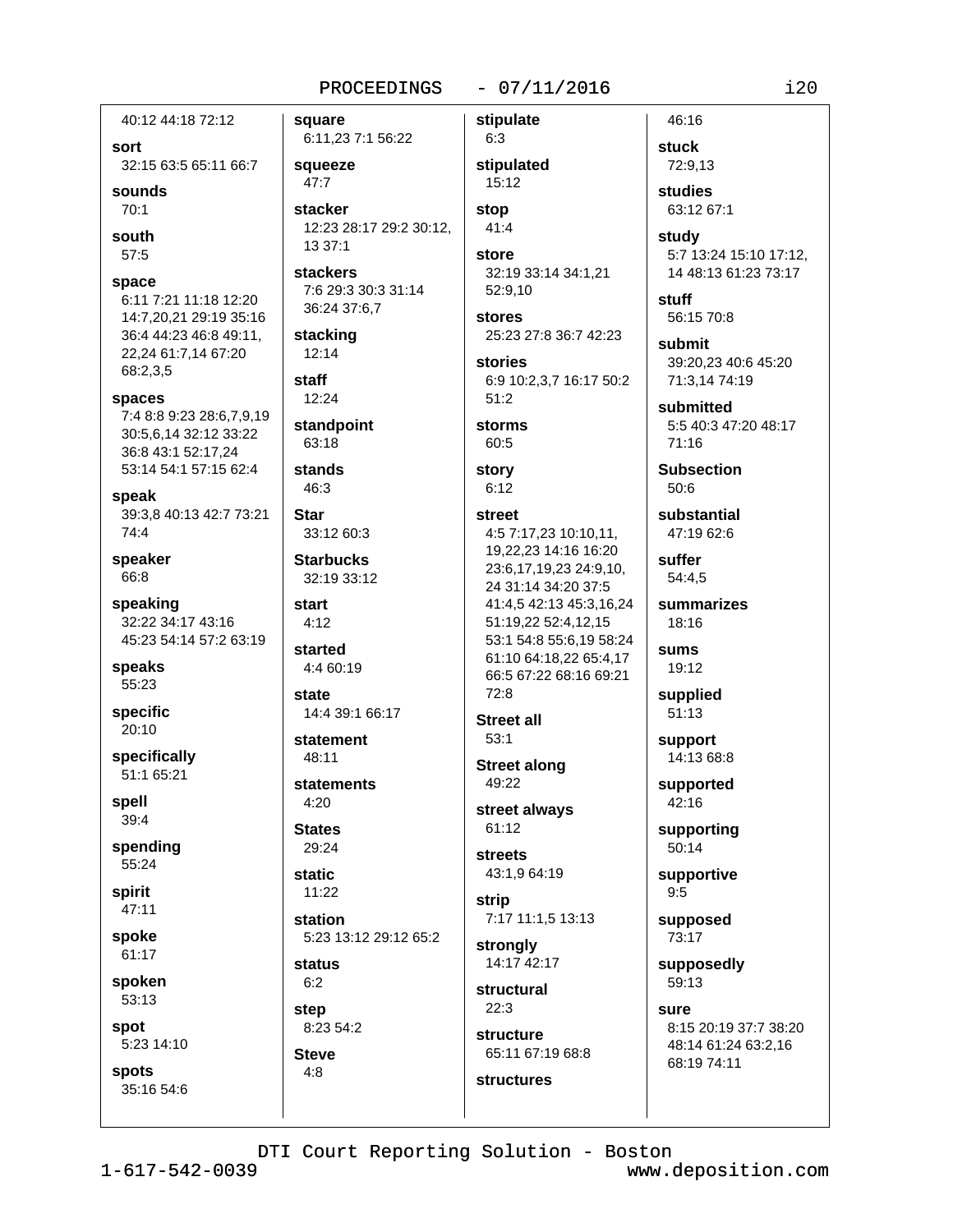40:12 44:18 72:12

**sort**
32:15 63:5 65:11 66:7

**sounds**
70:1

**south**
57:5

**space**
6:11 7:21 11:18 12:20 14:7,20,21 29:19 35:16 36:4 44:23 46:8 49:11, 22,24 61:7,14 67:20 68:2,3,5

**spaces**
7:4 8:8 9:23 28:6,7,9,19 30:5,6,14 32:12 33:22 36:8 43:1 52:17,24 53:14 54:1 57:15 62:4

**speak**
39:3,8 40:13 42:7 73:21 74:4

**speaker**
66:8

**speaking**
32:22 34:17 43:16 45:23 54:14 57:2 63:19

**speaks**
55:23

**specific**
20:10

**specifically**
51:1 65:21

**spell**
39:4

**spending**
55:24

**spirit**
47:11

**spoke**
61:17

**spoken**
53:13

**spot**
5:23 14:10

**spots**
35:16 54:6

**square**
6:11,23 7:1 56:22

**squeeze**
47:7

**stacker**
12:23 28:17 29:2 30:12, 13 37:1

**stackers**
7:6 29:3 30:3 31:14 36:24 37:6,7

**stacking**
12:14

**staff**
12:24

**standpoint**
63:18

**stands**
46:3

**Star**
33:12 60:3

**Starbucks**
32:19 33:12

**start**
4:12

**started**
4:4 60:19

**state**
14:4 39:1 66:17

**statement**
48:11

**statements**
4:20

**States**
29:24

**static**
11:22

**station**
5:23 13:12 29:12 65:2

**status**
6:2

**step**
8:23 54:2

**Steve**
4:8

**stipulate**
6:3

**stipulated**
15:12

**stop**
41:4

**store**
32:19 33:14 34:1,21 52:9,10

**stores**
25:23 27:8 36:7 42:23

**stories**
6:9 10:2,3,7 16:17 50:2 51:2

**storms**
60:5

**story**
6:12

**street**
4:5 7:17,23 10:10,11, 19,22,23 14:16 16:20 23:6,17,19,23 24:9,10, 24 31:14 34:20 37:5 41:4,5 42:13 45:3,16,24 51:19,22 52:4,12,15 53:1 54:8 55:6,19 58:24 61:10 64:18,22 65:4,17 66:5 67:22 68:16 69:21 72:8

**Street all**
53:1

**Street along**
49:22

**street always**
61:12

**streets**
43:1,9 64:19

**strip**
7:17 11:1,5 13:13

**strongly**
14:17 42:17

**structural**
22:3

**structure**
65:11 67:19 68:8

**structures**
46:16

**stuck**
72:9,13

**studies**
63:12 67:1

**study**
5:7 13:24 15:10 17:12, 14 48:13 61:23 73:17

**stuff**
56:15 70:8

**submit**
39:20,23 40:6 45:20 71:3,14 74:19

**submitted**
5:5 40:3 47:20 48:17 71:16

**Subsection**
50:6

**substantial**
47:19 62:6

**suffer**
54:4,5

**summarizes**
18:16

**sums**
19:12

**supplied**
51:13

**support**
14:13 68:8

**supported**
42:16

**supporting**
50:14

**supportive**
9:5

**supposed**
73:17

**supposedly**
59:13

**sure**
8:15 20:19 37:7 38:20 48:14 61:24 63:2,16 68:19 74:11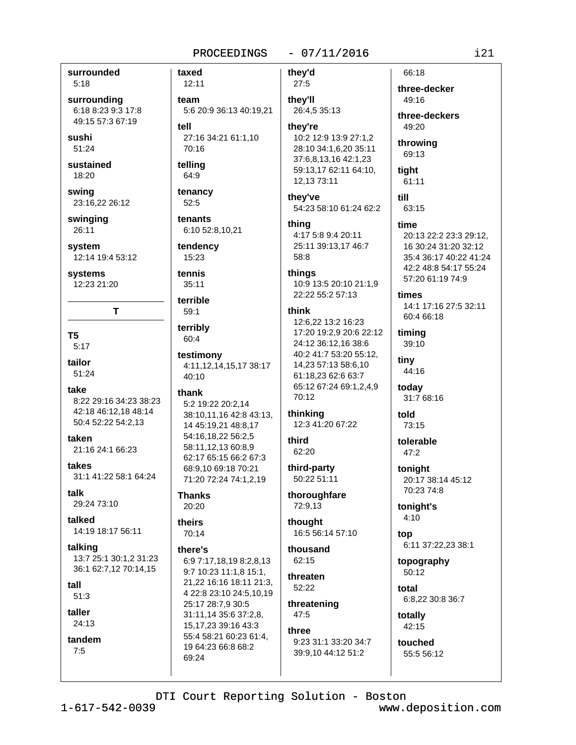**surrounded**
5:18

**surrounding**
6:18 8:23 9:3 17:8 49:15 57:3 67:19

**sushi**
51:24

**sustained**
18:20

**swing**
23:16,22 26:12

**swinging**
26:11

**system**
12:14 19:4 53:12

**systems**
12:23 21:20

## T

**T5**
5:17

**tailor**
51:24

**take**
8:22 29:16 34:23 38:23 42:18 46:12,18 48:14 50:4 52:22 54:2,13

**taken**
21:16 24:1 66:23

**takes**
31:1 41:22 58:1 64:24

**talk**
29:24 73:10

**talked**
14:19 18:17 56:11

**talking**
13:7 25:1 30:1,2 31:23 36:1 62:7,12 70:14,15

**tall**
51:3

**taller**
24:13

**tandem**
7:5

**taxed**
12:11

**team**
5:6 20:9 36:13 40:19,21

**tell**
27:16 34:21 61:1,10 70:16

**telling**
64:9

**tenancy**
52:5

**tenants**
6:10 52:8,10,21

**tendency**
15:23

**tennis**
35:11

**terrible**
59:1

**terribly**
60:4

**testimony**
4:11,12,14,15,17 38:17 40:10

**thank**
5:2 19:22 20:2,14 38:10,11,16 42:8 43:13, 14 45:19,21 48:8,17 54:16,18,22 56:2,5 58:11,12,13 60:8,9 62:17 65:15 66:2 67:3 68:9,10 69:18 70:21 71:20 72:24 74:1,2,19

**Thanks**
20:20

**theirs**
70:14

**there's**
6:9 7:17,18,19 8:2,8,13 9:7 10:23 11:1,8 15:1, 21,22 16:16 18:11 21:3, 4 22:8 23:10 24:5,10,19 25:17 28:7,9 30:5 31:11,14 35:6 37:2,8, 15,17,23 39:16 43:3 55:4 58:21 60:23 61:4, 19 64:23 66:8 68:2 69:24

**they'd**
27:5

**they'll**
26:4,5 35:13

**they're**
10:2 12:9 13:9 27:1,2 28:10 34:1,6,20 35:11 37:6,8,13,16 42:1,23 59:13,17 62:11 64:10, 12,13 73:11

**they've**
54:23 58:10 61:24 62:2

**thing**
4:17 5:8 9:4 20:11 25:11 39:13,17 46:7 58:8

**things**
10:9 13:5 20:10 21:1,9 22:22 55:2 57:13

**think**
12:6,22 13:2 16:23 17:20 19:2,9 20:6 22:12 24:12 36:12,16 38:6 40:2 41:7 53:20 55:12, 14,23 57:13 58:6,10 61:18,23 62:6 63:7 65:12 67:24 69:1,2,4,9 70:12

**thinking**
12:3 41:20 67:22

**third**
62:20

**third-party**
50:22 51:11

**thoroughfare**
72:9,13

**thought**
16:5 56:14 57:10

**thousand**
62:15

**threaten**
52:22

**threatening**
47:5

**three**
9:23 31:1 33:20 34:7 39:9,10 44:12 51:2 66:18

**three-decker**
49:16

**three-deckers**
49:20

**throwing**
69:13

**tight**
61:11

**till**
63:15

**time**
20:13 22:2 23:3 29:12, 16 30:24 31:20 32:12 35:4 36:17 40:22 41:24 42:2 48:8 54:17 55:24 57:20 61:19 74:9

**times**
14:1 17:16 27:5 32:11 60:4 66:18

**timing**
39:10

**tiny**
44:16

**today**
31:7 68:16

**told**
73:15

**tolerable**
47:2

**tonight**
20:17 38:14 45:12 70:23 74:8

**tonight's**
4:10

**top**
6:11 37:22,23 38:1

**topography**
50:12

**total**
6:8,22 30:8 36:7

**totally**
42:15

**touched**
55:5 56:12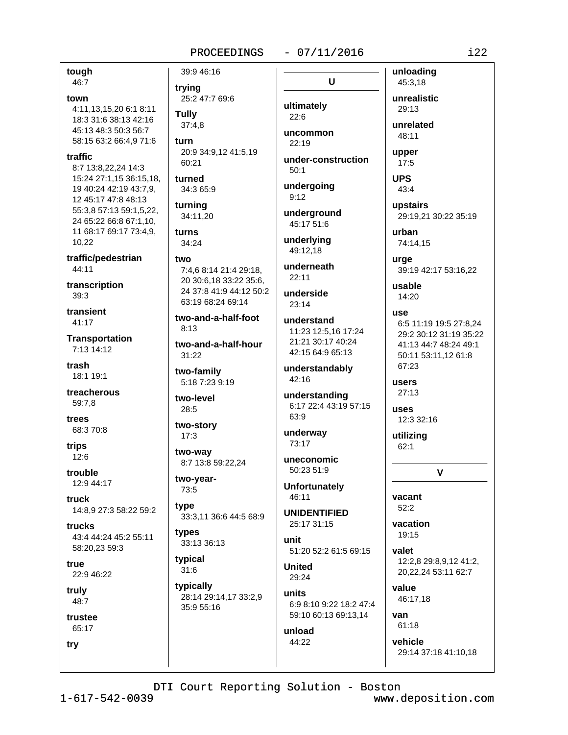**tough**
46:7

**town**
4:11,13,15,20 6:1 8:11 18:3 31:6 38:13 42:16 45:13 48:3 50:3 56:7 58:15 63:2 66:4,9 71:6

**traffic**
8:7 13:8,22,24 14:3 15:24 27:1,15 36:15,18, 19 40:24 42:19 43:7,9, 12 45:17 47:8 48:13 55:3,8 57:13 59:1,5,22, 24 65:22 66:8 67:1,10, 11 68:17 69:17 73:4,9, 10,22

**traffic/pedestrian**
44:11

**transcription**
39:3

**transient**
41:17

**Transportation**
7:13 14:12

**trash**
18:1 19:1

**treacherous**
59:7,8

**trees**
68:3 70:8

**trips**
12:6

**trouble**
12:9 44:17

**truck**
14:8,9 27:3 58:22 59:2

**trucks**
43:4 44:24 45:2 55:11 58:20,23 59:3

**true**
22:9 46:22

**truly**
48:7

**trustee**
65:17

**try**
39:9 46:16

**trying**
25:2 47:7 69:6

**Tully**
37:4,8

**turn**
20:9 34:9,12 41:5,19 60:21

**turned**
34:3 65:9

**turning**
34:11,20

**turns**
34:24

**two**
7:4,6 8:14 21:4 29:18, 20 30:6,18 33:22 35:6, 24 37:8 41:9 44:12 50:2 63:19 68:24 69:14

**two-and-a-half-foot**
8:13

**two-and-a-half-hour**
31:22

**two-family**
5:18 7:23 9:19

**two-level**
28:5

**two-story**
17:3

**two-way**
8:7 13:8 59:22,24

**two-year-**
73:5

**type**
33:3,11 36:6 44:5 68:9

**types**
33:13 36:13

**typical**
31:6

**typically**
28:14 29:14,17 33:2,9 35:9 55:16

## U

**ultimately**
22:6

**uncommon**
22:19

**under-construction**
50:1

**undergoing**
9:12

**underground**
45:17 51:6

**underlying**
49:12,18

**underneath**
22:11

**underside**
23:14

**understand**
11:23 12:5,16 17:24 21:21 30:17 40:24 42:15 64:9 65:13

**understandably**
42:16

**understanding**
6:17 22:4 43:19 57:15 63:9

**underway**
73:17

**uneconomic**
50:23 51:9

**Unfortunately**
46:11

**UNIDENTIFIED**
25:17 31:15

**unit**
51:20 52:2 61:5 69:15

**United**
29:24

**units**
6:9 8:10 9:22 18:2 47:4 59:10 60:13 69:13,14

**unload**
44:22

**unloading**
45:3,18

**unrealistic**
29:13

**unrelated**
48:11

**upper**
17:5

**UPS**
43:4

**upstairs**
29:19,21 30:22 35:19

**urban**
74:14,15

**urge**
39:19 42:17 53:16,22

**usable**
14:20

**use**
6:5 11:19 19:5 27:8,24 29:2 30:12 31:19 35:22 41:13 44:7 48:24 49:1 50:11 53:11,12 61:8 67:23

**users**
27:13

**uses**
12:3 32:16

**utilizing**
62:1

## V

**vacant**
52:2

**vacation**
19:15

**valet**
12:2,8 29:8,9,12 41:2, 20,22,24 53:11 62:7

**value**
46:17,18

**van**
61:18

**vehicle**
29:14 37:18 41:10,18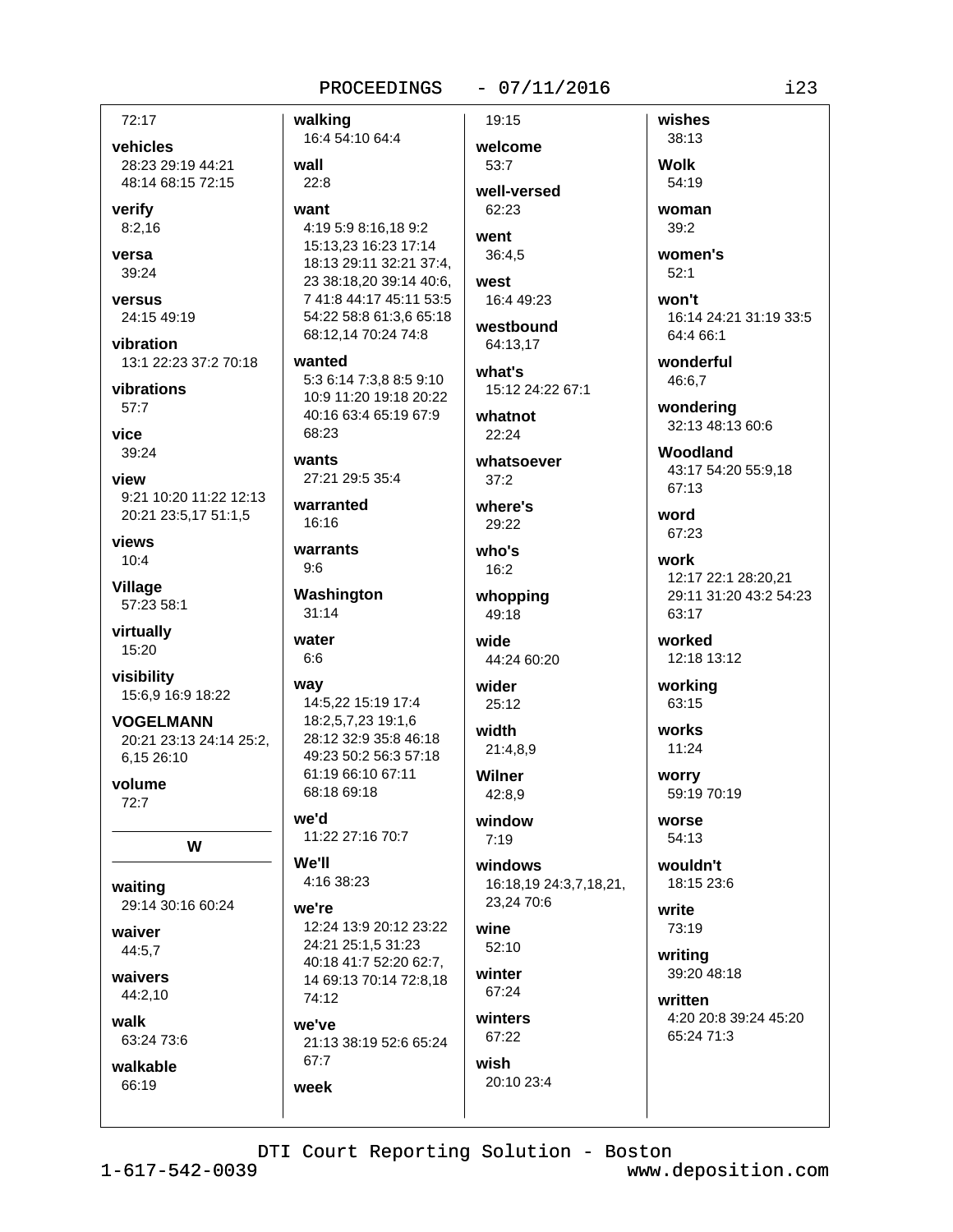72:17

**vehicles**
28:23 29:19 44:21 48:14 68:15 72:15

**verify**
8:2,16

**versa**
39:24

**versus**
24:15 49:19

**vibration**
13:1 22:23 37:2 70:18

**vibrations**
57:7

**vice**
39:24

**view**
9:21 10:20 11:22 12:13 20:21 23:5,17 51:1,5

**views**
10:4

**Village**
57:23 58:1

**virtually**
15:20

**visibility**
15:6,9 16:9 18:22

**VOGELMANN**
20:21 23:13 24:14 25:2, 6,15 26:10

**volume**
72:7

## W

**waiting**
29:14 30:16 60:24

**waiver**
44:5,7

**waivers**
44:2,10

**walk**
63:24 73:6

**walkable**
66:19

**walking**
16:4 54:10 64:4

**wall**
22:8

**want**
4:19 5:9 8:16,18 9:2 15:13,23 16:23 17:14 18:13 29:11 32:21 37:4, 23 38:18,20 39:14 40:6, 7 41:8 44:17 45:11 53:5 54:22 58:8 61:3,6 65:18 68:12,14 70:24 74:8

**wanted**
5:3 6:14 7:3,8 8:5 9:10 10:9 11:20 19:18 20:22 40:16 63:4 65:19 67:9 68:23

**wants**
27:21 29:5 35:4

**warranted**
16:16

**warrants**
9:6

**Washington**
31:14

**water**
6:6

**way**
14:5,22 15:19 17:4 18:2,5,7,23 19:1,6 28:12 32:9 35:8 46:18 49:23 50:2 56:3 57:18 61:19 66:10 67:11 68:18 69:18

**we'd**
11:22 27:16 70:7

**We'll**
4:16 38:23

**we're**
12:24 13:9 20:12 23:22 24:21 25:1,5 31:23 40:18 41:7 52:20 62:7, 14 69:13 70:14 72:8,18 74:12

**we've**
21:13 38:19 52:6 65:24 67:7

**week**
19:15

**welcome**
53:7

**well-versed**
62:23

**went**
36:4,5

**west**
16:4 49:23

**westbound**
64:13,17

**what's**
15:12 24:22 67:1

**whatnot**
22:24

**whatsoever**
37:2

**where's**
29:22

**who's**
16:2

**whopping**
49:18

**wide**
44:24 60:20

**wider**
25:12

**width**
21:4,8,9

**Wilner**
42:8,9

**window**
7:19

**windows**
16:18,19 24:3,7,18,21, 23,24 70:6

**wine**
52:10

**winter**
67:24

**winters**
67:22

**wish**
20:10 23:4

**wishes**
38:13

**Wolk**
54:19

**woman**
39:2

**women's**
52:1

**won't**
16:14 24:21 31:19 33:5 64:4 66:1

**wonderful**
46:6,7

**wondering**
32:13 48:13 60:6

**Woodland**
43:17 54:20 55:9,18 67:13

**word**
67:23

**work**
12:17 22:1 28:20,21 29:11 31:20 43:2 54:23 63:17

**worked**
12:18 13:12

**working**
63:15

**works**
11:24

**worry**
59:19 70:19

**worse**
54:13

**wouldn't**
18:15 23:6

**write**
73:19

**writing**
39:20 48:18

**written**
4:20 20:8 39:24 45:20 65:24 71:3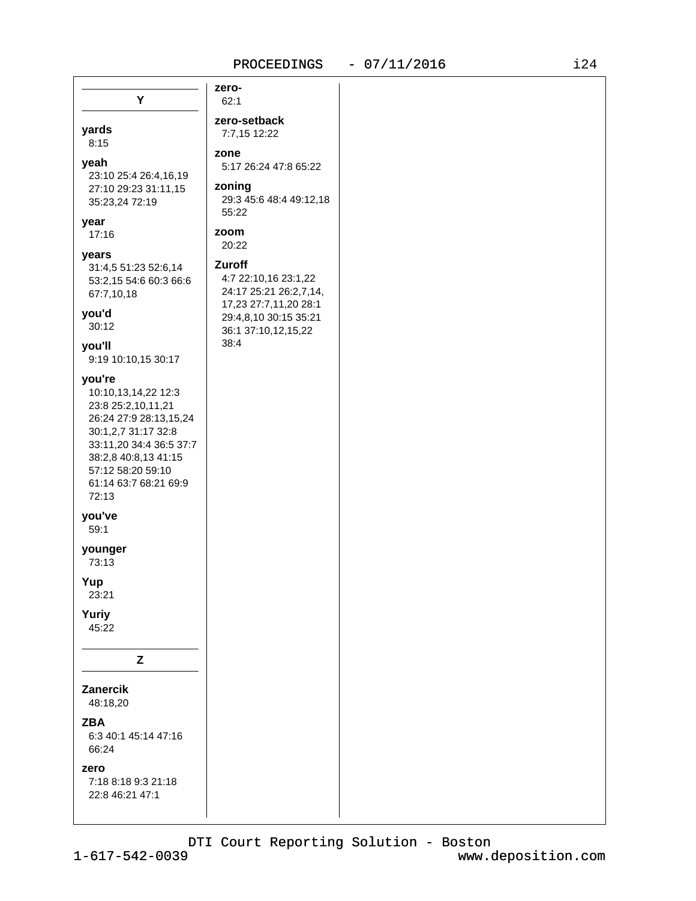## Y

**yards**
8:15

**yeah**
23:10 25:4 26:4,16,19 27:10 29:23 31:11,15 35:23,24 72:19

**year**
17:16

**years**
31:4,5 51:23 52:6,14 53:2,15 54:6 60:3 66:6 67:7,10,18

**you'd**
30:12

**you'll**
9:19 10:10,15 30:17

**you're**
10:10,13,14,22 12:3 23:8 25:2,10,11,21 26:24 27:9 28:13,15,24 30:1,2,7 31:17 32:8 33:11,20 34:4 36:5 37:7 38:2,8 40:8,13 41:15 57:12 58:20 59:10 61:14 63:7 68:21 69:9 72:13

**you've**
59:1

**younger**
73:13

**Yup**
23:21

**Yuriy**
45:22

## Z

**Zanercik**
48:18,20

**ZBA**
6:3 40:1 45:14 47:16 66:24

**zero**
7:18 8:18 9:3 21:18 22:8 46:21 47:1

**zero-**
62:1

**zero-setback**
7:7,15 12:22

**zone**
5:17 26:24 47:8 65:22

**zoning**
29:3 45:6 48:4 49:12,18 55:22

**zoom**
20:22

**Zuroff**
4:7 22:10,16 23:1,22 24:17 25:21 26:2,7,14, 17,23 27:7,11,20 28:1 29:4,8,10 30:15 35:21 36:1 37:10,12,15,22 38:4